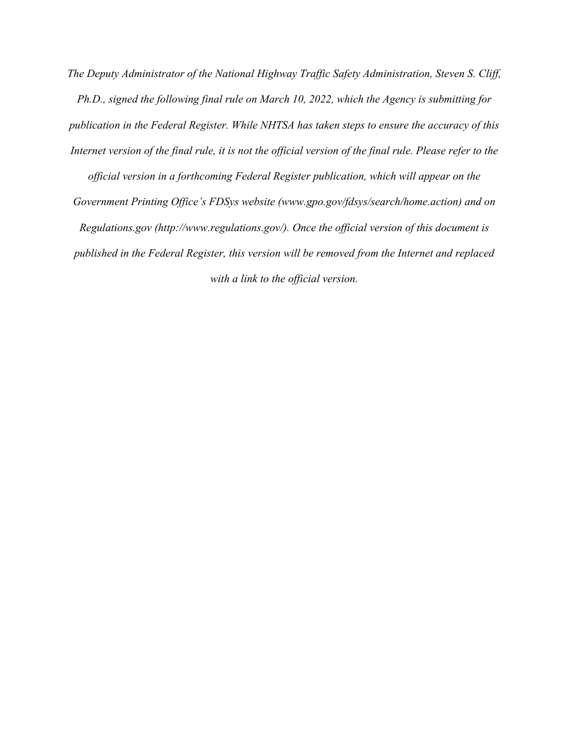*The Deputy Administrator of the National Highway Traffic Safety Administration, Steven S. Cliff, Ph.D., signed the following final rule on March 10, 2022, which the Agency is submitting for publication in the Federal Register. While NHTSA has taken steps to ensure the accuracy of this Internet version of the final rule, it is not the official version of the final rule. Please refer to the official version in a forthcoming Federal Register publication, which will appear on the Government Printing Office's FDSys website (www.gpo.gov/fdsys/search/home.action) and on Regulations.gov (http://www.regulations.gov/). Once the official version of this document is published in the Federal Register, this version will be removed from the Internet and replaced with a link to the official version.*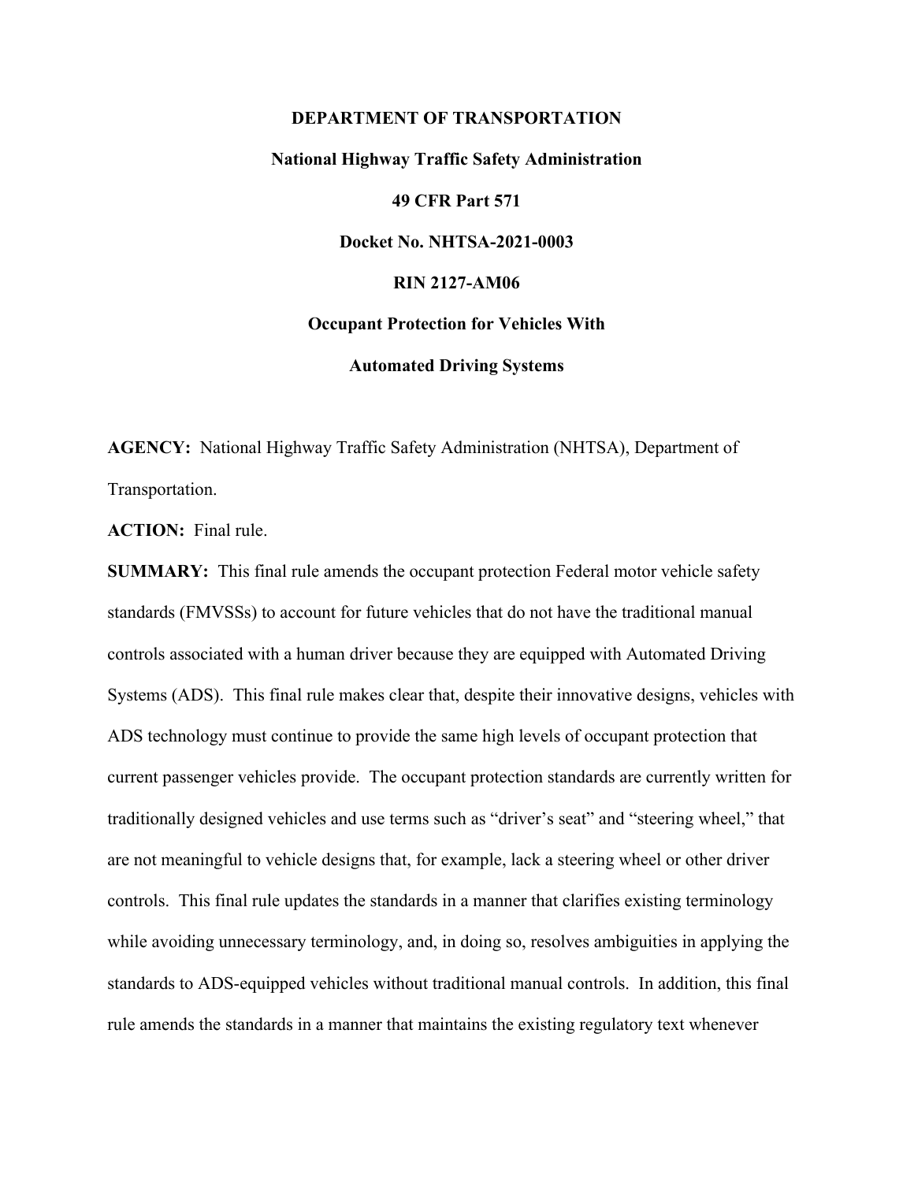**DEPARTMENT OF TRANSPORTATION**

**National Highway Traffic Safety Administration**

**49 CFR Part 571**

**Docket No. NHTSA-2021-0003**

**RIN 2127-AM06**

**Occupant Protection for Vehicles With**

**Automated Driving Systems**

**AGENCY:** National Highway Traffic Safety Administration (NHTSA), Department of Transportation.

**ACTION:** Final rule.

**SUMMARY:** This final rule amends the occupant protection Federal motor vehicle safety standards (FMVSSs) to account for future vehicles that do not have the traditional manual controls associated with a human driver because they are equipped with Automated Driving Systems (ADS). This final rule makes clear that, despite their innovative designs, vehicles with ADS technology must continue to provide the same high levels of occupant protection that current passenger vehicles provide. The occupant protection standards are currently written for traditionally designed vehicles and use terms such as "driver's seat" and "steering wheel," that are not meaningful to vehicle designs that, for example, lack a steering wheel or other driver controls. This final rule updates the standards in a manner that clarifies existing terminology while avoiding unnecessary terminology, and, in doing so, resolves ambiguities in applying the standards to ADS-equipped vehicles without traditional manual controls. In addition, this final rule amends the standards in a manner that maintains the existing regulatory text whenever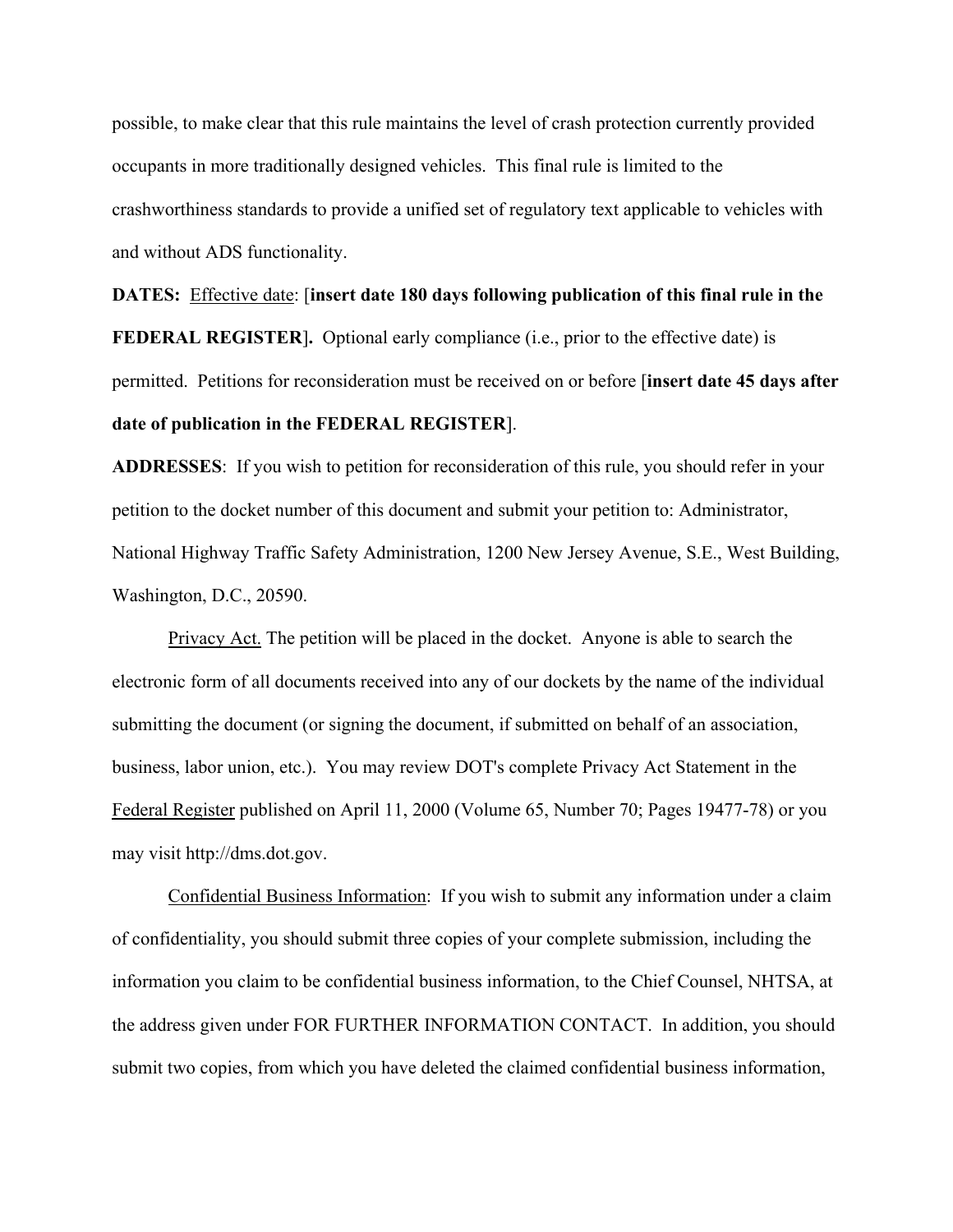possible, to make clear that this rule maintains the level of crash protection currently provided occupants in more traditionally designed vehicles. This final rule is limited to the crashworthiness standards to provide a unified set of regulatory text applicable to vehicles with and without ADS functionality.

**DATES:** Effective date: [**insert date 180 days following publication of this final rule in the FEDERAL REGISTER**]. Optional early compliance (i.e., prior to the effective date) is permitted. Petitions for reconsideration must be received on or before [**insert date 45 days after date of publication in the FEDERAL REGISTER**].

**ADDRESSES**: If you wish to petition for reconsideration of this rule, you should refer in your petition to the docket number of this document and submit your petition to: Administrator, National Highway Traffic Safety Administration, 1200 New Jersey Avenue, S.E., West Building, Washington, D.C., 20590.

Privacy Act. The petition will be placed in the docket. Anyone is able to search the electronic form of all documents received into any of our dockets by the name of the individual submitting the document (or signing the document, if submitted on behalf of an association, business, labor union, etc.). You may review DOT's complete Privacy Act Statement in the Federal Register published on April 11, 2000 (Volume 65, Number 70; Pages 19477-78) or you may visit http://dms.dot.gov.

Confidential Business Information: If you wish to submit any information under a claim of confidentiality, you should submit three copies of your complete submission, including the information you claim to be confidential business information, to the Chief Counsel, NHTSA, at the address given under FOR FURTHER INFORMATION CONTACT. In addition, you should submit two copies, from which you have deleted the claimed confidential business information,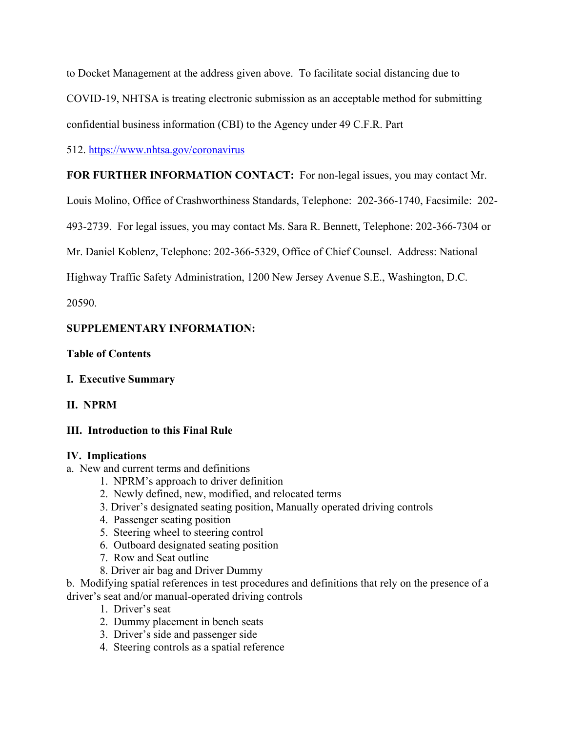to Docket Management at the address given above. To facilitate social distancing due to COVID-19, NHTSA is treating electronic submission as an acceptable method for submitting confidential business information (CBI) to the Agency under 49 C.F.R. Part 512. https://www.nhtsa.gov/coronavirus

**FOR FURTHER INFORMATION CONTACT:** For non-legal issues, you may contact Mr. Louis Molino, Office of Crashworthiness Standards, Telephone: 202-366-1740, Facsimile: 202-493-2739. For legal issues, you may contact Ms. Sara R. Bennett, Telephone: 202-366-7304 or Mr. Daniel Koblenz, Telephone: 202-366-5329, Office of Chief Counsel. Address: National Highway Traffic Safety Administration, 1200 New Jersey Avenue S.E., Washington, D.C. 20590.

**SUPPLEMENTARY INFORMATION:**

**Table of Contents**

**I. Executive Summary**

**II. NPRM**

**III. Introduction to this Final Rule**

**IV. Implications**

a. New and current terms and definitions
   1. NPRM's approach to driver definition
   2. Newly defined, new, modified, and relocated terms
   3. Driver's designated seating position, Manually operated driving controls
   4. Passenger seating position
   5. Steering wheel to steering control
   6. Outboard designated seating position
   7. Row and Seat outline
   8. Driver air bag and Driver Dummy

b. Modifying spatial references in test procedures and definitions that rely on the presence of a driver's seat and/or manual-operated driving controls
   1. Driver's seat
   2. Dummy placement in bench seats
   3. Driver's side and passenger side
   4. Steering controls as a spatial reference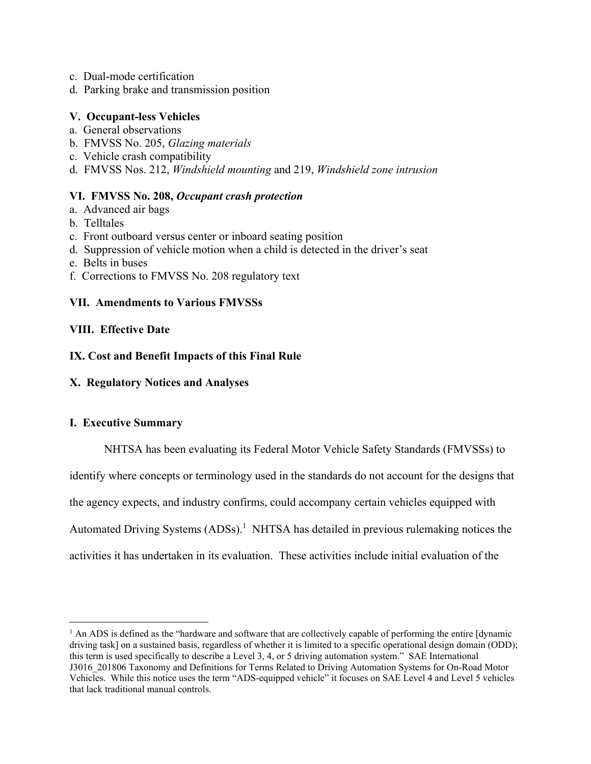c. Dual-mode certification
d. Parking brake and transmission position

**V. Occupant-less Vehicles**
a. General observations
b. FMVSS No. 205, *Glazing materials*
c. Vehicle crash compatibility
d. FMVSS Nos. 212, *Windshield mounting* and 219, *Windshield zone intrusion*

**VI. FMVSS No. 208, *Occupant crash protection***
a. Advanced air bags
b. Telltales
c. Front outboard versus center or inboard seating position
d. Suppression of vehicle motion when a child is detected in the driver's seat
e. Belts in buses
f. Corrections to FMVSS No. 208 regulatory text

**VII. Amendments to Various FMVSSs**

**VIII. Effective Date**

**IX. Cost and Benefit Impacts of this Final Rule**

**X. Regulatory Notices and Analyses**

## I. Executive Summary

NHTSA has been evaluating its Federal Motor Vehicle Safety Standards (FMVSSs) to identify where concepts or terminology used in the standards do not account for the designs that the agency expects, and industry confirms, could accompany certain vehicles equipped with Automated Driving Systems (ADSs).[1] NHTSA has detailed in previous rulemaking notices the activities it has undertaken in its evaluation. These activities include initial evaluation of the

[1] An ADS is defined as the "hardware and software that are collectively capable of performing the entire [dynamic driving task] on a sustained basis, regardless of whether it is limited to a specific operational design domain (ODD); this term is used specifically to describe a Level 3, 4, or 5 driving automation system." SAE International J3016_201806 Taxonomy and Definitions for Terms Related to Driving Automation Systems for On-Road Motor Vehicles. While this notice uses the term "ADS-equipped vehicle" it focuses on SAE Level 4 and Level 5 vehicles that lack traditional manual controls.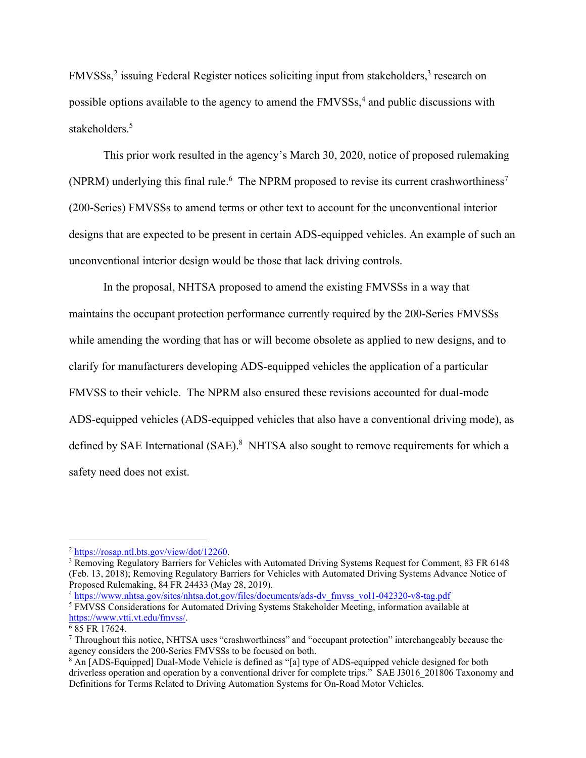FMVSSs,[2] issuing Federal Register notices soliciting input from stakeholders,[3] research on possible options available to the agency to amend the FMVSSs,[4] and public discussions with stakeholders.[5]

This prior work resulted in the agency's March 30, 2020, notice of proposed rulemaking (NPRM) underlying this final rule.[6] The NPRM proposed to revise its current crashworthiness[7] (200-Series) FMVSSs to amend terms or other text to account for the unconventional interior designs that are expected to be present in certain ADS-equipped vehicles. An example of such an unconventional interior design would be those that lack driving controls.

In the proposal, NHTSA proposed to amend the existing FMVSSs in a way that maintains the occupant protection performance currently required by the 200-Series FMVSSs while amending the wording that has or will become obsolete as applied to new designs, and to clarify for manufacturers developing ADS-equipped vehicles the application of a particular FMVSS to their vehicle. The NPRM also ensured these revisions accounted for dual-mode ADS-equipped vehicles (ADS-equipped vehicles that also have a conventional driving mode), as defined by SAE International (SAE).[8] NHTSA also sought to remove requirements for which a safety need does not exist.

---

[2] https://rosap.ntl.bts.gov/view/dot/12260.

[3] Removing Regulatory Barriers for Vehicles with Automated Driving Systems Request for Comment, 83 FR 6148 (Feb. 13, 2018); Removing Regulatory Barriers for Vehicles with Automated Driving Systems Advance Notice of Proposed Rulemaking, 84 FR 24433 (May 28, 2019).

[4] https://www.nhtsa.gov/sites/nhtsa.dot.gov/files/documents/ads-dv_fmvss_vol1-042320-v8-tag.pdf

[5] FMVSS Considerations for Automated Driving Systems Stakeholder Meeting, information available at https://www.vtti.vt.edu/fmvss/.

[6] 85 FR 17624.

[7] Throughout this notice, NHTSA uses "crashworthiness" and "occupant protection" interchangeably because the agency considers the 200-Series FMVSSs to be focused on both.

[8] An [ADS-Equipped] Dual-Mode Vehicle is defined as "[a] type of ADS-equipped vehicle designed for both driverless operation and operation by a conventional driver for complete trips." SAE J3016_201806 Taxonomy and Definitions for Terms Related to Driving Automation Systems for On-Road Motor Vehicles.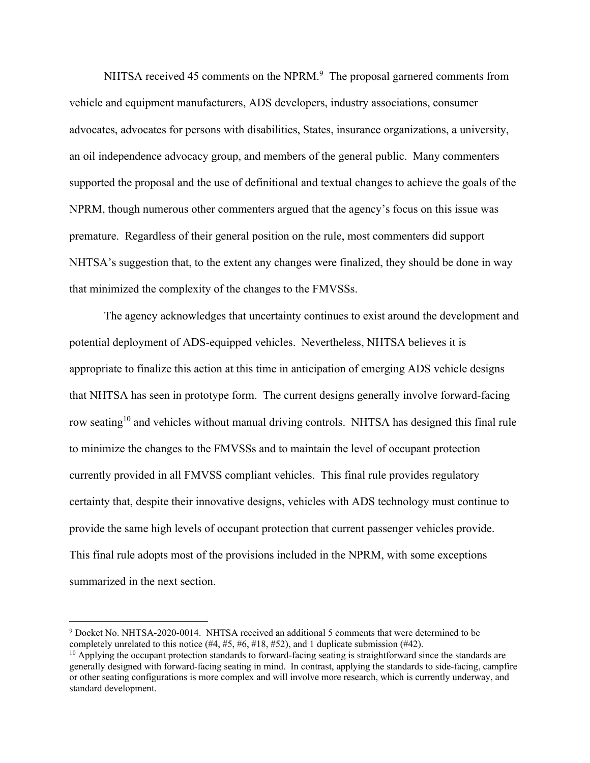NHTSA received 45 comments on the NPRM.[9] The proposal garnered comments from vehicle and equipment manufacturers, ADS developers, industry associations, consumer advocates, advocates for persons with disabilities, States, insurance organizations, a university, an oil independence advocacy group, and members of the general public. Many commenters supported the proposal and the use of definitional and textual changes to achieve the goals of the NPRM, though numerous other commenters argued that the agency's focus on this issue was premature. Regardless of their general position on the rule, most commenters did support NHTSA's suggestion that, to the extent any changes were finalized, they should be done in way that minimized the complexity of the changes to the FMVSSs.

The agency acknowledges that uncertainty continues to exist around the development and potential deployment of ADS-equipped vehicles. Nevertheless, NHTSA believes it is appropriate to finalize this action at this time in anticipation of emerging ADS vehicle designs that NHTSA has seen in prototype form. The current designs generally involve forward-facing row seating[10] and vehicles without manual driving controls. NHTSA has designed this final rule to minimize the changes to the FMVSSs and to maintain the level of occupant protection currently provided in all FMVSS compliant vehicles. This final rule provides regulatory certainty that, despite their innovative designs, vehicles with ADS technology must continue to provide the same high levels of occupant protection that current passenger vehicles provide. This final rule adopts most of the provisions included in the NPRM, with some exceptions summarized in the next section.

---

[9] Docket No. NHTSA-2020-0014. NHTSA received an additional 5 comments that were determined to be completely unrelated to this notice (#4, #5, #6, #18, #52), and 1 duplicate submission (#42).

[10] Applying the occupant protection standards to forward-facing seating is straightforward since the standards are generally designed with forward-facing seating in mind. In contrast, applying the standards to side-facing, campfire or other seating configurations is more complex and will involve more research, which is currently underway, and standard development.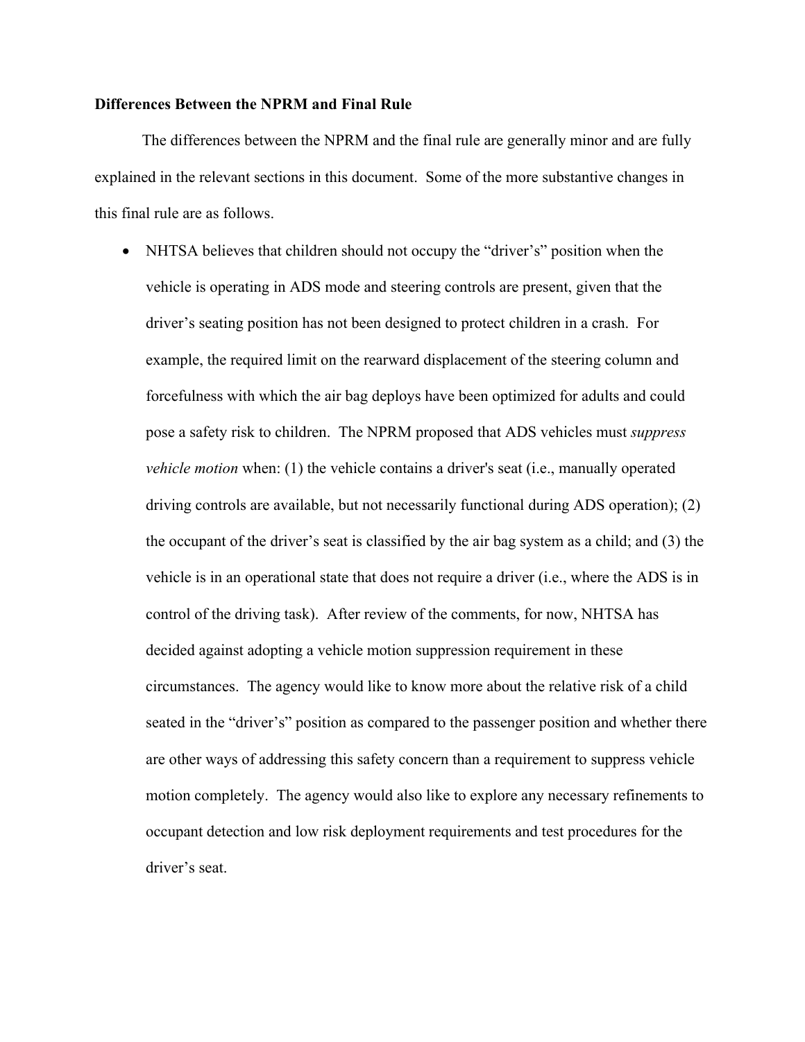**Differences Between the NPRM and Final Rule**

The differences between the NPRM and the final rule are generally minor and are fully explained in the relevant sections in this document. Some of the more substantive changes in this final rule are as follows.

- NHTSA believes that children should not occupy the "driver's" position when the vehicle is operating in ADS mode and steering controls are present, given that the driver's seating position has not been designed to protect children in a crash. For example, the required limit on the rearward displacement of the steering column and forcefulness with which the air bag deploys have been optimized for adults and could pose a safety risk to children. The NPRM proposed that ADS vehicles must *suppress vehicle motion* when: (1) the vehicle contains a driver's seat (i.e., manually operated driving controls are available, but not necessarily functional during ADS operation); (2) the occupant of the driver's seat is classified by the air bag system as a child; and (3) the vehicle is in an operational state that does not require a driver (i.e., where the ADS is in control of the driving task). After review of the comments, for now, NHTSA has decided against adopting a vehicle motion suppression requirement in these circumstances. The agency would like to know more about the relative risk of a child seated in the "driver's" position as compared to the passenger position and whether there are other ways of addressing this safety concern than a requirement to suppress vehicle motion completely. The agency would also like to explore any necessary refinements to occupant detection and low risk deployment requirements and test procedures for the driver's seat.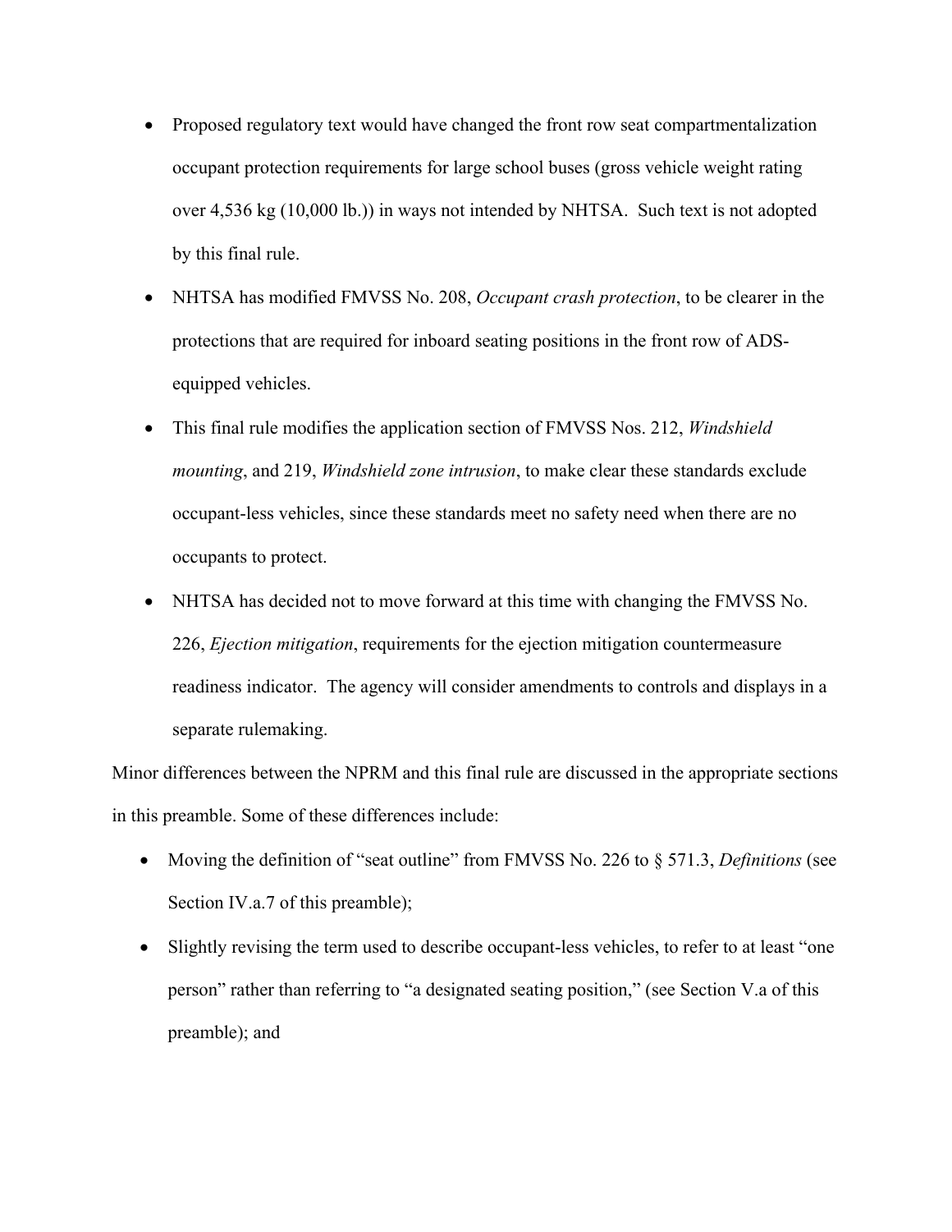- Proposed regulatory text would have changed the front row seat compartmentalization occupant protection requirements for large school buses (gross vehicle weight rating over 4,536 kg (10,000 lb.)) in ways not intended by NHTSA. Such text is not adopted by this final rule.
- NHTSA has modified FMVSS No. 208, *Occupant crash protection*, to be clearer in the protections that are required for inboard seating positions in the front row of ADS-equipped vehicles.
- This final rule modifies the application section of FMVSS Nos. 212, *Windshield mounting*, and 219, *Windshield zone intrusion*, to make clear these standards exclude occupant-less vehicles, since these standards meet no safety need when there are no occupants to protect.
- NHTSA has decided not to move forward at this time with changing the FMVSS No. 226, *Ejection mitigation*, requirements for the ejection mitigation countermeasure readiness indicator. The agency will consider amendments to controls and displays in a separate rulemaking.

Minor differences between the NPRM and this final rule are discussed in the appropriate sections in this preamble. Some of these differences include:

- Moving the definition of "seat outline" from FMVSS No. 226 to § 571.3, *Definitions* (see Section IV.a.7 of this preamble);
- Slightly revising the term used to describe occupant-less vehicles, to refer to at least "one person" rather than referring to "a designated seating position," (see Section V.a of this preamble); and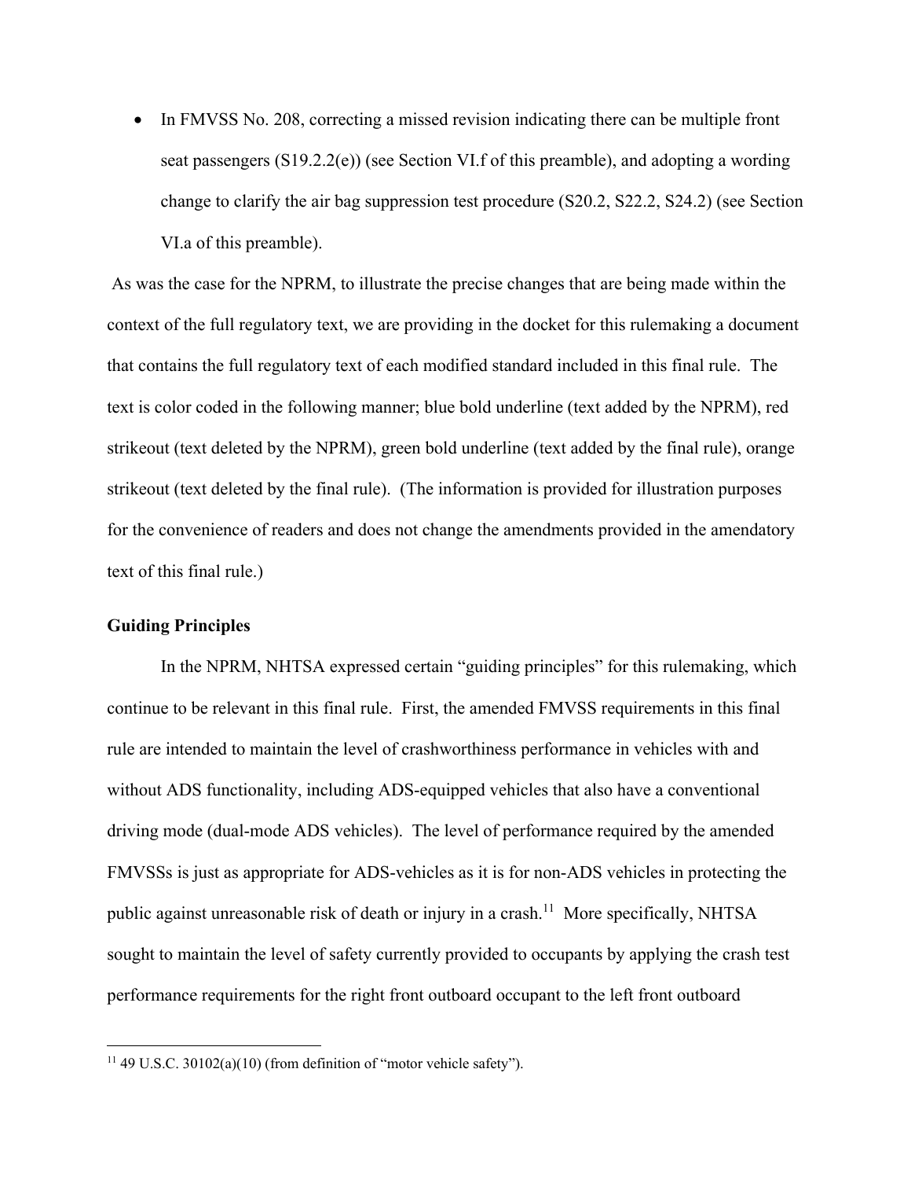- In FMVSS No. 208, correcting a missed revision indicating there can be multiple front seat passengers (S19.2.2(e)) (see Section VI.f of this preamble), and adopting a wording change to clarify the air bag suppression test procedure (S20.2, S22.2, S24.2) (see Section VI.a of this preamble).

As was the case for the NPRM, to illustrate the precise changes that are being made within the context of the full regulatory text, we are providing in the docket for this rulemaking a document that contains the full regulatory text of each modified standard included in this final rule. The text is color coded in the following manner; blue bold underline (text added by the NPRM), red strikeout (text deleted by the NPRM), green bold underline (text added by the final rule), orange strikeout (text deleted by the final rule). (The information is provided for illustration purposes for the convenience of readers and does not change the amendments provided in the amendatory text of this final rule.)

**Guiding Principles**

In the NPRM, NHTSA expressed certain "guiding principles" for this rulemaking, which continue to be relevant in this final rule. First, the amended FMVSS requirements in this final rule are intended to maintain the level of crashworthiness performance in vehicles with and without ADS functionality, including ADS-equipped vehicles that also have a conventional driving mode (dual-mode ADS vehicles). The level of performance required by the amended FMVSSs is just as appropriate for ADS-vehicles as it is for non-ADS vehicles in protecting the public against unreasonable risk of death or injury in a crash.[11] More specifically, NHTSA sought to maintain the level of safety currently provided to occupants by applying the crash test performance requirements for the right front outboard occupant to the left front outboard

[11] 49 U.S.C. 30102(a)(10) (from definition of "motor vehicle safety").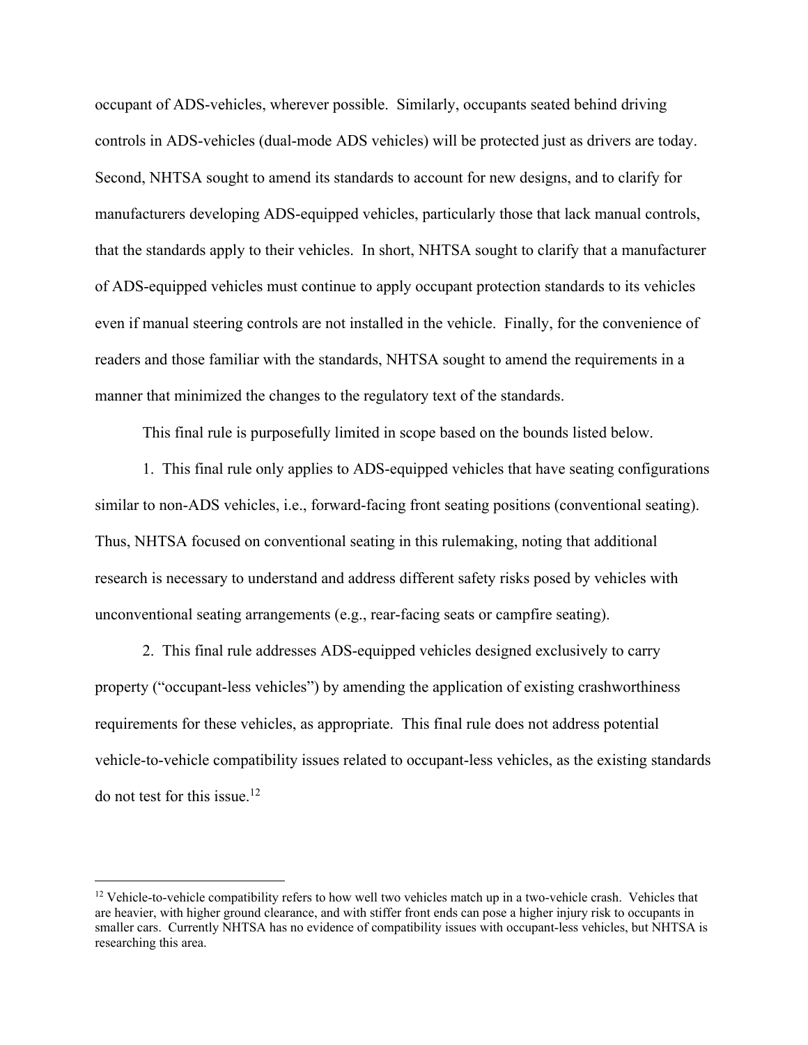occupant of ADS-vehicles, wherever possible. Similarly, occupants seated behind driving controls in ADS-vehicles (dual-mode ADS vehicles) will be protected just as drivers are today. Second, NHTSA sought to amend its standards to account for new designs, and to clarify for manufacturers developing ADS-equipped vehicles, particularly those that lack manual controls, that the standards apply to their vehicles. In short, NHTSA sought to clarify that a manufacturer of ADS-equipped vehicles must continue to apply occupant protection standards to its vehicles even if manual steering controls are not installed in the vehicle. Finally, for the convenience of readers and those familiar with the standards, NHTSA sought to amend the requirements in a manner that minimized the changes to the regulatory text of the standards.

This final rule is purposefully limited in scope based on the bounds listed below.

1. This final rule only applies to ADS-equipped vehicles that have seating configurations similar to non-ADS vehicles, i.e., forward-facing front seating positions (conventional seating). Thus, NHTSA focused on conventional seating in this rulemaking, noting that additional research is necessary to understand and address different safety risks posed by vehicles with unconventional seating arrangements (e.g., rear-facing seats or campfire seating).

2. This final rule addresses ADS-equipped vehicles designed exclusively to carry property ("occupant-less vehicles") by amending the application of existing crashworthiness requirements for these vehicles, as appropriate. This final rule does not address potential vehicle-to-vehicle compatibility issues related to occupant-less vehicles, as the existing standards do not test for this issue.[12]

---

[12] Vehicle-to-vehicle compatibility refers to how well two vehicles match up in a two-vehicle crash. Vehicles that are heavier, with higher ground clearance, and with stiffer front ends can pose a higher injury risk to occupants in smaller cars. Currently NHTSA has no evidence of compatibility issues with occupant-less vehicles, but NHTSA is researching this area.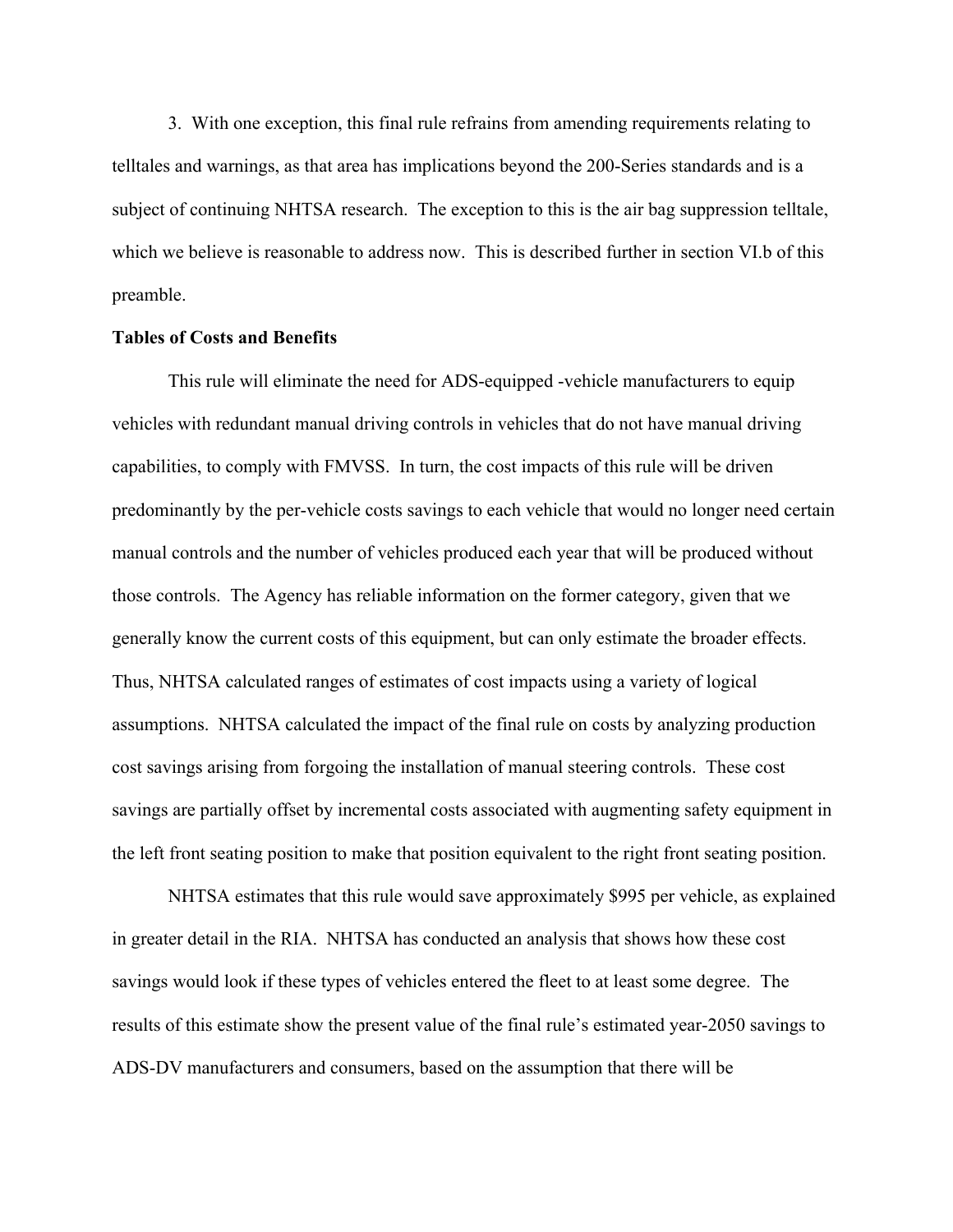3. With one exception, this final rule refrains from amending requirements relating to telltales and warnings, as that area has implications beyond the 200-Series standards and is a subject of continuing NHTSA research. The exception to this is the air bag suppression telltale, which we believe is reasonable to address now. This is described further in section VI.b of this preamble.

**Tables of Costs and Benefits**

This rule will eliminate the need for ADS-equipped -vehicle manufacturers to equip vehicles with redundant manual driving controls in vehicles that do not have manual driving capabilities, to comply with FMVSS. In turn, the cost impacts of this rule will be driven predominantly by the per-vehicle costs savings to each vehicle that would no longer need certain manual controls and the number of vehicles produced each year that will be produced without those controls. The Agency has reliable information on the former category, given that we generally know the current costs of this equipment, but can only estimate the broader effects. Thus, NHTSA calculated ranges of estimates of cost impacts using a variety of logical assumptions. NHTSA calculated the impact of the final rule on costs by analyzing production cost savings arising from forgoing the installation of manual steering controls. These cost savings are partially offset by incremental costs associated with augmenting safety equipment in the left front seating position to make that position equivalent to the right front seating position.

NHTSA estimates that this rule would save approximately $995 per vehicle, as explained in greater detail in the RIA. NHTSA has conducted an analysis that shows how these cost savings would look if these types of vehicles entered the fleet to at least some degree. The results of this estimate show the present value of the final rule's estimated year-2050 savings to ADS-DV manufacturers and consumers, based on the assumption that there will be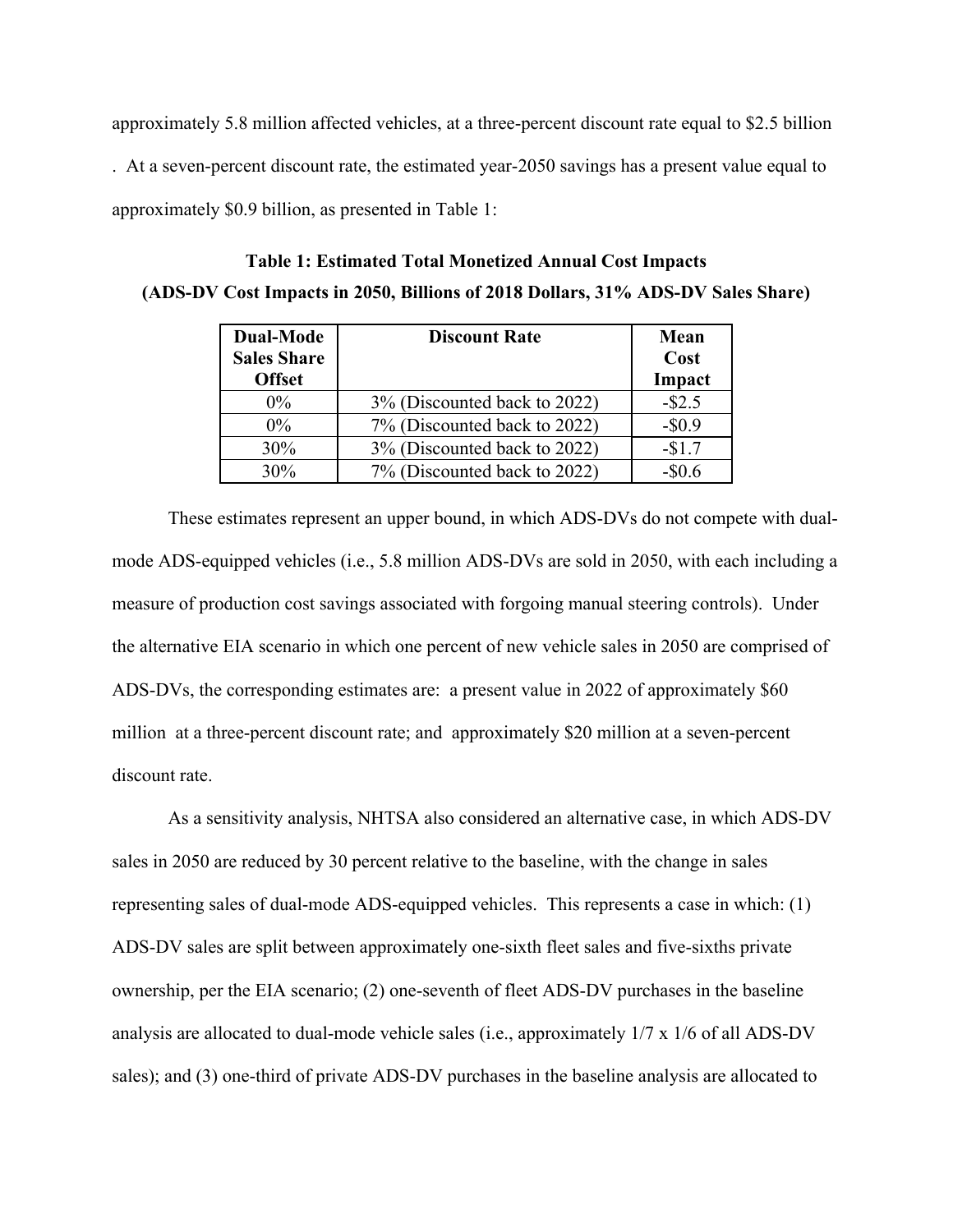approximately 5.8 million affected vehicles, at a three-percent discount rate equal to $2.5 billion . At a seven-percent discount rate, the estimated year-2050 savings has a present value equal to approximately $0.9 billion, as presented in Table 1:

**Table 1: Estimated Total Monetized Annual Cost Impacts**
**(ADS-DV Cost Impacts in 2050, Billions of 2018 Dollars, 31% ADS-DV Sales Share)**

| Dual-Mode Sales Share Offset | Discount Rate | Mean Cost Impact |
|---|---|---|
| 0% | 3% (Discounted back to 2022) | -$2.5 |
| 0% | 7% (Discounted back to 2022) | -$0.9 |
| 30% | 3% (Discounted back to 2022) | -$1.7 |
| 30% | 7% (Discounted back to 2022) | -$0.6 |

These estimates represent an upper bound, in which ADS-DVs do not compete with dual-mode ADS-equipped vehicles (i.e., 5.8 million ADS-DVs are sold in 2050, with each including a measure of production cost savings associated with forgoing manual steering controls). Under the alternative EIA scenario in which one percent of new vehicle sales in 2050 are comprised of ADS-DVs, the corresponding estimates are: a present value in 2022 of approximately $60 million at a three-percent discount rate; and approximately $20 million at a seven-percent discount rate.

As a sensitivity analysis, NHTSA also considered an alternative case, in which ADS-DV sales in 2050 are reduced by 30 percent relative to the baseline, with the change in sales representing sales of dual-mode ADS-equipped vehicles. This represents a case in which: (1) ADS-DV sales are split between approximately one-sixth fleet sales and five-sixths private ownership, per the EIA scenario; (2) one-seventh of fleet ADS-DV purchases in the baseline analysis are allocated to dual-mode vehicle sales (i.e., approximately 1/7 x 1/6 of all ADS-DV sales); and (3) one-third of private ADS-DV purchases in the baseline analysis are allocated to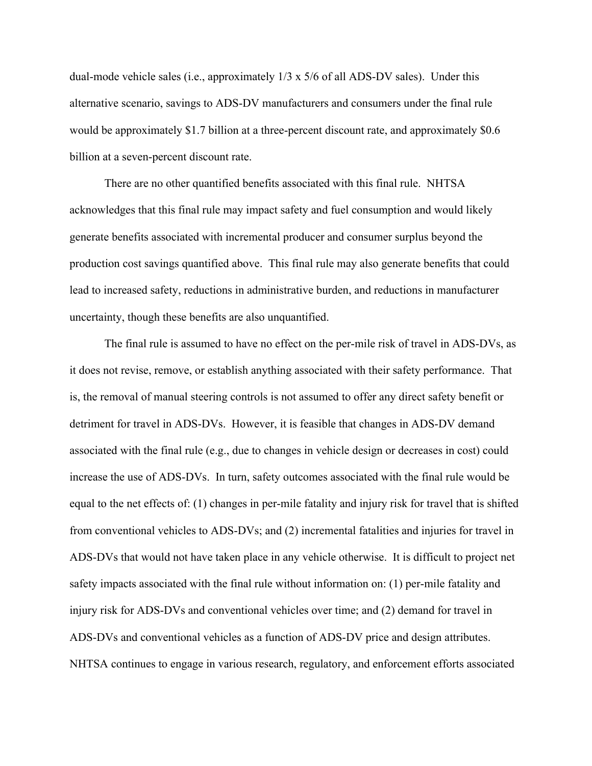dual-mode vehicle sales (i.e., approximately 1/3 x 5/6 of all ADS-DV sales). Under this alternative scenario, savings to ADS-DV manufacturers and consumers under the final rule would be approximately $1.7 billion at a three-percent discount rate, and approximately $0.6 billion at a seven-percent discount rate.

There are no other quantified benefits associated with this final rule. NHTSA acknowledges that this final rule may impact safety and fuel consumption and would likely generate benefits associated with incremental producer and consumer surplus beyond the production cost savings quantified above. This final rule may also generate benefits that could lead to increased safety, reductions in administrative burden, and reductions in manufacturer uncertainty, though these benefits are also unquantified.

The final rule is assumed to have no effect on the per-mile risk of travel in ADS-DVs, as it does not revise, remove, or establish anything associated with their safety performance. That is, the removal of manual steering controls is not assumed to offer any direct safety benefit or detriment for travel in ADS-DVs. However, it is feasible that changes in ADS-DV demand associated with the final rule (e.g., due to changes in vehicle design or decreases in cost) could increase the use of ADS-DVs. In turn, safety outcomes associated with the final rule would be equal to the net effects of: (1) changes in per-mile fatality and injury risk for travel that is shifted from conventional vehicles to ADS-DVs; and (2) incremental fatalities and injuries for travel in ADS-DVs that would not have taken place in any vehicle otherwise. It is difficult to project net safety impacts associated with the final rule without information on: (1) per-mile fatality and injury risk for ADS-DVs and conventional vehicles over time; and (2) demand for travel in ADS-DVs and conventional vehicles as a function of ADS-DV price and design attributes. NHTSA continues to engage in various research, regulatory, and enforcement efforts associated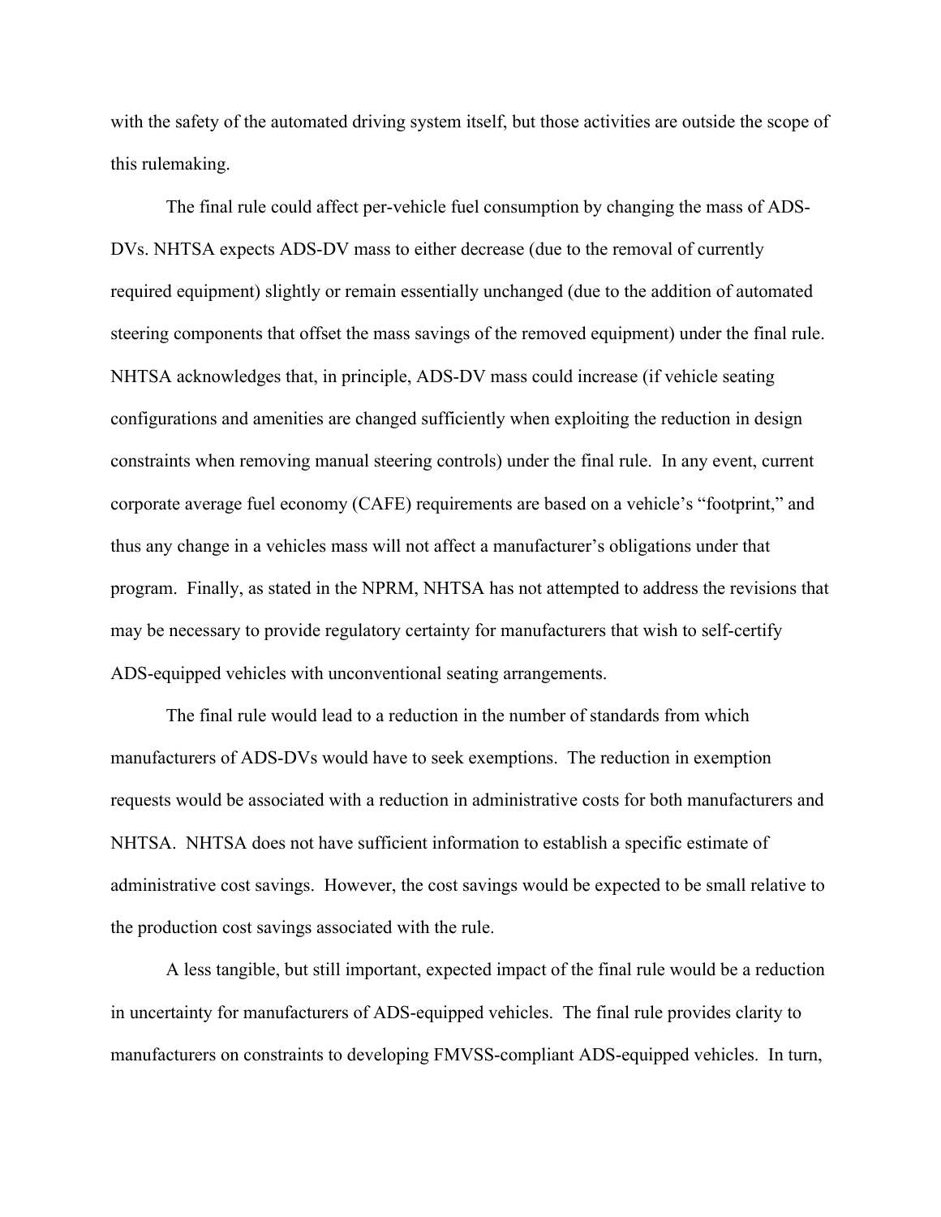with the safety of the automated driving system itself, but those activities are outside the scope of this rulemaking.

The final rule could affect per-vehicle fuel consumption by changing the mass of ADS-DVs. NHTSA expects ADS-DV mass to either decrease (due to the removal of currently required equipment) slightly or remain essentially unchanged (due to the addition of automated steering components that offset the mass savings of the removed equipment) under the final rule. NHTSA acknowledges that, in principle, ADS-DV mass could increase (if vehicle seating configurations and amenities are changed sufficiently when exploiting the reduction in design constraints when removing manual steering controls) under the final rule. In any event, current corporate average fuel economy (CAFE) requirements are based on a vehicle's "footprint," and thus any change in a vehicles mass will not affect a manufacturer's obligations under that program. Finally, as stated in the NPRM, NHTSA has not attempted to address the revisions that may be necessary to provide regulatory certainty for manufacturers that wish to self-certify ADS-equipped vehicles with unconventional seating arrangements.

The final rule would lead to a reduction in the number of standards from which manufacturers of ADS-DVs would have to seek exemptions. The reduction in exemption requests would be associated with a reduction in administrative costs for both manufacturers and NHTSA. NHTSA does not have sufficient information to establish a specific estimate of administrative cost savings. However, the cost savings would be expected to be small relative to the production cost savings associated with the rule.

A less tangible, but still important, expected impact of the final rule would be a reduction in uncertainty for manufacturers of ADS-equipped vehicles. The final rule provides clarity to manufacturers on constraints to developing FMVSS-compliant ADS-equipped vehicles. In turn,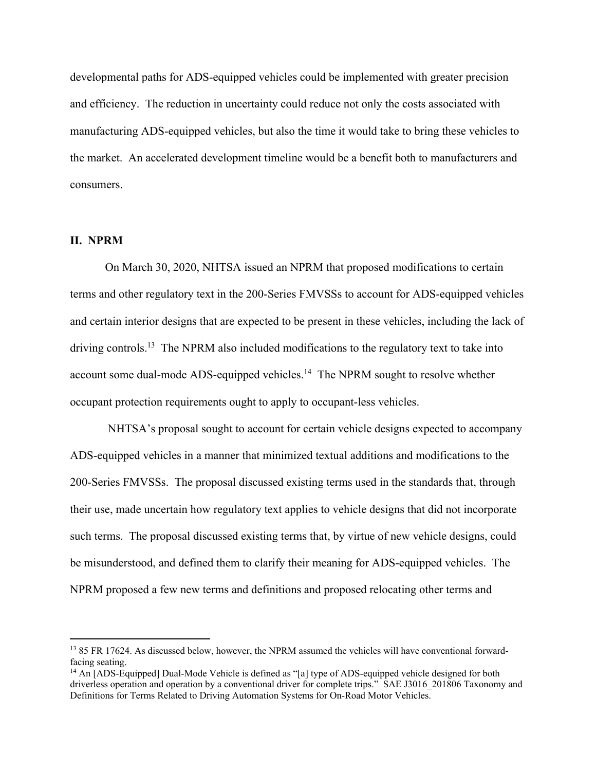developmental paths for ADS-equipped vehicles could be implemented with greater precision and efficiency. The reduction in uncertainty could reduce not only the costs associated with manufacturing ADS-equipped vehicles, but also the time it would take to bring these vehicles to the market. An accelerated development timeline would be a benefit both to manufacturers and consumers.

## II. NPRM

On March 30, 2020, NHTSA issued an NPRM that proposed modifications to certain terms and other regulatory text in the 200-Series FMVSSs to account for ADS-equipped vehicles and certain interior designs that are expected to be present in these vehicles, including the lack of driving controls.[13] The NPRM also included modifications to the regulatory text to take into account some dual-mode ADS-equipped vehicles.[14] The NPRM sought to resolve whether occupant protection requirements ought to apply to occupant-less vehicles.

NHTSA's proposal sought to account for certain vehicle designs expected to accompany ADS-equipped vehicles in a manner that minimized textual additions and modifications to the 200-Series FMVSSs. The proposal discussed existing terms used in the standards that, through their use, made uncertain how regulatory text applies to vehicle designs that did not incorporate such terms. The proposal discussed existing terms that, by virtue of new vehicle designs, could be misunderstood, and defined them to clarify their meaning for ADS-equipped vehicles. The NPRM proposed a few new terms and definitions and proposed relocating other terms and

---

[13] 85 FR 17624. As discussed below, however, the NPRM assumed the vehicles will have conventional forward-facing seating.

[14] An [ADS-Equipped] Dual-Mode Vehicle is defined as "[a] type of ADS-equipped vehicle designed for both driverless operation and operation by a conventional driver for complete trips." SAE J3016_201806 Taxonomy and Definitions for Terms Related to Driving Automation Systems for On-Road Motor Vehicles.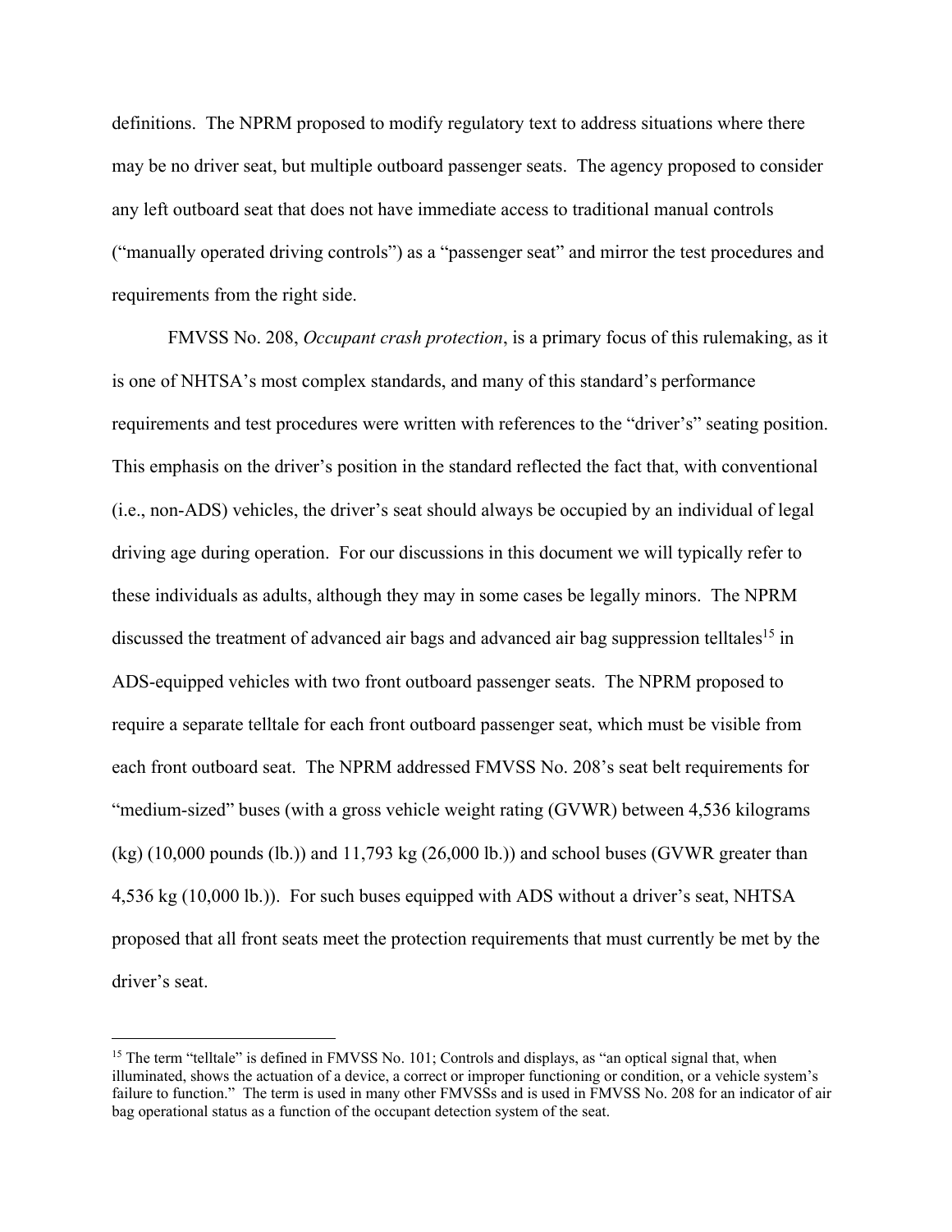definitions. The NPRM proposed to modify regulatory text to address situations where there may be no driver seat, but multiple outboard passenger seats. The agency proposed to consider any left outboard seat that does not have immediate access to traditional manual controls ("manually operated driving controls") as a "passenger seat" and mirror the test procedures and requirements from the right side.

FMVSS No. 208, *Occupant crash protection*, is a primary focus of this rulemaking, as it is one of NHTSA's most complex standards, and many of this standard's performance requirements and test procedures were written with references to the "driver's" seating position. This emphasis on the driver's position in the standard reflected the fact that, with conventional (i.e., non-ADS) vehicles, the driver's seat should always be occupied by an individual of legal driving age during operation. For our discussions in this document we will typically refer to these individuals as adults, although they may in some cases be legally minors. The NPRM discussed the treatment of advanced air bags and advanced air bag suppression telltales[15] in ADS-equipped vehicles with two front outboard passenger seats. The NPRM proposed to require a separate telltale for each front outboard passenger seat, which must be visible from each front outboard seat. The NPRM addressed FMVSS No. 208's seat belt requirements for "medium-sized" buses (with a gross vehicle weight rating (GVWR) between 4,536 kilograms (kg) (10,000 pounds (lb.)) and 11,793 kg (26,000 lb.)) and school buses (GVWR greater than 4,536 kg (10,000 lb.)). For such buses equipped with ADS without a driver's seat, NHTSA proposed that all front seats meet the protection requirements that must currently be met by the driver's seat.

[15] The term "telltale" is defined in FMVSS No. 101; Controls and displays, as "an optical signal that, when illuminated, shows the actuation of a device, a correct or improper functioning or condition, or a vehicle system's failure to function." The term is used in many other FMVSSs and is used in FMVSS No. 208 for an indicator of air bag operational status as a function of the occupant detection system of the seat.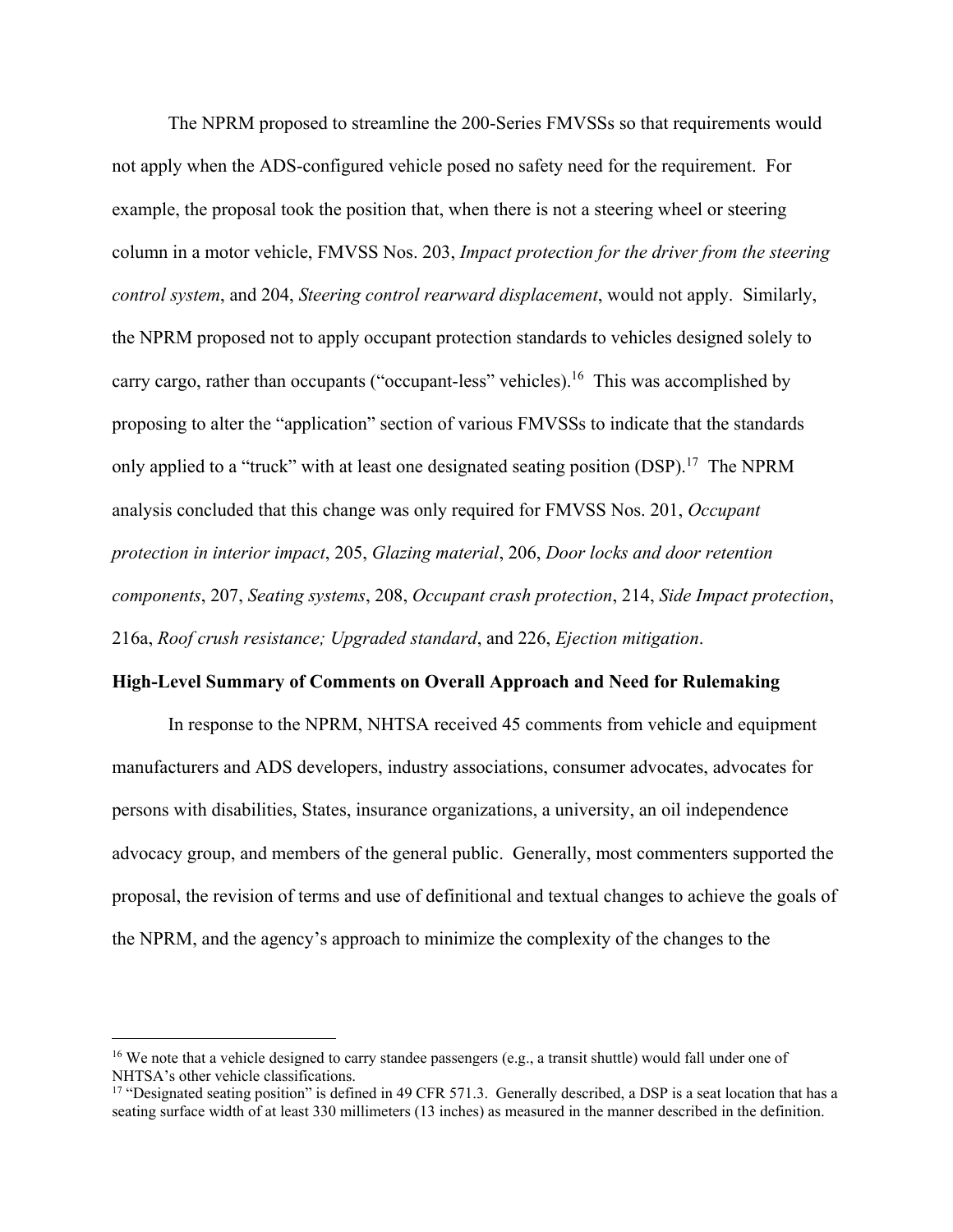The NPRM proposed to streamline the 200-Series FMVSSs so that requirements would not apply when the ADS-configured vehicle posed no safety need for the requirement. For example, the proposal took the position that, when there is not a steering wheel or steering column in a motor vehicle, FMVSS Nos. 203, *Impact protection for the driver from the steering control system*, and 204, *Steering control rearward displacement*, would not apply. Similarly, the NPRM proposed not to apply occupant protection standards to vehicles designed solely to carry cargo, rather than occupants ("occupant-less" vehicles).[16] This was accomplished by proposing to alter the "application" section of various FMVSSs to indicate that the standards only applied to a "truck" with at least one designated seating position (DSP).[17] The NPRM analysis concluded that this change was only required for FMVSS Nos. 201, *Occupant protection in interior impact*, 205, *Glazing material*, 206, *Door locks and door retention components*, 207, *Seating systems*, 208, *Occupant crash protection*, 214, *Side Impact protection*, 216a, *Roof crush resistance; Upgraded standard*, and 226, *Ejection mitigation*.

**High-Level Summary of Comments on Overall Approach and Need for Rulemaking**

In response to the NPRM, NHTSA received 45 comments from vehicle and equipment manufacturers and ADS developers, industry associations, consumer advocates, advocates for persons with disabilities, States, insurance organizations, a university, an oil independence advocacy group, and members of the general public. Generally, most commenters supported the proposal, the revision of terms and use of definitional and textual changes to achieve the goals of the NPRM, and the agency's approach to minimize the complexity of the changes to the

---

[16] We note that a vehicle designed to carry standee passengers (e.g., a transit shuttle) would fall under one of NHTSA's other vehicle classifications.

[17] "Designated seating position" is defined in 49 CFR 571.3. Generally described, a DSP is a seat location that has a seating surface width of at least 330 millimeters (13 inches) as measured in the manner described in the definition.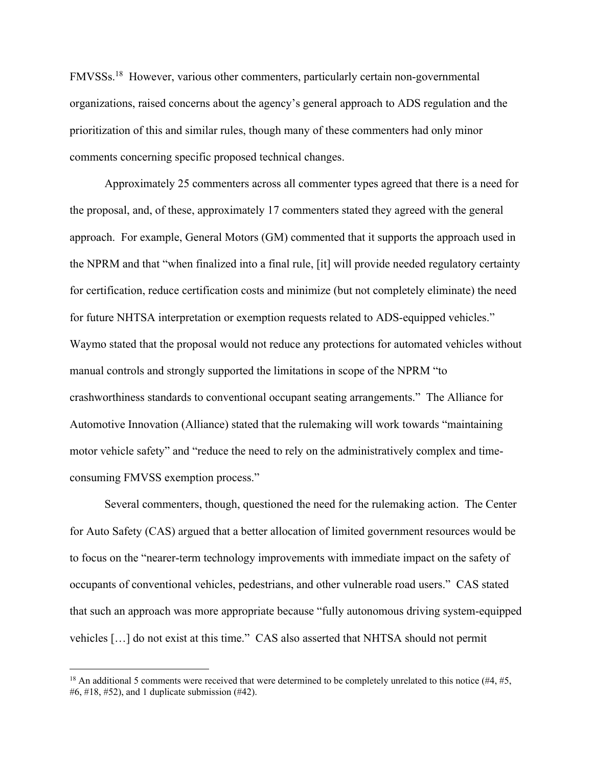FMVSSs.[18] However, various other commenters, particularly certain non-governmental organizations, raised concerns about the agency's general approach to ADS regulation and the prioritization of this and similar rules, though many of these commenters had only minor comments concerning specific proposed technical changes.

Approximately 25 commenters across all commenter types agreed that there is a need for the proposal, and, of these, approximately 17 commenters stated they agreed with the general approach. For example, General Motors (GM) commented that it supports the approach used in the NPRM and that "when finalized into a final rule, [it] will provide needed regulatory certainty for certification, reduce certification costs and minimize (but not completely eliminate) the need for future NHTSA interpretation or exemption requests related to ADS-equipped vehicles." Waymo stated that the proposal would not reduce any protections for automated vehicles without manual controls and strongly supported the limitations in scope of the NPRM "to crashworthiness standards to conventional occupant seating arrangements." The Alliance for Automotive Innovation (Alliance) stated that the rulemaking will work towards "maintaining motor vehicle safety" and "reduce the need to rely on the administratively complex and time-consuming FMVSS exemption process."

Several commenters, though, questioned the need for the rulemaking action. The Center for Auto Safety (CAS) argued that a better allocation of limited government resources would be to focus on the "nearer-term technology improvements with immediate impact on the safety of occupants of conventional vehicles, pedestrians, and other vulnerable road users." CAS stated that such an approach was more appropriate because "fully autonomous driving system-equipped vehicles […] do not exist at this time." CAS also asserted that NHTSA should not permit

[18] An additional 5 comments were received that were determined to be completely unrelated to this notice (#4, #5, #6, #18, #52), and 1 duplicate submission (#42).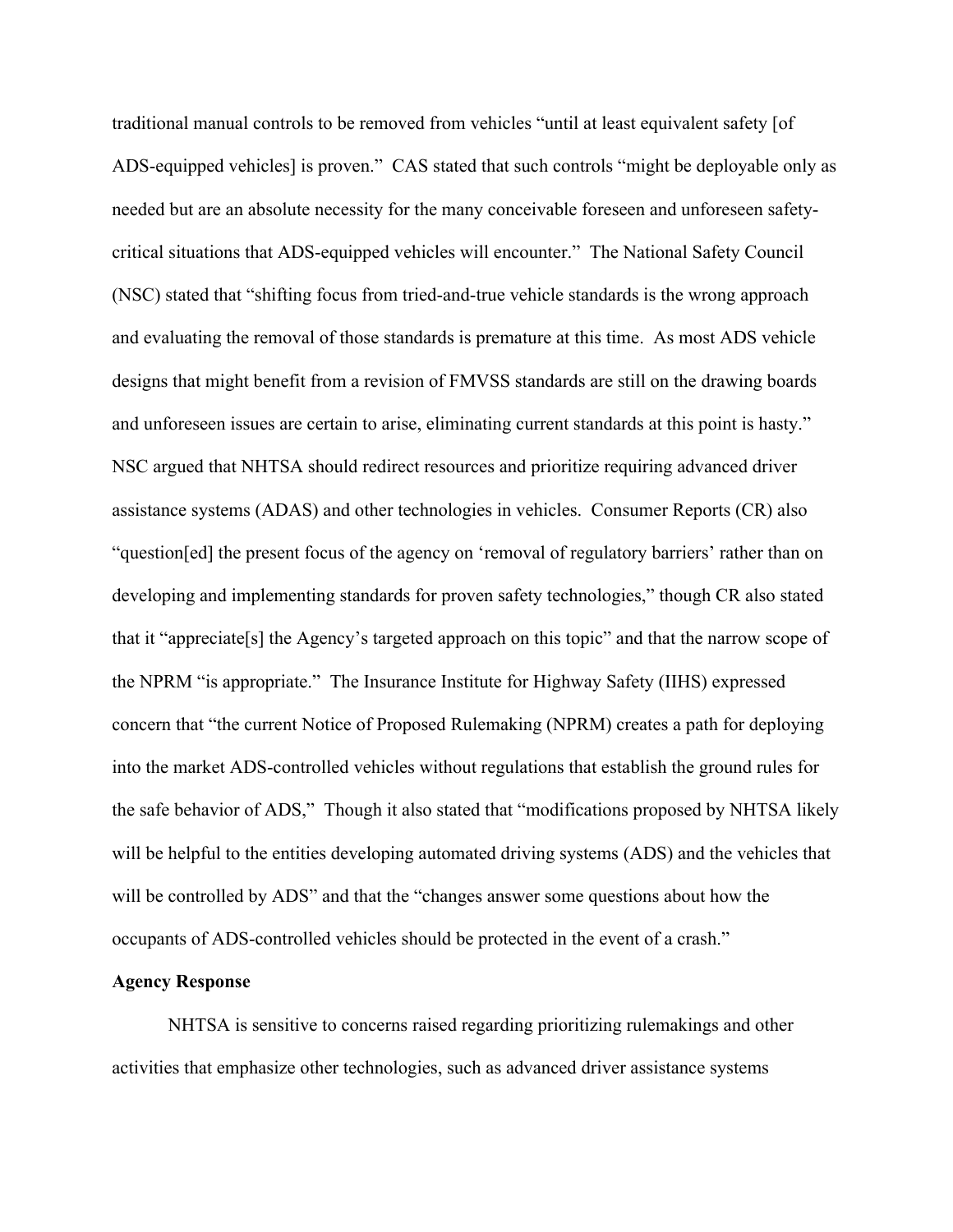traditional manual controls to be removed from vehicles "until at least equivalent safety [of ADS-equipped vehicles] is proven." CAS stated that such controls "might be deployable only as needed but are an absolute necessity for the many conceivable foreseen and unforeseen safety-critical situations that ADS-equipped vehicles will encounter." The National Safety Council (NSC) stated that "shifting focus from tried-and-true vehicle standards is the wrong approach and evaluating the removal of those standards is premature at this time. As most ADS vehicle designs that might benefit from a revision of FMVSS standards are still on the drawing boards and unforeseen issues are certain to arise, eliminating current standards at this point is hasty." NSC argued that NHTSA should redirect resources and prioritize requiring advanced driver assistance systems (ADAS) and other technologies in vehicles. Consumer Reports (CR) also "question[ed] the present focus of the agency on 'removal of regulatory barriers' rather than on developing and implementing standards for proven safety technologies," though CR also stated that it "appreciate[s] the Agency's targeted approach on this topic" and that the narrow scope of the NPRM "is appropriate." The Insurance Institute for Highway Safety (IIHS) expressed concern that "the current Notice of Proposed Rulemaking (NPRM) creates a path for deploying into the market ADS-controlled vehicles without regulations that establish the ground rules for the safe behavior of ADS," Though it also stated that "modifications proposed by NHTSA likely will be helpful to the entities developing automated driving systems (ADS) and the vehicles that will be controlled by ADS" and that the "changes answer some questions about how the occupants of ADS-controlled vehicles should be protected in the event of a crash."

**Agency Response**

NHTSA is sensitive to concerns raised regarding prioritizing rulemakings and other activities that emphasize other technologies, such as advanced driver assistance systems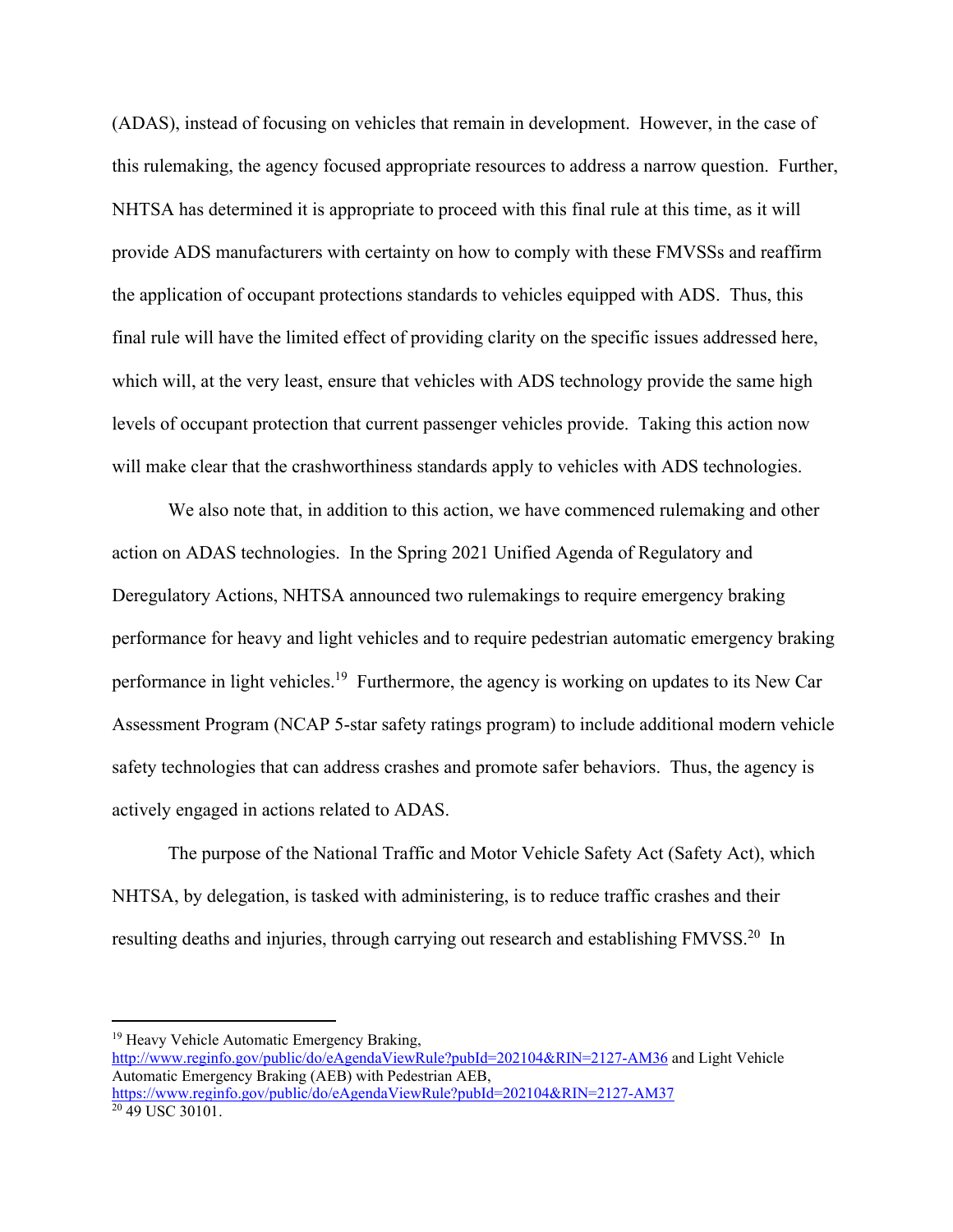(ADAS), instead of focusing on vehicles that remain in development. However, in the case of this rulemaking, the agency focused appropriate resources to address a narrow question. Further, NHTSA has determined it is appropriate to proceed with this final rule at this time, as it will provide ADS manufacturers with certainty on how to comply with these FMVSSs and reaffirm the application of occupant protections standards to vehicles equipped with ADS. Thus, this final rule will have the limited effect of providing clarity on the specific issues addressed here, which will, at the very least, ensure that vehicles with ADS technology provide the same high levels of occupant protection that current passenger vehicles provide. Taking this action now will make clear that the crashworthiness standards apply to vehicles with ADS technologies.

We also note that, in addition to this action, we have commenced rulemaking and other action on ADAS technologies. In the Spring 2021 Unified Agenda of Regulatory and Deregulatory Actions, NHTSA announced two rulemakings to require emergency braking performance for heavy and light vehicles and to require pedestrian automatic emergency braking performance in light vehicles.[19] Furthermore, the agency is working on updates to its New Car Assessment Program (NCAP 5-star safety ratings program) to include additional modern vehicle safety technologies that can address crashes and promote safer behaviors. Thus, the agency is actively engaged in actions related to ADAS.

The purpose of the National Traffic and Motor Vehicle Safety Act (Safety Act), which NHTSA, by delegation, is tasked with administering, is to reduce traffic crashes and their resulting deaths and injuries, through carrying out research and establishing FMVSS.[20] In

---

[19] Heavy Vehicle Automatic Emergency Braking, http://www.reginfo.gov/public/do/eAgendaViewRule?pubId=202104&RIN=2127-AM36 and Light Vehicle Automatic Emergency Braking (AEB) with Pedestrian AEB, https://www.reginfo.gov/public/do/eAgendaViewRule?pubId=202104&RIN=2127-AM37

[20] 49 USC 30101.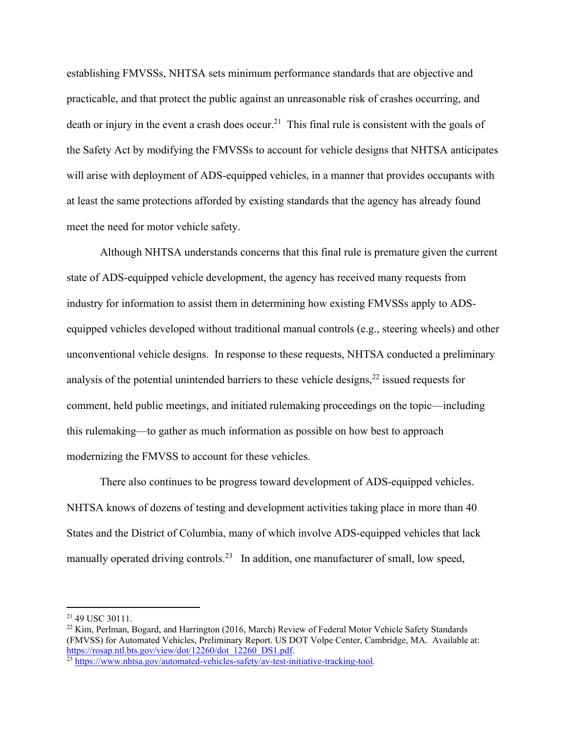establishing FMVSSs, NHTSA sets minimum performance standards that are objective and practicable, and that protect the public against an unreasonable risk of crashes occurring, and death or injury in the event a crash does occur.[21] This final rule is consistent with the goals of the Safety Act by modifying the FMVSSs to account for vehicle designs that NHTSA anticipates will arise with deployment of ADS-equipped vehicles, in a manner that provides occupants with at least the same protections afforded by existing standards that the agency has already found meet the need for motor vehicle safety.

Although NHTSA understands concerns that this final rule is premature given the current state of ADS-equipped vehicle development, the agency has received many requests from industry for information to assist them in determining how existing FMVSSs apply to ADS-equipped vehicles developed without traditional manual controls (e.g., steering wheels) and other unconventional vehicle designs. In response to these requests, NHTSA conducted a preliminary analysis of the potential unintended barriers to these vehicle designs,[22] issued requests for comment, held public meetings, and initiated rulemaking proceedings on the topic—including this rulemaking—to gather as much information as possible on how best to approach modernizing the FMVSS to account for these vehicles.

There also continues to be progress toward development of ADS-equipped vehicles. NHTSA knows of dozens of testing and development activities taking place in more than 40 States and the District of Columbia, many of which involve ADS-equipped vehicles that lack manually operated driving controls.[23] In addition, one manufacturer of small, low speed,

---

[21] 49 USC 30111.

[22] Kim, Perlman, Bogard, and Harrington (2016, March) Review of Federal Motor Vehicle Safety Standards (FMVSS) for Automated Vehicles, Preliminary Report. US DOT Volpe Center, Cambridge, MA. Available at: https://rosap.ntl.bts.gov/view/dot/12260/dot_12260_DS1.pdf.

[23] https://www.nhtsa.gov/automated-vehicles-safety/av-test-initiative-tracking-tool.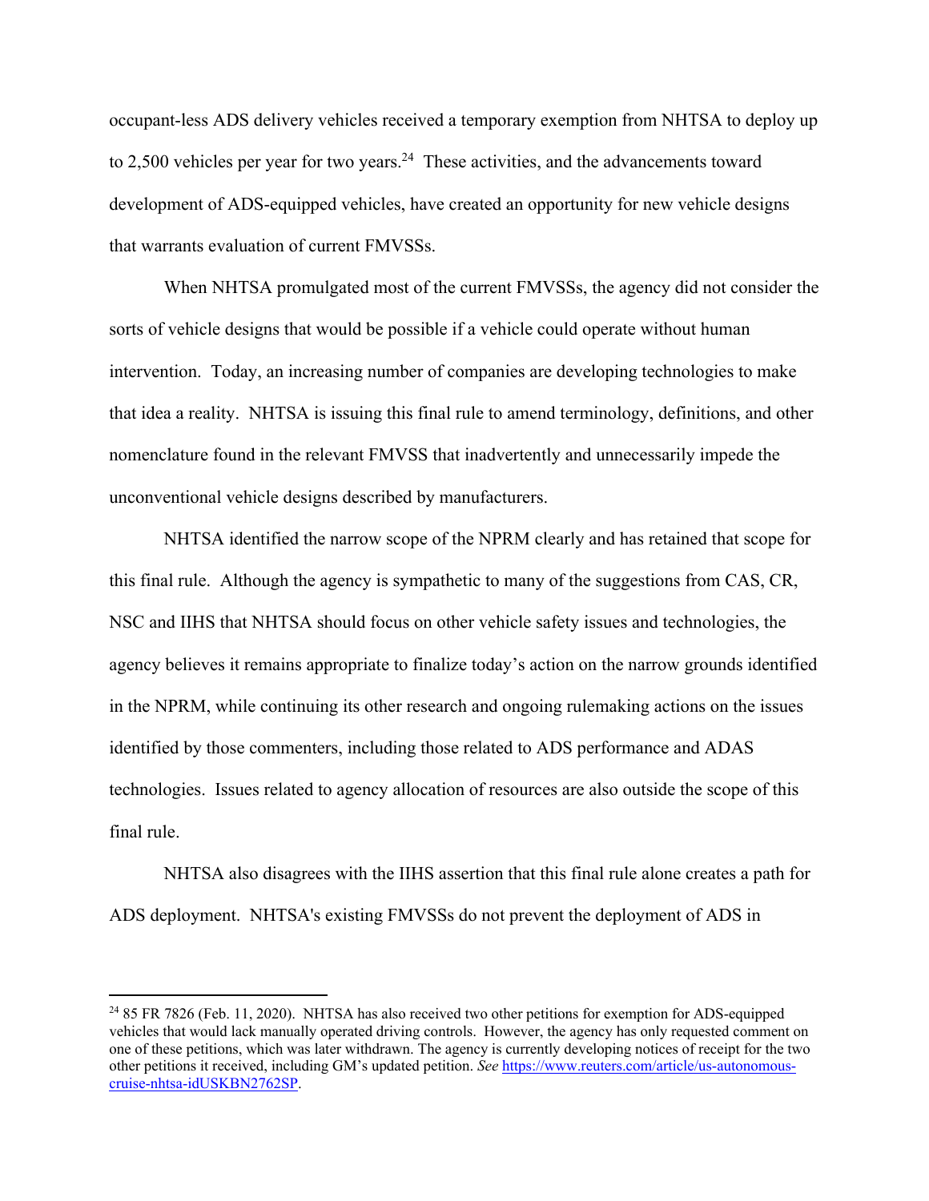occupant-less ADS delivery vehicles received a temporary exemption from NHTSA to deploy up to 2,500 vehicles per year for two years.[24] These activities, and the advancements toward development of ADS-equipped vehicles, have created an opportunity for new vehicle designs that warrants evaluation of current FMVSSs.

When NHTSA promulgated most of the current FMVSSs, the agency did not consider the sorts of vehicle designs that would be possible if a vehicle could operate without human intervention. Today, an increasing number of companies are developing technologies to make that idea a reality. NHTSA is issuing this final rule to amend terminology, definitions, and other nomenclature found in the relevant FMVSS that inadvertently and unnecessarily impede the unconventional vehicle designs described by manufacturers.

NHTSA identified the narrow scope of the NPRM clearly and has retained that scope for this final rule. Although the agency is sympathetic to many of the suggestions from CAS, CR, NSC and IIHS that NHTSA should focus on other vehicle safety issues and technologies, the agency believes it remains appropriate to finalize today's action on the narrow grounds identified in the NPRM, while continuing its other research and ongoing rulemaking actions on the issues identified by those commenters, including those related to ADS performance and ADAS technologies. Issues related to agency allocation of resources are also outside the scope of this final rule.

NHTSA also disagrees with the IIHS assertion that this final rule alone creates a path for ADS deployment. NHTSA's existing FMVSSs do not prevent the deployment of ADS in

---

[24] 85 FR 7826 (Feb. 11, 2020). NHTSA has also received two other petitions for exemption for ADS-equipped vehicles that would lack manually operated driving controls. However, the agency has only requested comment on one of these petitions, which was later withdrawn. The agency is currently developing notices of receipt for the two other petitions it received, including GM's updated petition. *See* https://www.reuters.com/article/us-autonomous-cruise-nhtsa-idUSKBN2762SP.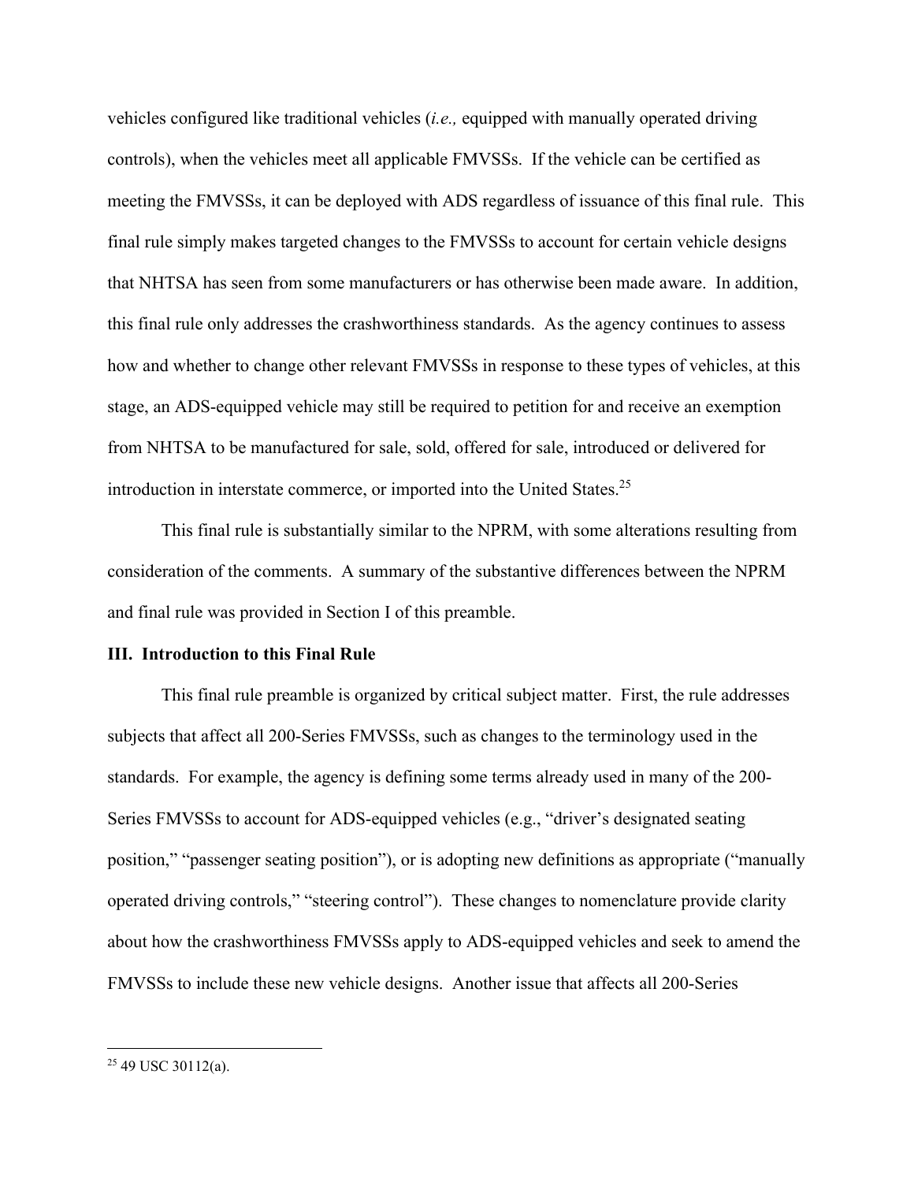vehicles configured like traditional vehicles (*i.e.,* equipped with manually operated driving controls), when the vehicles meet all applicable FMVSSs. If the vehicle can be certified as meeting the FMVSSs, it can be deployed with ADS regardless of issuance of this final rule. This final rule simply makes targeted changes to the FMVSSs to account for certain vehicle designs that NHTSA has seen from some manufacturers or has otherwise been made aware. In addition, this final rule only addresses the crashworthiness standards. As the agency continues to assess how and whether to change other relevant FMVSSs in response to these types of vehicles, at this stage, an ADS-equipped vehicle may still be required to petition for and receive an exemption from NHTSA to be manufactured for sale, sold, offered for sale, introduced or delivered for introduction in interstate commerce, or imported into the United States.[25]

This final rule is substantially similar to the NPRM, with some alterations resulting from consideration of the comments. A summary of the substantive differences between the NPRM and final rule was provided in Section I of this preamble.

## III. Introduction to this Final Rule

This final rule preamble is organized by critical subject matter. First, the rule addresses subjects that affect all 200-Series FMVSSs, such as changes to the terminology used in the standards. For example, the agency is defining some terms already used in many of the 200-Series FMVSSs to account for ADS-equipped vehicles (e.g., "driver's designated seating position," "passenger seating position"), or is adopting new definitions as appropriate ("manually operated driving controls," "steering control"). These changes to nomenclature provide clarity about how the crashworthiness FMVSSs apply to ADS-equipped vehicles and seek to amend the FMVSSs to include these new vehicle designs. Another issue that affects all 200-Series

---

[25] 49 USC 30112(a).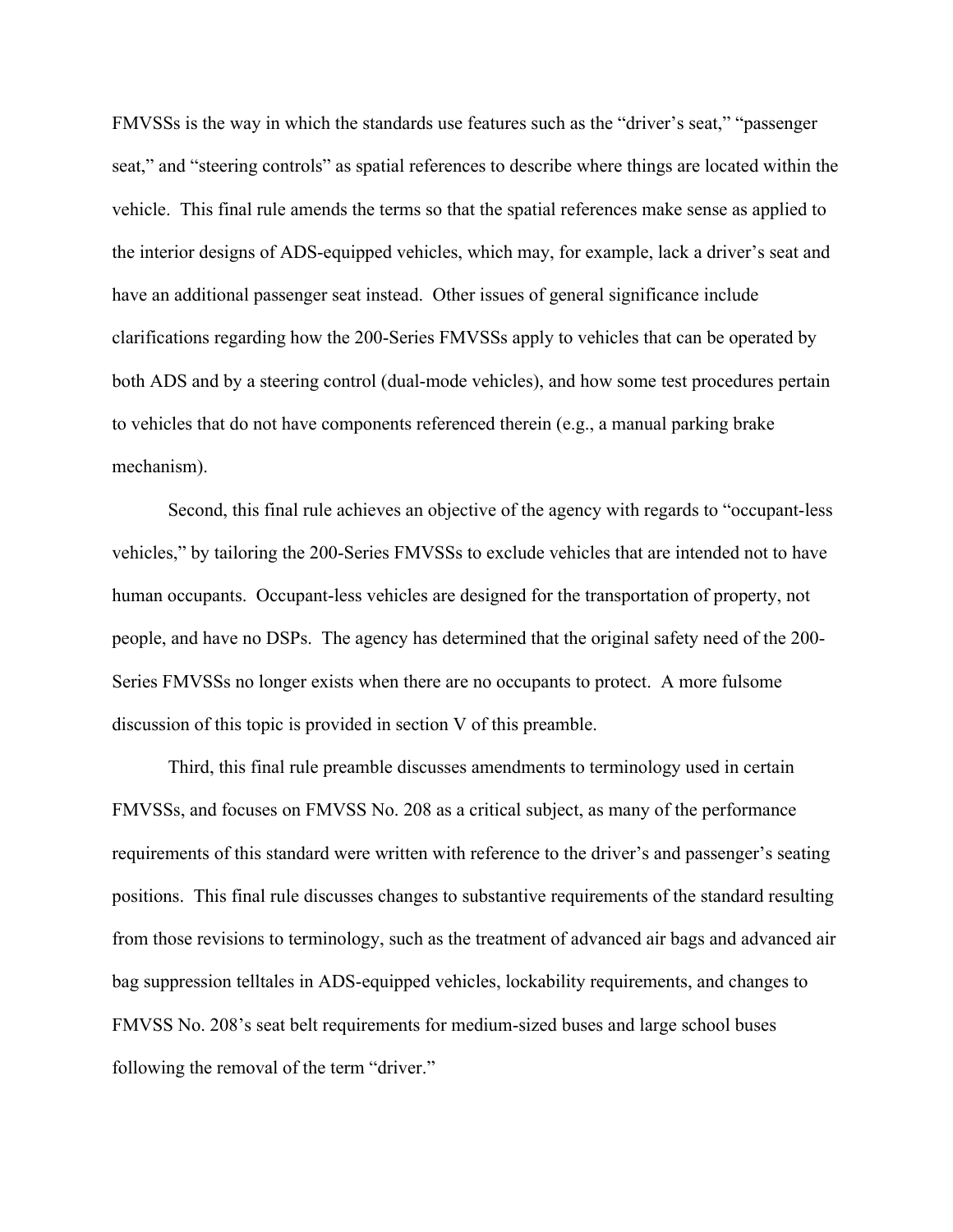FMVSSs is the way in which the standards use features such as the "driver's seat," "passenger seat," and "steering controls" as spatial references to describe where things are located within the vehicle. This final rule amends the terms so that the spatial references make sense as applied to the interior designs of ADS-equipped vehicles, which may, for example, lack a driver's seat and have an additional passenger seat instead. Other issues of general significance include clarifications regarding how the 200-Series FMVSSs apply to vehicles that can be operated by both ADS and by a steering control (dual-mode vehicles), and how some test procedures pertain to vehicles that do not have components referenced therein (e.g., a manual parking brake mechanism).

Second, this final rule achieves an objective of the agency with regards to "occupant-less vehicles," by tailoring the 200-Series FMVSSs to exclude vehicles that are intended not to have human occupants. Occupant-less vehicles are designed for the transportation of property, not people, and have no DSPs. The agency has determined that the original safety need of the 200-Series FMVSSs no longer exists when there are no occupants to protect. A more fulsome discussion of this topic is provided in section V of this preamble.

Third, this final rule preamble discusses amendments to terminology used in certain FMVSSs, and focuses on FMVSS No. 208 as a critical subject, as many of the performance requirements of this standard were written with reference to the driver's and passenger's seating positions. This final rule discusses changes to substantive requirements of the standard resulting from those revisions to terminology, such as the treatment of advanced air bags and advanced air bag suppression telltales in ADS-equipped vehicles, lockability requirements, and changes to FMVSS No. 208's seat belt requirements for medium-sized buses and large school buses following the removal of the term "driver."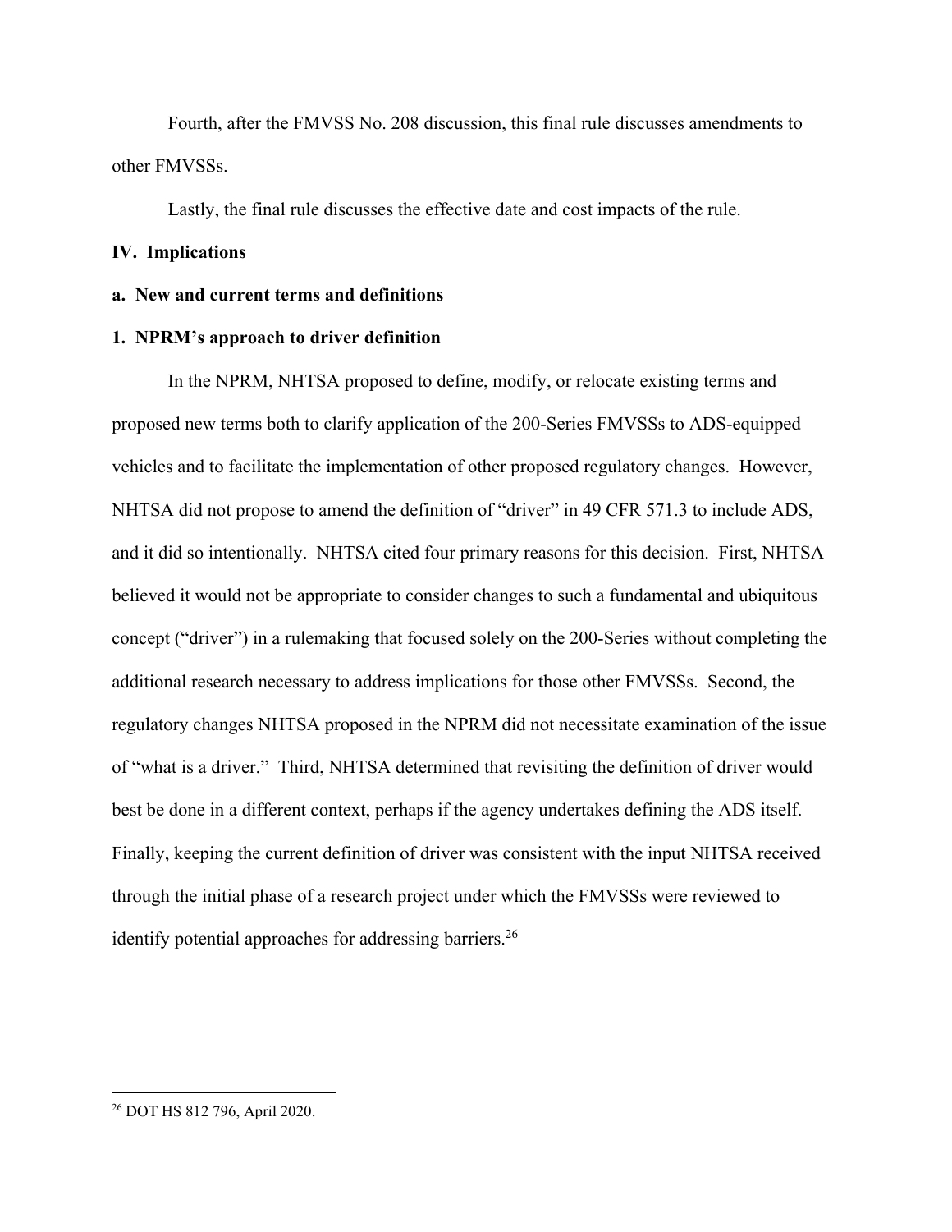Fourth, after the FMVSS No. 208 discussion, this final rule discusses amendments to other FMVSSs.

Lastly, the final rule discusses the effective date and cost impacts of the rule.

## IV. Implications

### a. New and current terms and definitions

#### 1. NPRM's approach to driver definition

In the NPRM, NHTSA proposed to define, modify, or relocate existing terms and proposed new terms both to clarify application of the 200-Series FMVSSs to ADS-equipped vehicles and to facilitate the implementation of other proposed regulatory changes. However, NHTSA did not propose to amend the definition of "driver" in 49 CFR 571.3 to include ADS, and it did so intentionally. NHTSA cited four primary reasons for this decision. First, NHTSA believed it would not be appropriate to consider changes to such a fundamental and ubiquitous concept ("driver") in a rulemaking that focused solely on the 200-Series without completing the additional research necessary to address implications for those other FMVSSs. Second, the regulatory changes NHTSA proposed in the NPRM did not necessitate examination of the issue of "what is a driver." Third, NHTSA determined that revisiting the definition of driver would best be done in a different context, perhaps if the agency undertakes defining the ADS itself. Finally, keeping the current definition of driver was consistent with the input NHTSA received through the initial phase of a research project under which the FMVSSs were reviewed to identify potential approaches for addressing barriers.[26]

[26] DOT HS 812 796, April 2020.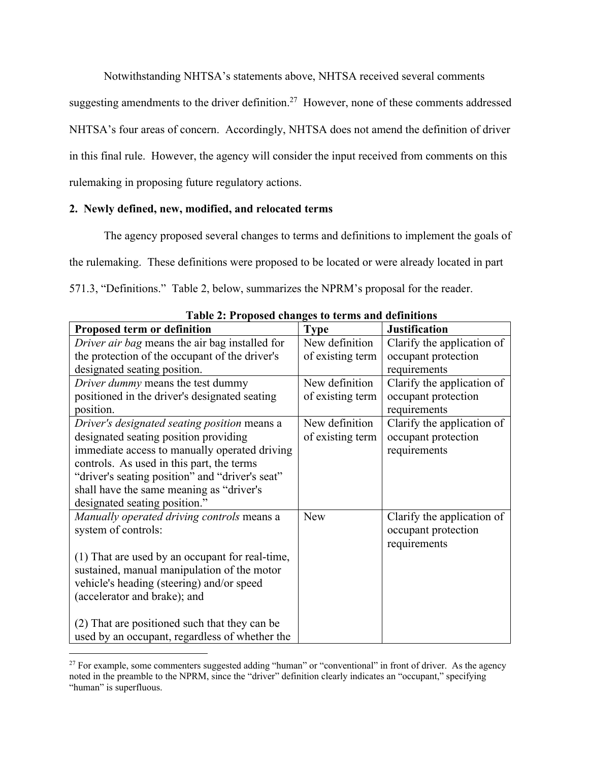Notwithstanding NHTSA's statements above, NHTSA received several comments suggesting amendments to the driver definition.[27] However, none of these comments addressed NHTSA's four areas of concern. Accordingly, NHTSA does not amend the definition of driver in this final rule. However, the agency will consider the input received from comments on this rulemaking in proposing future regulatory actions.

**2. Newly defined, new, modified, and relocated terms**

The agency proposed several changes to terms and definitions to implement the goals of the rulemaking. These definitions were proposed to be located or were already located in part 571.3, "Definitions." Table 2, below, summarizes the NPRM's proposal for the reader.

**Table 2: Proposed changes to terms and definitions**

| Proposed term or definition | Type | Justification |
|---|---|---|
| *Driver air bag* means the air bag installed for the protection of the occupant of the driver's designated seating position. | New definition of existing term | Clarify the application of occupant protection requirements |
| *Driver dummy* means the test dummy positioned in the driver's designated seating position. | New definition of existing term | Clarify the application of occupant protection requirements |
| *Driver's designated seating position* means a designated seating position providing immediate access to manually operated driving controls. As used in this part, the terms "driver's seating position" and "driver's seat" shall have the same meaning as "driver's designated seating position." | New definition of existing term | Clarify the application of occupant protection requirements |
| *Manually operated driving controls* means a system of controls:<br><br>(1) That are used by an occupant for real-time, sustained, manual manipulation of the motor vehicle's heading (steering) and/or speed (accelerator and brake); and<br><br>(2) That are positioned such that they can be used by an occupant, regardless of whether the | New | Clarify the application of occupant protection requirements |

[27] For example, some commenters suggested adding "human" or "conventional" in front of driver. As the agency noted in the preamble to the NPRM, since the "driver" definition clearly indicates an "occupant," specifying "human" is superfluous.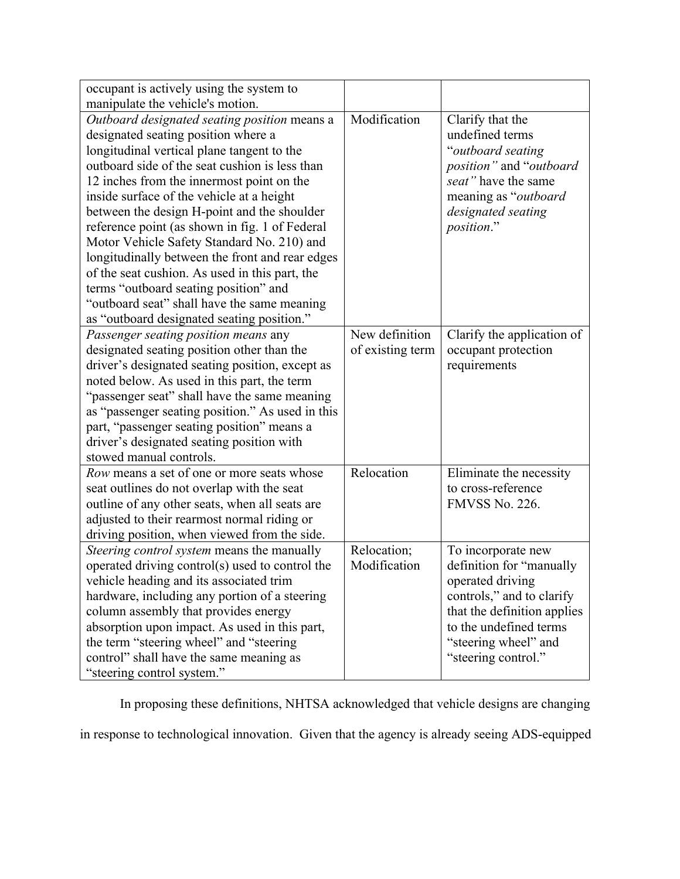| | | |
|---|---|---|
| occupant is actively using the system to manipulate the vehicle's motion. | | |
| *Outboard designated seating position* means a designated seating position where a longitudinal vertical plane tangent to the outboard side of the seat cushion is less than 12 inches from the innermost point on the inside surface of the vehicle at a height between the design H-point and the shoulder reference point (as shown in fig. 1 of Federal Motor Vehicle Safety Standard No. 210) and longitudinally between the front and rear edges of the seat cushion. As used in this part, the terms "outboard seating position" and "outboard seat" shall have the same meaning as "outboard designated seating position." | Modification | Clarify that the undefined terms "*outboard seating position"* and "*outboard seat"* have the same meaning as "*outboard designated seating position*." |
| *Passenger seating position means* any designated seating position other than the driver's designated seating position, except as noted below. As used in this part, the term "passenger seat" shall have the same meaning as "passenger seating position." As used in this part, "passenger seating position" means a driver's designated seating position with stowed manual controls. | New definition of existing term | Clarify the application of occupant protection requirements |
| *Row* means a set of one or more seats whose seat outlines do not overlap with the seat outline of any other seats, when all seats are adjusted to their rearmost normal riding or driving position, when viewed from the side. | Relocation | Eliminate the necessity to cross-reference FMVSS No. 226. |
| *Steering control system* means the manually operated driving control(s) used to control the vehicle heading and its associated trim hardware, including any portion of a steering column assembly that provides energy absorption upon impact. As used in this part, the term "steering wheel" and "steering control" shall have the same meaning as "steering control system." | Relocation; Modification | To incorporate new definition for "manually operated driving controls," and to clarify that the definition applies to the undefined terms "steering wheel" and "steering control." |

In proposing these definitions, NHTSA acknowledged that vehicle designs are changing in response to technological innovation. Given that the agency is already seeing ADS-equipped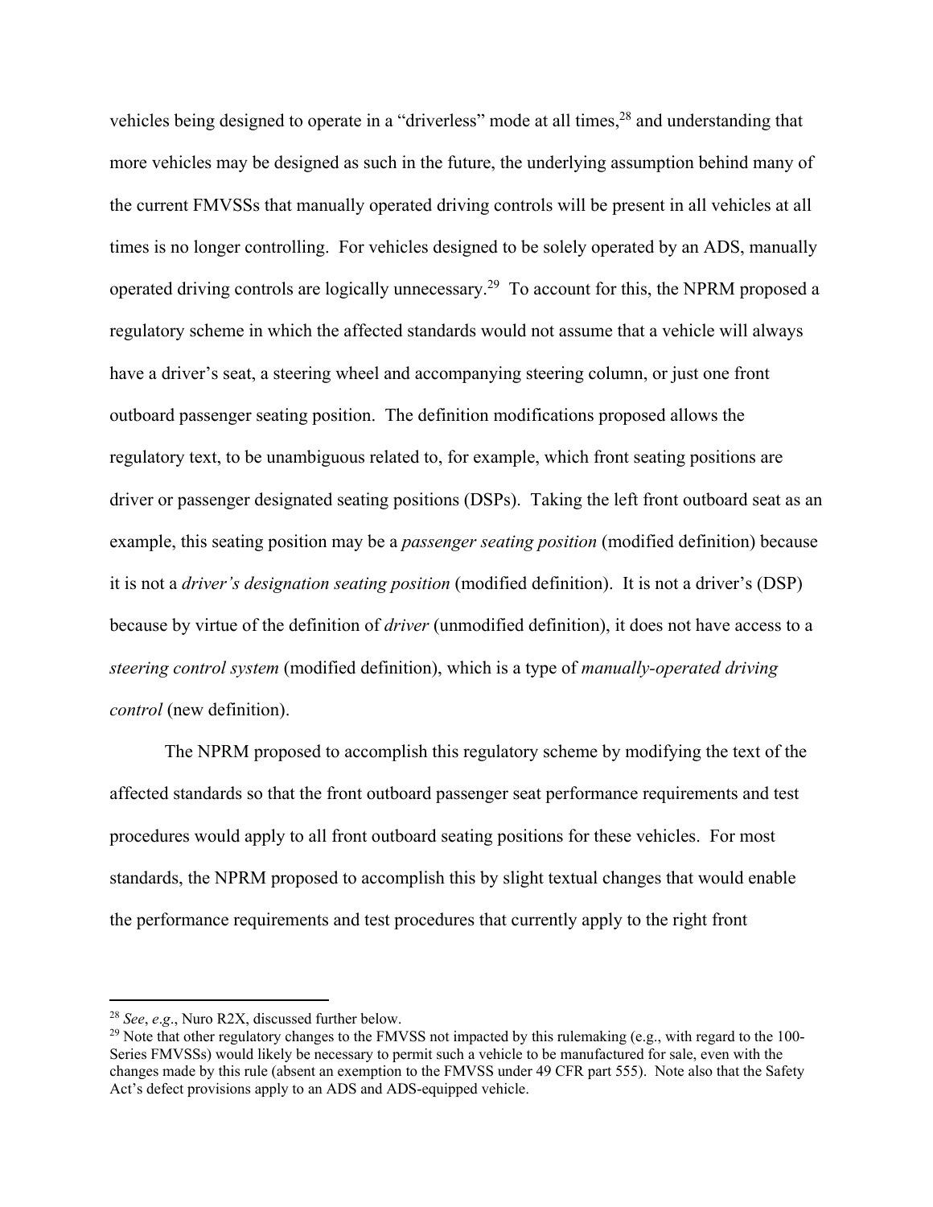vehicles being designed to operate in a "driverless" mode at all times,[28] and understanding that more vehicles may be designed as such in the future, the underlying assumption behind many of the current FMVSSs that manually operated driving controls will be present in all vehicles at all times is no longer controlling. For vehicles designed to be solely operated by an ADS, manually operated driving controls are logically unnecessary.[29] To account for this, the NPRM proposed a regulatory scheme in which the affected standards would not assume that a vehicle will always have a driver's seat, a steering wheel and accompanying steering column, or just one front outboard passenger seating position. The definition modifications proposed allows the regulatory text, to be unambiguous related to, for example, which front seating positions are driver or passenger designated seating positions (DSPs). Taking the left front outboard seat as an example, this seating position may be a *passenger seating position* (modified definition) because it is not a *driver's designation seating position* (modified definition). It is not a driver's (DSP) because by virtue of the definition of *driver* (unmodified definition), it does not have access to a *steering control system* (modified definition), which is a type of *manually-operated driving control* (new definition).

The NPRM proposed to accomplish this regulatory scheme by modifying the text of the affected standards so that the front outboard passenger seat performance requirements and test procedures would apply to all front outboard seating positions for these vehicles. For most standards, the NPRM proposed to accomplish this by slight textual changes that would enable the performance requirements and test procedures that currently apply to the right front

---

[28] *See*, *e.g*., Nuro R2X, discussed further below.

[29] Note that other regulatory changes to the FMVSS not impacted by this rulemaking (e.g., with regard to the 100-Series FMVSSs) would likely be necessary to permit such a vehicle to be manufactured for sale, even with the changes made by this rule (absent an exemption to the FMVSS under 49 CFR part 555). Note also that the Safety Act's defect provisions apply to an ADS and ADS-equipped vehicle.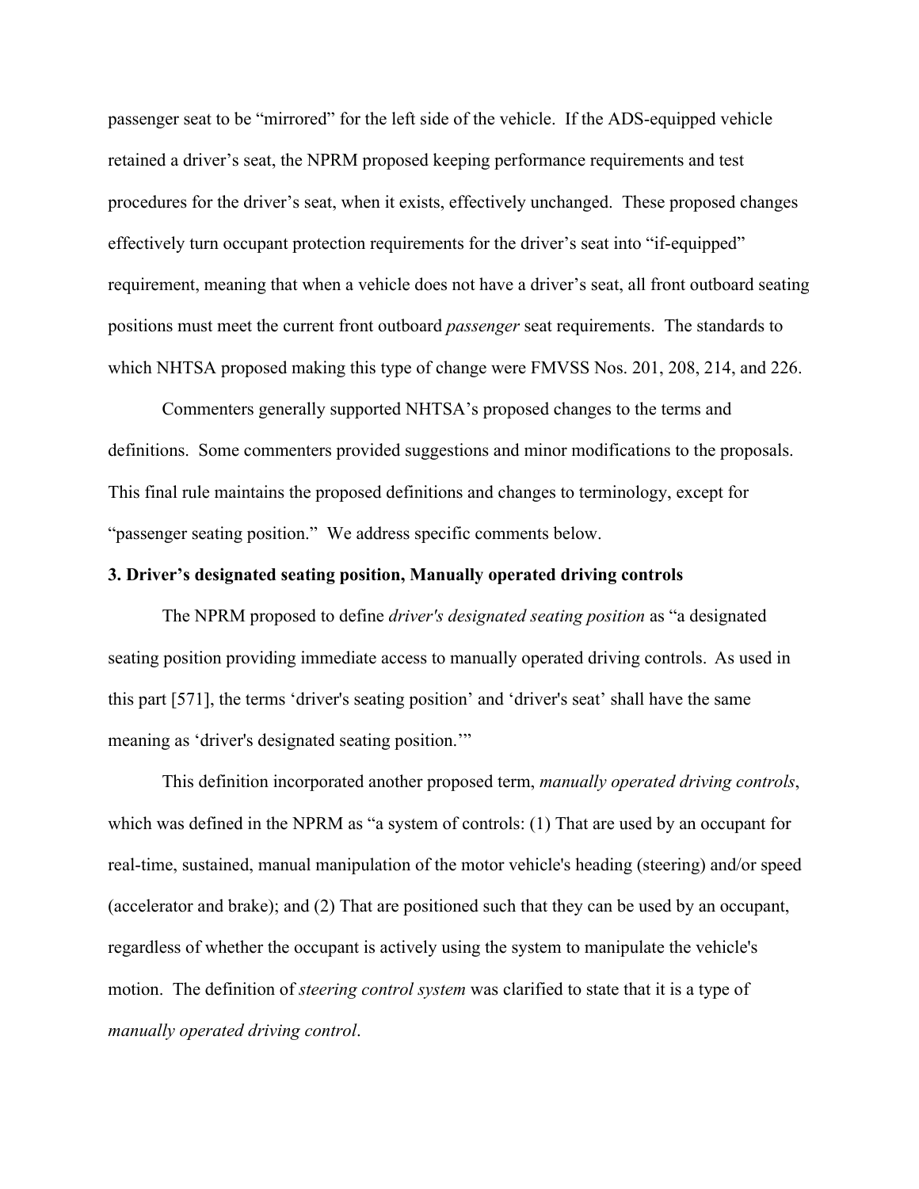passenger seat to be "mirrored" for the left side of the vehicle. If the ADS-equipped vehicle retained a driver's seat, the NPRM proposed keeping performance requirements and test procedures for the driver's seat, when it exists, effectively unchanged. These proposed changes effectively turn occupant protection requirements for the driver's seat into "if-equipped" requirement, meaning that when a vehicle does not have a driver's seat, all front outboard seating positions must meet the current front outboard *passenger* seat requirements. The standards to which NHTSA proposed making this type of change were FMVSS Nos. 201, 208, 214, and 226.

Commenters generally supported NHTSA's proposed changes to the terms and definitions. Some commenters provided suggestions and minor modifications to the proposals. This final rule maintains the proposed definitions and changes to terminology, except for "passenger seating position." We address specific comments below.

**3. Driver's designated seating position, Manually operated driving controls**

The NPRM proposed to define *driver's designated seating position* as "a designated seating position providing immediate access to manually operated driving controls. As used in this part [571], the terms 'driver's seating position' and 'driver's seat' shall have the same meaning as 'driver's designated seating position.'"

This definition incorporated another proposed term, *manually operated driving controls*, which was defined in the NPRM as "a system of controls: (1) That are used by an occupant for real-time, sustained, manual manipulation of the motor vehicle's heading (steering) and/or speed (accelerator and brake); and (2) That are positioned such that they can be used by an occupant, regardless of whether the occupant is actively using the system to manipulate the vehicle's motion. The definition of *steering control system* was clarified to state that it is a type of *manually operated driving control*.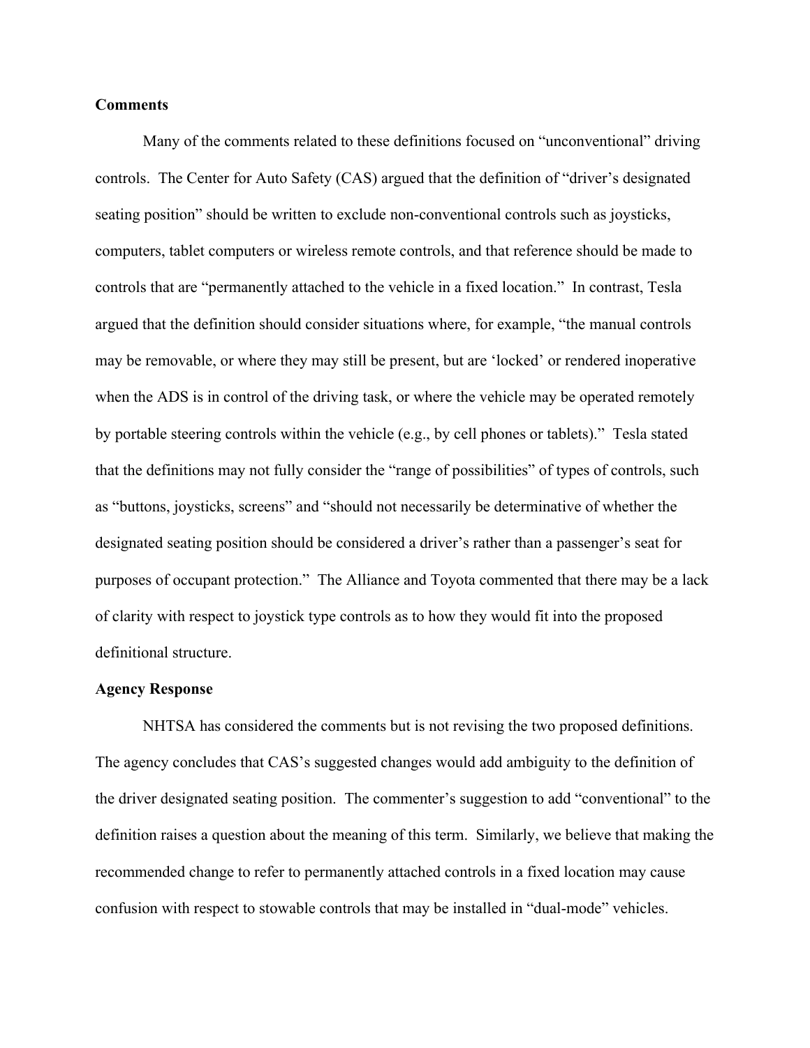**Comments**

Many of the comments related to these definitions focused on "unconventional" driving controls. The Center for Auto Safety (CAS) argued that the definition of "driver's designated seating position" should be written to exclude non-conventional controls such as joysticks, computers, tablet computers or wireless remote controls, and that reference should be made to controls that are "permanently attached to the vehicle in a fixed location." In contrast, Tesla argued that the definition should consider situations where, for example, "the manual controls may be removable, or where they may still be present, but are 'locked' or rendered inoperative when the ADS is in control of the driving task, or where the vehicle may be operated remotely by portable steering controls within the vehicle (e.g., by cell phones or tablets)." Tesla stated that the definitions may not fully consider the "range of possibilities" of types of controls, such as "buttons, joysticks, screens" and "should not necessarily be determinative of whether the designated seating position should be considered a driver's rather than a passenger's seat for purposes of occupant protection." The Alliance and Toyota commented that there may be a lack of clarity with respect to joystick type controls as to how they would fit into the proposed definitional structure.

**Agency Response**

NHTSA has considered the comments but is not revising the two proposed definitions. The agency concludes that CAS's suggested changes would add ambiguity to the definition of the driver designated seating position. The commenter's suggestion to add "conventional" to the definition raises a question about the meaning of this term. Similarly, we believe that making the recommended change to refer to permanently attached controls in a fixed location may cause confusion with respect to stowable controls that may be installed in "dual-mode" vehicles.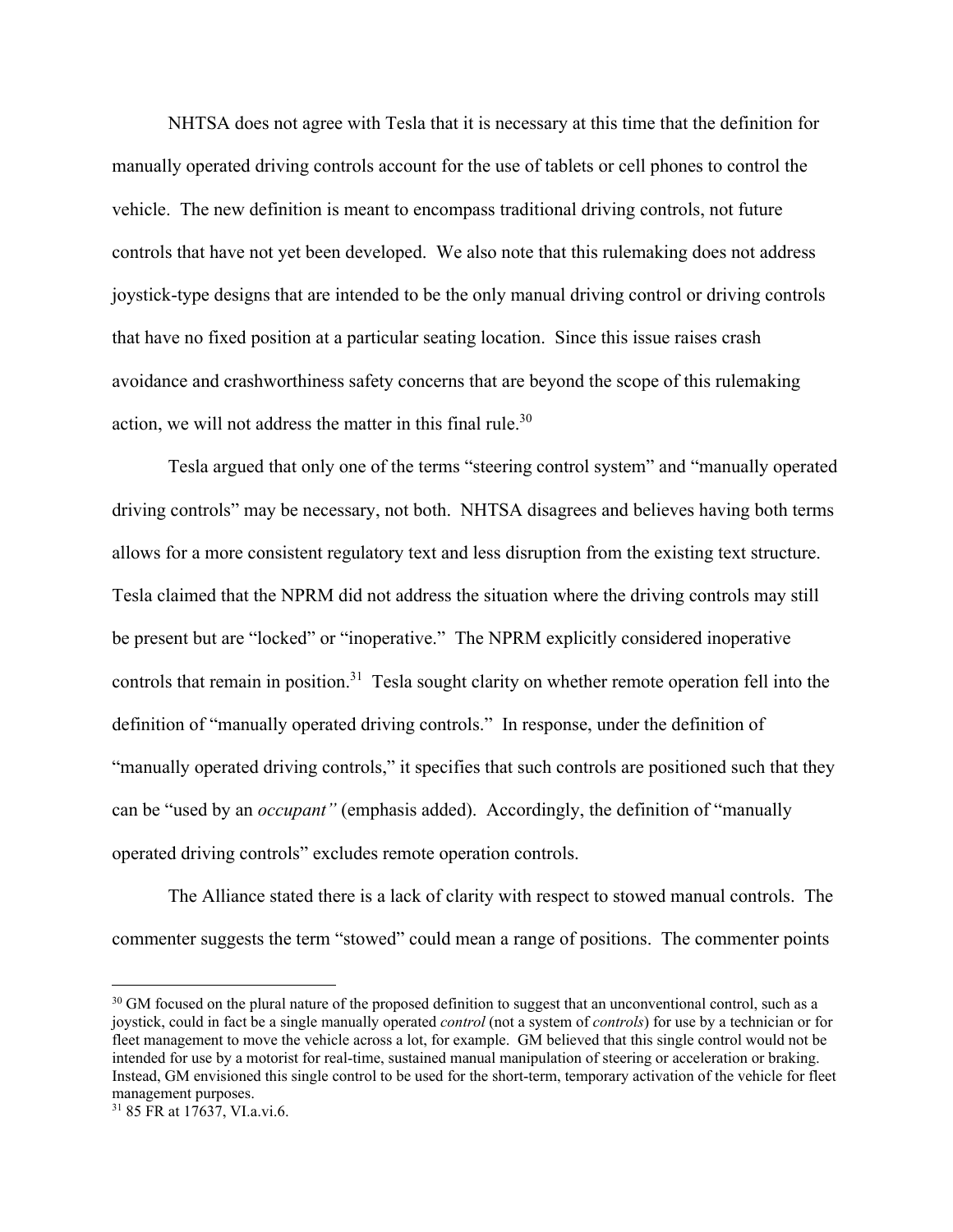NHTSA does not agree with Tesla that it is necessary at this time that the definition for manually operated driving controls account for the use of tablets or cell phones to control the vehicle. The new definition is meant to encompass traditional driving controls, not future controls that have not yet been developed. We also note that this rulemaking does not address joystick-type designs that are intended to be the only manual driving control or driving controls that have no fixed position at a particular seating location. Since this issue raises crash avoidance and crashworthiness safety concerns that are beyond the scope of this rulemaking action, we will not address the matter in this final rule.[30]

Tesla argued that only one of the terms "steering control system" and "manually operated driving controls" may be necessary, not both. NHTSA disagrees and believes having both terms allows for a more consistent regulatory text and less disruption from the existing text structure. Tesla claimed that the NPRM did not address the situation where the driving controls may still be present but are "locked" or "inoperative." The NPRM explicitly considered inoperative controls that remain in position.[31] Tesla sought clarity on whether remote operation fell into the definition of "manually operated driving controls." In response, under the definition of "manually operated driving controls," it specifies that such controls are positioned such that they can be "used by an *occupant"* (emphasis added). Accordingly, the definition of "manually operated driving controls" excludes remote operation controls.

The Alliance stated there is a lack of clarity with respect to stowed manual controls. The commenter suggests the term "stowed" could mean a range of positions. The commenter points

---

[30] GM focused on the plural nature of the proposed definition to suggest that an unconventional control, such as a joystick, could in fact be a single manually operated *control* (not a system of *controls*) for use by a technician or for fleet management to move the vehicle across a lot, for example. GM believed that this single control would not be intended for use by a motorist for real-time, sustained manual manipulation of steering or acceleration or braking. Instead, GM envisioned this single control to be used for the short-term, temporary activation of the vehicle for fleet management purposes.

[31] 85 FR at 17637, VI.a.vi.6.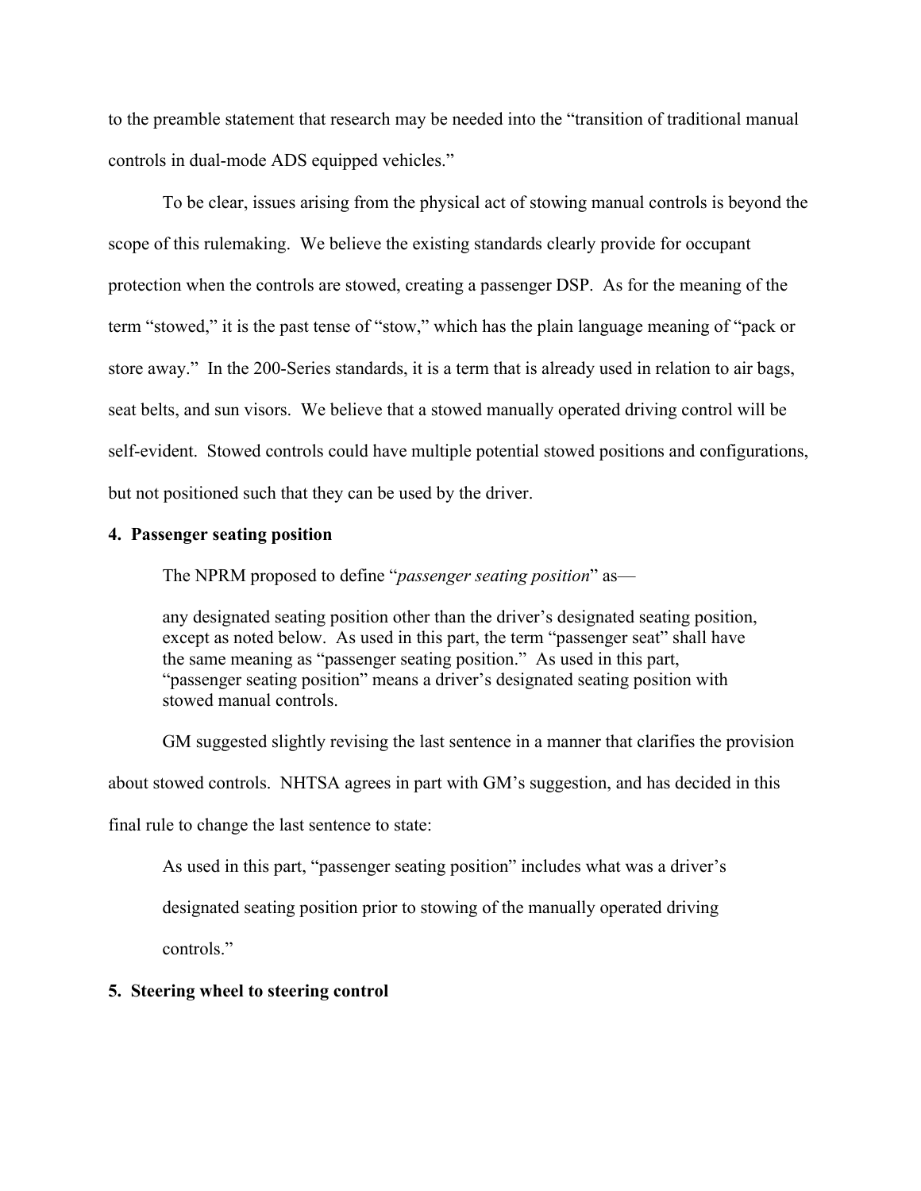to the preamble statement that research may be needed into the "transition of traditional manual controls in dual-mode ADS equipped vehicles."

To be clear, issues arising from the physical act of stowing manual controls is beyond the scope of this rulemaking. We believe the existing standards clearly provide for occupant protection when the controls are stowed, creating a passenger DSP. As for the meaning of the term "stowed," it is the past tense of "stow," which has the plain language meaning of "pack or store away." In the 200-Series standards, it is a term that is already used in relation to air bags, seat belts, and sun visors. We believe that a stowed manually operated driving control will be self-evident. Stowed controls could have multiple potential stowed positions and configurations, but not positioned such that they can be used by the driver.

**4. Passenger seating position**

The NPRM proposed to define "*passenger seating position*" as—

> any designated seating position other than the driver's designated seating position, except as noted below. As used in this part, the term "passenger seat" shall have the same meaning as "passenger seating position." As used in this part, "passenger seating position" means a driver's designated seating position with stowed manual controls.

GM suggested slightly revising the last sentence in a manner that clarifies the provision about stowed controls. NHTSA agrees in part with GM's suggestion, and has decided in this final rule to change the last sentence to state:

> As used in this part, "passenger seating position" includes what was a driver's designated seating position prior to stowing of the manually operated driving controls."

**5. Steering wheel to steering control**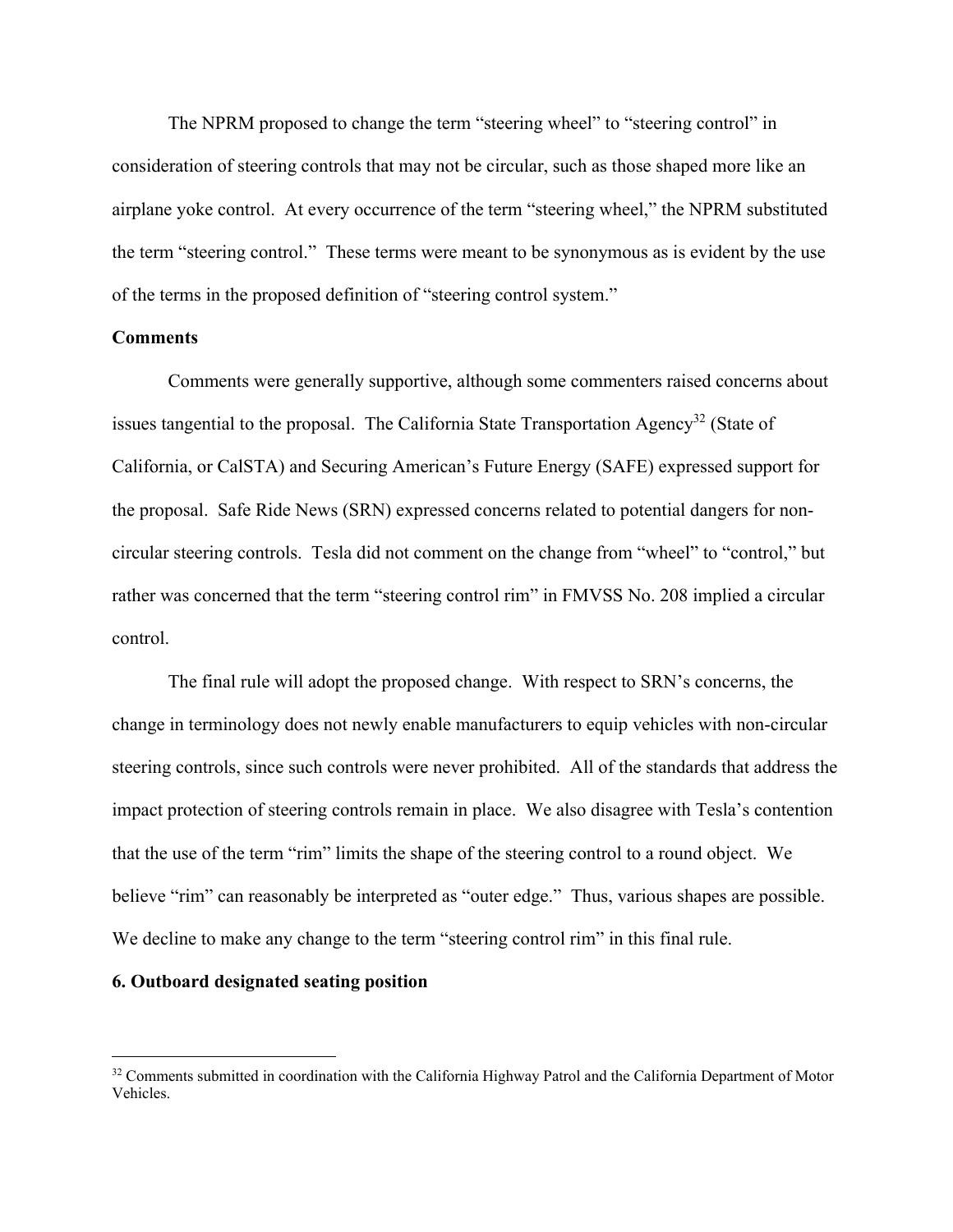The NPRM proposed to change the term "steering wheel" to "steering control" in consideration of steering controls that may not be circular, such as those shaped more like an airplane yoke control. At every occurrence of the term "steering wheel," the NPRM substituted the term "steering control." These terms were meant to be synonymous as is evident by the use of the terms in the proposed definition of "steering control system."

**Comments**

Comments were generally supportive, although some commenters raised concerns about issues tangential to the proposal. The California State Transportation Agency[32] (State of California, or CalSTA) and Securing American's Future Energy (SAFE) expressed support for the proposal. Safe Ride News (SRN) expressed concerns related to potential dangers for non-circular steering controls. Tesla did not comment on the change from "wheel" to "control," but rather was concerned that the term "steering control rim" in FMVSS No. 208 implied a circular control.

The final rule will adopt the proposed change. With respect to SRN's concerns, the change in terminology does not newly enable manufacturers to equip vehicles with non-circular steering controls, since such controls were never prohibited. All of the standards that address the impact protection of steering controls remain in place. We also disagree with Tesla's contention that the use of the term "rim" limits the shape of the steering control to a round object. We believe "rim" can reasonably be interpreted as "outer edge." Thus, various shapes are possible. We decline to make any change to the term "steering control rim" in this final rule.

**6. Outboard designated seating position**

[32] Comments submitted in coordination with the California Highway Patrol and the California Department of Motor Vehicles.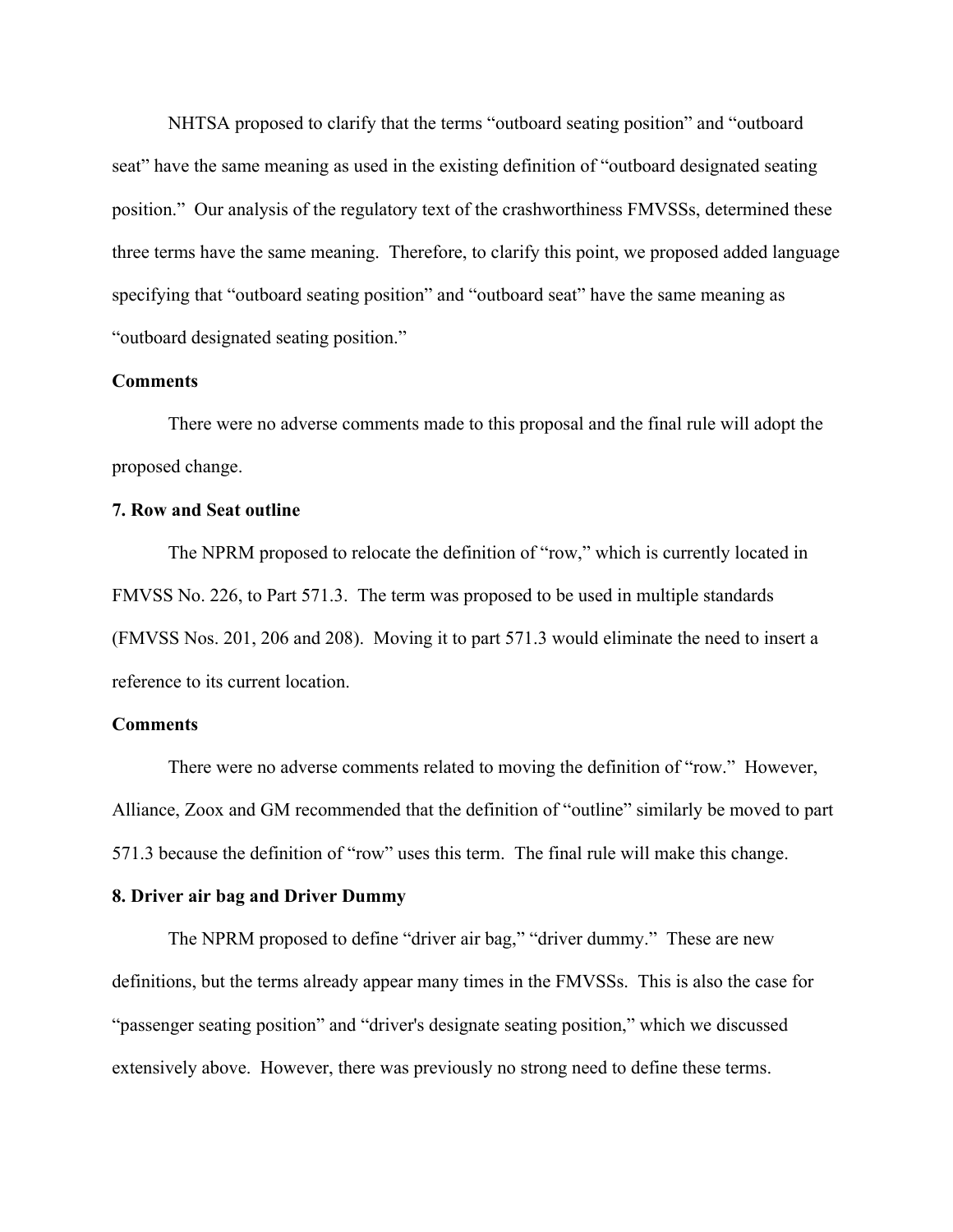NHTSA proposed to clarify that the terms "outboard seating position" and "outboard seat" have the same meaning as used in the existing definition of "outboard designated seating position." Our analysis of the regulatory text of the crashworthiness FMVSSs, determined these three terms have the same meaning. Therefore, to clarify this point, we proposed added language specifying that "outboard seating position" and "outboard seat" have the same meaning as "outboard designated seating position."

**Comments**

There were no adverse comments made to this proposal and the final rule will adopt the proposed change.

**7. Row and Seat outline**

The NPRM proposed to relocate the definition of "row," which is currently located in FMVSS No. 226, to Part 571.3. The term was proposed to be used in multiple standards (FMVSS Nos. 201, 206 and 208). Moving it to part 571.3 would eliminate the need to insert a reference to its current location.

**Comments**

There were no adverse comments related to moving the definition of "row." However, Alliance, Zoox and GM recommended that the definition of "outline" similarly be moved to part 571.3 because the definition of "row" uses this term. The final rule will make this change.

**8. Driver air bag and Driver Dummy**

The NPRM proposed to define "driver air bag," "driver dummy." These are new definitions, but the terms already appear many times in the FMVSSs. This is also the case for "passenger seating position" and "driver's designate seating position," which we discussed extensively above. However, there was previously no strong need to define these terms.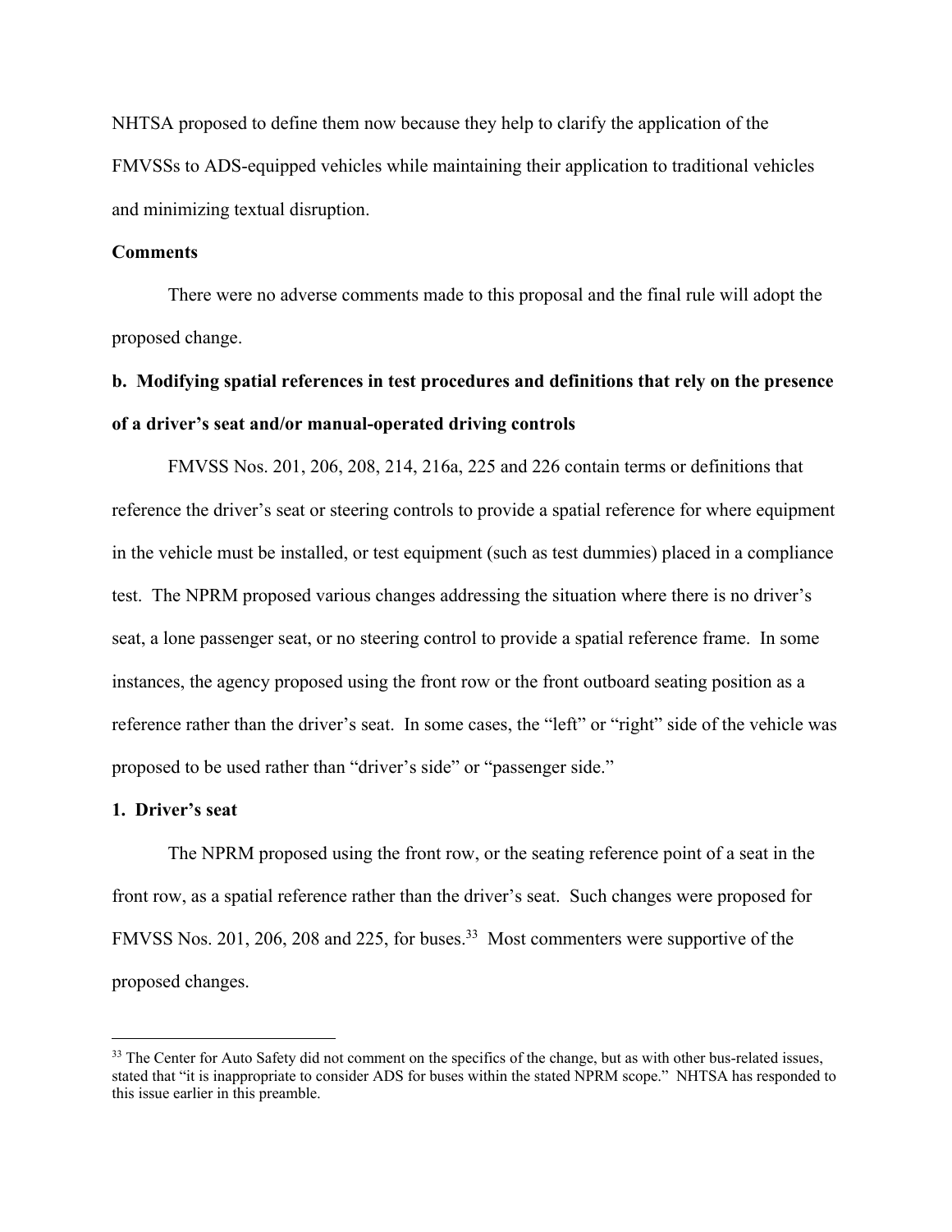NHTSA proposed to define them now because they help to clarify the application of the FMVSSs to ADS-equipped vehicles while maintaining their application to traditional vehicles and minimizing textual disruption.

**Comments**

There were no adverse comments made to this proposal and the final rule will adopt the proposed change.

**b. Modifying spatial references in test procedures and definitions that rely on the presence of a driver's seat and/or manual-operated driving controls**

FMVSS Nos. 201, 206, 208, 214, 216a, 225 and 226 contain terms or definitions that reference the driver's seat or steering controls to provide a spatial reference for where equipment in the vehicle must be installed, or test equipment (such as test dummies) placed in a compliance test. The NPRM proposed various changes addressing the situation where there is no driver's seat, a lone passenger seat, or no steering control to provide a spatial reference frame. In some instances, the agency proposed using the front row or the front outboard seating position as a reference rather than the driver's seat. In some cases, the "left" or "right" side of the vehicle was proposed to be used rather than "driver's side" or "passenger side."

**1. Driver's seat**

The NPRM proposed using the front row, or the seating reference point of a seat in the front row, as a spatial reference rather than the driver's seat. Such changes were proposed for FMVSS Nos. 201, 206, 208 and 225, for buses.[33] Most commenters were supportive of the proposed changes.

[33] The Center for Auto Safety did not comment on the specifics of the change, but as with other bus-related issues, stated that "it is inappropriate to consider ADS for buses within the stated NPRM scope." NHTSA has responded to this issue earlier in this preamble.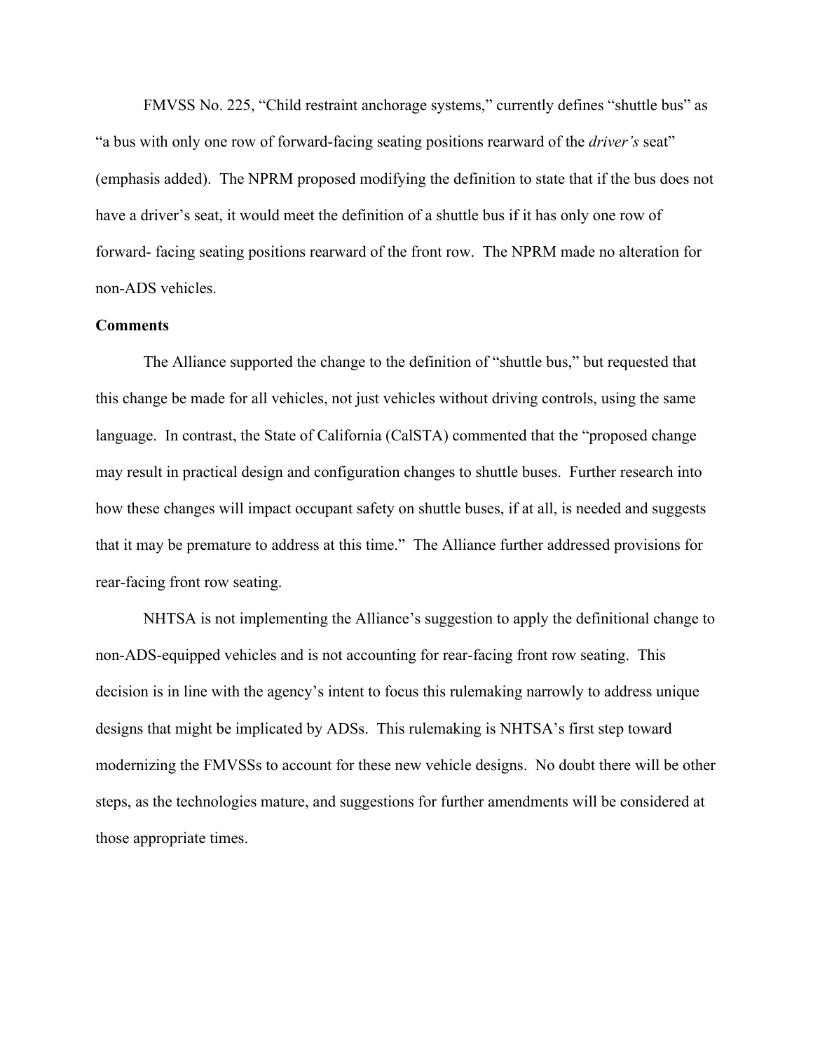FMVSS No. 225, "Child restraint anchorage systems," currently defines "shuttle bus" as "a bus with only one row of forward-facing seating positions rearward of the *driver's* seat" (emphasis added). The NPRM proposed modifying the definition to state that if the bus does not have a driver's seat, it would meet the definition of a shuttle bus if it has only one row of forward- facing seating positions rearward of the front row. The NPRM made no alteration for non-ADS vehicles.

**Comments**

The Alliance supported the change to the definition of "shuttle bus," but requested that this change be made for all vehicles, not just vehicles without driving controls, using the same language. In contrast, the State of California (CalSTA) commented that the "proposed change may result in practical design and configuration changes to shuttle buses. Further research into how these changes will impact occupant safety on shuttle buses, if at all, is needed and suggests that it may be premature to address at this time." The Alliance further addressed provisions for rear-facing front row seating.

NHTSA is not implementing the Alliance's suggestion to apply the definitional change to non-ADS-equipped vehicles and is not accounting for rear-facing front row seating. This decision is in line with the agency's intent to focus this rulemaking narrowly to address unique designs that might be implicated by ADSs. This rulemaking is NHTSA's first step toward modernizing the FMVSSs to account for these new vehicle designs. No doubt there will be other steps, as the technologies mature, and suggestions for further amendments will be considered at those appropriate times.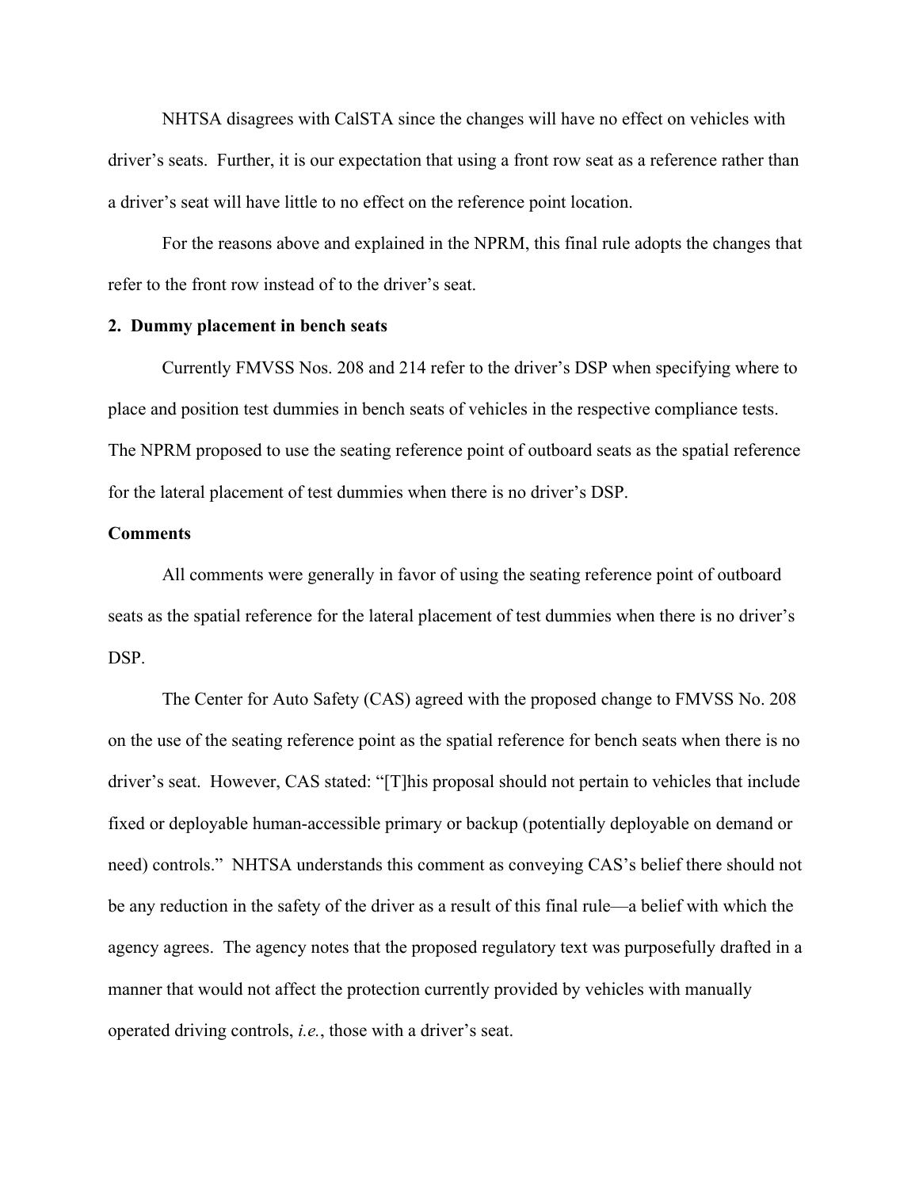NHTSA disagrees with CalSTA since the changes will have no effect on vehicles with driver's seats. Further, it is our expectation that using a front row seat as a reference rather than a driver's seat will have little to no effect on the reference point location.

For the reasons above and explained in the NPRM, this final rule adopts the changes that refer to the front row instead of to the driver's seat.

**2. Dummy placement in bench seats**

Currently FMVSS Nos. 208 and 214 refer to the driver's DSP when specifying where to place and position test dummies in bench seats of vehicles in the respective compliance tests. The NPRM proposed to use the seating reference point of outboard seats as the spatial reference for the lateral placement of test dummies when there is no driver's DSP.

**Comments**

All comments were generally in favor of using the seating reference point of outboard seats as the spatial reference for the lateral placement of test dummies when there is no driver's DSP.

The Center for Auto Safety (CAS) agreed with the proposed change to FMVSS No. 208 on the use of the seating reference point as the spatial reference for bench seats when there is no driver's seat. However, CAS stated: "[T]his proposal should not pertain to vehicles that include fixed or deployable human-accessible primary or backup (potentially deployable on demand or need) controls." NHTSA understands this comment as conveying CAS's belief there should not be any reduction in the safety of the driver as a result of this final rule—a belief with which the agency agrees. The agency notes that the proposed regulatory text was purposefully drafted in a manner that would not affect the protection currently provided by vehicles with manually operated driving controls, *i.e.*, those with a driver's seat.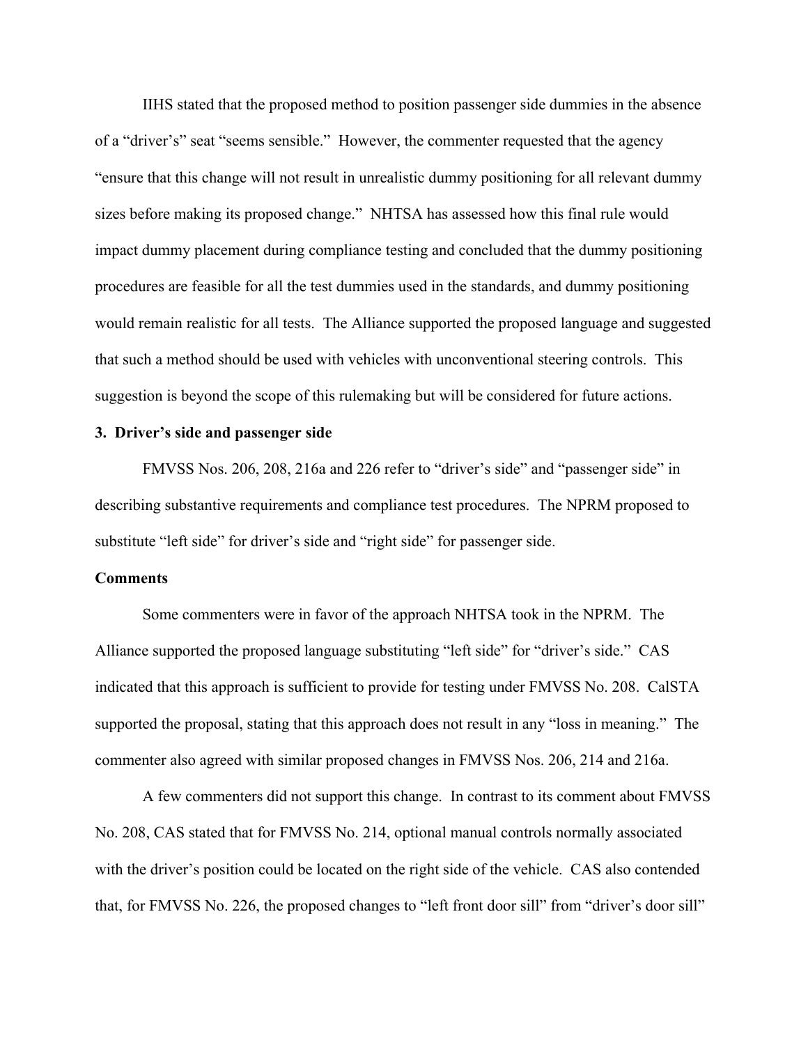IIHS stated that the proposed method to position passenger side dummies in the absence of a "driver's" seat "seems sensible." However, the commenter requested that the agency "ensure that this change will not result in unrealistic dummy positioning for all relevant dummy sizes before making its proposed change." NHTSA has assessed how this final rule would impact dummy placement during compliance testing and concluded that the dummy positioning procedures are feasible for all the test dummies used in the standards, and dummy positioning would remain realistic for all tests. The Alliance supported the proposed language and suggested that such a method should be used with vehicles with unconventional steering controls. This suggestion is beyond the scope of this rulemaking but will be considered for future actions.

### 3. Driver's side and passenger side

FMVSS Nos. 206, 208, 216a and 226 refer to "driver's side" and "passenger side" in describing substantive requirements and compliance test procedures. The NPRM proposed to substitute "left side" for driver's side and "right side" for passenger side.

**Comments**

Some commenters were in favor of the approach NHTSA took in the NPRM. The Alliance supported the proposed language substituting "left side" for "driver's side." CAS indicated that this approach is sufficient to provide for testing under FMVSS No. 208. CalSTA supported the proposal, stating that this approach does not result in any "loss in meaning." The commenter also agreed with similar proposed changes in FMVSS Nos. 206, 214 and 216a.

A few commenters did not support this change. In contrast to its comment about FMVSS No. 208, CAS stated that for FMVSS No. 214, optional manual controls normally associated with the driver's position could be located on the right side of the vehicle. CAS also contended that, for FMVSS No. 226, the proposed changes to "left front door sill" from "driver's door sill"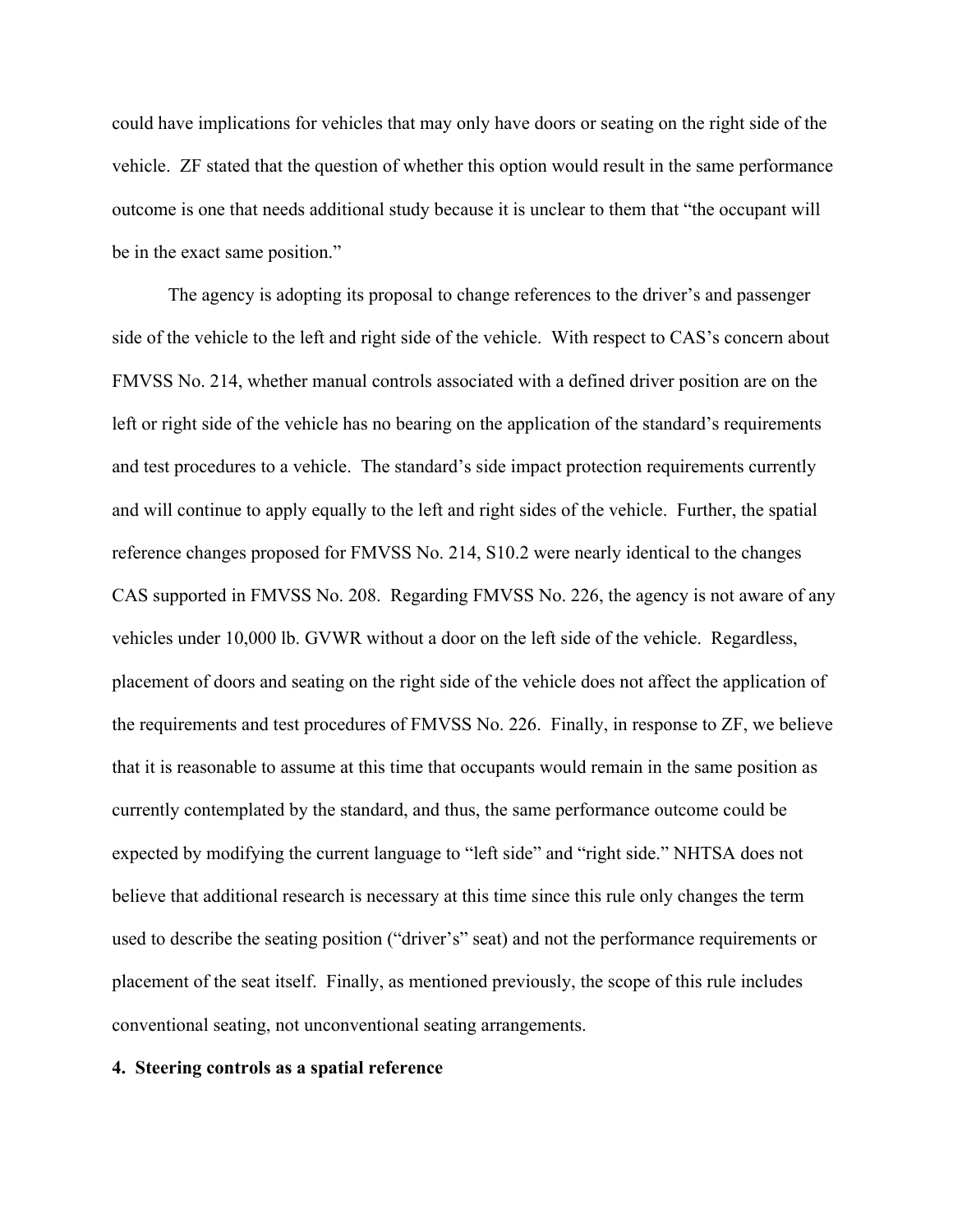could have implications for vehicles that may only have doors or seating on the right side of the vehicle. ZF stated that the question of whether this option would result in the same performance outcome is one that needs additional study because it is unclear to them that "the occupant will be in the exact same position."

The agency is adopting its proposal to change references to the driver's and passenger side of the vehicle to the left and right side of the vehicle. With respect to CAS's concern about FMVSS No. 214, whether manual controls associated with a defined driver position are on the left or right side of the vehicle has no bearing on the application of the standard's requirements and test procedures to a vehicle. The standard's side impact protection requirements currently and will continue to apply equally to the left and right sides of the vehicle. Further, the spatial reference changes proposed for FMVSS No. 214, S10.2 were nearly identical to the changes CAS supported in FMVSS No. 208. Regarding FMVSS No. 226, the agency is not aware of any vehicles under 10,000 lb. GVWR without a door on the left side of the vehicle. Regardless, placement of doors and seating on the right side of the vehicle does not affect the application of the requirements and test procedures of FMVSS No. 226. Finally, in response to ZF, we believe that it is reasonable to assume at this time that occupants would remain in the same position as currently contemplated by the standard, and thus, the same performance outcome could be expected by modifying the current language to "left side" and "right side." NHTSA does not believe that additional research is necessary at this time since this rule only changes the term used to describe the seating position ("driver's" seat) and not the performance requirements or placement of the seat itself. Finally, as mentioned previously, the scope of this rule includes conventional seating, not unconventional seating arrangements.

**4. Steering controls as a spatial reference**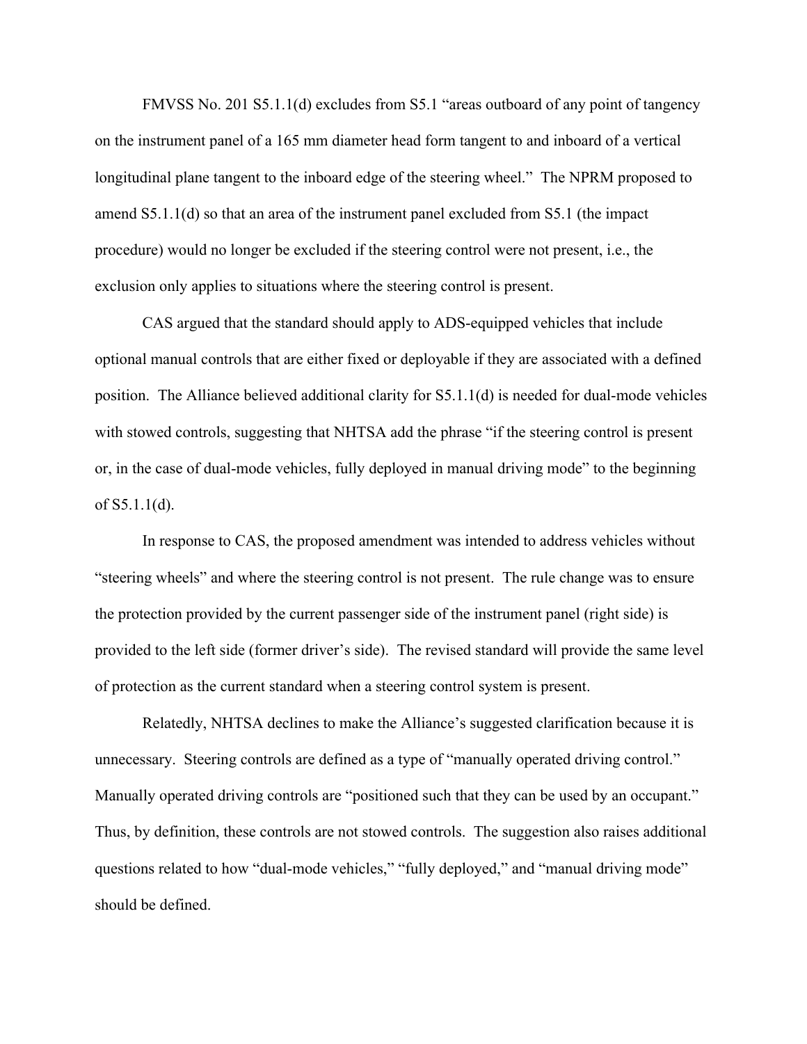FMVSS No. 201 S5.1.1(d) excludes from S5.1 "areas outboard of any point of tangency on the instrument panel of a 165 mm diameter head form tangent to and inboard of a vertical longitudinal plane tangent to the inboard edge of the steering wheel." The NPRM proposed to amend S5.1.1(d) so that an area of the instrument panel excluded from S5.1 (the impact procedure) would no longer be excluded if the steering control were not present, i.e., the exclusion only applies to situations where the steering control is present.

CAS argued that the standard should apply to ADS-equipped vehicles that include optional manual controls that are either fixed or deployable if they are associated with a defined position. The Alliance believed additional clarity for S5.1.1(d) is needed for dual-mode vehicles with stowed controls, suggesting that NHTSA add the phrase "if the steering control is present or, in the case of dual-mode vehicles, fully deployed in manual driving mode" to the beginning of S5.1.1(d).

In response to CAS, the proposed amendment was intended to address vehicles without "steering wheels" and where the steering control is not present. The rule change was to ensure the protection provided by the current passenger side of the instrument panel (right side) is provided to the left side (former driver's side). The revised standard will provide the same level of protection as the current standard when a steering control system is present.

Relatedly, NHTSA declines to make the Alliance's suggested clarification because it is unnecessary. Steering controls are defined as a type of "manually operated driving control." Manually operated driving controls are "positioned such that they can be used by an occupant." Thus, by definition, these controls are not stowed controls. The suggestion also raises additional questions related to how "dual-mode vehicles," "fully deployed," and "manual driving mode" should be defined.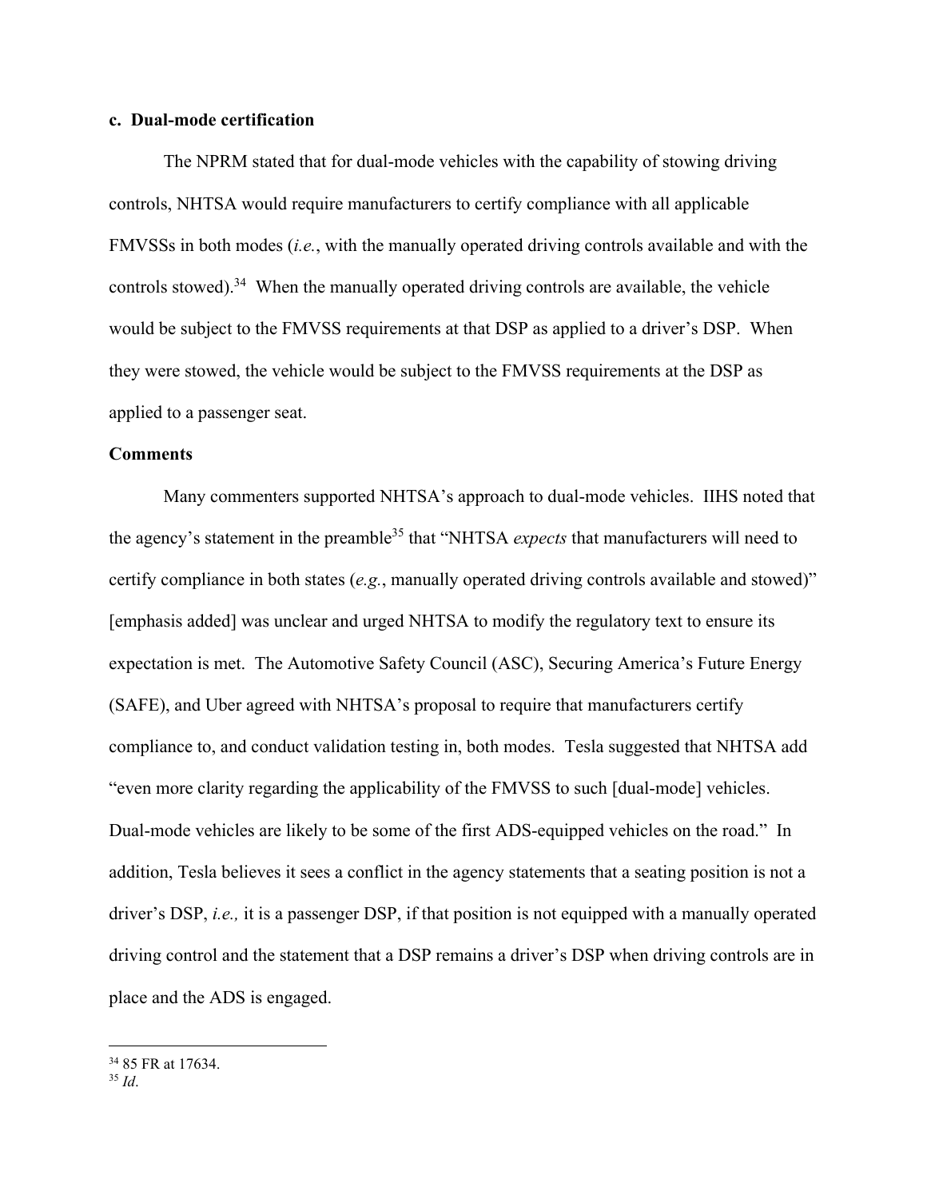**c. Dual-mode certification**

The NPRM stated that for dual-mode vehicles with the capability of stowing driving controls, NHTSA would require manufacturers to certify compliance with all applicable FMVSSs in both modes (*i.e.*, with the manually operated driving controls available and with the controls stowed).[34] When the manually operated driving controls are available, the vehicle would be subject to the FMVSS requirements at that DSP as applied to a driver's DSP. When they were stowed, the vehicle would be subject to the FMVSS requirements at the DSP as applied to a passenger seat.

**Comments**

Many commenters supported NHTSA's approach to dual-mode vehicles. IIHS noted that the agency's statement in the preamble[35] that "NHTSA *expects* that manufacturers will need to certify compliance in both states (*e.g.*, manually operated driving controls available and stowed)" [emphasis added] was unclear and urged NHTSA to modify the regulatory text to ensure its expectation is met. The Automotive Safety Council (ASC), Securing America's Future Energy (SAFE), and Uber agreed with NHTSA's proposal to require that manufacturers certify compliance to, and conduct validation testing in, both modes. Tesla suggested that NHTSA add "even more clarity regarding the applicability of the FMVSS to such [dual-mode] vehicles. Dual-mode vehicles are likely to be some of the first ADS-equipped vehicles on the road." In addition, Tesla believes it sees a conflict in the agency statements that a seating position is not a driver's DSP, *i.e.,* it is a passenger DSP, if that position is not equipped with a manually operated driving control and the statement that a DSP remains a driver's DSP when driving controls are in place and the ADS is engaged.

---

[34] 85 FR at 17634.

[35] *Id*.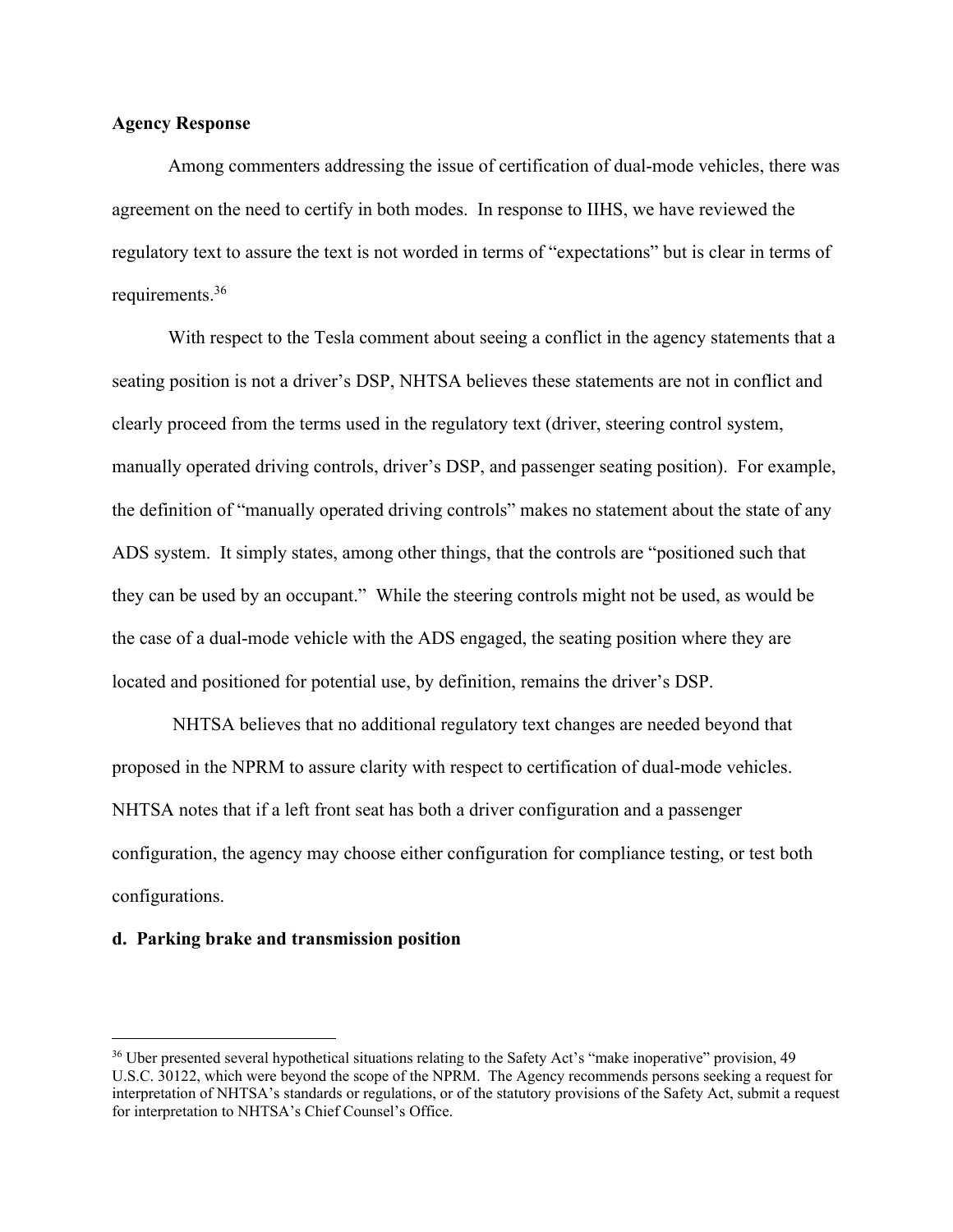**Agency Response**

Among commenters addressing the issue of certification of dual-mode vehicles, there was agreement on the need to certify in both modes. In response to IIHS, we have reviewed the regulatory text to assure the text is not worded in terms of "expectations" but is clear in terms of requirements.[36]

With respect to the Tesla comment about seeing a conflict in the agency statements that a seating position is not a driver's DSP, NHTSA believes these statements are not in conflict and clearly proceed from the terms used in the regulatory text (driver, steering control system, manually operated driving controls, driver's DSP, and passenger seating position). For example, the definition of "manually operated driving controls" makes no statement about the state of any ADS system. It simply states, among other things, that the controls are "positioned such that they can be used by an occupant." While the steering controls might not be used, as would be the case of a dual-mode vehicle with the ADS engaged, the seating position where they are located and positioned for potential use, by definition, remains the driver's DSP.

NHTSA believes that no additional regulatory text changes are needed beyond that proposed in the NPRM to assure clarity with respect to certification of dual-mode vehicles. NHTSA notes that if a left front seat has both a driver configuration and a passenger configuration, the agency may choose either configuration for compliance testing, or test both configurations.

**d. Parking brake and transmission position**

[36] Uber presented several hypothetical situations relating to the Safety Act's "make inoperative" provision, 49 U.S.C. 30122, which were beyond the scope of the NPRM. The Agency recommends persons seeking a request for interpretation of NHTSA's standards or regulations, or of the statutory provisions of the Safety Act, submit a request for interpretation to NHTSA's Chief Counsel's Office.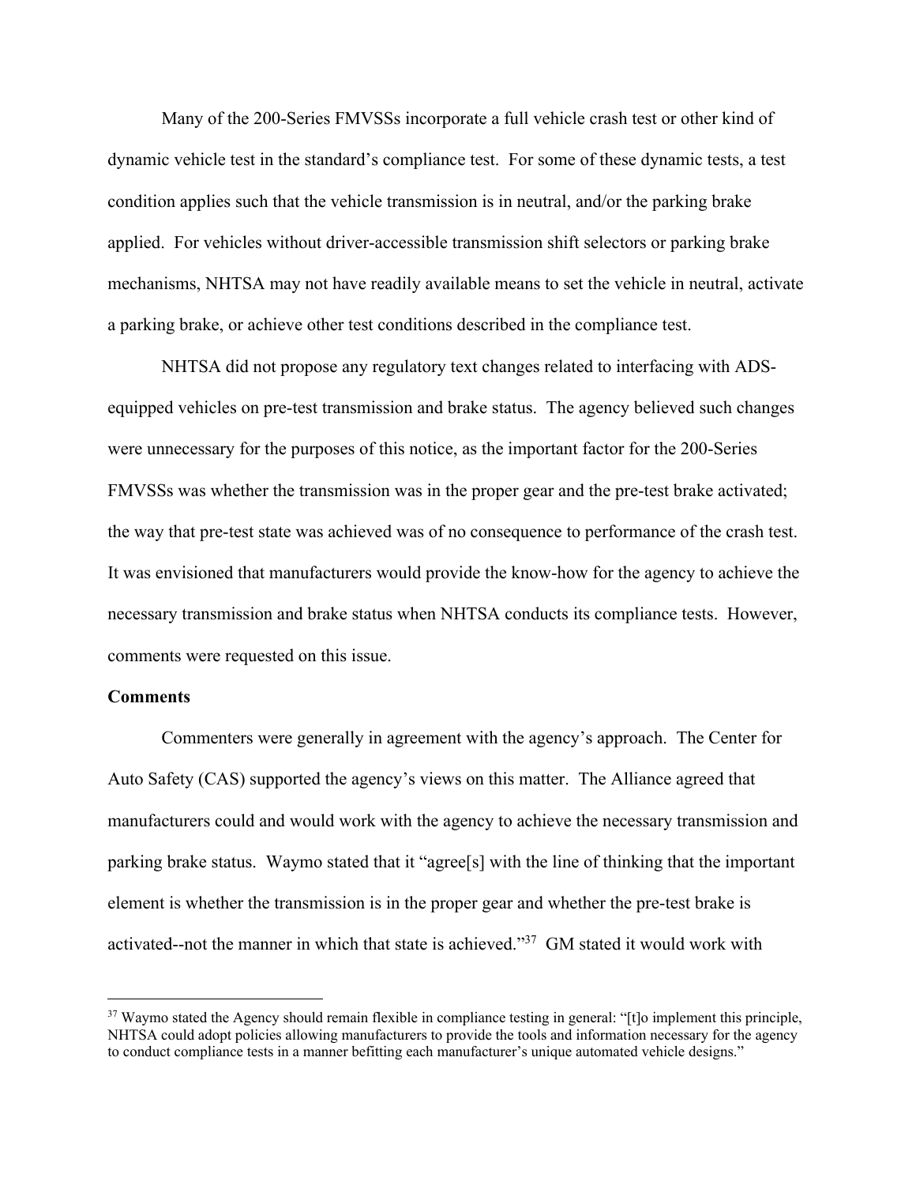Many of the 200-Series FMVSSs incorporate a full vehicle crash test or other kind of dynamic vehicle test in the standard's compliance test. For some of these dynamic tests, a test condition applies such that the vehicle transmission is in neutral, and/or the parking brake applied. For vehicles without driver-accessible transmission shift selectors or parking brake mechanisms, NHTSA may not have readily available means to set the vehicle in neutral, activate a parking brake, or achieve other test conditions described in the compliance test.

NHTSA did not propose any regulatory text changes related to interfacing with ADS-equipped vehicles on pre-test transmission and brake status. The agency believed such changes were unnecessary for the purposes of this notice, as the important factor for the 200-Series FMVSSs was whether the transmission was in the proper gear and the pre-test brake activated; the way that pre-test state was achieved was of no consequence to performance of the crash test. It was envisioned that manufacturers would provide the know-how for the agency to achieve the necessary transmission and brake status when NHTSA conducts its compliance tests. However, comments were requested on this issue.

**Comments**

Commenters were generally in agreement with the agency's approach. The Center for Auto Safety (CAS) supported the agency's views on this matter. The Alliance agreed that manufacturers could and would work with the agency to achieve the necessary transmission and parking brake status. Waymo stated that it "agree[s] with the line of thinking that the important element is whether the transmission is in the proper gear and whether the pre-test brake is activated--not the manner in which that state is achieved."[37] GM stated it would work with

[37] Waymo stated the Agency should remain flexible in compliance testing in general: "[t]o implement this principle, NHTSA could adopt policies allowing manufacturers to provide the tools and information necessary for the agency to conduct compliance tests in a manner befitting each manufacturer's unique automated vehicle designs."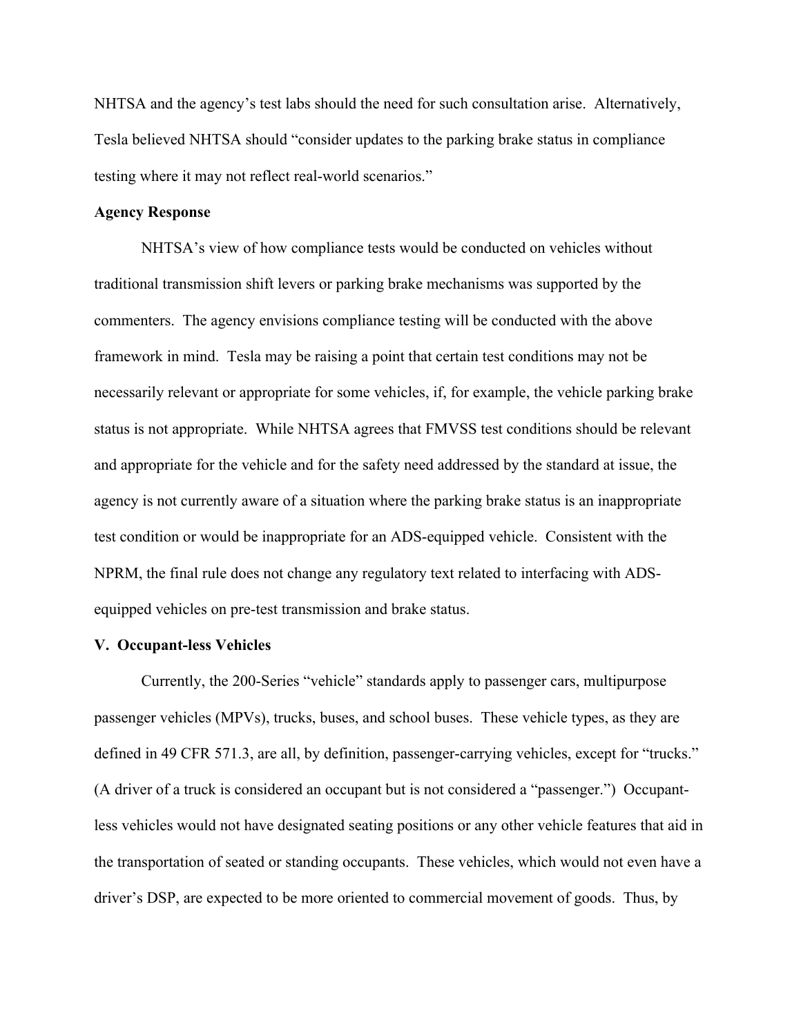NHTSA and the agency's test labs should the need for such consultation arise. Alternatively, Tesla believed NHTSA should "consider updates to the parking brake status in compliance testing where it may not reflect real-world scenarios."

**Agency Response**

NHTSA's view of how compliance tests would be conducted on vehicles without traditional transmission shift levers or parking brake mechanisms was supported by the commenters. The agency envisions compliance testing will be conducted with the above framework in mind. Tesla may be raising a point that certain test conditions may not be necessarily relevant or appropriate for some vehicles, if, for example, the vehicle parking brake status is not appropriate. While NHTSA agrees that FMVSS test conditions should be relevant and appropriate for the vehicle and for the safety need addressed by the standard at issue, the agency is not currently aware of a situation where the parking brake status is an inappropriate test condition or would be inappropriate for an ADS-equipped vehicle. Consistent with the NPRM, the final rule does not change any regulatory text related to interfacing with ADS-equipped vehicles on pre-test transmission and brake status.

**V. Occupant-less Vehicles**

Currently, the 200-Series "vehicle" standards apply to passenger cars, multipurpose passenger vehicles (MPVs), trucks, buses, and school buses. These vehicle types, as they are defined in 49 CFR 571.3, are all, by definition, passenger-carrying vehicles, except for "trucks." (A driver of a truck is considered an occupant but is not considered a "passenger.") Occupant-less vehicles would not have designated seating positions or any other vehicle features that aid in the transportation of seated or standing occupants. These vehicles, which would not even have a driver's DSP, are expected to be more oriented to commercial movement of goods. Thus, by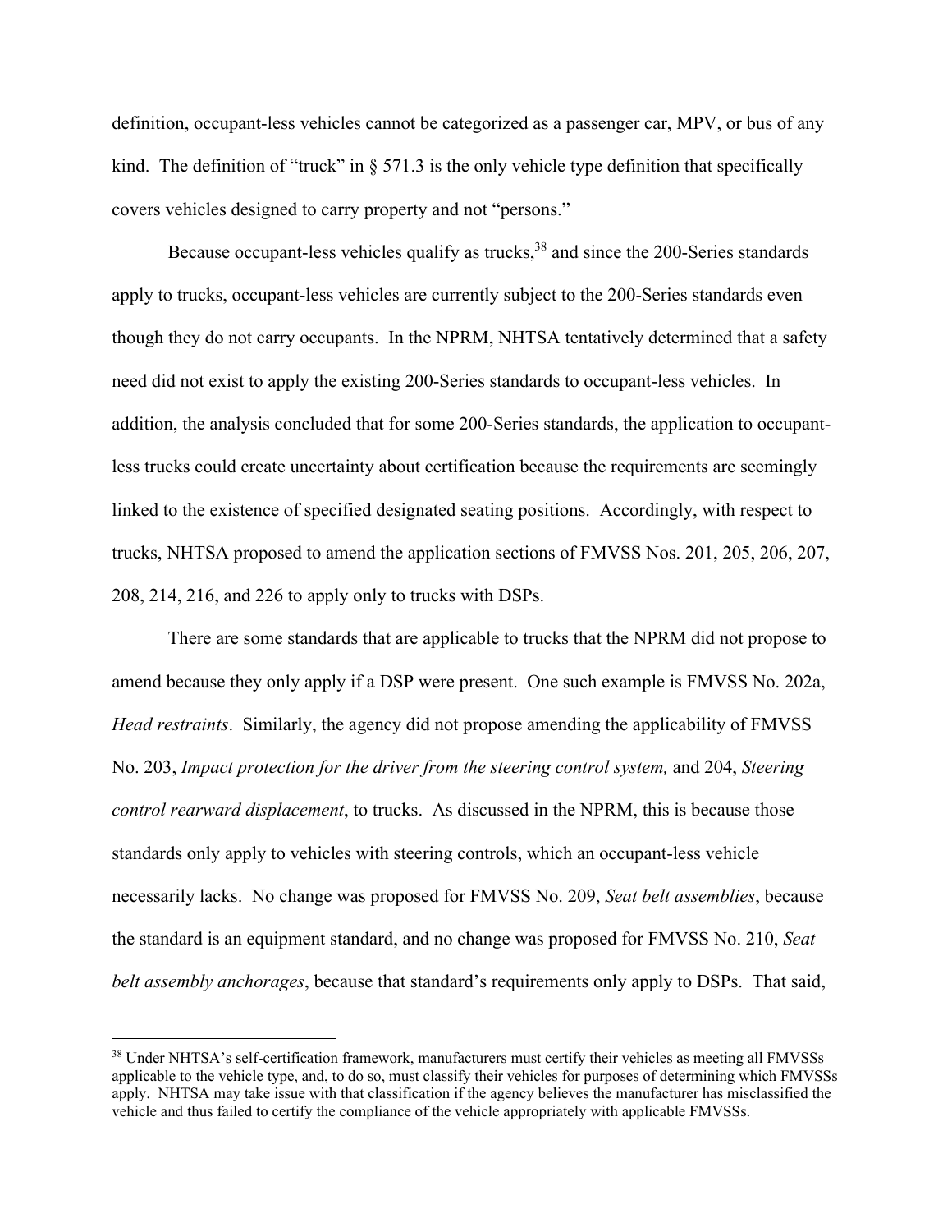definition, occupant-less vehicles cannot be categorized as a passenger car, MPV, or bus of any kind. The definition of "truck" in § 571.3 is the only vehicle type definition that specifically covers vehicles designed to carry property and not "persons."

Because occupant-less vehicles qualify as trucks,[38] and since the 200-Series standards apply to trucks, occupant-less vehicles are currently subject to the 200-Series standards even though they do not carry occupants. In the NPRM, NHTSA tentatively determined that a safety need did not exist to apply the existing 200-Series standards to occupant-less vehicles. In addition, the analysis concluded that for some 200-Series standards, the application to occupant-less trucks could create uncertainty about certification because the requirements are seemingly linked to the existence of specified designated seating positions. Accordingly, with respect to trucks, NHTSA proposed to amend the application sections of FMVSS Nos. 201, 205, 206, 207, 208, 214, 216, and 226 to apply only to trucks with DSPs.

There are some standards that are applicable to trucks that the NPRM did not propose to amend because they only apply if a DSP were present. One such example is FMVSS No. 202a, *Head restraints*. Similarly, the agency did not propose amending the applicability of FMVSS No. 203, *Impact protection for the driver from the steering control system,* and 204, *Steering control rearward displacement*, to trucks. As discussed in the NPRM, this is because those standards only apply to vehicles with steering controls, which an occupant-less vehicle necessarily lacks. No change was proposed for FMVSS No. 209, *Seat belt assemblies*, because the standard is an equipment standard, and no change was proposed for FMVSS No. 210, *Seat belt assembly anchorages*, because that standard's requirements only apply to DSPs. That said,

---

[38] Under NHTSA's self-certification framework, manufacturers must certify their vehicles as meeting all FMVSSs applicable to the vehicle type, and, to do so, must classify their vehicles for purposes of determining which FMVSSs apply. NHTSA may take issue with that classification if the agency believes the manufacturer has misclassified the vehicle and thus failed to certify the compliance of the vehicle appropriately with applicable FMVSSs.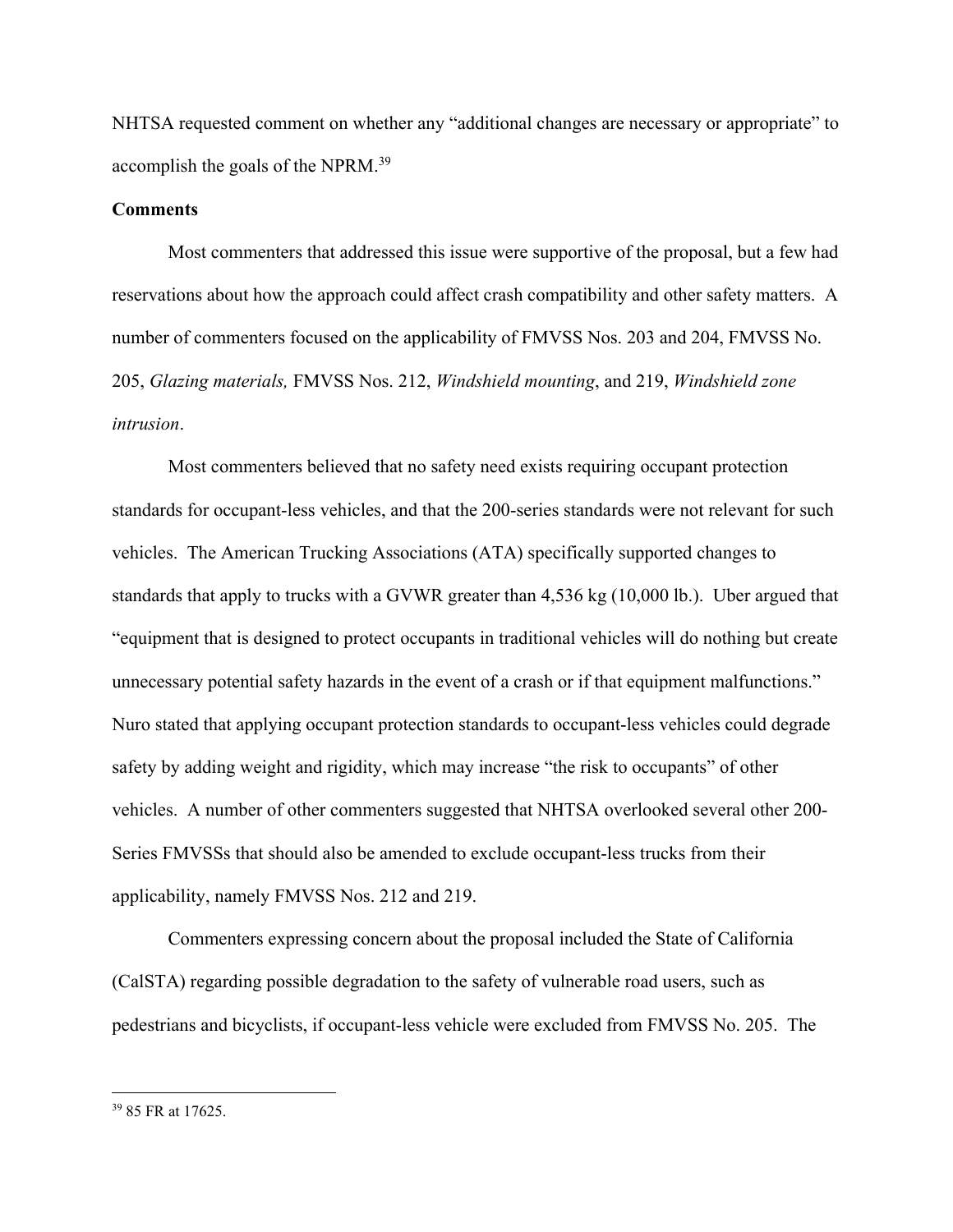NHTSA requested comment on whether any "additional changes are necessary or appropriate" to accomplish the goals of the NPRM.[39]

**Comments**

Most commenters that addressed this issue were supportive of the proposal, but a few had reservations about how the approach could affect crash compatibility and other safety matters. A number of commenters focused on the applicability of FMVSS Nos. 203 and 204, FMVSS No. 205, *Glazing materials,* FMVSS Nos. 212, *Windshield mounting*, and 219, *Windshield zone intrusion*.

Most commenters believed that no safety need exists requiring occupant protection standards for occupant-less vehicles, and that the 200-series standards were not relevant for such vehicles. The American Trucking Associations (ATA) specifically supported changes to standards that apply to trucks with a GVWR greater than 4,536 kg (10,000 lb.). Uber argued that "equipment that is designed to protect occupants in traditional vehicles will do nothing but create unnecessary potential safety hazards in the event of a crash or if that equipment malfunctions." Nuro stated that applying occupant protection standards to occupant-less vehicles could degrade safety by adding weight and rigidity, which may increase "the risk to occupants" of other vehicles. A number of other commenters suggested that NHTSA overlooked several other 200-Series FMVSSs that should also be amended to exclude occupant-less trucks from their applicability, namely FMVSS Nos. 212 and 219.

Commenters expressing concern about the proposal included the State of California (CalSTA) regarding possible degradation to the safety of vulnerable road users, such as pedestrians and bicyclists, if occupant-less vehicle were excluded from FMVSS No. 205. The

[39] 85 FR at 17625.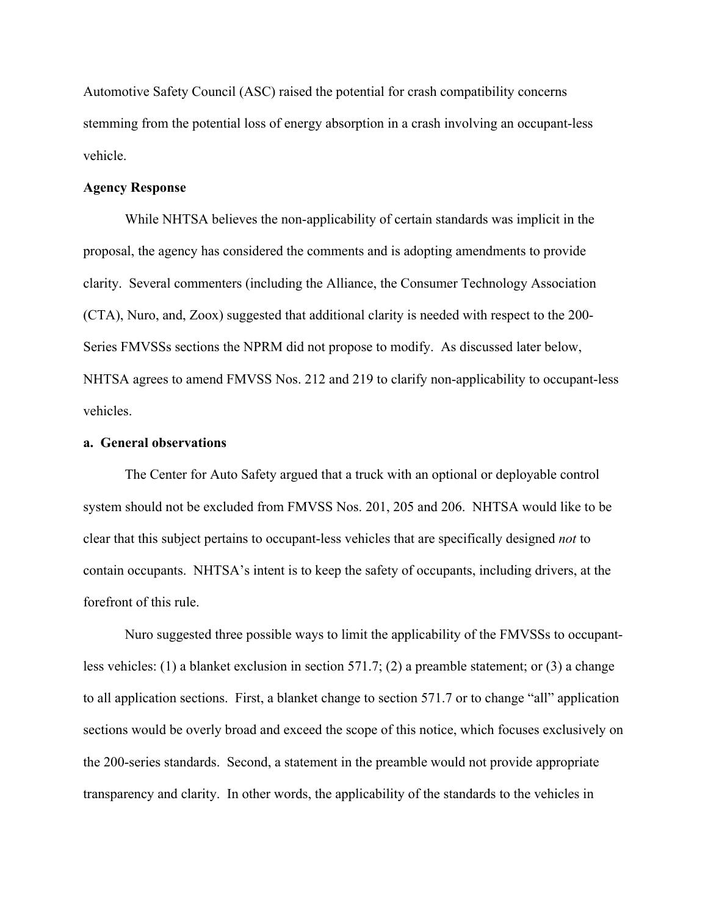Automotive Safety Council (ASC) raised the potential for crash compatibility concerns stemming from the potential loss of energy absorption in a crash involving an occupant-less vehicle.

**Agency Response**

While NHTSA believes the non-applicability of certain standards was implicit in the proposal, the agency has considered the comments and is adopting amendments to provide clarity. Several commenters (including the Alliance, the Consumer Technology Association (CTA), Nuro, and, Zoox) suggested that additional clarity is needed with respect to the 200-Series FMVSSs sections the NPRM did not propose to modify. As discussed later below, NHTSA agrees to amend FMVSS Nos. 212 and 219 to clarify non-applicability to occupant-less vehicles.

**a. General observations**

The Center for Auto Safety argued that a truck with an optional or deployable control system should not be excluded from FMVSS Nos. 201, 205 and 206. NHTSA would like to be clear that this subject pertains to occupant-less vehicles that are specifically designed *not* to contain occupants. NHTSA's intent is to keep the safety of occupants, including drivers, at the forefront of this rule.

Nuro suggested three possible ways to limit the applicability of the FMVSSs to occupant-less vehicles: (1) a blanket exclusion in section 571.7; (2) a preamble statement; or (3) a change to all application sections. First, a blanket change to section 571.7 or to change "all" application sections would be overly broad and exceed the scope of this notice, which focuses exclusively on the 200-series standards. Second, a statement in the preamble would not provide appropriate transparency and clarity. In other words, the applicability of the standards to the vehicles in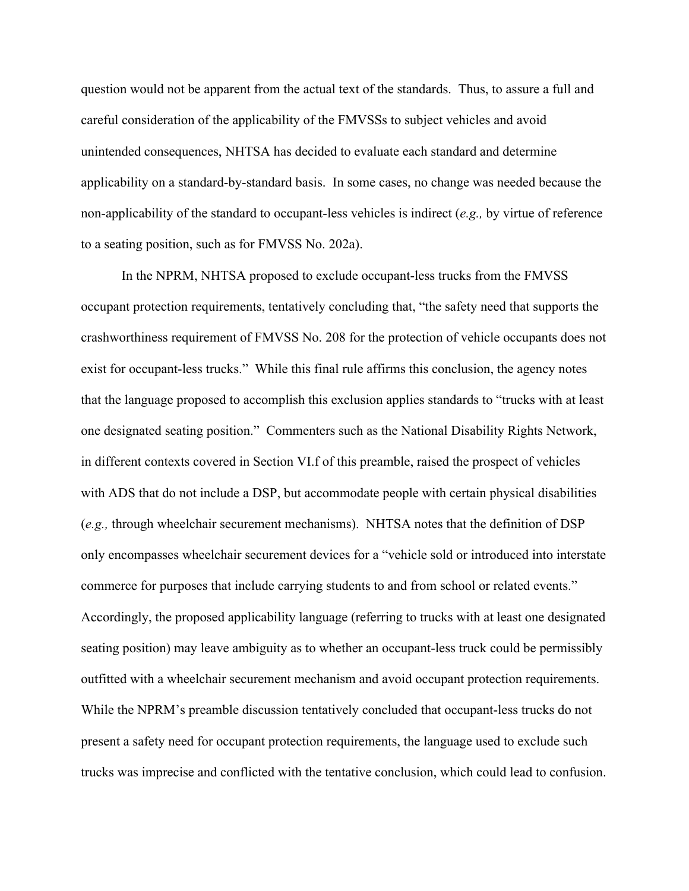question would not be apparent from the actual text of the standards. Thus, to assure a full and careful consideration of the applicability of the FMVSSs to subject vehicles and avoid unintended consequences, NHTSA has decided to evaluate each standard and determine applicability on a standard-by-standard basis. In some cases, no change was needed because the non-applicability of the standard to occupant-less vehicles is indirect (*e.g.,* by virtue of reference to a seating position, such as for FMVSS No. 202a).

In the NPRM, NHTSA proposed to exclude occupant-less trucks from the FMVSS occupant protection requirements, tentatively concluding that, "the safety need that supports the crashworthiness requirement of FMVSS No. 208 for the protection of vehicle occupants does not exist for occupant-less trucks." While this final rule affirms this conclusion, the agency notes that the language proposed to accomplish this exclusion applies standards to "trucks with at least one designated seating position." Commenters such as the National Disability Rights Network, in different contexts covered in Section VI.f of this preamble, raised the prospect of vehicles with ADS that do not include a DSP, but accommodate people with certain physical disabilities (*e.g.,* through wheelchair securement mechanisms). NHTSA notes that the definition of DSP only encompasses wheelchair securement devices for a "vehicle sold or introduced into interstate commerce for purposes that include carrying students to and from school or related events." Accordingly, the proposed applicability language (referring to trucks with at least one designated seating position) may leave ambiguity as to whether an occupant-less truck could be permissibly outfitted with a wheelchair securement mechanism and avoid occupant protection requirements. While the NPRM's preamble discussion tentatively concluded that occupant-less trucks do not present a safety need for occupant protection requirements, the language used to exclude such trucks was imprecise and conflicted with the tentative conclusion, which could lead to confusion.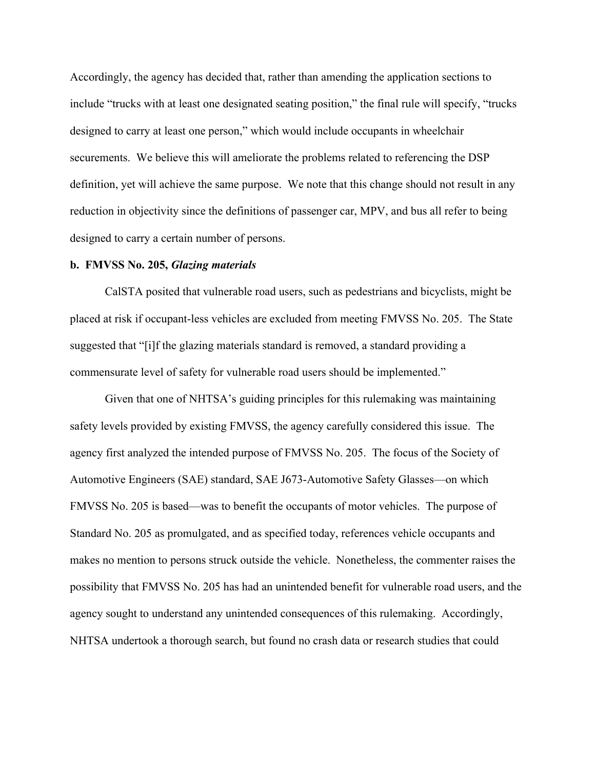Accordingly, the agency has decided that, rather than amending the application sections to include "trucks with at least one designated seating position," the final rule will specify, "trucks designed to carry at least one person," which would include occupants in wheelchair securements. We believe this will ameliorate the problems related to referencing the DSP definition, yet will achieve the same purpose. We note that this change should not result in any reduction in objectivity since the definitions of passenger car, MPV, and bus all refer to being designed to carry a certain number of persons.

**b. FMVSS No. 205, *Glazing materials***

CalSTA posited that vulnerable road users, such as pedestrians and bicyclists, might be placed at risk if occupant-less vehicles are excluded from meeting FMVSS No. 205. The State suggested that "[i]f the glazing materials standard is removed, a standard providing a commensurate level of safety for vulnerable road users should be implemented."

Given that one of NHTSA's guiding principles for this rulemaking was maintaining safety levels provided by existing FMVSS, the agency carefully considered this issue. The agency first analyzed the intended purpose of FMVSS No. 205. The focus of the Society of Automotive Engineers (SAE) standard, SAE J673-Automotive Safety Glasses—on which FMVSS No. 205 is based—was to benefit the occupants of motor vehicles. The purpose of Standard No. 205 as promulgated, and as specified today, references vehicle occupants and makes no mention to persons struck outside the vehicle. Nonetheless, the commenter raises the possibility that FMVSS No. 205 has had an unintended benefit for vulnerable road users, and the agency sought to understand any unintended consequences of this rulemaking. Accordingly, NHTSA undertook a thorough search, but found no crash data or research studies that could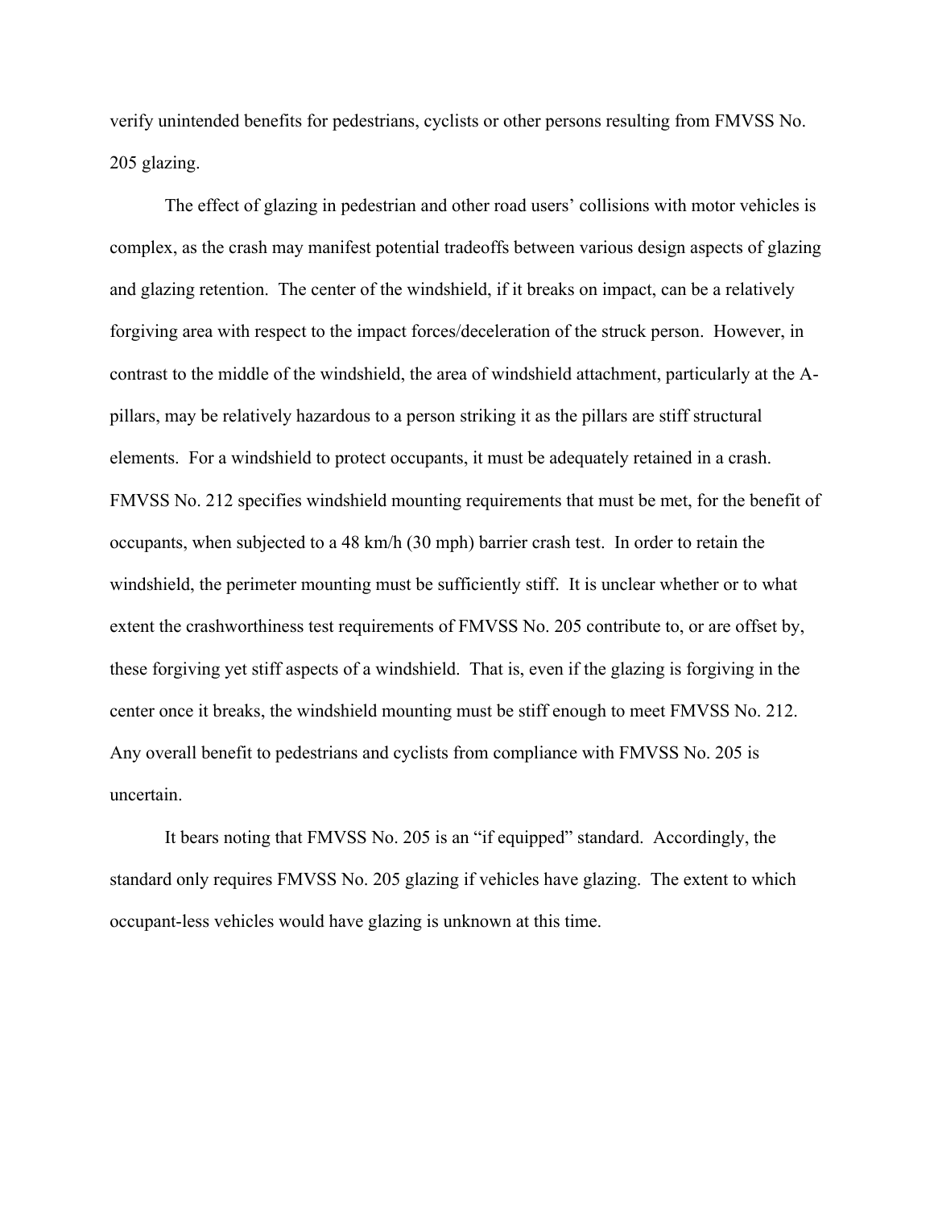verify unintended benefits for pedestrians, cyclists or other persons resulting from FMVSS No. 205 glazing.

The effect of glazing in pedestrian and other road users' collisions with motor vehicles is complex, as the crash may manifest potential tradeoffs between various design aspects of glazing and glazing retention. The center of the windshield, if it breaks on impact, can be a relatively forgiving area with respect to the impact forces/deceleration of the struck person. However, in contrast to the middle of the windshield, the area of windshield attachment, particularly at the A-pillars, may be relatively hazardous to a person striking it as the pillars are stiff structural elements. For a windshield to protect occupants, it must be adequately retained in a crash. FMVSS No. 212 specifies windshield mounting requirements that must be met, for the benefit of occupants, when subjected to a 48 km/h (30 mph) barrier crash test. In order to retain the windshield, the perimeter mounting must be sufficiently stiff. It is unclear whether or to what extent the crashworthiness test requirements of FMVSS No. 205 contribute to, or are offset by, these forgiving yet stiff aspects of a windshield. That is, even if the glazing is forgiving in the center once it breaks, the windshield mounting must be stiff enough to meet FMVSS No. 212. Any overall benefit to pedestrians and cyclists from compliance with FMVSS No. 205 is uncertain.

It bears noting that FMVSS No. 205 is an "if equipped" standard. Accordingly, the standard only requires FMVSS No. 205 glazing if vehicles have glazing. The extent to which occupant-less vehicles would have glazing is unknown at this time.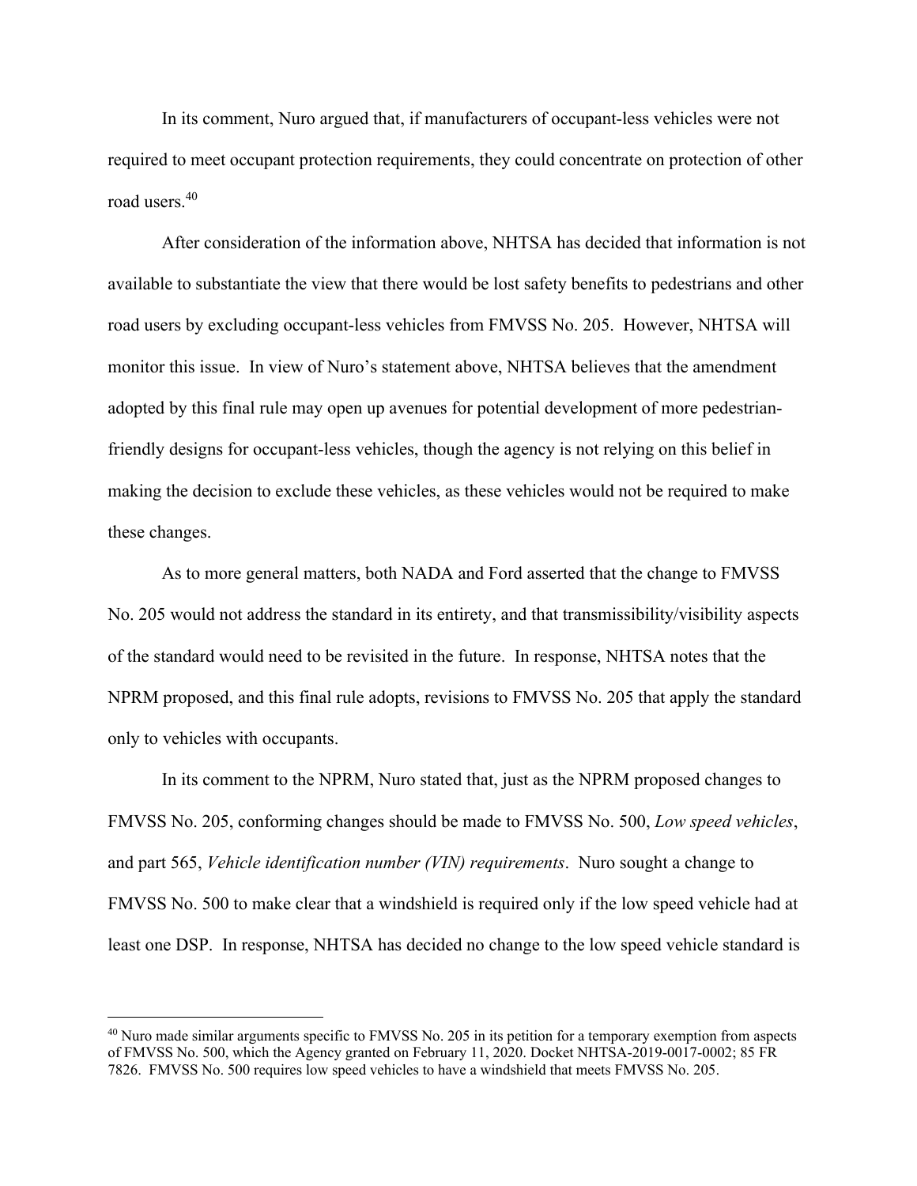In its comment, Nuro argued that, if manufacturers of occupant-less vehicles were not required to meet occupant protection requirements, they could concentrate on protection of other road users.[40]

After consideration of the information above, NHTSA has decided that information is not available to substantiate the view that there would be lost safety benefits to pedestrians and other road users by excluding occupant-less vehicles from FMVSS No. 205. However, NHTSA will monitor this issue. In view of Nuro's statement above, NHTSA believes that the amendment adopted by this final rule may open up avenues for potential development of more pedestrian-friendly designs for occupant-less vehicles, though the agency is not relying on this belief in making the decision to exclude these vehicles, as these vehicles would not be required to make these changes.

As to more general matters, both NADA and Ford asserted that the change to FMVSS No. 205 would not address the standard in its entirety, and that transmissibility/visibility aspects of the standard would need to be revisited in the future. In response, NHTSA notes that the NPRM proposed, and this final rule adopts, revisions to FMVSS No. 205 that apply the standard only to vehicles with occupants.

In its comment to the NPRM, Nuro stated that, just as the NPRM proposed changes to FMVSS No. 205, conforming changes should be made to FMVSS No. 500, *Low speed vehicles*, and part 565, *Vehicle identification number (VIN) requirements*. Nuro sought a change to FMVSS No. 500 to make clear that a windshield is required only if the low speed vehicle had at least one DSP. In response, NHTSA has decided no change to the low speed vehicle standard is

---

[40] Nuro made similar arguments specific to FMVSS No. 205 in its petition for a temporary exemption from aspects of FMVSS No. 500, which the Agency granted on February 11, 2020. Docket NHTSA-2019-0017-0002; 85 FR 7826. FMVSS No. 500 requires low speed vehicles to have a windshield that meets FMVSS No. 205.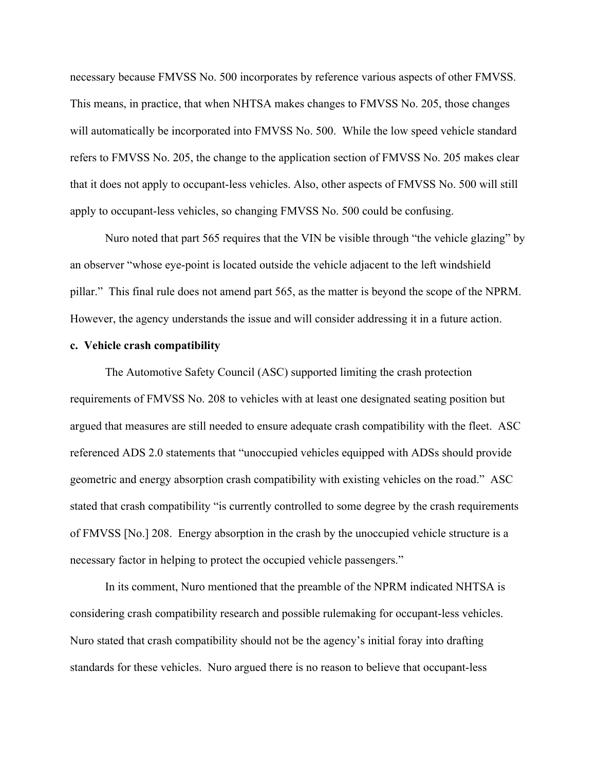necessary because FMVSS No. 500 incorporates by reference various aspects of other FMVSS. This means, in practice, that when NHTSA makes changes to FMVSS No. 205, those changes will automatically be incorporated into FMVSS No. 500. While the low speed vehicle standard refers to FMVSS No. 205, the change to the application section of FMVSS No. 205 makes clear that it does not apply to occupant-less vehicles. Also, other aspects of FMVSS No. 500 will still apply to occupant-less vehicles, so changing FMVSS No. 500 could be confusing.

Nuro noted that part 565 requires that the VIN be visible through "the vehicle glazing" by an observer "whose eye-point is located outside the vehicle adjacent to the left windshield pillar." This final rule does not amend part 565, as the matter is beyond the scope of the NPRM. However, the agency understands the issue and will consider addressing it in a future action.

**c. Vehicle crash compatibility**

The Automotive Safety Council (ASC) supported limiting the crash protection requirements of FMVSS No. 208 to vehicles with at least one designated seating position but argued that measures are still needed to ensure adequate crash compatibility with the fleet. ASC referenced ADS 2.0 statements that "unoccupied vehicles equipped with ADSs should provide geometric and energy absorption crash compatibility with existing vehicles on the road." ASC stated that crash compatibility "is currently controlled to some degree by the crash requirements of FMVSS [No.] 208. Energy absorption in the crash by the unoccupied vehicle structure is a necessary factor in helping to protect the occupied vehicle passengers."

In its comment, Nuro mentioned that the preamble of the NPRM indicated NHTSA is considering crash compatibility research and possible rulemaking for occupant-less vehicles. Nuro stated that crash compatibility should not be the agency's initial foray into drafting standards for these vehicles. Nuro argued there is no reason to believe that occupant-less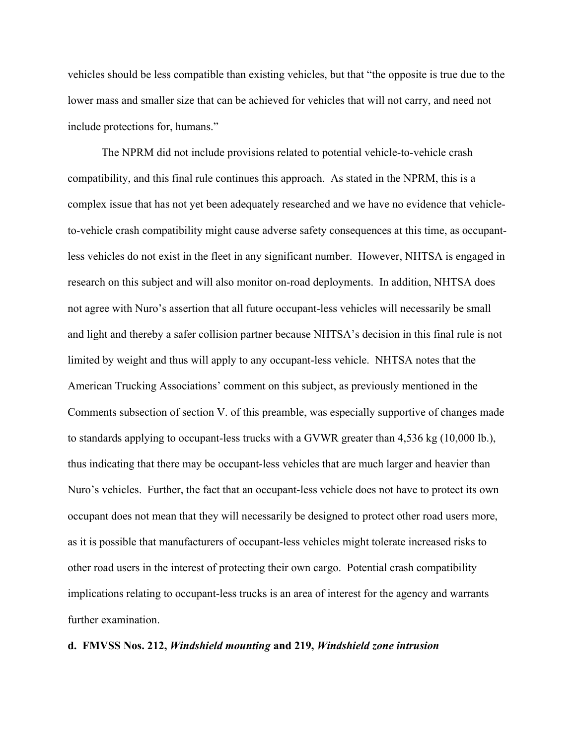vehicles should be less compatible than existing vehicles, but that "the opposite is true due to the lower mass and smaller size that can be achieved for vehicles that will not carry, and need not include protections for, humans."

The NPRM did not include provisions related to potential vehicle-to-vehicle crash compatibility, and this final rule continues this approach. As stated in the NPRM, this is a complex issue that has not yet been adequately researched and we have no evidence that vehicle-to-vehicle crash compatibility might cause adverse safety consequences at this time, as occupant-less vehicles do not exist in the fleet in any significant number. However, NHTSA is engaged in research on this subject and will also monitor on-road deployments. In addition, NHTSA does not agree with Nuro's assertion that all future occupant-less vehicles will necessarily be small and light and thereby a safer collision partner because NHTSA's decision in this final rule is not limited by weight and thus will apply to any occupant-less vehicle. NHTSA notes that the American Trucking Associations' comment on this subject, as previously mentioned in the Comments subsection of section V. of this preamble, was especially supportive of changes made to standards applying to occupant-less trucks with a GVWR greater than 4,536 kg (10,000 lb.), thus indicating that there may be occupant-less vehicles that are much larger and heavier than Nuro's vehicles. Further, the fact that an occupant-less vehicle does not have to protect its own occupant does not mean that they will necessarily be designed to protect other road users more, as it is possible that manufacturers of occupant-less vehicles might tolerate increased risks to other road users in the interest of protecting their own cargo. Potential crash compatibility implications relating to occupant-less trucks is an area of interest for the agency and warrants further examination.

**d. FMVSS Nos. 212, *Windshield mounting* and 219, *Windshield zone intrusion***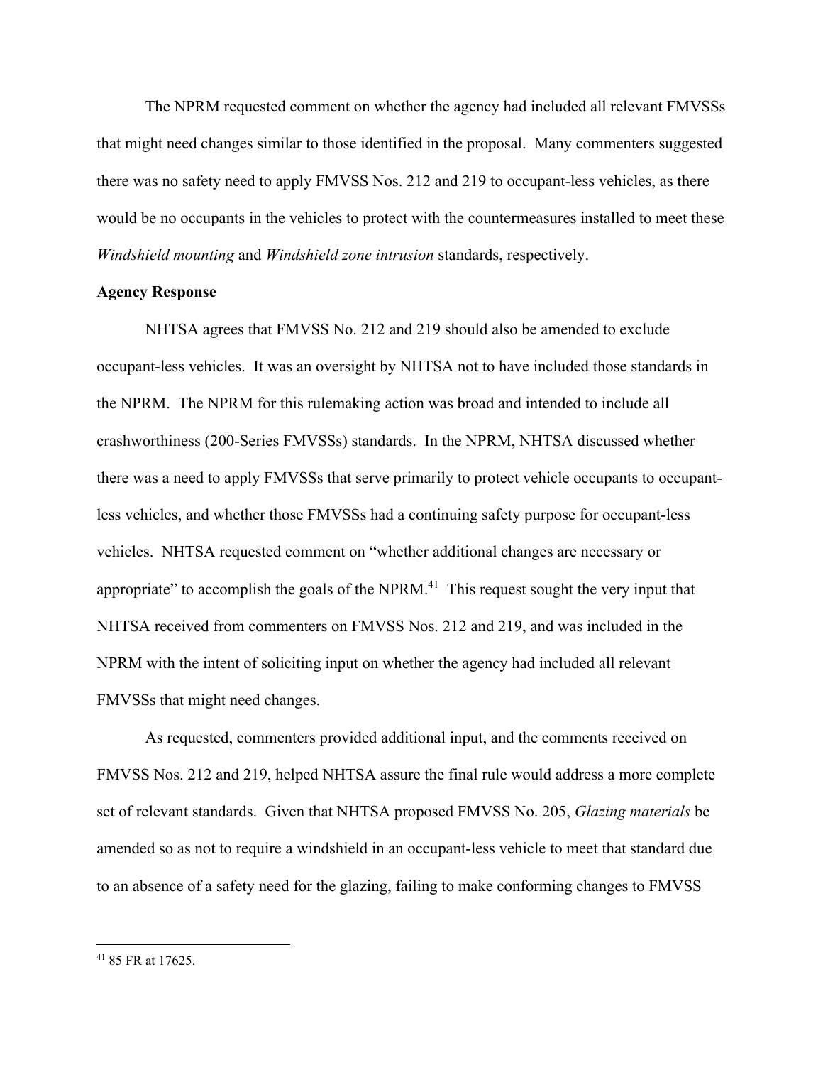The NPRM requested comment on whether the agency had included all relevant FMVSSs that might need changes similar to those identified in the proposal. Many commenters suggested there was no safety need to apply FMVSS Nos. 212 and 219 to occupant-less vehicles, as there would be no occupants in the vehicles to protect with the countermeasures installed to meet these *Windshield mounting* and *Windshield zone intrusion* standards, respectively.

**Agency Response**

NHTSA agrees that FMVSS No. 212 and 219 should also be amended to exclude occupant-less vehicles. It was an oversight by NHTSA not to have included those standards in the NPRM. The NPRM for this rulemaking action was broad and intended to include all crashworthiness (200-Series FMVSSs) standards. In the NPRM, NHTSA discussed whether there was a need to apply FMVSSs that serve primarily to protect vehicle occupants to occupant-less vehicles, and whether those FMVSSs had a continuing safety purpose for occupant-less vehicles. NHTSA requested comment on "whether additional changes are necessary or appropriate" to accomplish the goals of the NPRM.[41] This request sought the very input that NHTSA received from commenters on FMVSS Nos. 212 and 219, and was included in the NPRM with the intent of soliciting input on whether the agency had included all relevant FMVSSs that might need changes.

As requested, commenters provided additional input, and the comments received on FMVSS Nos. 212 and 219, helped NHTSA assure the final rule would address a more complete set of relevant standards. Given that NHTSA proposed FMVSS No. 205, *Glazing materials* be amended so as not to require a windshield in an occupant-less vehicle to meet that standard due to an absence of a safety need for the glazing, failing to make conforming changes to FMVSS

[41] 85 FR at 17625.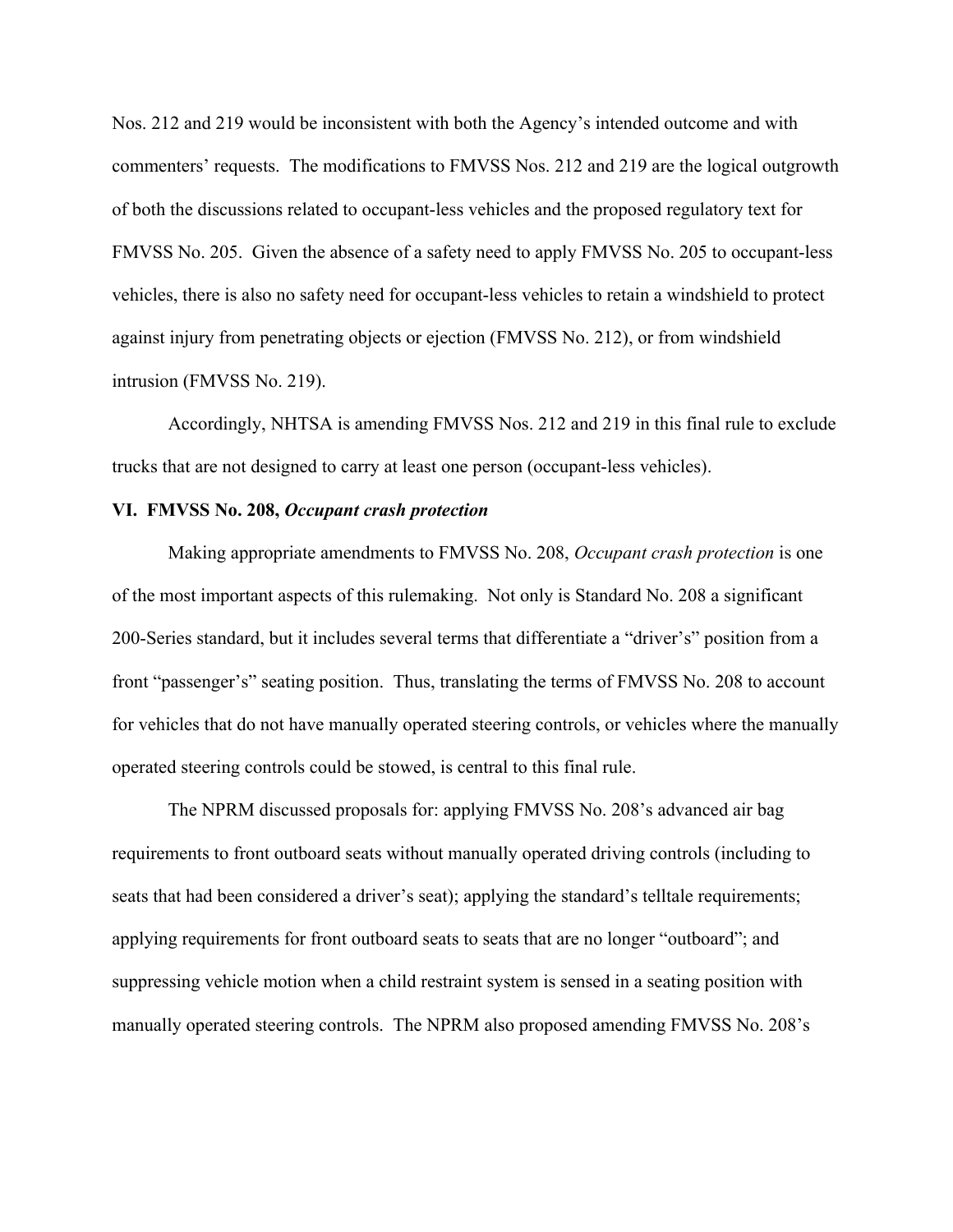Nos. 212 and 219 would be inconsistent with both the Agency's intended outcome and with commenters' requests. The modifications to FMVSS Nos. 212 and 219 are the logical outgrowth of both the discussions related to occupant-less vehicles and the proposed regulatory text for FMVSS No. 205. Given the absence of a safety need to apply FMVSS No. 205 to occupant-less vehicles, there is also no safety need for occupant-less vehicles to retain a windshield to protect against injury from penetrating objects or ejection (FMVSS No. 212), or from windshield intrusion (FMVSS No. 219).

Accordingly, NHTSA is amending FMVSS Nos. 212 and 219 in this final rule to exclude trucks that are not designed to carry at least one person (occupant-less vehicles).

## VI. FMVSS No. 208, *Occupant crash protection*

Making appropriate amendments to FMVSS No. 208, *Occupant crash protection* is one of the most important aspects of this rulemaking. Not only is Standard No. 208 a significant 200-Series standard, but it includes several terms that differentiate a "driver's" position from a front "passenger's" seating position. Thus, translating the terms of FMVSS No. 208 to account for vehicles that do not have manually operated steering controls, or vehicles where the manually operated steering controls could be stowed, is central to this final rule.

The NPRM discussed proposals for: applying FMVSS No. 208's advanced air bag requirements to front outboard seats without manually operated driving controls (including to seats that had been considered a driver's seat); applying the standard's telltale requirements; applying requirements for front outboard seats to seats that are no longer "outboard"; and suppressing vehicle motion when a child restraint system is sensed in a seating position with manually operated steering controls. The NPRM also proposed amending FMVSS No. 208's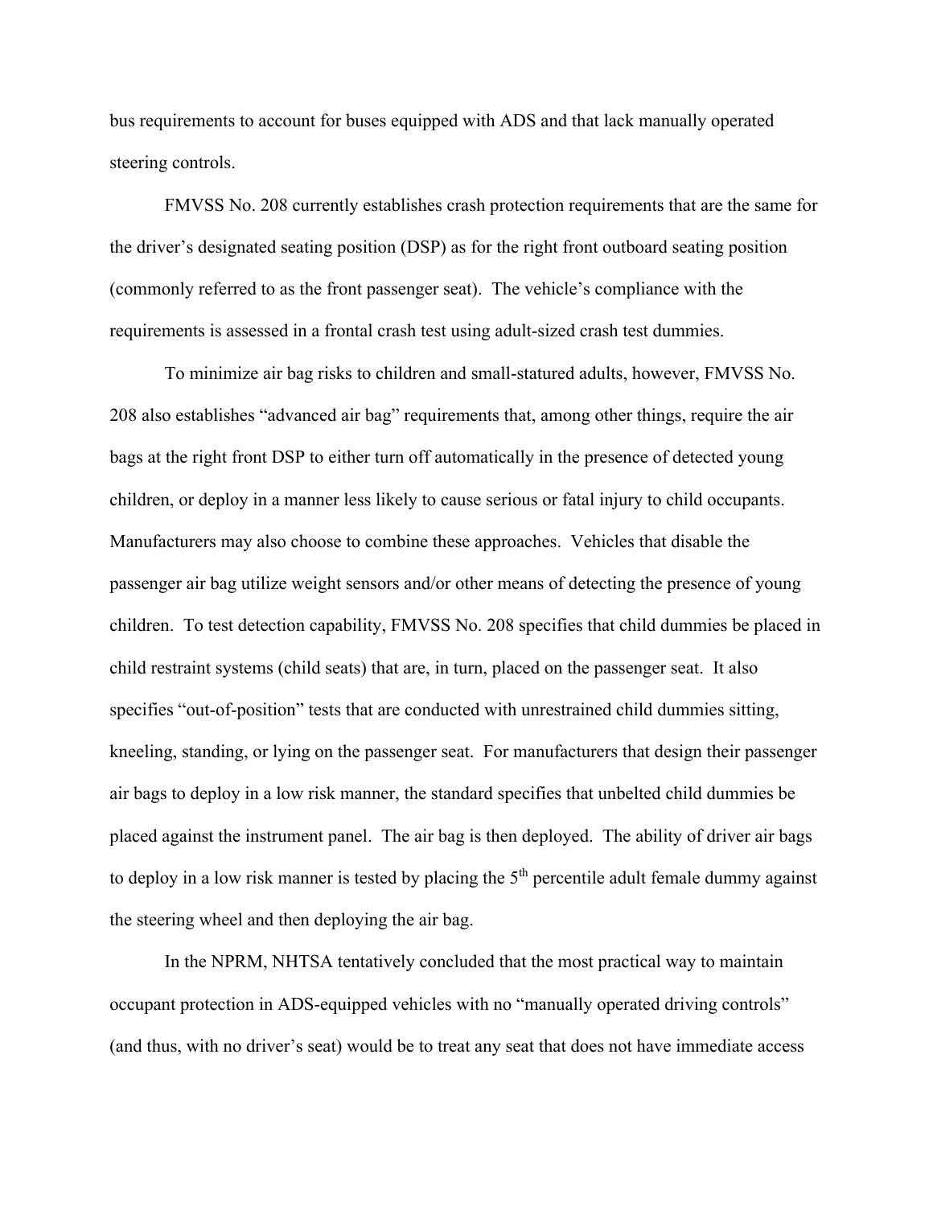bus requirements to account for buses equipped with ADS and that lack manually operated steering controls.

FMVSS No. 208 currently establishes crash protection requirements that are the same for the driver's designated seating position (DSP) as for the right front outboard seating position (commonly referred to as the front passenger seat). The vehicle's compliance with the requirements is assessed in a frontal crash test using adult-sized crash test dummies.

To minimize air bag risks to children and small-statured adults, however, FMVSS No. 208 also establishes "advanced air bag" requirements that, among other things, require the air bags at the right front DSP to either turn off automatically in the presence of detected young children, or deploy in a manner less likely to cause serious or fatal injury to child occupants. Manufacturers may also choose to combine these approaches. Vehicles that disable the passenger air bag utilize weight sensors and/or other means of detecting the presence of young children. To test detection capability, FMVSS No. 208 specifies that child dummies be placed in child restraint systems (child seats) that are, in turn, placed on the passenger seat. It also specifies "out-of-position" tests that are conducted with unrestrained child dummies sitting, kneeling, standing, or lying on the passenger seat. For manufacturers that design their passenger air bags to deploy in a low risk manner, the standard specifies that unbelted child dummies be placed against the instrument panel. The air bag is then deployed. The ability of driver air bags to deploy in a low risk manner is tested by placing the 5th percentile adult female dummy against the steering wheel and then deploying the air bag.

In the NPRM, NHTSA tentatively concluded that the most practical way to maintain occupant protection in ADS-equipped vehicles with no "manually operated driving controls" (and thus, with no driver's seat) would be to treat any seat that does not have immediate access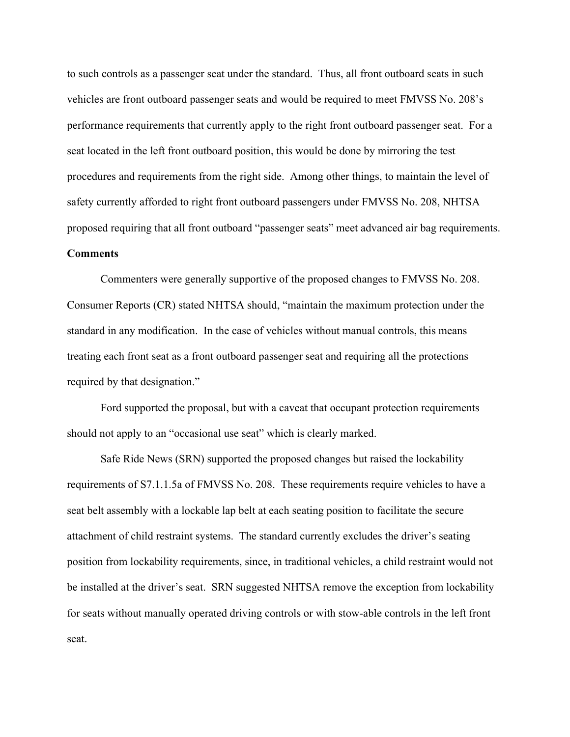to such controls as a passenger seat under the standard. Thus, all front outboard seats in such vehicles are front outboard passenger seats and would be required to meet FMVSS No. 208's performance requirements that currently apply to the right front outboard passenger seat. For a seat located in the left front outboard position, this would be done by mirroring the test procedures and requirements from the right side. Among other things, to maintain the level of safety currently afforded to right front outboard passengers under FMVSS No. 208, NHTSA proposed requiring that all front outboard "passenger seats" meet advanced air bag requirements.

**Comments**

Commenters were generally supportive of the proposed changes to FMVSS No. 208. Consumer Reports (CR) stated NHTSA should, "maintain the maximum protection under the standard in any modification. In the case of vehicles without manual controls, this means treating each front seat as a front outboard passenger seat and requiring all the protections required by that designation."

Ford supported the proposal, but with a caveat that occupant protection requirements should not apply to an "occasional use seat" which is clearly marked.

Safe Ride News (SRN) supported the proposed changes but raised the lockability requirements of S7.1.1.5a of FMVSS No. 208. These requirements require vehicles to have a seat belt assembly with a lockable lap belt at each seating position to facilitate the secure attachment of child restraint systems. The standard currently excludes the driver's seating position from lockability requirements, since, in traditional vehicles, a child restraint would not be installed at the driver's seat. SRN suggested NHTSA remove the exception from lockability for seats without manually operated driving controls or with stow-able controls in the left front seat.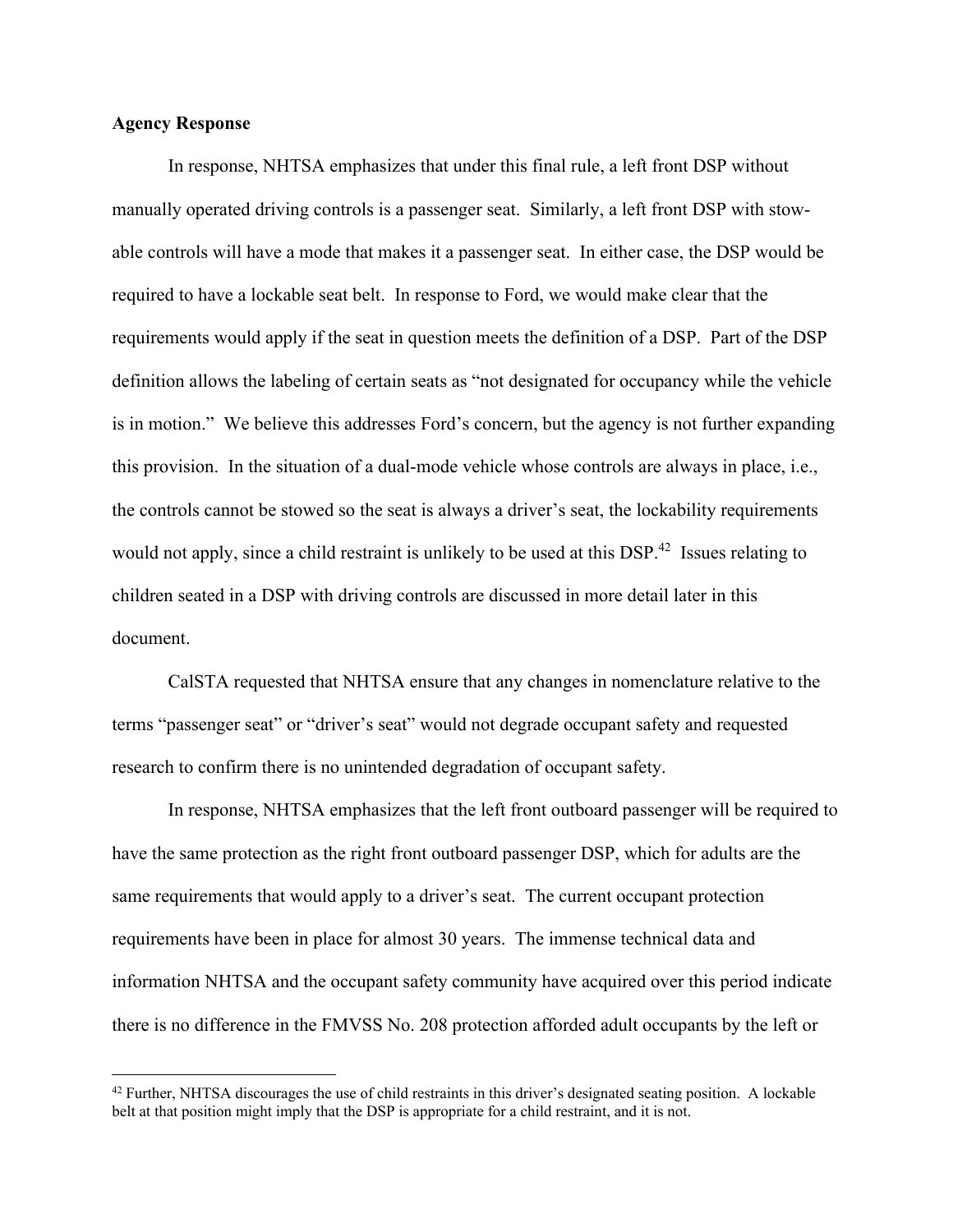**Agency Response**

In response, NHTSA emphasizes that under this final rule, a left front DSP without manually operated driving controls is a passenger seat. Similarly, a left front DSP with stow-able controls will have a mode that makes it a passenger seat. In either case, the DSP would be required to have a lockable seat belt. In response to Ford, we would make clear that the requirements would apply if the seat in question meets the definition of a DSP. Part of the DSP definition allows the labeling of certain seats as "not designated for occupancy while the vehicle is in motion." We believe this addresses Ford's concern, but the agency is not further expanding this provision. In the situation of a dual-mode vehicle whose controls are always in place, i.e., the controls cannot be stowed so the seat is always a driver's seat, the lockability requirements would not apply, since a child restraint is unlikely to be used at this DSP.[42] Issues relating to children seated in a DSP with driving controls are discussed in more detail later in this document.

CalSTA requested that NHTSA ensure that any changes in nomenclature relative to the terms "passenger seat" or "driver's seat" would not degrade occupant safety and requested research to confirm there is no unintended degradation of occupant safety.

In response, NHTSA emphasizes that the left front outboard passenger will be required to have the same protection as the right front outboard passenger DSP, which for adults are the same requirements that would apply to a driver's seat. The current occupant protection requirements have been in place for almost 30 years. The immense technical data and information NHTSA and the occupant safety community have acquired over this period indicate there is no difference in the FMVSS No. 208 protection afforded adult occupants by the left or

[42] Further, NHTSA discourages the use of child restraints in this driver's designated seating position. A lockable belt at that position might imply that the DSP is appropriate for a child restraint, and it is not.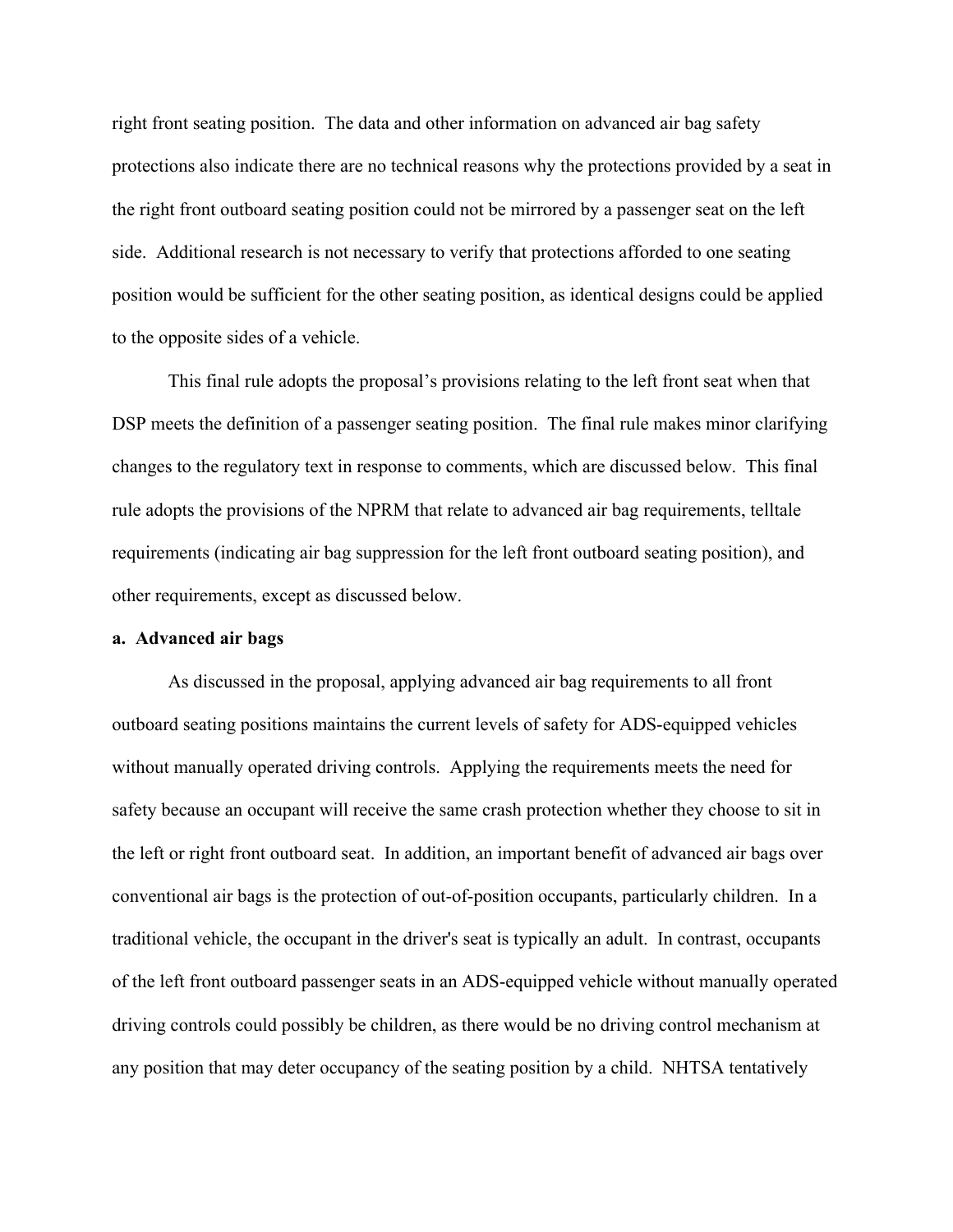right front seating position. The data and other information on advanced air bag safety protections also indicate there are no technical reasons why the protections provided by a seat in the right front outboard seating position could not be mirrored by a passenger seat on the left side. Additional research is not necessary to verify that protections afforded to one seating position would be sufficient for the other seating position, as identical designs could be applied to the opposite sides of a vehicle.

This final rule adopts the proposal's provisions relating to the left front seat when that DSP meets the definition of a passenger seating position. The final rule makes minor clarifying changes to the regulatory text in response to comments, which are discussed below. This final rule adopts the provisions of the NPRM that relate to advanced air bag requirements, telltale requirements (indicating air bag suppression for the left front outboard seating position), and other requirements, except as discussed below.

**a. Advanced air bags**

As discussed in the proposal, applying advanced air bag requirements to all front outboard seating positions maintains the current levels of safety for ADS-equipped vehicles without manually operated driving controls. Applying the requirements meets the need for safety because an occupant will receive the same crash protection whether they choose to sit in the left or right front outboard seat. In addition, an important benefit of advanced air bags over conventional air bags is the protection of out-of-position occupants, particularly children. In a traditional vehicle, the occupant in the driver's seat is typically an adult. In contrast, occupants of the left front outboard passenger seats in an ADS-equipped vehicle without manually operated driving controls could possibly be children, as there would be no driving control mechanism at any position that may deter occupancy of the seating position by a child. NHTSA tentatively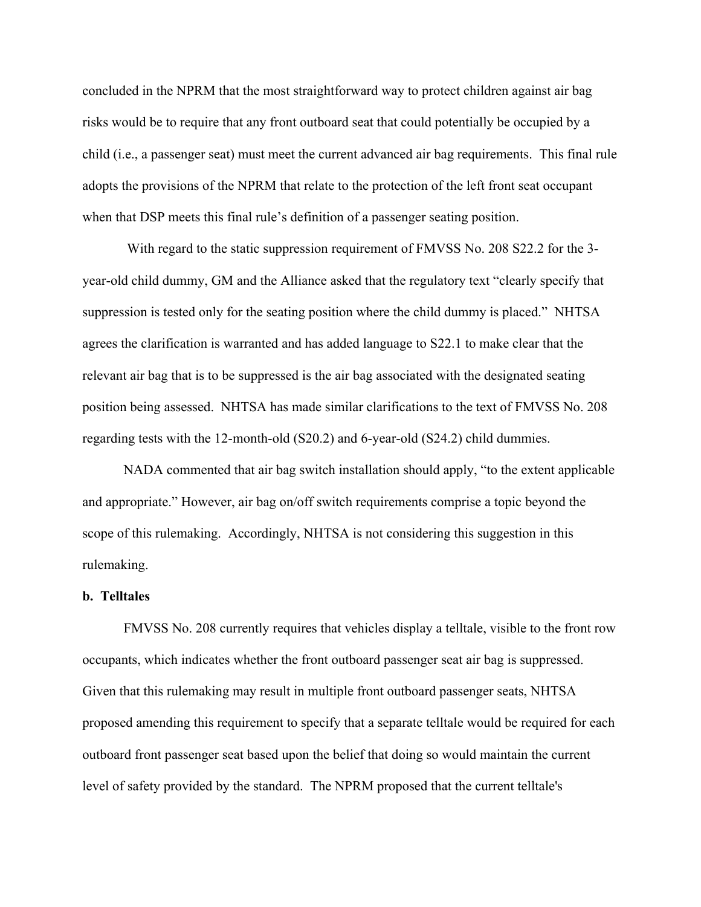concluded in the NPRM that the most straightforward way to protect children against air bag risks would be to require that any front outboard seat that could potentially be occupied by a child (i.e., a passenger seat) must meet the current advanced air bag requirements. This final rule adopts the provisions of the NPRM that relate to the protection of the left front seat occupant when that DSP meets this final rule's definition of a passenger seating position.

With regard to the static suppression requirement of FMVSS No. 208 S22.2 for the 3-year-old child dummy, GM and the Alliance asked that the regulatory text "clearly specify that suppression is tested only for the seating position where the child dummy is placed." NHTSA agrees the clarification is warranted and has added language to S22.1 to make clear that the relevant air bag that is to be suppressed is the air bag associated with the designated seating position being assessed. NHTSA has made similar clarifications to the text of FMVSS No. 208 regarding tests with the 12-month-old (S20.2) and 6-year-old (S24.2) child dummies.

NADA commented that air bag switch installation should apply, "to the extent applicable and appropriate." However, air bag on/off switch requirements comprise a topic beyond the scope of this rulemaking. Accordingly, NHTSA is not considering this suggestion in this rulemaking.

**b. Telltales**

FMVSS No. 208 currently requires that vehicles display a telltale, visible to the front row occupants, which indicates whether the front outboard passenger seat air bag is suppressed. Given that this rulemaking may result in multiple front outboard passenger seats, NHTSA proposed amending this requirement to specify that a separate telltale would be required for each outboard front passenger seat based upon the belief that doing so would maintain the current level of safety provided by the standard. The NPRM proposed that the current telltale's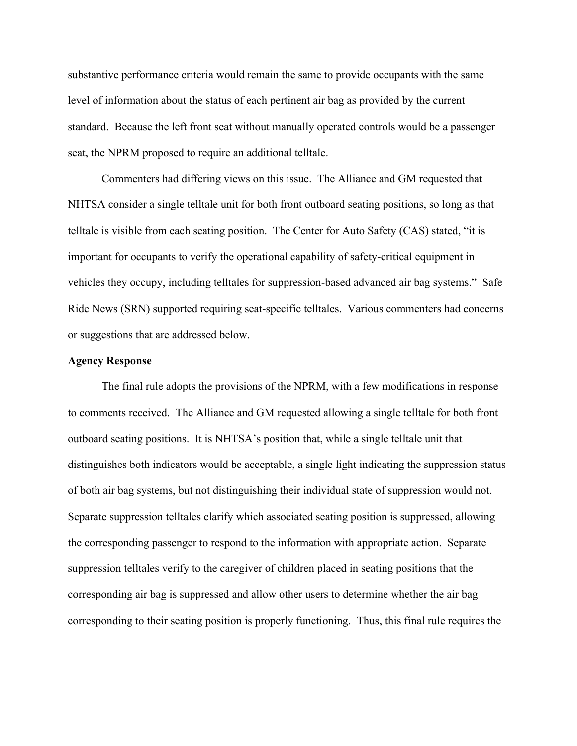substantive performance criteria would remain the same to provide occupants with the same level of information about the status of each pertinent air bag as provided by the current standard. Because the left front seat without manually operated controls would be a passenger seat, the NPRM proposed to require an additional telltale.

Commenters had differing views on this issue. The Alliance and GM requested that NHTSA consider a single telltale unit for both front outboard seating positions, so long as that telltale is visible from each seating position. The Center for Auto Safety (CAS) stated, "it is important for occupants to verify the operational capability of safety-critical equipment in vehicles they occupy, including telltales for suppression-based advanced air bag systems." Safe Ride News (SRN) supported requiring seat-specific telltales. Various commenters had concerns or suggestions that are addressed below.

**Agency Response**

The final rule adopts the provisions of the NPRM, with a few modifications in response to comments received. The Alliance and GM requested allowing a single telltale for both front outboard seating positions. It is NHTSA's position that, while a single telltale unit that distinguishes both indicators would be acceptable, a single light indicating the suppression status of both air bag systems, but not distinguishing their individual state of suppression would not. Separate suppression telltales clarify which associated seating position is suppressed, allowing the corresponding passenger to respond to the information with appropriate action. Separate suppression telltales verify to the caregiver of children placed in seating positions that the corresponding air bag is suppressed and allow other users to determine whether the air bag corresponding to their seating position is properly functioning. Thus, this final rule requires the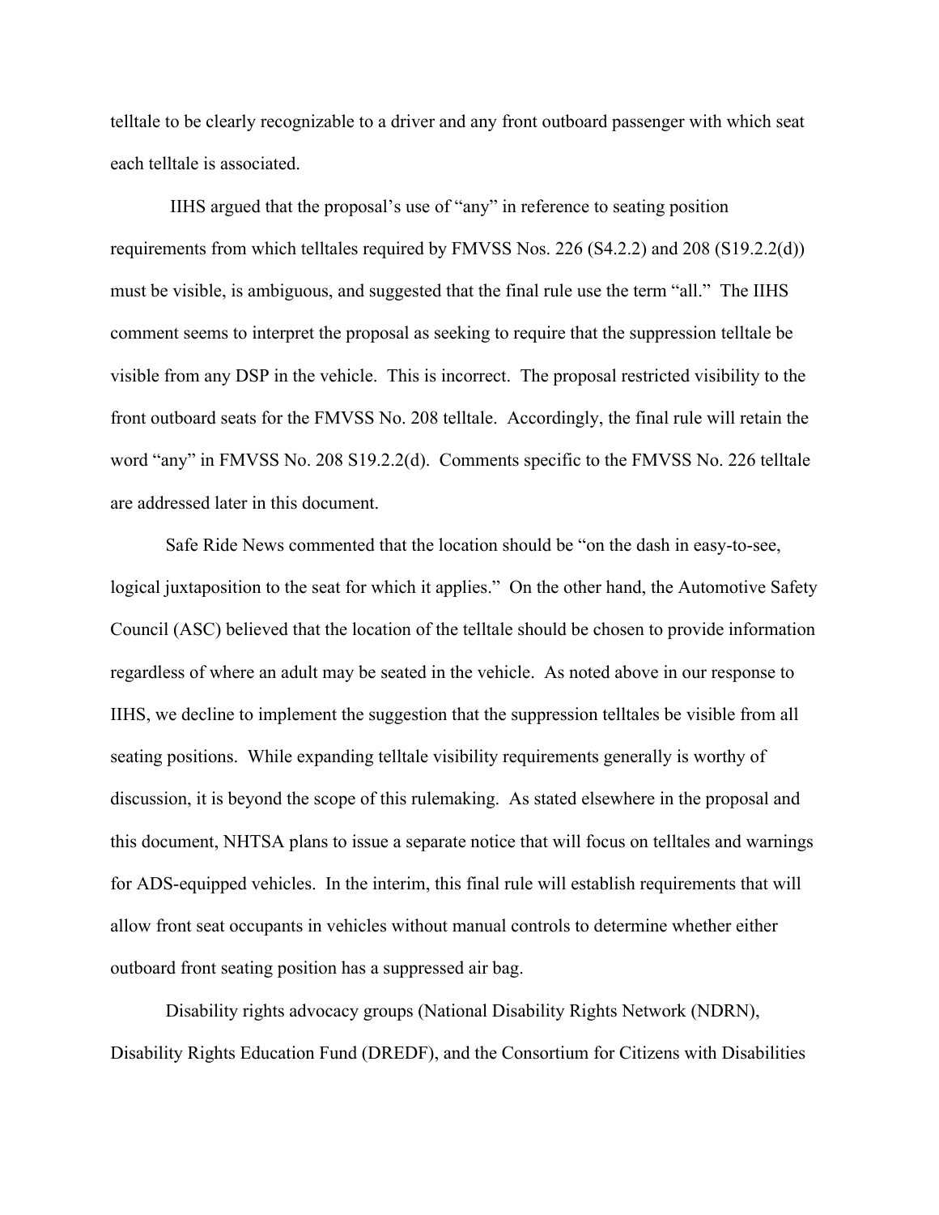telltale to be clearly recognizable to a driver and any front outboard passenger with which seat each telltale is associated.

IIHS argued that the proposal's use of "any" in reference to seating position requirements from which telltales required by FMVSS Nos. 226 (S4.2.2) and 208 (S19.2.2(d)) must be visible, is ambiguous, and suggested that the final rule use the term "all." The IIHS comment seems to interpret the proposal as seeking to require that the suppression telltale be visible from any DSP in the vehicle. This is incorrect. The proposal restricted visibility to the front outboard seats for the FMVSS No. 208 telltale. Accordingly, the final rule will retain the word "any" in FMVSS No. 208 S19.2.2(d). Comments specific to the FMVSS No. 226 telltale are addressed later in this document.

Safe Ride News commented that the location should be "on the dash in easy-to-see, logical juxtaposition to the seat for which it applies." On the other hand, the Automotive Safety Council (ASC) believed that the location of the telltale should be chosen to provide information regardless of where an adult may be seated in the vehicle. As noted above in our response to IIHS, we decline to implement the suggestion that the suppression telltales be visible from all seating positions. While expanding telltale visibility requirements generally is worthy of discussion, it is beyond the scope of this rulemaking. As stated elsewhere in the proposal and this document, NHTSA plans to issue a separate notice that will focus on telltales and warnings for ADS-equipped vehicles. In the interim, this final rule will establish requirements that will allow front seat occupants in vehicles without manual controls to determine whether either outboard front seating position has a suppressed air bag.

Disability rights advocacy groups (National Disability Rights Network (NDRN), Disability Rights Education Fund (DREDF), and the Consortium for Citizens with Disabilities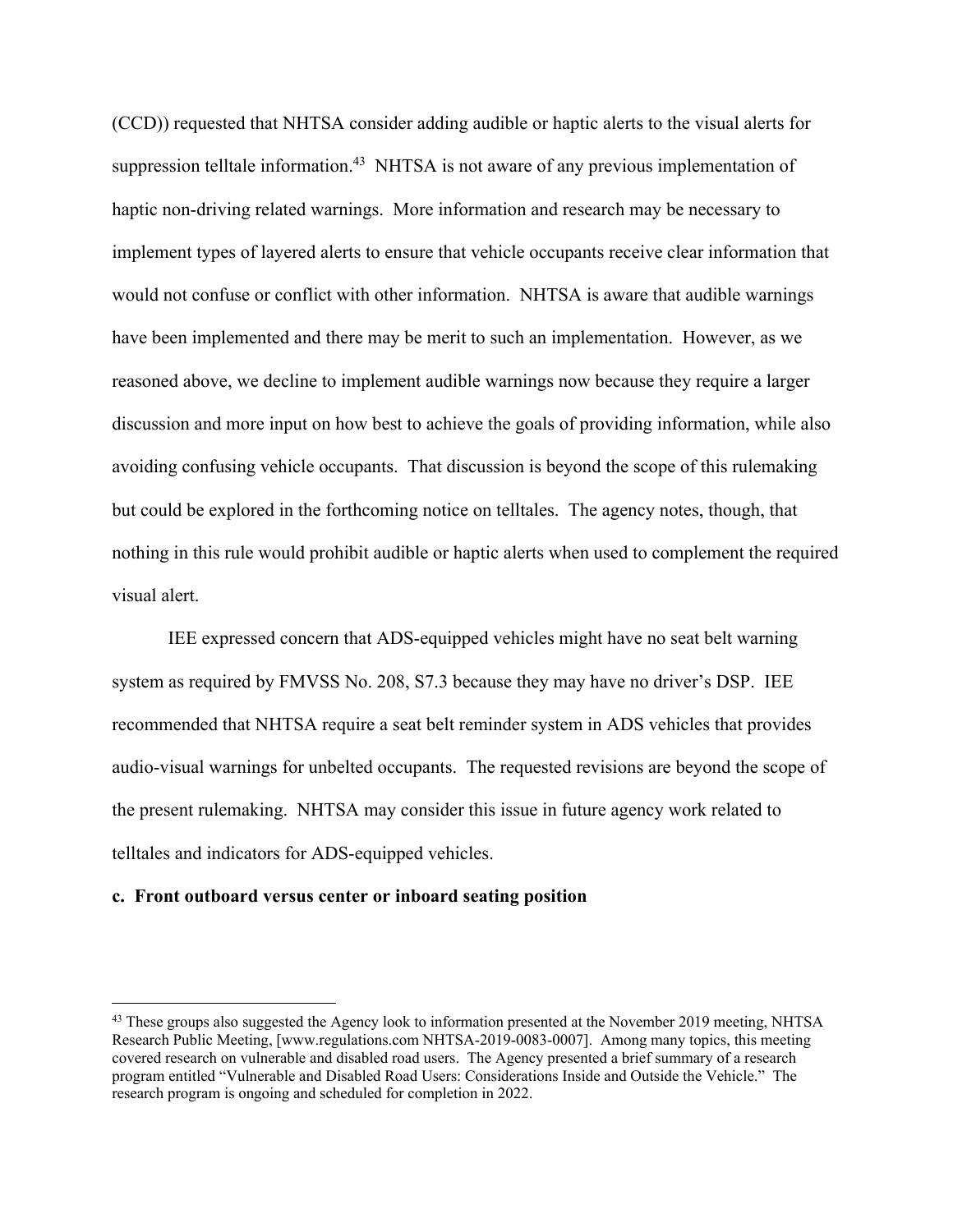(CCD)) requested that NHTSA consider adding audible or haptic alerts to the visual alerts for suppression telltale information.[43] NHTSA is not aware of any previous implementation of haptic non-driving related warnings. More information and research may be necessary to implement types of layered alerts to ensure that vehicle occupants receive clear information that would not confuse or conflict with other information. NHTSA is aware that audible warnings have been implemented and there may be merit to such an implementation. However, as we reasoned above, we decline to implement audible warnings now because they require a larger discussion and more input on how best to achieve the goals of providing information, while also avoiding confusing vehicle occupants. That discussion is beyond the scope of this rulemaking but could be explored in the forthcoming notice on telltales. The agency notes, though, that nothing in this rule would prohibit audible or haptic alerts when used to complement the required visual alert.

IEE expressed concern that ADS-equipped vehicles might have no seat belt warning system as required by FMVSS No. 208, S7.3 because they may have no driver's DSP. IEE recommended that NHTSA require a seat belt reminder system in ADS vehicles that provides audio-visual warnings for unbelted occupants. The requested revisions are beyond the scope of the present rulemaking. NHTSA may consider this issue in future agency work related to telltales and indicators for ADS-equipped vehicles.

**c. Front outboard versus center or inboard seating position**

---

[43] These groups also suggested the Agency look to information presented at the November 2019 meeting, NHTSA Research Public Meeting, [www.regulations.com NHTSA-2019-0083-0007]. Among many topics, this meeting covered research on vulnerable and disabled road users. The Agency presented a brief summary of a research program entitled "Vulnerable and Disabled Road Users: Considerations Inside and Outside the Vehicle." The research program is ongoing and scheduled for completion in 2022.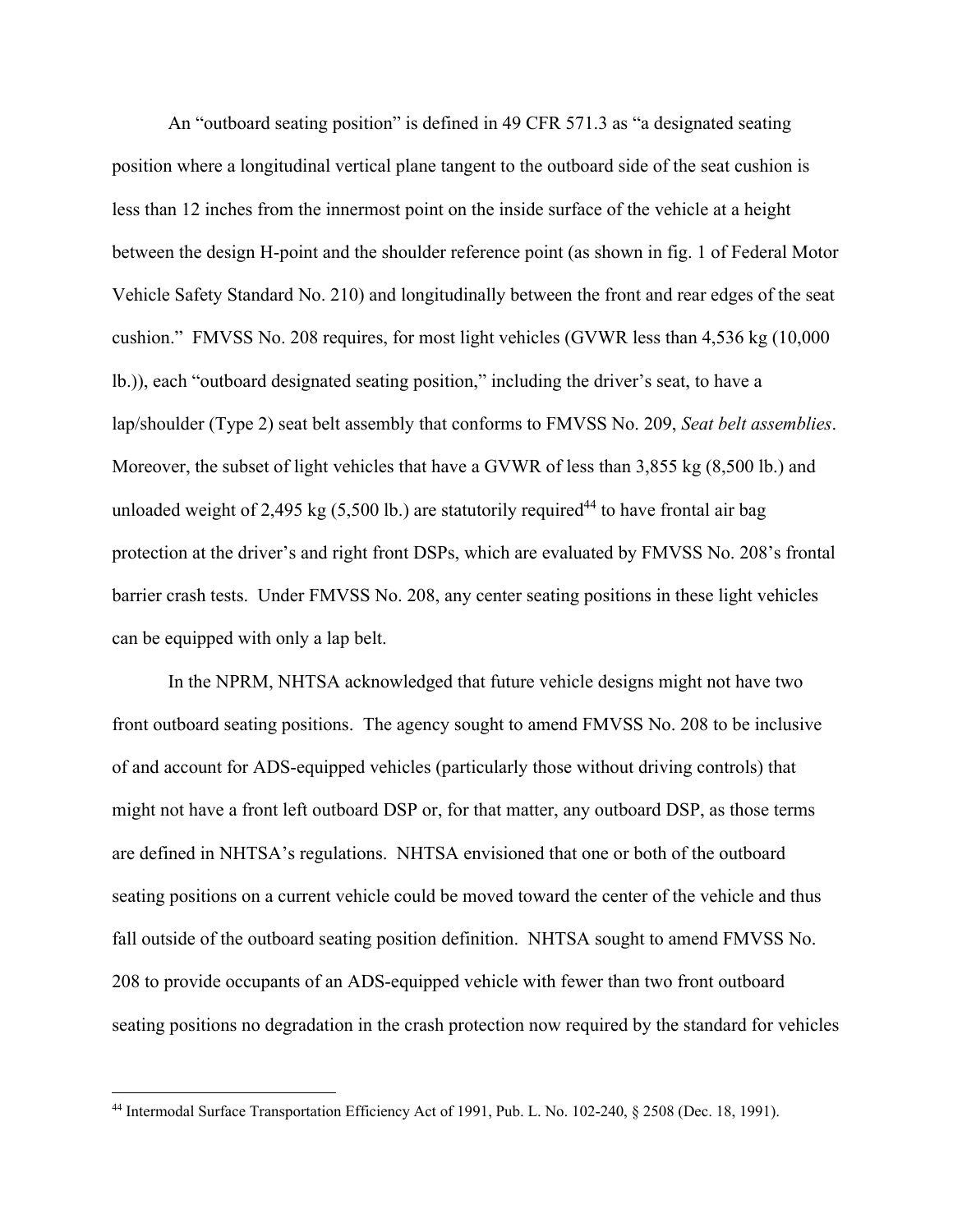An "outboard seating position" is defined in 49 CFR 571.3 as "a designated seating position where a longitudinal vertical plane tangent to the outboard side of the seat cushion is less than 12 inches from the innermost point on the inside surface of the vehicle at a height between the design H-point and the shoulder reference point (as shown in fig. 1 of Federal Motor Vehicle Safety Standard No. 210) and longitudinally between the front and rear edges of the seat cushion." FMVSS No. 208 requires, for most light vehicles (GVWR less than 4,536 kg (10,000 lb.)), each "outboard designated seating position," including the driver's seat, to have a lap/shoulder (Type 2) seat belt assembly that conforms to FMVSS No. 209, *Seat belt assemblies*. Moreover, the subset of light vehicles that have a GVWR of less than 3,855 kg (8,500 lb.) and unloaded weight of 2,495 kg (5,500 lb.) are statutorily required[44] to have frontal air bag protection at the driver's and right front DSPs, which are evaluated by FMVSS No. 208's frontal barrier crash tests. Under FMVSS No. 208, any center seating positions in these light vehicles can be equipped with only a lap belt.

In the NPRM, NHTSA acknowledged that future vehicle designs might not have two front outboard seating positions. The agency sought to amend FMVSS No. 208 to be inclusive of and account for ADS-equipped vehicles (particularly those without driving controls) that might not have a front left outboard DSP or, for that matter, any outboard DSP, as those terms are defined in NHTSA's regulations. NHTSA envisioned that one or both of the outboard seating positions on a current vehicle could be moved toward the center of the vehicle and thus fall outside of the outboard seating position definition. NHTSA sought to amend FMVSS No. 208 to provide occupants of an ADS-equipped vehicle with fewer than two front outboard seating positions no degradation in the crash protection now required by the standard for vehicles

---

[44] Intermodal Surface Transportation Efficiency Act of 1991, Pub. L. No. 102-240, § 2508 (Dec. 18, 1991).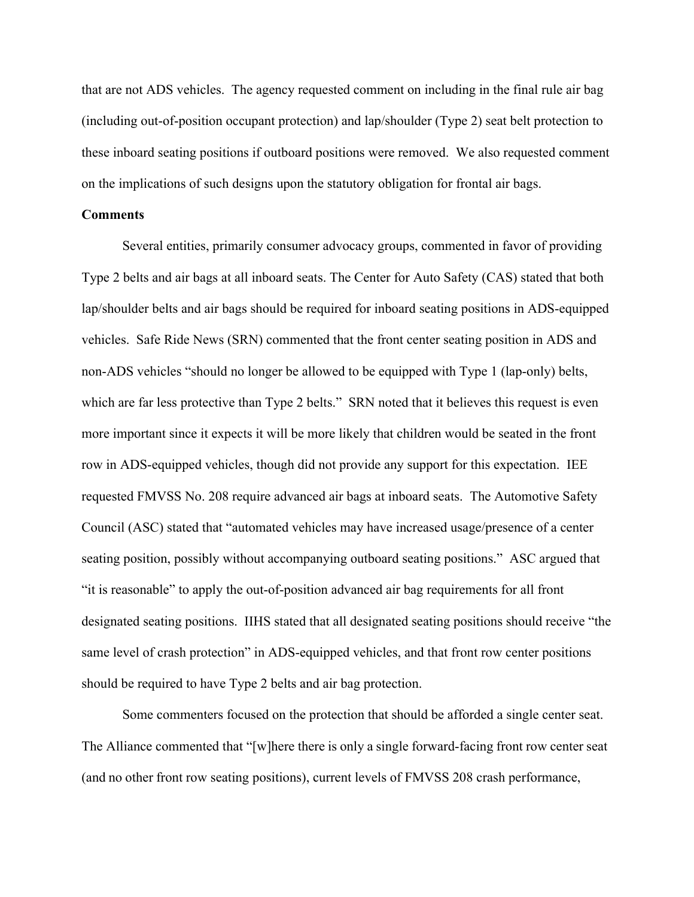that are not ADS vehicles.  The agency requested comment on including in the final rule air bag (including out-of-position occupant protection) and lap/shoulder (Type 2) seat belt protection to these inboard seating positions if outboard positions were removed.  We also requested comment on the implications of such designs upon the statutory obligation for frontal air bags.

**Comments**

Several entities, primarily consumer advocacy groups, commented in favor of providing Type 2 belts and air bags at all inboard seats. The Center for Auto Safety (CAS) stated that both lap/shoulder belts and air bags should be required for inboard seating positions in ADS-equipped vehicles.  Safe Ride News (SRN) commented that the front center seating position in ADS and non-ADS vehicles "should no longer be allowed to be equipped with Type 1 (lap-only) belts, which are far less protective than Type 2 belts."  SRN noted that it believes this request is even more important since it expects it will be more likely that children would be seated in the front row in ADS-equipped vehicles, though did not provide any support for this expectation.  IEE requested FMVSS No. 208 require advanced air bags at inboard seats.  The Automotive Safety Council (ASC) stated that "automated vehicles may have increased usage/presence of a center seating position, possibly without accompanying outboard seating positions."  ASC argued that "it is reasonable" to apply the out-of-position advanced air bag requirements for all front designated seating positions.  IIHS stated that all designated seating positions should receive "the same level of crash protection" in ADS-equipped vehicles, and that front row center positions should be required to have Type 2 belts and air bag protection.

Some commenters focused on the protection that should be afforded a single center seat. The Alliance commented that "[w]here there is only a single forward-facing front row center seat (and no other front row seating positions), current levels of FMVSS 208 crash performance,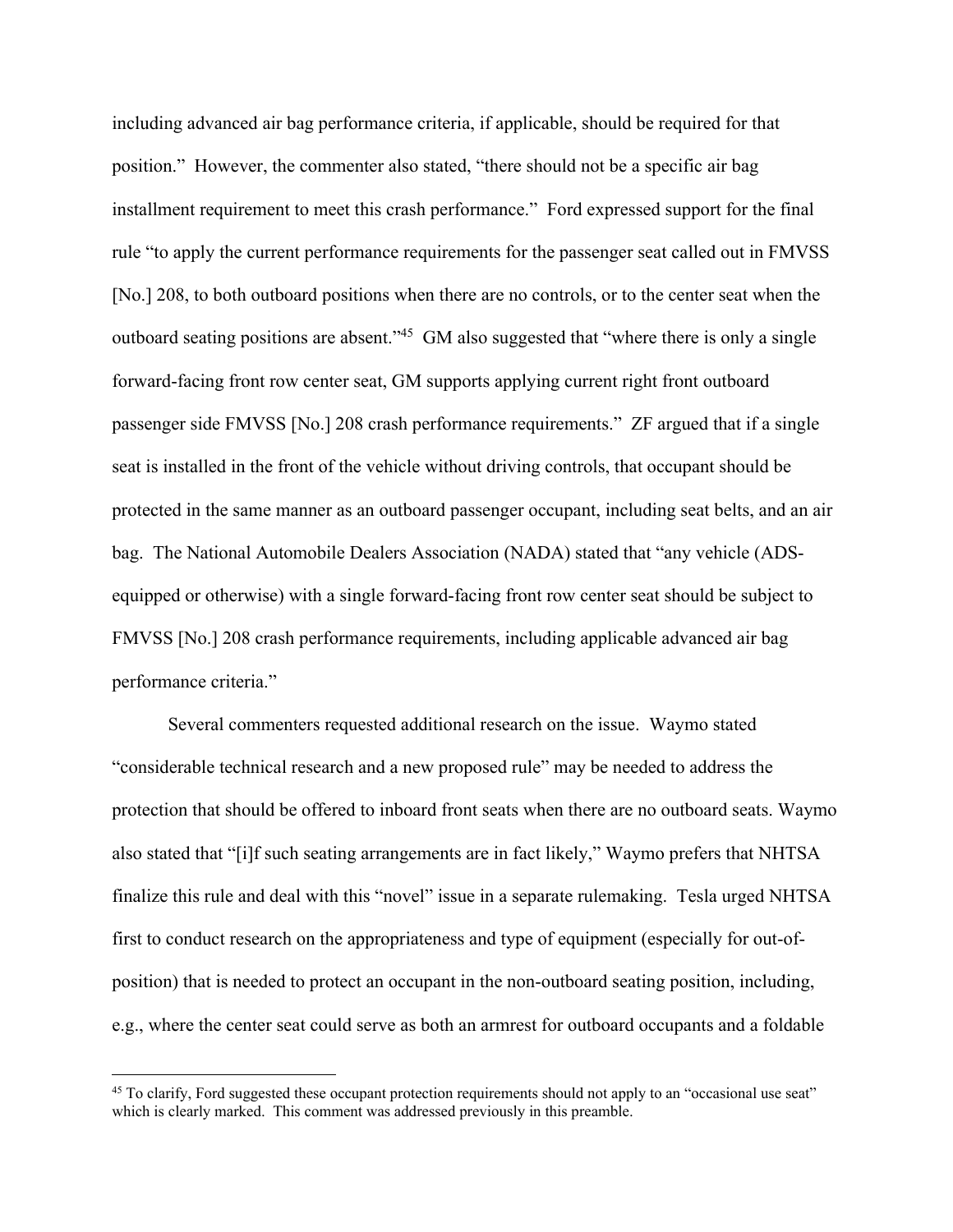including advanced air bag performance criteria, if applicable, should be required for that position." However, the commenter also stated, "there should not be a specific air bag installment requirement to meet this crash performance." Ford expressed support for the final rule "to apply the current performance requirements for the passenger seat called out in FMVSS [No.] 208, to both outboard positions when there are no controls, or to the center seat when the outboard seating positions are absent."[45] GM also suggested that "where there is only a single forward-facing front row center seat, GM supports applying current right front outboard passenger side FMVSS [No.] 208 crash performance requirements." ZF argued that if a single seat is installed in the front of the vehicle without driving controls, that occupant should be protected in the same manner as an outboard passenger occupant, including seat belts, and an air bag. The National Automobile Dealers Association (NADA) stated that "any vehicle (ADS-equipped or otherwise) with a single forward-facing front row center seat should be subject to FMVSS [No.] 208 crash performance requirements, including applicable advanced air bag performance criteria."

Several commenters requested additional research on the issue. Waymo stated "considerable technical research and a new proposed rule" may be needed to address the protection that should be offered to inboard front seats when there are no outboard seats. Waymo also stated that "[i]f such seating arrangements are in fact likely," Waymo prefers that NHTSA finalize this rule and deal with this "novel" issue in a separate rulemaking. Tesla urged NHTSA first to conduct research on the appropriateness and type of equipment (especially for out-of-position) that is needed to protect an occupant in the non-outboard seating position, including, e.g., where the center seat could serve as both an armrest for outboard occupants and a foldable

[45] To clarify, Ford suggested these occupant protection requirements should not apply to an "occasional use seat" which is clearly marked. This comment was addressed previously in this preamble.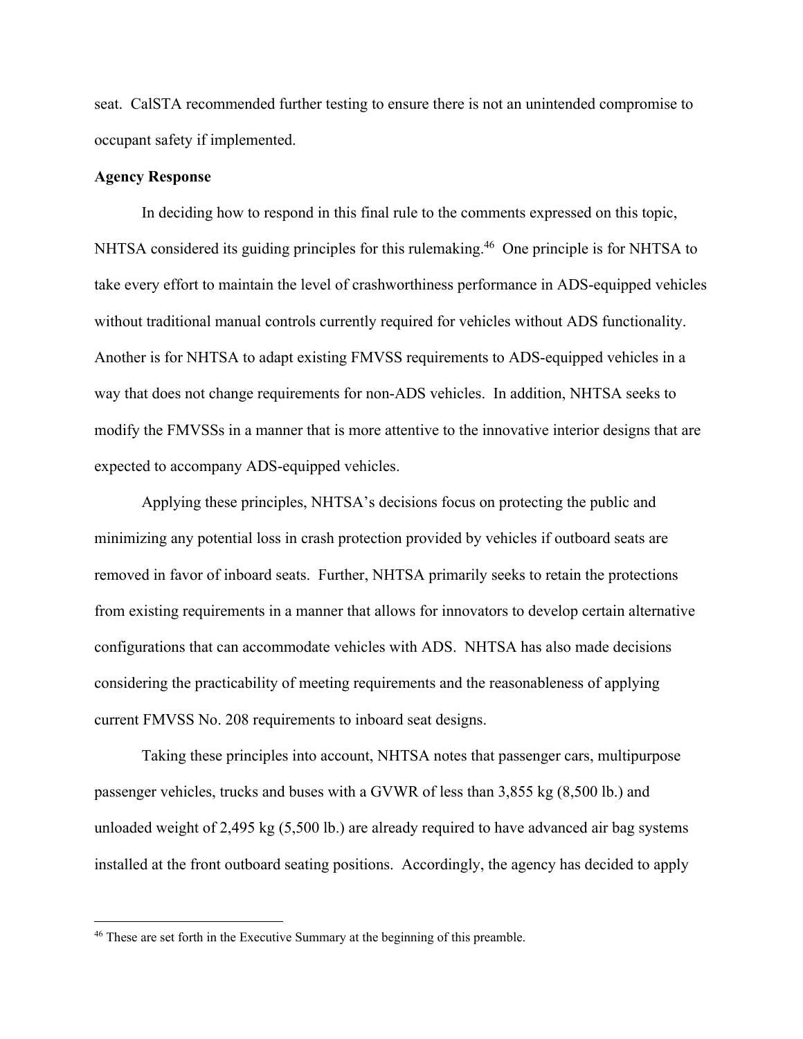seat. CalSTA recommended further testing to ensure there is not an unintended compromise to occupant safety if implemented.

**Agency Response**

In deciding how to respond in this final rule to the comments expressed on this topic, NHTSA considered its guiding principles for this rulemaking.[46] One principle is for NHTSA to take every effort to maintain the level of crashworthiness performance in ADS-equipped vehicles without traditional manual controls currently required for vehicles without ADS functionality. Another is for NHTSA to adapt existing FMVSS requirements to ADS-equipped vehicles in a way that does not change requirements for non-ADS vehicles. In addition, NHTSA seeks to modify the FMVSSs in a manner that is more attentive to the innovative interior designs that are expected to accompany ADS-equipped vehicles.

Applying these principles, NHTSA's decisions focus on protecting the public and minimizing any potential loss in crash protection provided by vehicles if outboard seats are removed in favor of inboard seats. Further, NHTSA primarily seeks to retain the protections from existing requirements in a manner that allows for innovators to develop certain alternative configurations that can accommodate vehicles with ADS. NHTSA has also made decisions considering the practicability of meeting requirements and the reasonableness of applying current FMVSS No. 208 requirements to inboard seat designs.

Taking these principles into account, NHTSA notes that passenger cars, multipurpose passenger vehicles, trucks and buses with a GVWR of less than 3,855 kg (8,500 lb.) and unloaded weight of 2,495 kg (5,500 lb.) are already required to have advanced air bag systems installed at the front outboard seating positions. Accordingly, the agency has decided to apply

[46] These are set forth in the Executive Summary at the beginning of this preamble.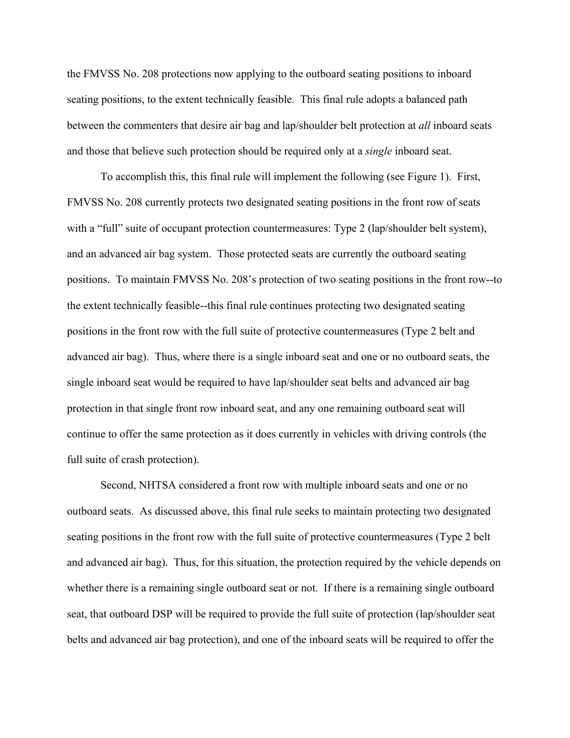the FMVSS No. 208 protections now applying to the outboard seating positions to inboard seating positions, to the extent technically feasible. This final rule adopts a balanced path between the commenters that desire air bag and lap/shoulder belt protection at *all* inboard seats and those that believe such protection should be required only at a *single* inboard seat.

To accomplish this, this final rule will implement the following (see Figure 1). First, FMVSS No. 208 currently protects two designated seating positions in the front row of seats with a "full" suite of occupant protection countermeasures: Type 2 (lap/shoulder belt system), and an advanced air bag system. Those protected seats are currently the outboard seating positions. To maintain FMVSS No. 208's protection of two seating positions in the front row--to the extent technically feasible--this final rule continues protecting two designated seating positions in the front row with the full suite of protective countermeasures (Type 2 belt and advanced air bag). Thus, where there is a single inboard seat and one or no outboard seats, the single inboard seat would be required to have lap/shoulder seat belts and advanced air bag protection in that single front row inboard seat, and any one remaining outboard seat will continue to offer the same protection as it does currently in vehicles with driving controls (the full suite of crash protection).

Second, NHTSA considered a front row with multiple inboard seats and one or no outboard seats. As discussed above, this final rule seeks to maintain protecting two designated seating positions in the front row with the full suite of protective countermeasures (Type 2 belt and advanced air bag). Thus, for this situation, the protection required by the vehicle depends on whether there is a remaining single outboard seat or not. If there is a remaining single outboard seat, that outboard DSP will be required to provide the full suite of protection (lap/shoulder seat belts and advanced air bag protection), and one of the inboard seats will be required to offer the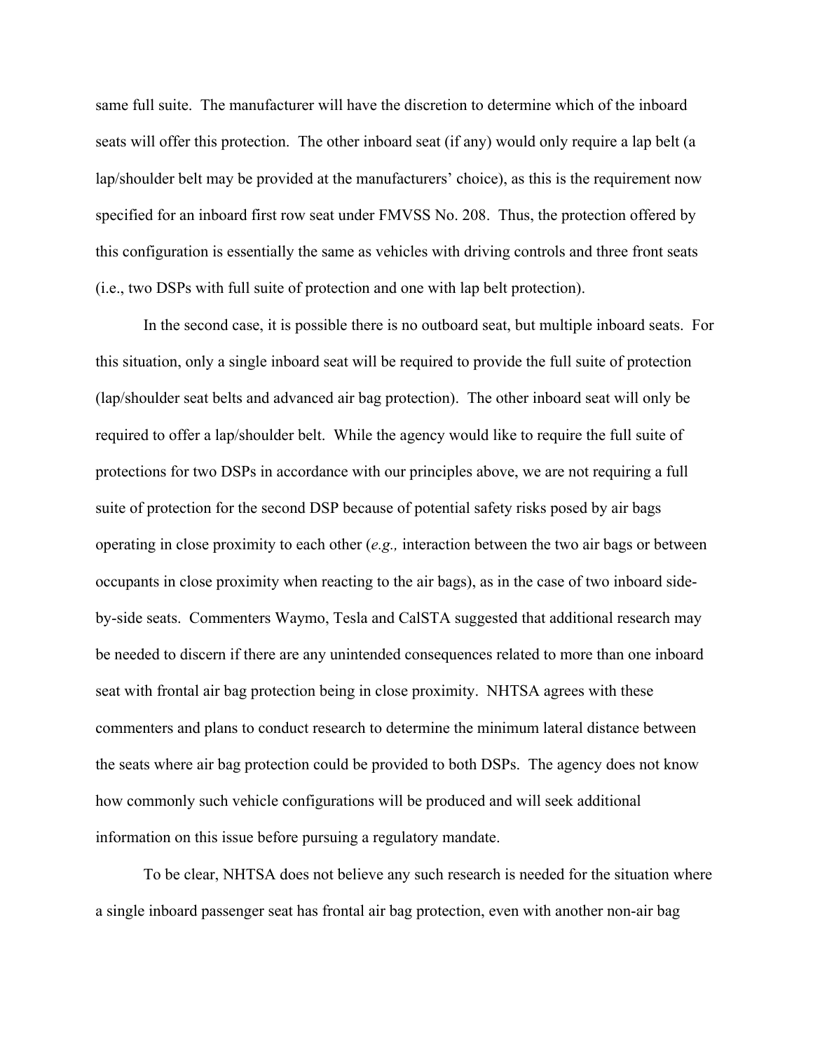same full suite. The manufacturer will have the discretion to determine which of the inboard seats will offer this protection. The other inboard seat (if any) would only require a lap belt (a lap/shoulder belt may be provided at the manufacturers' choice), as this is the requirement now specified for an inboard first row seat under FMVSS No. 208. Thus, the protection offered by this configuration is essentially the same as vehicles with driving controls and three front seats (i.e., two DSPs with full suite of protection and one with lap belt protection).

In the second case, it is possible there is no outboard seat, but multiple inboard seats. For this situation, only a single inboard seat will be required to provide the full suite of protection (lap/shoulder seat belts and advanced air bag protection). The other inboard seat will only be required to offer a lap/shoulder belt. While the agency would like to require the full suite of protections for two DSPs in accordance with our principles above, we are not requiring a full suite of protection for the second DSP because of potential safety risks posed by air bags operating in close proximity to each other (*e.g.,* interaction between the two air bags or between occupants in close proximity when reacting to the air bags), as in the case of two inboard side-by-side seats. Commenters Waymo, Tesla and CalSTA suggested that additional research may be needed to discern if there are any unintended consequences related to more than one inboard seat with frontal air bag protection being in close proximity. NHTSA agrees with these commenters and plans to conduct research to determine the minimum lateral distance between the seats where air bag protection could be provided to both DSPs. The agency does not know how commonly such vehicle configurations will be produced and will seek additional information on this issue before pursuing a regulatory mandate.

To be clear, NHTSA does not believe any such research is needed for the situation where a single inboard passenger seat has frontal air bag protection, even with another non-air bag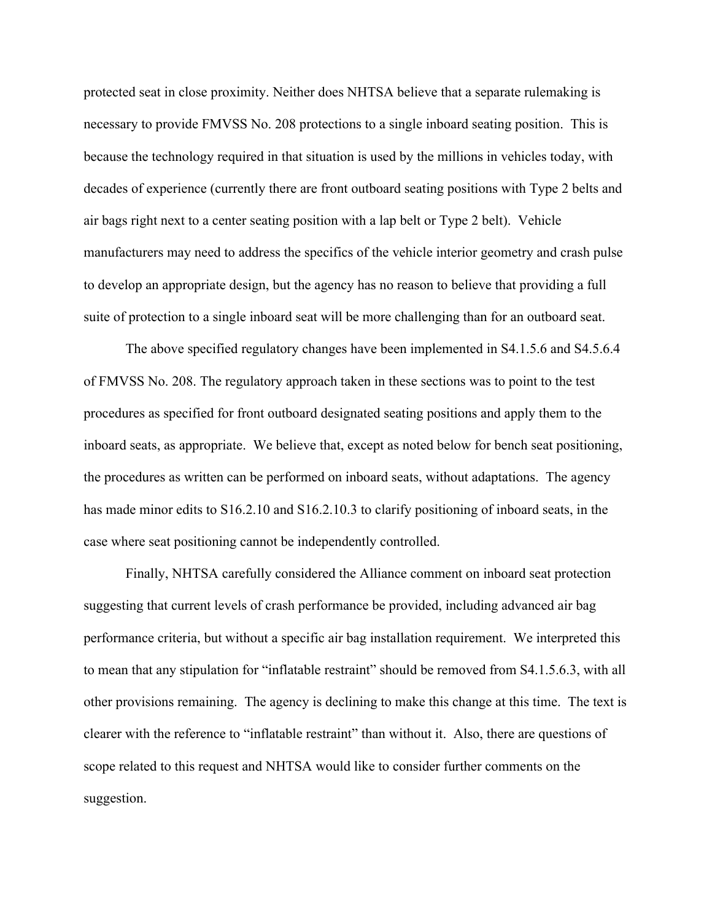protected seat in close proximity. Neither does NHTSA believe that a separate rulemaking is necessary to provide FMVSS No. 208 protections to a single inboard seating position. This is because the technology required in that situation is used by the millions in vehicles today, with decades of experience (currently there are front outboard seating positions with Type 2 belts and air bags right next to a center seating position with a lap belt or Type 2 belt). Vehicle manufacturers may need to address the specifics of the vehicle interior geometry and crash pulse to develop an appropriate design, but the agency has no reason to believe that providing a full suite of protection to a single inboard seat will be more challenging than for an outboard seat.

The above specified regulatory changes have been implemented in S4.1.5.6 and S4.5.6.4 of FMVSS No. 208. The regulatory approach taken in these sections was to point to the test procedures as specified for front outboard designated seating positions and apply them to the inboard seats, as appropriate. We believe that, except as noted below for bench seat positioning, the procedures as written can be performed on inboard seats, without adaptations. The agency has made minor edits to S16.2.10 and S16.2.10.3 to clarify positioning of inboard seats, in the case where seat positioning cannot be independently controlled.

Finally, NHTSA carefully considered the Alliance comment on inboard seat protection suggesting that current levels of crash performance be provided, including advanced air bag performance criteria, but without a specific air bag installation requirement. We interpreted this to mean that any stipulation for "inflatable restraint" should be removed from S4.1.5.6.3, with all other provisions remaining. The agency is declining to make this change at this time. The text is clearer with the reference to "inflatable restraint" than without it. Also, there are questions of scope related to this request and NHTSA would like to consider further comments on the suggestion.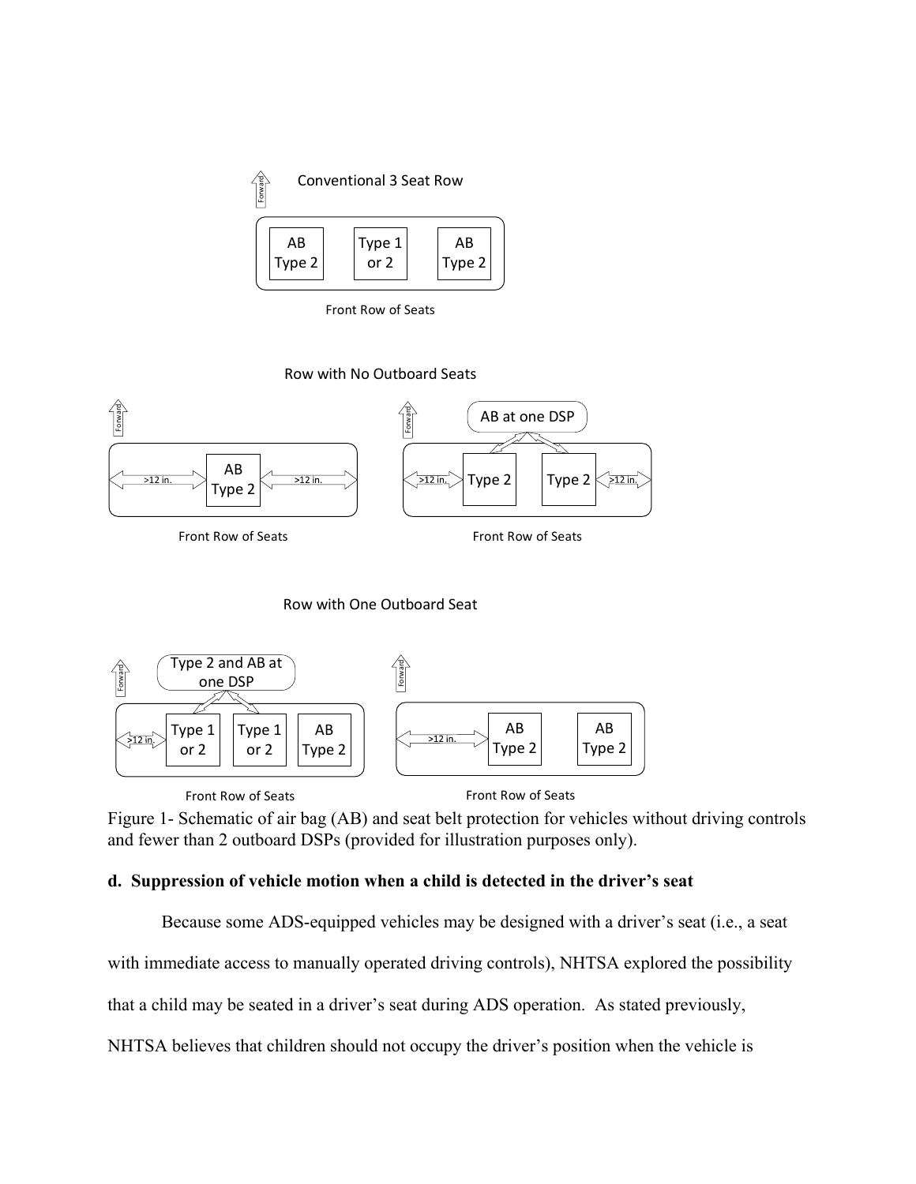Figure 1- Schematic of air bag (AB) and seat belt protection for vehicles without driving controls and fewer than 2 outboard DSPs (provided for illustration purposes only).

### d. Suppression of vehicle motion when a child is detected in the driver's seat

Because some ADS-equipped vehicles may be designed with a driver's seat (i.e., a seat with immediate access to manually operated driving controls), NHTSA explored the possibility that a child may be seated in a driver's seat during ADS operation. As stated previously, NHTSA believes that children should not occupy the driver's position when the vehicle is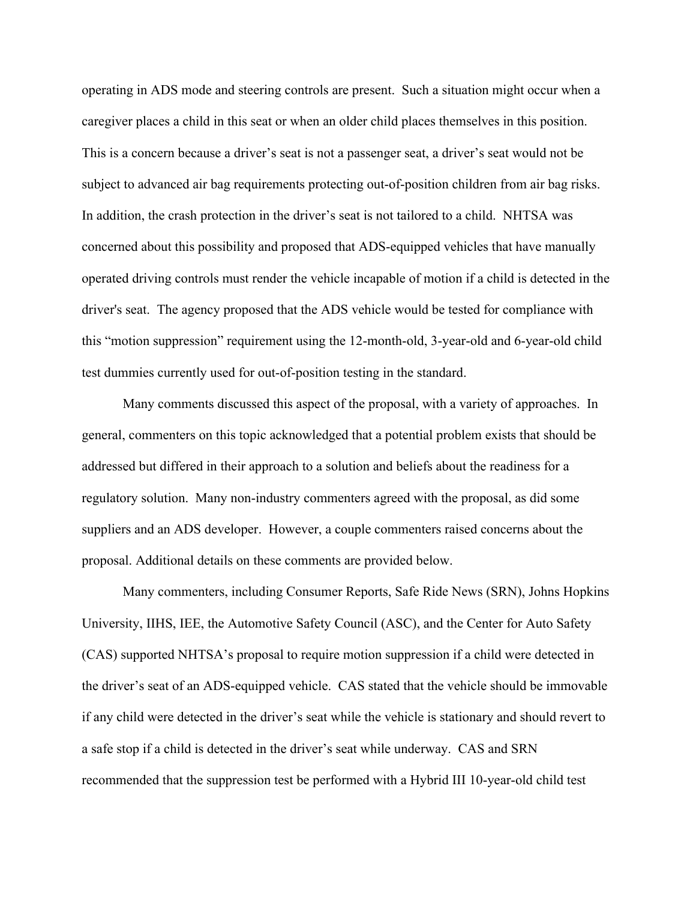operating in ADS mode and steering controls are present. Such a situation might occur when a caregiver places a child in this seat or when an older child places themselves in this position. This is a concern because a driver's seat is not a passenger seat, a driver's seat would not be subject to advanced air bag requirements protecting out-of-position children from air bag risks. In addition, the crash protection in the driver's seat is not tailored to a child. NHTSA was concerned about this possibility and proposed that ADS-equipped vehicles that have manually operated driving controls must render the vehicle incapable of motion if a child is detected in the driver's seat. The agency proposed that the ADS vehicle would be tested for compliance with this "motion suppression" requirement using the 12-month-old, 3-year-old and 6-year-old child test dummies currently used for out-of-position testing in the standard.

Many comments discussed this aspect of the proposal, with a variety of approaches. In general, commenters on this topic acknowledged that a potential problem exists that should be addressed but differed in their approach to a solution and beliefs about the readiness for a regulatory solution. Many non-industry commenters agreed with the proposal, as did some suppliers and an ADS developer. However, a couple commenters raised concerns about the proposal. Additional details on these comments are provided below.

Many commenters, including Consumer Reports, Safe Ride News (SRN), Johns Hopkins University, IIHS, IEE, the Automotive Safety Council (ASC), and the Center for Auto Safety (CAS) supported NHTSA's proposal to require motion suppression if a child were detected in the driver's seat of an ADS-equipped vehicle. CAS stated that the vehicle should be immovable if any child were detected in the driver's seat while the vehicle is stationary and should revert to a safe stop if a child is detected in the driver's seat while underway. CAS and SRN recommended that the suppression test be performed with a Hybrid III 10-year-old child test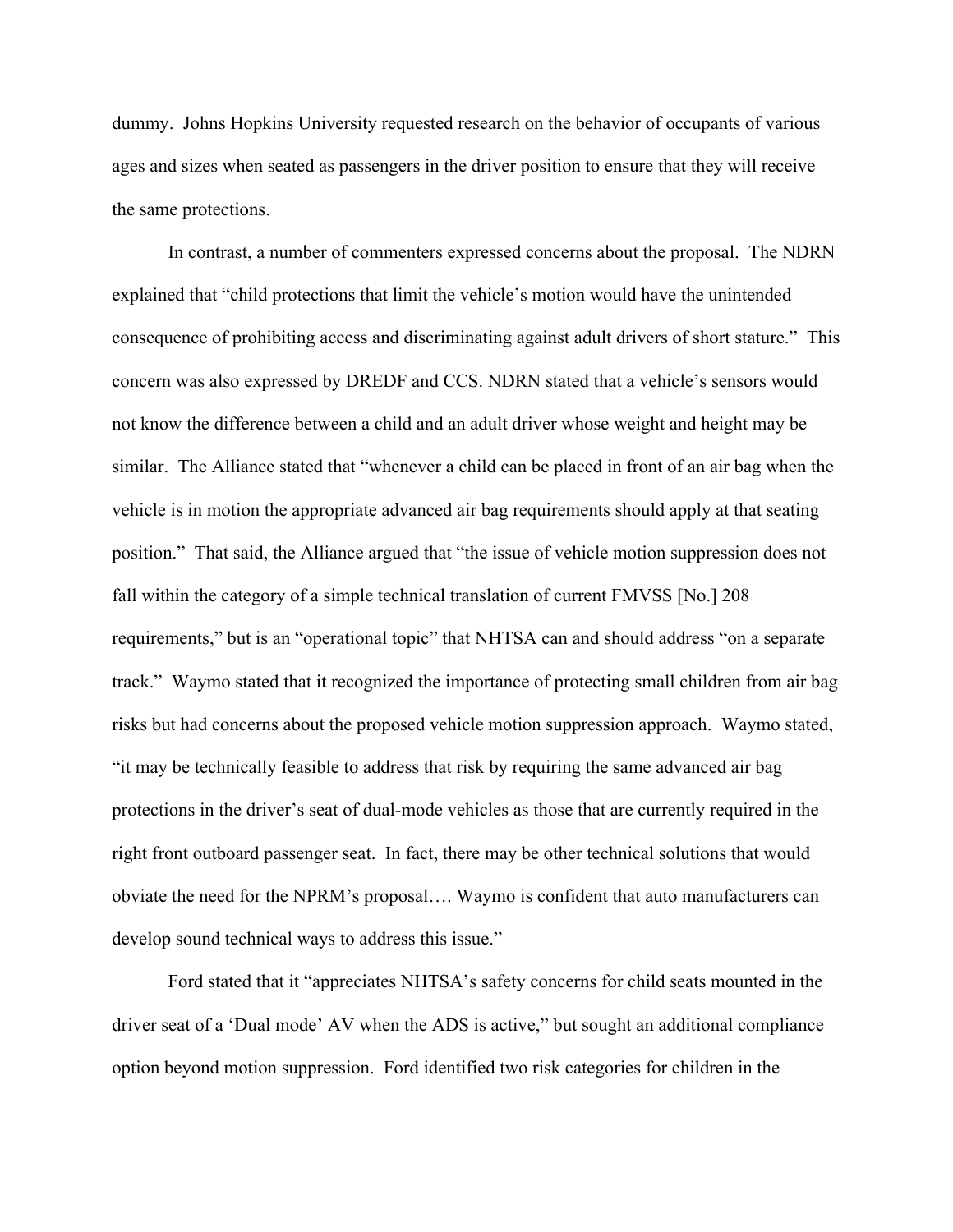dummy. Johns Hopkins University requested research on the behavior of occupants of various ages and sizes when seated as passengers in the driver position to ensure that they will receive the same protections.

In contrast, a number of commenters expressed concerns about the proposal. The NDRN explained that "child protections that limit the vehicle's motion would have the unintended consequence of prohibiting access and discriminating against adult drivers of short stature." This concern was also expressed by DREDF and CCS. NDRN stated that a vehicle's sensors would not know the difference between a child and an adult driver whose weight and height may be similar. The Alliance stated that "whenever a child can be placed in front of an air bag when the vehicle is in motion the appropriate advanced air bag requirements should apply at that seating position." That said, the Alliance argued that "the issue of vehicle motion suppression does not fall within the category of a simple technical translation of current FMVSS [No.] 208 requirements," but is an "operational topic" that NHTSA can and should address "on a separate track." Waymo stated that it recognized the importance of protecting small children from air bag risks but had concerns about the proposed vehicle motion suppression approach. Waymo stated, "it may be technically feasible to address that risk by requiring the same advanced air bag protections in the driver's seat of dual-mode vehicles as those that are currently required in the right front outboard passenger seat. In fact, there may be other technical solutions that would obviate the need for the NPRM's proposal…. Waymo is confident that auto manufacturers can develop sound technical ways to address this issue."

Ford stated that it "appreciates NHTSA's safety concerns for child seats mounted in the driver seat of a 'Dual mode' AV when the ADS is active," but sought an additional compliance option beyond motion suppression. Ford identified two risk categories for children in the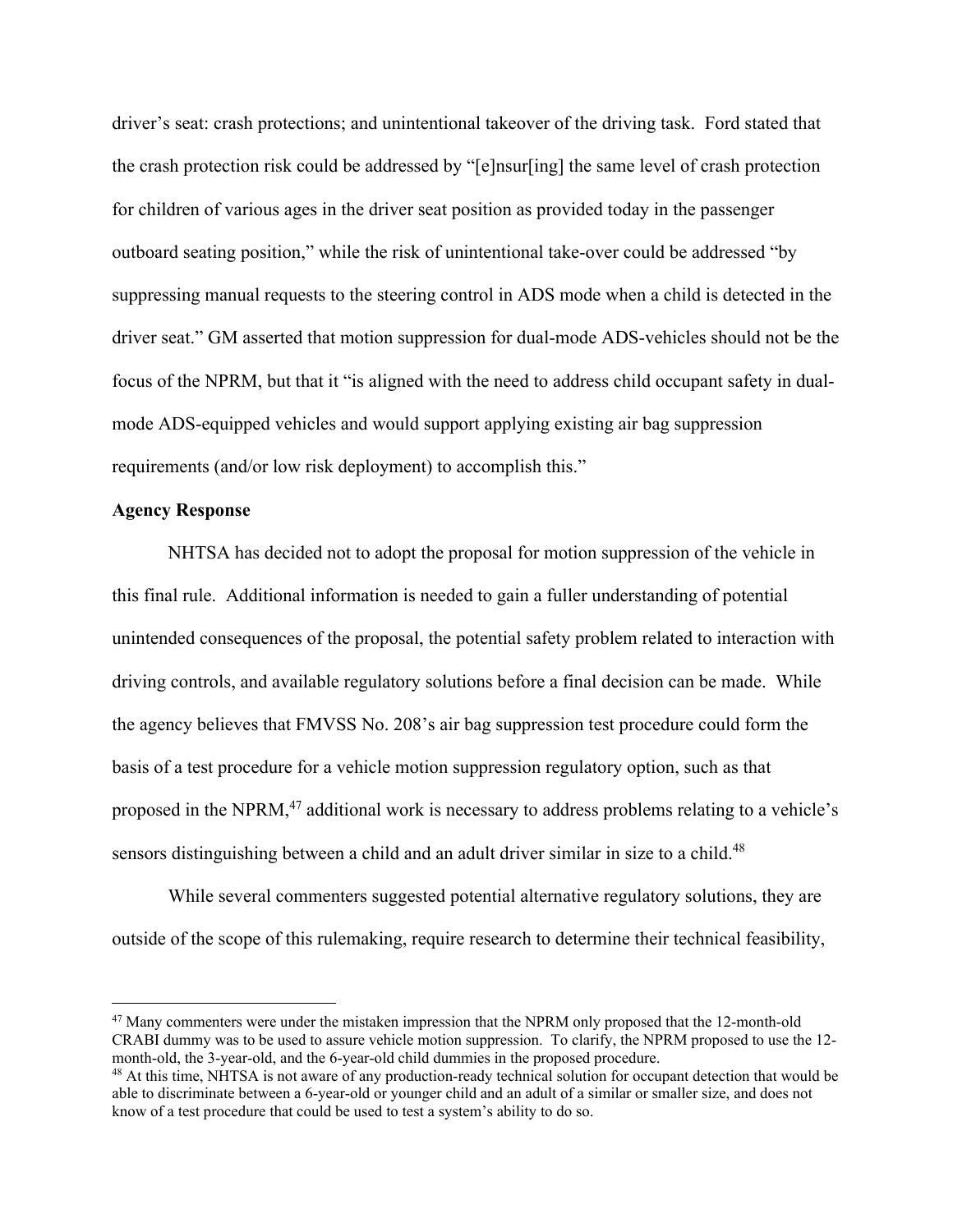driver's seat: crash protections; and unintentional takeover of the driving task. Ford stated that the crash protection risk could be addressed by "[e]nsur[ing] the same level of crash protection for children of various ages in the driver seat position as provided today in the passenger outboard seating position," while the risk of unintentional take-over could be addressed "by suppressing manual requests to the steering control in ADS mode when a child is detected in the driver seat." GM asserted that motion suppression for dual-mode ADS-vehicles should not be the focus of the NPRM, but that it "is aligned with the need to address child occupant safety in dual-mode ADS-equipped vehicles and would support applying existing air bag suppression requirements (and/or low risk deployment) to accomplish this."

**Agency Response**

NHTSA has decided not to adopt the proposal for motion suppression of the vehicle in this final rule. Additional information is needed to gain a fuller understanding of potential unintended consequences of the proposal, the potential safety problem related to interaction with driving controls, and available regulatory solutions before a final decision can be made. While the agency believes that FMVSS No. 208's air bag suppression test procedure could form the basis of a test procedure for a vehicle motion suppression regulatory option, such as that proposed in the NPRM,[47] additional work is necessary to address problems relating to a vehicle's sensors distinguishing between a child and an adult driver similar in size to a child.[48]

While several commenters suggested potential alternative regulatory solutions, they are outside of the scope of this rulemaking, require research to determine their technical feasibility,

---

[47] Many commenters were under the mistaken impression that the NPRM only proposed that the 12-month-old CRABI dummy was to be used to assure vehicle motion suppression. To clarify, the NPRM proposed to use the 12-month-old, the 3-year-old, and the 6-year-old child dummies in the proposed procedure.

[48] At this time, NHTSA is not aware of any production-ready technical solution for occupant detection that would be able to discriminate between a 6-year-old or younger child and an adult of a similar or smaller size, and does not know of a test procedure that could be used to test a system's ability to do so.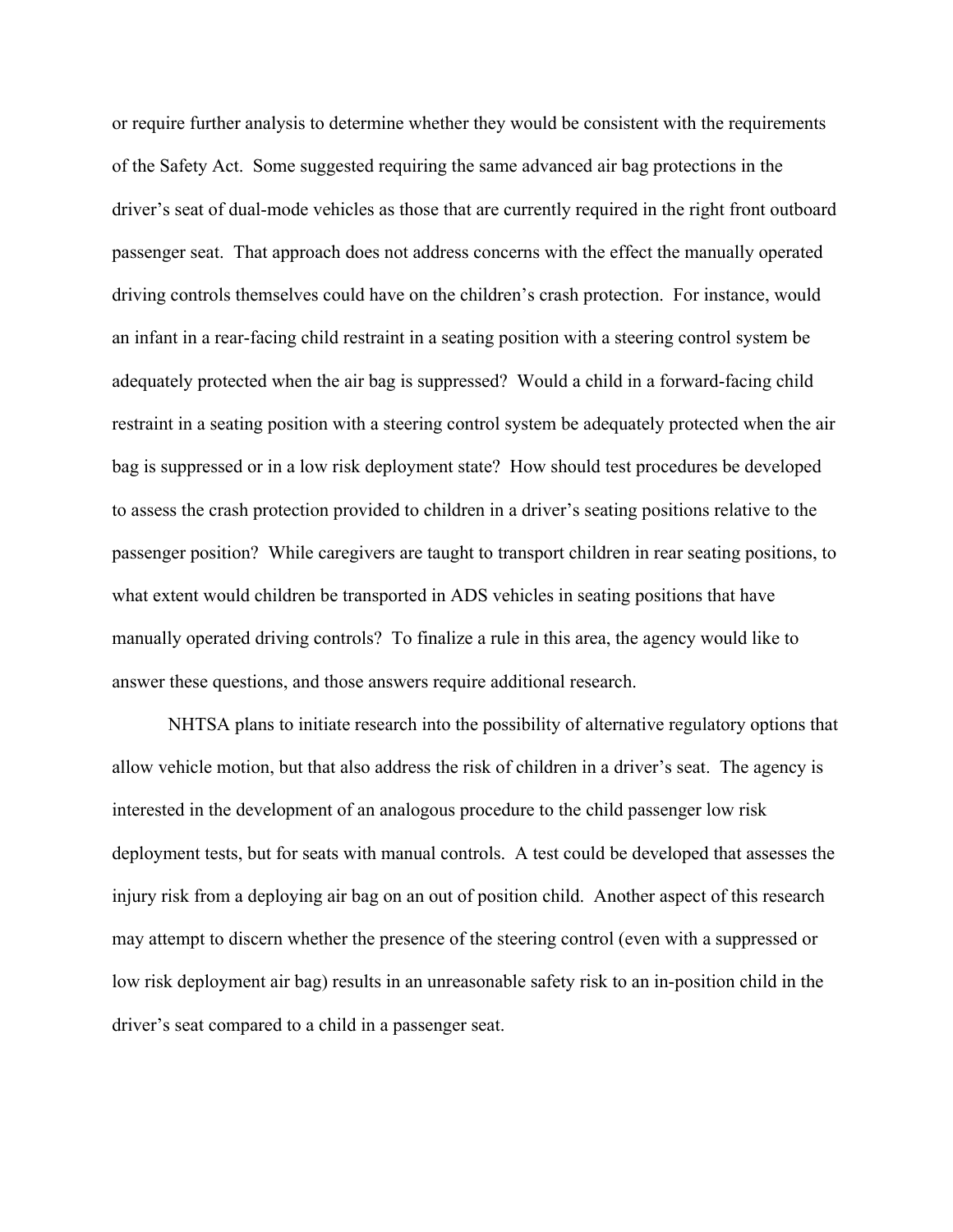or require further analysis to determine whether they would be consistent with the requirements of the Safety Act. Some suggested requiring the same advanced air bag protections in the driver's seat of dual-mode vehicles as those that are currently required in the right front outboard passenger seat. That approach does not address concerns with the effect the manually operated driving controls themselves could have on the children's crash protection. For instance, would an infant in a rear-facing child restraint in a seating position with a steering control system be adequately protected when the air bag is suppressed? Would a child in a forward-facing child restraint in a seating position with a steering control system be adequately protected when the air bag is suppressed or in a low risk deployment state? How should test procedures be developed to assess the crash protection provided to children in a driver's seating positions relative to the passenger position? While caregivers are taught to transport children in rear seating positions, to what extent would children be transported in ADS vehicles in seating positions that have manually operated driving controls? To finalize a rule in this area, the agency would like to answer these questions, and those answers require additional research.

NHTSA plans to initiate research into the possibility of alternative regulatory options that allow vehicle motion, but that also address the risk of children in a driver's seat. The agency is interested in the development of an analogous procedure to the child passenger low risk deployment tests, but for seats with manual controls. A test could be developed that assesses the injury risk from a deploying air bag on an out of position child. Another aspect of this research may attempt to discern whether the presence of the steering control (even with a suppressed or low risk deployment air bag) results in an unreasonable safety risk to an in-position child in the driver's seat compared to a child in a passenger seat.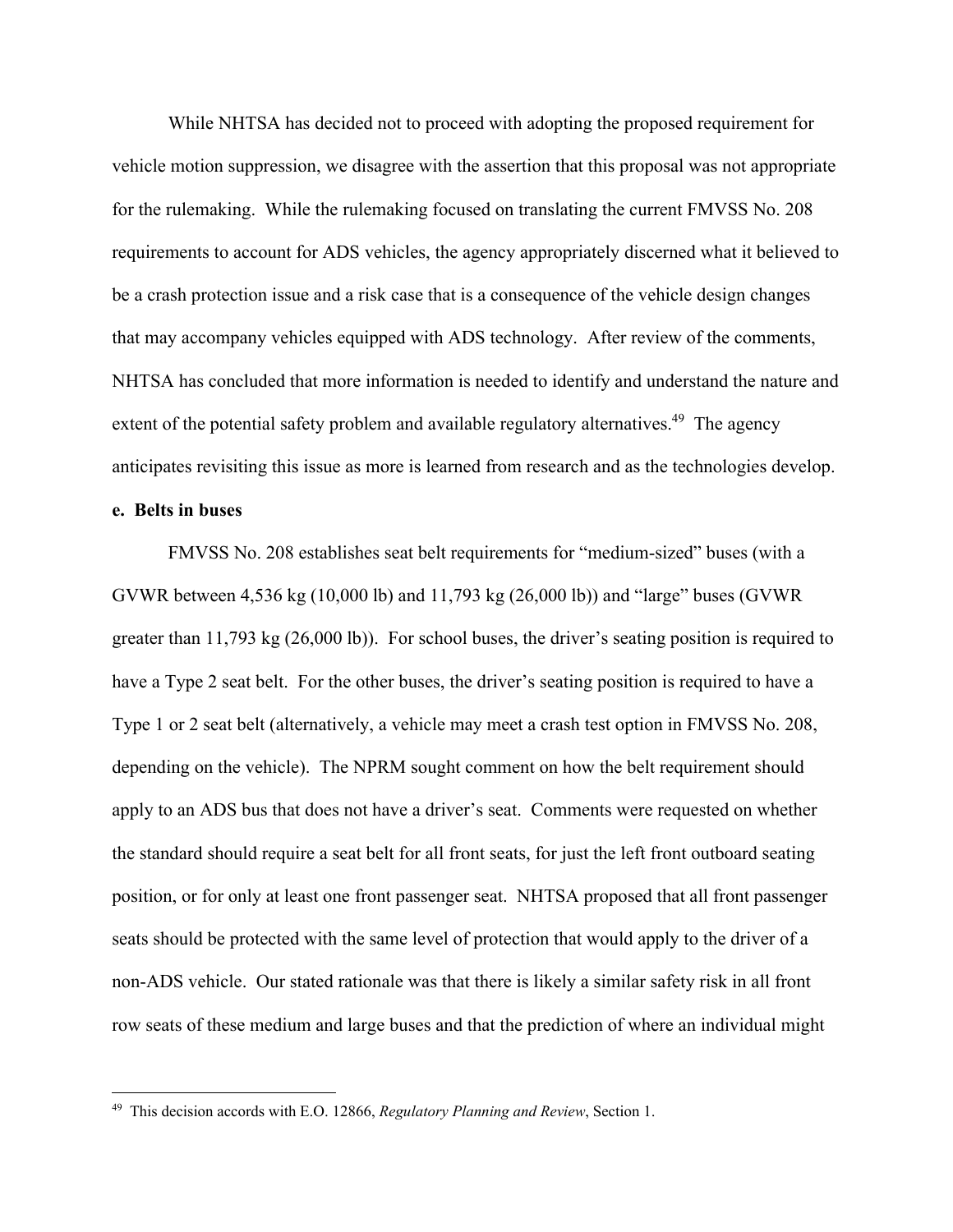While NHTSA has decided not to proceed with adopting the proposed requirement for vehicle motion suppression, we disagree with the assertion that this proposal was not appropriate for the rulemaking. While the rulemaking focused on translating the current FMVSS No. 208 requirements to account for ADS vehicles, the agency appropriately discerned what it believed to be a crash protection issue and a risk case that is a consequence of the vehicle design changes that may accompany vehicles equipped with ADS technology. After review of the comments, NHTSA has concluded that more information is needed to identify and understand the nature and extent of the potential safety problem and available regulatory alternatives.[49] The agency anticipates revisiting this issue as more is learned from research and as the technologies develop.

**e. Belts in buses**

FMVSS No. 208 establishes seat belt requirements for "medium-sized" buses (with a GVWR between 4,536 kg (10,000 lb) and 11,793 kg (26,000 lb)) and "large" buses (GVWR greater than 11,793 kg (26,000 lb)). For school buses, the driver's seating position is required to have a Type 2 seat belt. For the other buses, the driver's seating position is required to have a Type 1 or 2 seat belt (alternatively, a vehicle may meet a crash test option in FMVSS No. 208, depending on the vehicle). The NPRM sought comment on how the belt requirement should apply to an ADS bus that does not have a driver's seat. Comments were requested on whether the standard should require a seat belt for all front seats, for just the left front outboard seating position, or for only at least one front passenger seat. NHTSA proposed that all front passenger seats should be protected with the same level of protection that would apply to the driver of a non-ADS vehicle. Our stated rationale was that there is likely a similar safety risk in all front row seats of these medium and large buses and that the prediction of where an individual might

---

[49] This decision accords with E.O. 12866, *Regulatory Planning and Review*, Section 1.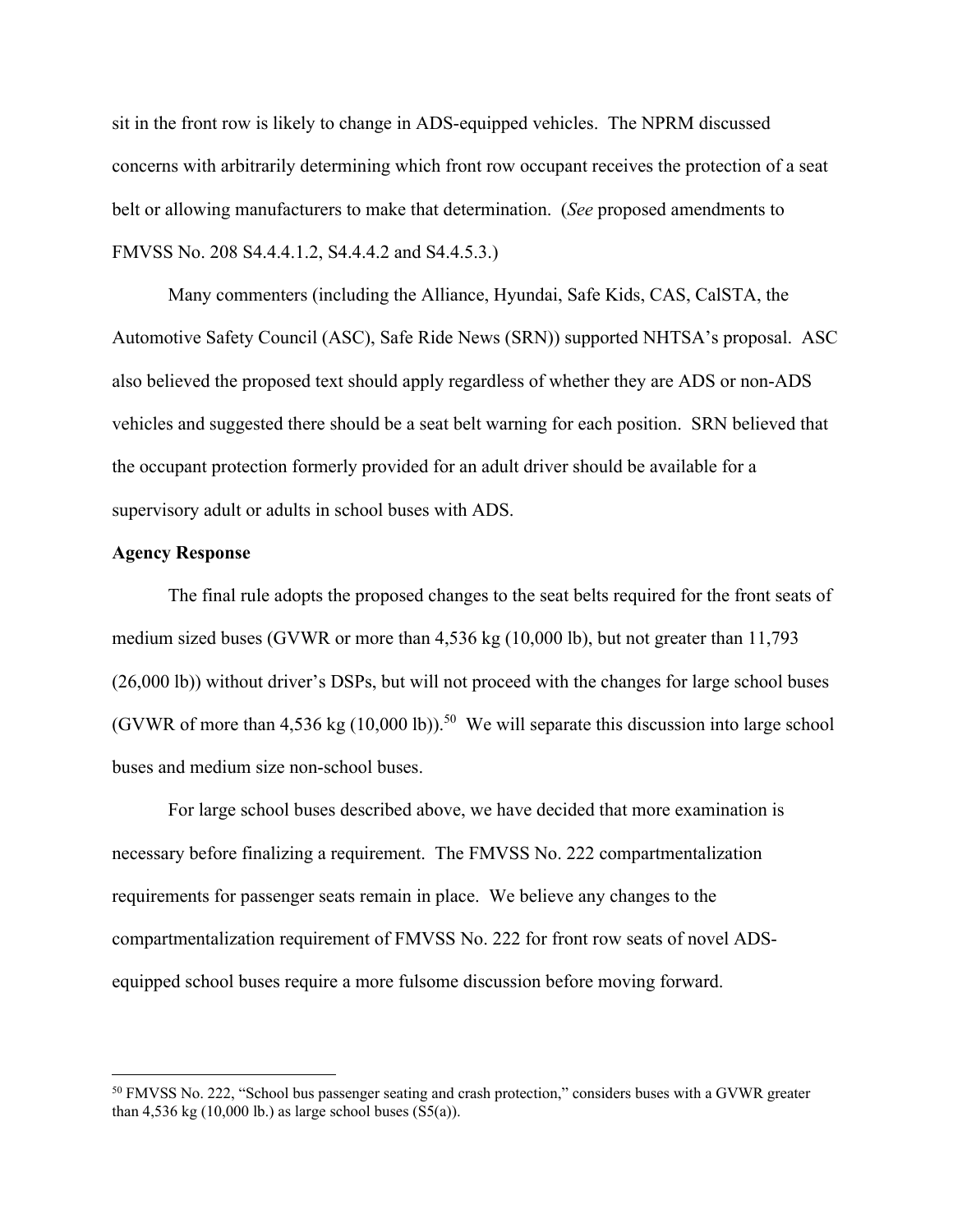sit in the front row is likely to change in ADS-equipped vehicles. The NPRM discussed concerns with arbitrarily determining which front row occupant receives the protection of a seat belt or allowing manufacturers to make that determination. (*See* proposed amendments to FMVSS No. 208 S4.4.4.1.2, S4.4.4.2 and S4.4.5.3.)

Many commenters (including the Alliance, Hyundai, Safe Kids, CAS, CalSTA, the Automotive Safety Council (ASC), Safe Ride News (SRN)) supported NHTSA's proposal. ASC also believed the proposed text should apply regardless of whether they are ADS or non-ADS vehicles and suggested there should be a seat belt warning for each position. SRN believed that the occupant protection formerly provided for an adult driver should be available for a supervisory adult or adults in school buses with ADS.

**Agency Response**

The final rule adopts the proposed changes to the seat belts required for the front seats of medium sized buses (GVWR or more than 4,536 kg (10,000 lb), but not greater than 11,793 (26,000 lb)) without driver's DSPs, but will not proceed with the changes for large school buses (GVWR of more than 4,536 kg (10,000 lb)).[50] We will separate this discussion into large school buses and medium size non-school buses.

For large school buses described above, we have decided that more examination is necessary before finalizing a requirement. The FMVSS No. 222 compartmentalization requirements for passenger seats remain in place. We believe any changes to the compartmentalization requirement of FMVSS No. 222 for front row seats of novel ADS-equipped school buses require a more fulsome discussion before moving forward.

[50] FMVSS No. 222, "School bus passenger seating and crash protection," considers buses with a GVWR greater than 4,536 kg (10,000 lb.) as large school buses (S5(a)).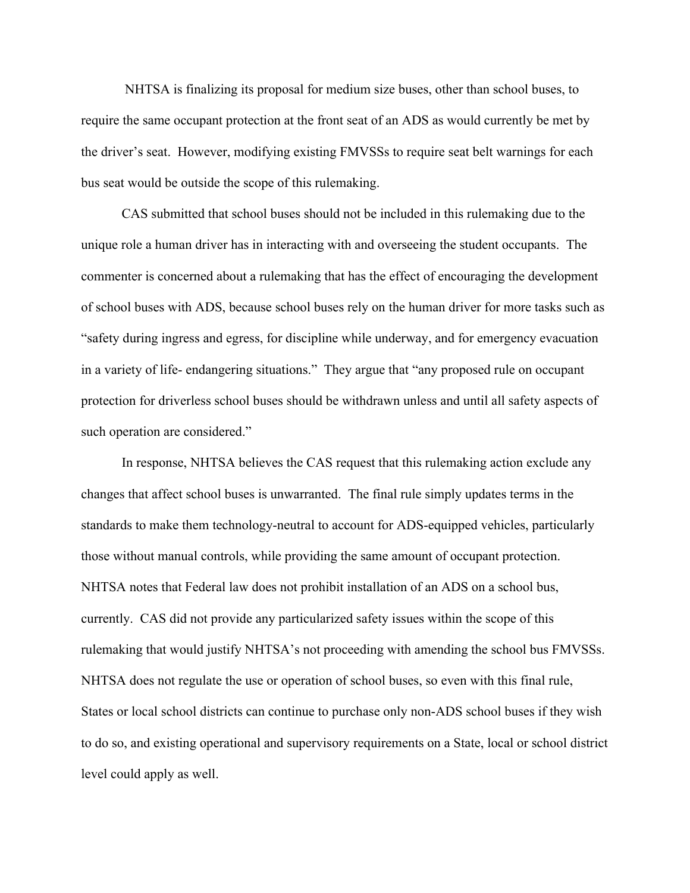NHTSA is finalizing its proposal for medium size buses, other than school buses, to require the same occupant protection at the front seat of an ADS as would currently be met by the driver's seat. However, modifying existing FMVSSs to require seat belt warnings for each bus seat would be outside the scope of this rulemaking.

CAS submitted that school buses should not be included in this rulemaking due to the unique role a human driver has in interacting with and overseeing the student occupants. The commenter is concerned about a rulemaking that has the effect of encouraging the development of school buses with ADS, because school buses rely on the human driver for more tasks such as "safety during ingress and egress, for discipline while underway, and for emergency evacuation in a variety of life- endangering situations." They argue that "any proposed rule on occupant protection for driverless school buses should be withdrawn unless and until all safety aspects of such operation are considered."

In response, NHTSA believes the CAS request that this rulemaking action exclude any changes that affect school buses is unwarranted. The final rule simply updates terms in the standards to make them technology-neutral to account for ADS-equipped vehicles, particularly those without manual controls, while providing the same amount of occupant protection. NHTSA notes that Federal law does not prohibit installation of an ADS on a school bus, currently. CAS did not provide any particularized safety issues within the scope of this rulemaking that would justify NHTSA's not proceeding with amending the school bus FMVSSs. NHTSA does not regulate the use or operation of school buses, so even with this final rule, States or local school districts can continue to purchase only non-ADS school buses if they wish to do so, and existing operational and supervisory requirements on a State, local or school district level could apply as well.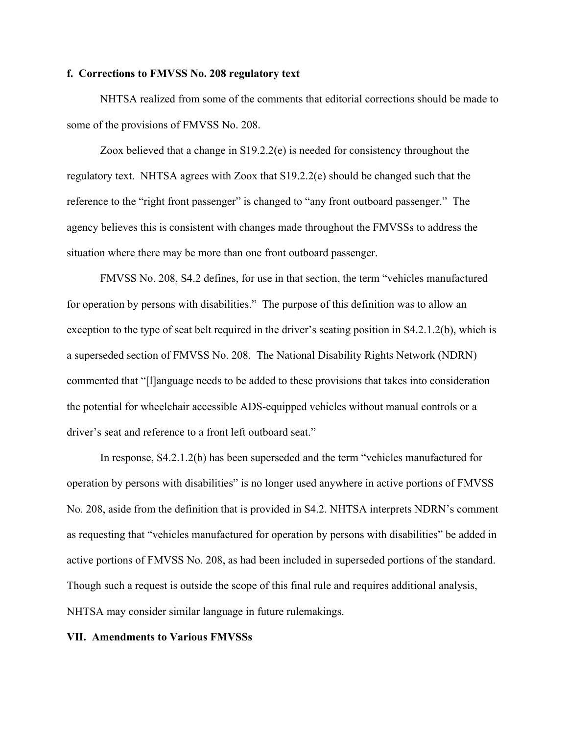### f. Corrections to FMVSS No. 208 regulatory text

NHTSA realized from some of the comments that editorial corrections should be made to some of the provisions of FMVSS No. 208.

Zoox believed that a change in S19.2.2(e) is needed for consistency throughout the regulatory text. NHTSA agrees with Zoox that S19.2.2(e) should be changed such that the reference to the "right front passenger" is changed to "any front outboard passenger." The agency believes this is consistent with changes made throughout the FMVSSs to address the situation where there may be more than one front outboard passenger.

FMVSS No. 208, S4.2 defines, for use in that section, the term "vehicles manufactured for operation by persons with disabilities." The purpose of this definition was to allow an exception to the type of seat belt required in the driver's seating position in S4.2.1.2(b), which is a superseded section of FMVSS No. 208. The National Disability Rights Network (NDRN) commented that "[l]anguage needs to be added to these provisions that takes into consideration the potential for wheelchair accessible ADS-equipped vehicles without manual controls or a driver's seat and reference to a front left outboard seat."

In response, S4.2.1.2(b) has been superseded and the term "vehicles manufactured for operation by persons with disabilities" is no longer used anywhere in active portions of FMVSS No. 208, aside from the definition that is provided in S4.2. NHTSA interprets NDRN's comment as requesting that "vehicles manufactured for operation by persons with disabilities" be added in active portions of FMVSS No. 208, as had been included in superseded portions of the standard. Though such a request is outside the scope of this final rule and requires additional analysis, NHTSA may consider similar language in future rulemakings.

## VII. Amendments to Various FMVSSs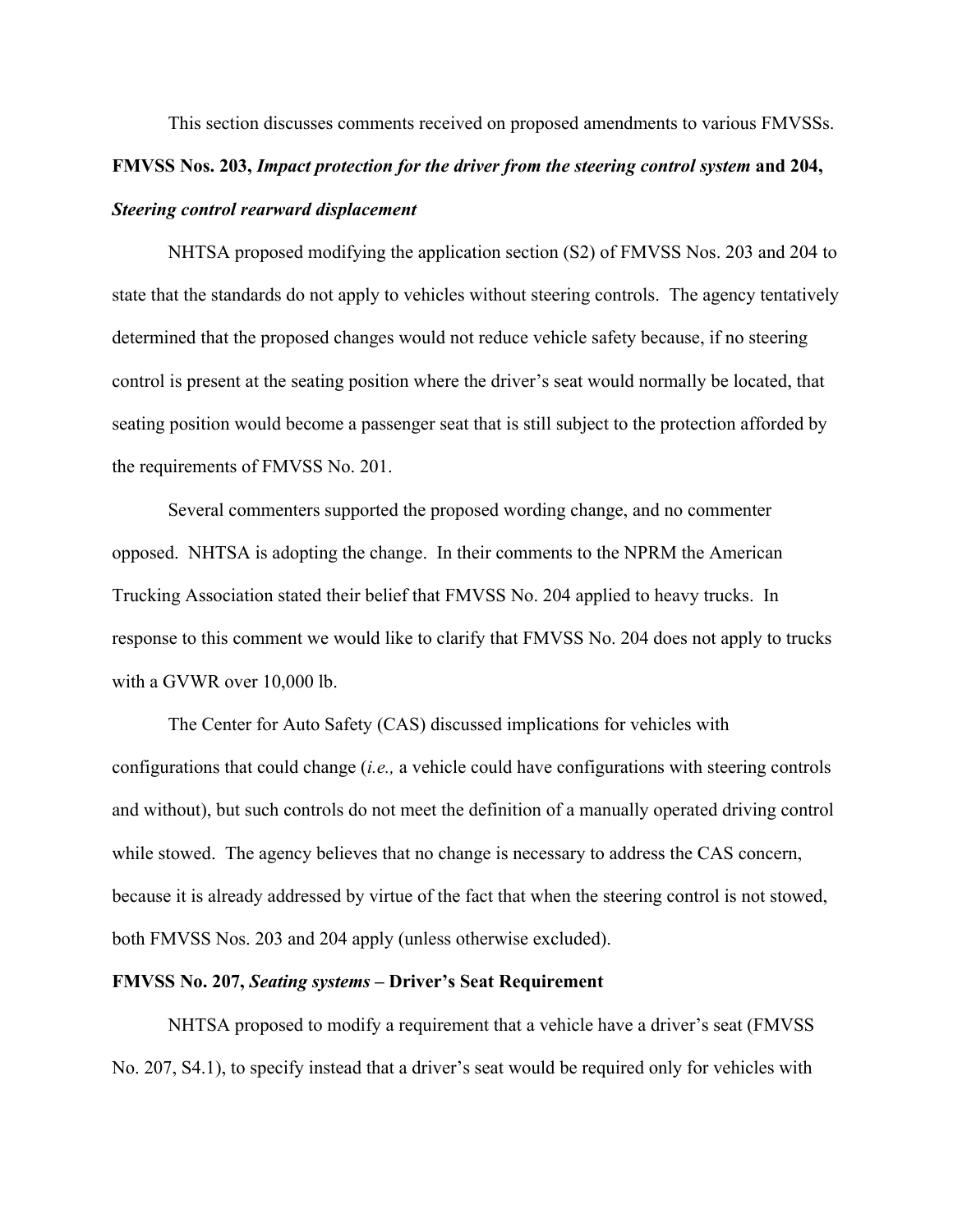This section discusses comments received on proposed amendments to various FMVSSs.

**FMVSS Nos. 203, *Impact protection for the driver from the steering control system* and 204, *Steering control rearward displacement***

NHTSA proposed modifying the application section (S2) of FMVSS Nos. 203 and 204 to state that the standards do not apply to vehicles without steering controls. The agency tentatively determined that the proposed changes would not reduce vehicle safety because, if no steering control is present at the seating position where the driver's seat would normally be located, that seating position would become a passenger seat that is still subject to the protection afforded by the requirements of FMVSS No. 201.

Several commenters supported the proposed wording change, and no commenter opposed. NHTSA is adopting the change. In their comments to the NPRM the American Trucking Association stated their belief that FMVSS No. 204 applied to heavy trucks. In response to this comment we would like to clarify that FMVSS No. 204 does not apply to trucks with a GVWR over 10,000 lb.

The Center for Auto Safety (CAS) discussed implications for vehicles with configurations that could change (*i.e.,* a vehicle could have configurations with steering controls and without), but such controls do not meet the definition of a manually operated driving control while stowed. The agency believes that no change is necessary to address the CAS concern, because it is already addressed by virtue of the fact that when the steering control is not stowed, both FMVSS Nos. 203 and 204 apply (unless otherwise excluded).

**FMVSS No. 207, *Seating systems* – Driver's Seat Requirement**

NHTSA proposed to modify a requirement that a vehicle have a driver's seat (FMVSS No. 207, S4.1), to specify instead that a driver's seat would be required only for vehicles with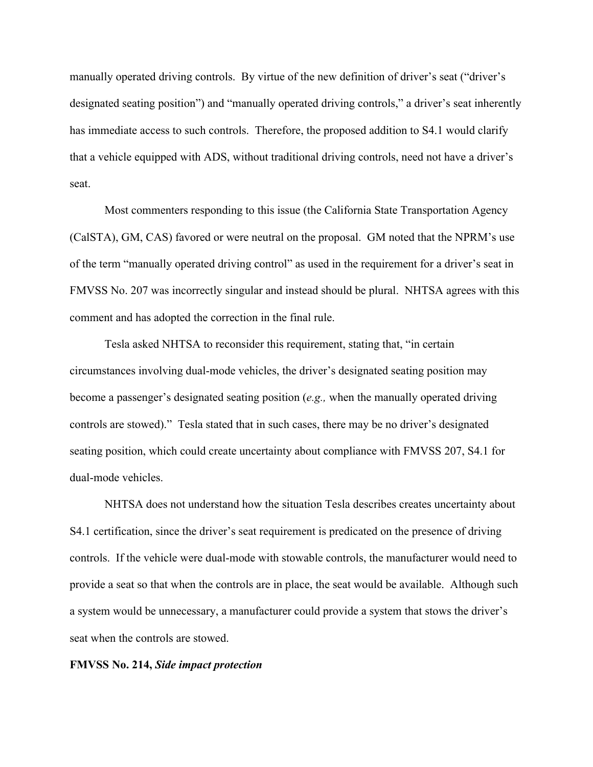manually operated driving controls. By virtue of the new definition of driver's seat ("driver's designated seating position") and "manually operated driving controls," a driver's seat inherently has immediate access to such controls. Therefore, the proposed addition to S4.1 would clarify that a vehicle equipped with ADS, without traditional driving controls, need not have a driver's seat.

Most commenters responding to this issue (the California State Transportation Agency (CalSTA), GM, CAS) favored or were neutral on the proposal. GM noted that the NPRM's use of the term "manually operated driving control" as used in the requirement for a driver's seat in FMVSS No. 207 was incorrectly singular and instead should be plural. NHTSA agrees with this comment and has adopted the correction in the final rule.

Tesla asked NHTSA to reconsider this requirement, stating that, "in certain circumstances involving dual-mode vehicles, the driver's designated seating position may become a passenger's designated seating position (*e.g.,* when the manually operated driving controls are stowed)." Tesla stated that in such cases, there may be no driver's designated seating position, which could create uncertainty about compliance with FMVSS 207, S4.1 for dual-mode vehicles.

NHTSA does not understand how the situation Tesla describes creates uncertainty about S4.1 certification, since the driver's seat requirement is predicated on the presence of driving controls. If the vehicle were dual-mode with stowable controls, the manufacturer would need to provide a seat so that when the controls are in place, the seat would be available. Although such a system would be unnecessary, a manufacturer could provide a system that stows the driver's seat when the controls are stowed.

**FMVSS No. 214, *Side impact protection***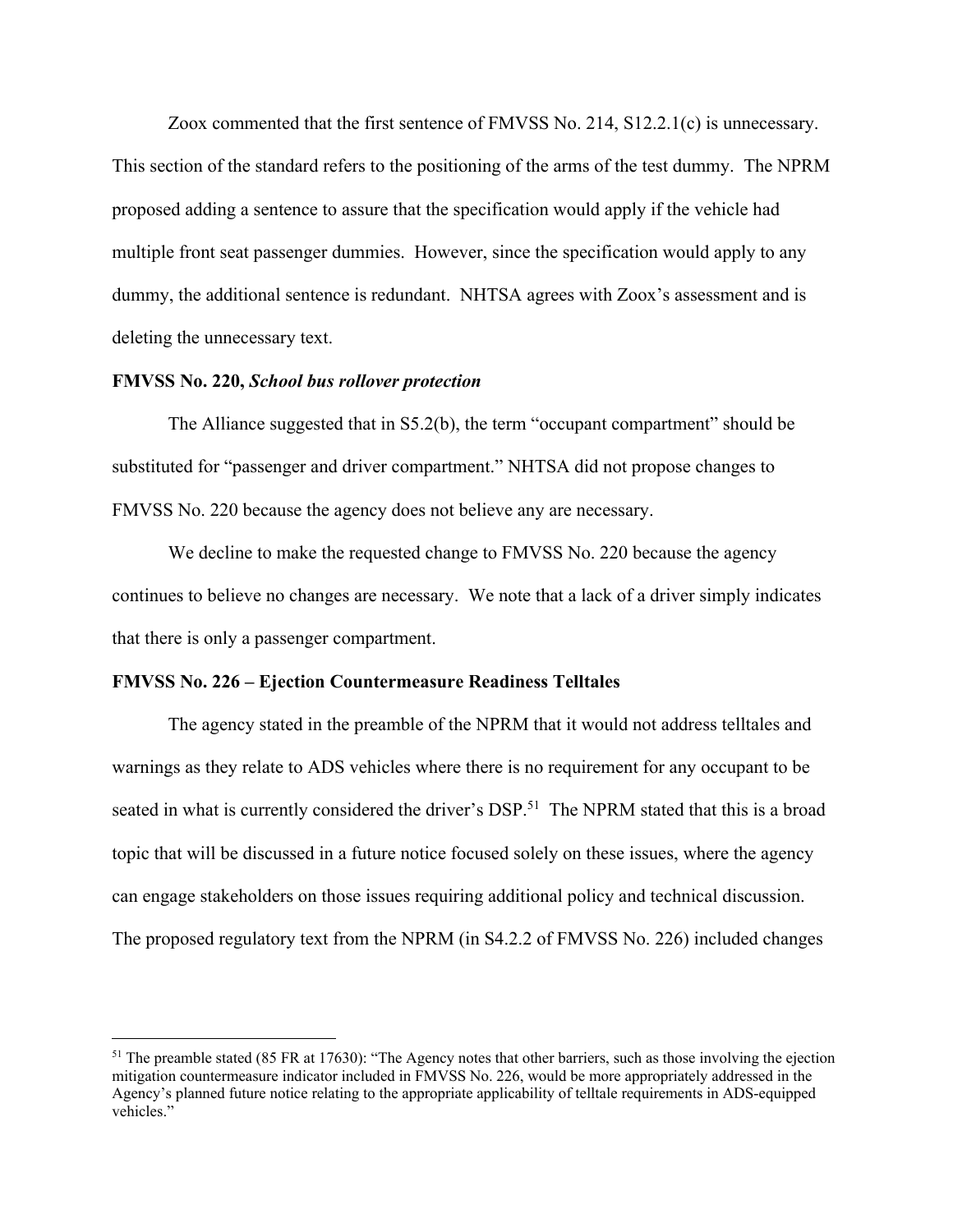Zoox commented that the first sentence of FMVSS No. 214, S12.2.1(c) is unnecessary. This section of the standard refers to the positioning of the arms of the test dummy. The NPRM proposed adding a sentence to assure that the specification would apply if the vehicle had multiple front seat passenger dummies. However, since the specification would apply to any dummy, the additional sentence is redundant. NHTSA agrees with Zoox's assessment and is deleting the unnecessary text.

**FMVSS No. 220, *School bus rollover protection***

The Alliance suggested that in S5.2(b), the term "occupant compartment" should be substituted for "passenger and driver compartment." NHTSA did not propose changes to FMVSS No. 220 because the agency does not believe any are necessary.

We decline to make the requested change to FMVSS No. 220 because the agency continues to believe no changes are necessary. We note that a lack of a driver simply indicates that there is only a passenger compartment.

**FMVSS No. 226 – Ejection Countermeasure Readiness Telltales**

The agency stated in the preamble of the NPRM that it would not address telltales and warnings as they relate to ADS vehicles where there is no requirement for any occupant to be seated in what is currently considered the driver's DSP.[51] The NPRM stated that this is a broad topic that will be discussed in a future notice focused solely on these issues, where the agency can engage stakeholders on those issues requiring additional policy and technical discussion. The proposed regulatory text from the NPRM (in S4.2.2 of FMVSS No. 226) included changes

[51] The preamble stated (85 FR at 17630): "The Agency notes that other barriers, such as those involving the ejection mitigation countermeasure indicator included in FMVSS No. 226, would be more appropriately addressed in the Agency's planned future notice relating to the appropriate applicability of telltale requirements in ADS-equipped vehicles."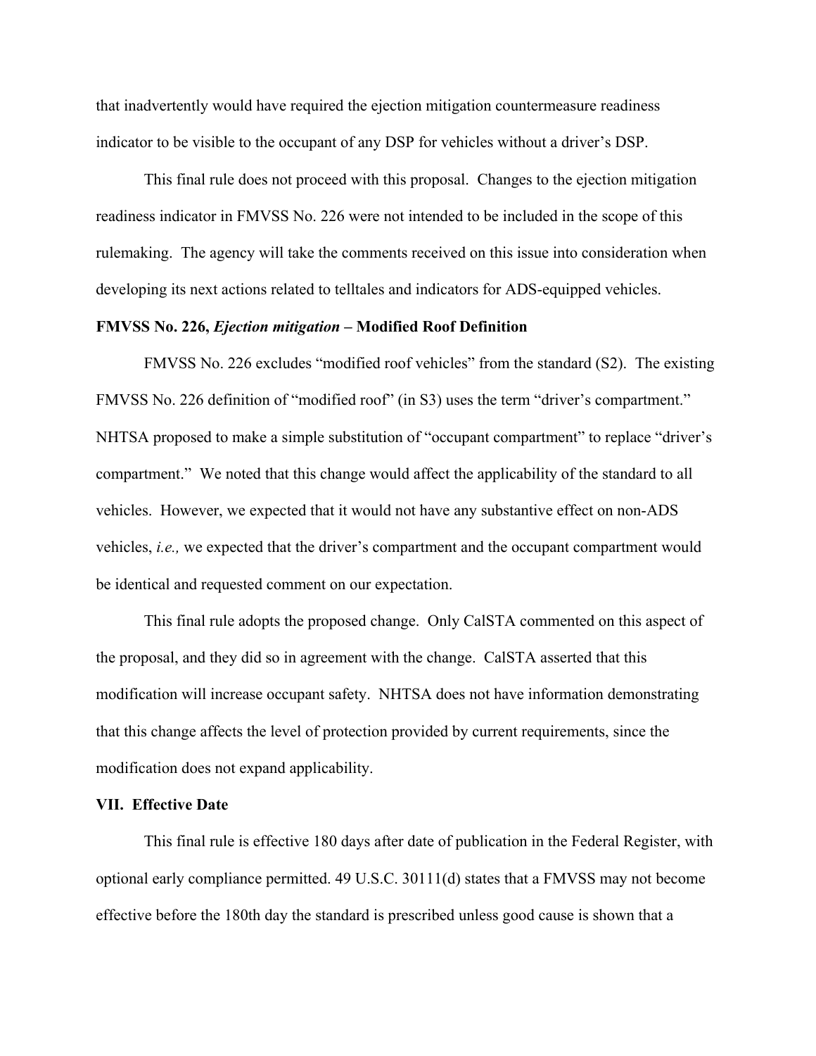that inadvertently would have required the ejection mitigation countermeasure readiness indicator to be visible to the occupant of any DSP for vehicles without a driver's DSP.

This final rule does not proceed with this proposal. Changes to the ejection mitigation readiness indicator in FMVSS No. 226 were not intended to be included in the scope of this rulemaking. The agency will take the comments received on this issue into consideration when developing its next actions related to telltales and indicators for ADS-equipped vehicles.

**FMVSS No. 226, *Ejection mitigation* – Modified Roof Definition**

FMVSS No. 226 excludes "modified roof vehicles" from the standard (S2). The existing FMVSS No. 226 definition of "modified roof" (in S3) uses the term "driver's compartment." NHTSA proposed to make a simple substitution of "occupant compartment" to replace "driver's compartment." We noted that this change would affect the applicability of the standard to all vehicles. However, we expected that it would not have any substantive effect on non-ADS vehicles, *i.e.,* we expected that the driver's compartment and the occupant compartment would be identical and requested comment on our expectation.

This final rule adopts the proposed change. Only CalSTA commented on this aspect of the proposal, and they did so in agreement with the change. CalSTA asserted that this modification will increase occupant safety. NHTSA does not have information demonstrating that this change affects the level of protection provided by current requirements, since the modification does not expand applicability.

**VII. Effective Date**

This final rule is effective 180 days after date of publication in the Federal Register, with optional early compliance permitted. 49 U.S.C. 30111(d) states that a FMVSS may not become effective before the 180th day the standard is prescribed unless good cause is shown that a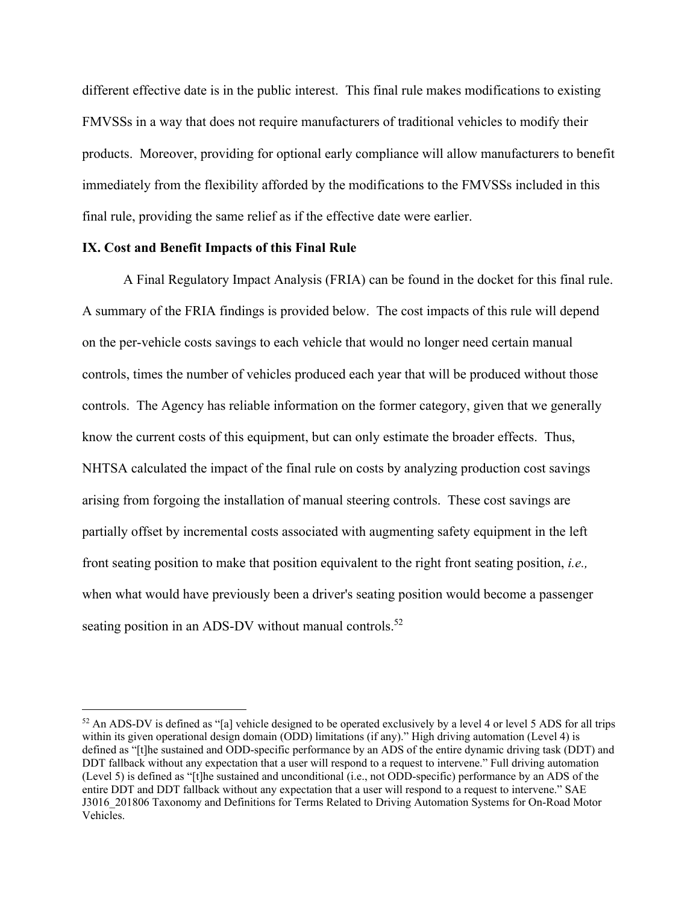different effective date is in the public interest. This final rule makes modifications to existing FMVSSs in a way that does not require manufacturers of traditional vehicles to modify their products. Moreover, providing for optional early compliance will allow manufacturers to benefit immediately from the flexibility afforded by the modifications to the FMVSSs included in this final rule, providing the same relief as if the effective date were earlier.

**IX. Cost and Benefit Impacts of this Final Rule**

A Final Regulatory Impact Analysis (FRIA) can be found in the docket for this final rule. A summary of the FRIA findings is provided below. The cost impacts of this rule will depend on the per-vehicle costs savings to each vehicle that would no longer need certain manual controls, times the number of vehicles produced each year that will be produced without those controls. The Agency has reliable information on the former category, given that we generally know the current costs of this equipment, but can only estimate the broader effects. Thus, NHTSA calculated the impact of the final rule on costs by analyzing production cost savings arising from forgoing the installation of manual steering controls. These cost savings are partially offset by incremental costs associated with augmenting safety equipment in the left front seating position to make that position equivalent to the right front seating position, *i.e.,* when what would have previously been a driver's seating position would become a passenger seating position in an ADS-DV without manual controls.[52]

[52] An ADS-DV is defined as "[a] vehicle designed to be operated exclusively by a level 4 or level 5 ADS for all trips within its given operational design domain (ODD) limitations (if any)." High driving automation (Level 4) is defined as "[t]he sustained and ODD-specific performance by an ADS of the entire dynamic driving task (DDT) and DDT fallback without any expectation that a user will respond to a request to intervene." Full driving automation (Level 5) is defined as "[t]he sustained and unconditional (i.e., not ODD-specific) performance by an ADS of the entire DDT and DDT fallback without any expectation that a user will respond to a request to intervene." SAE J3016_201806 Taxonomy and Definitions for Terms Related to Driving Automation Systems for On-Road Motor Vehicles.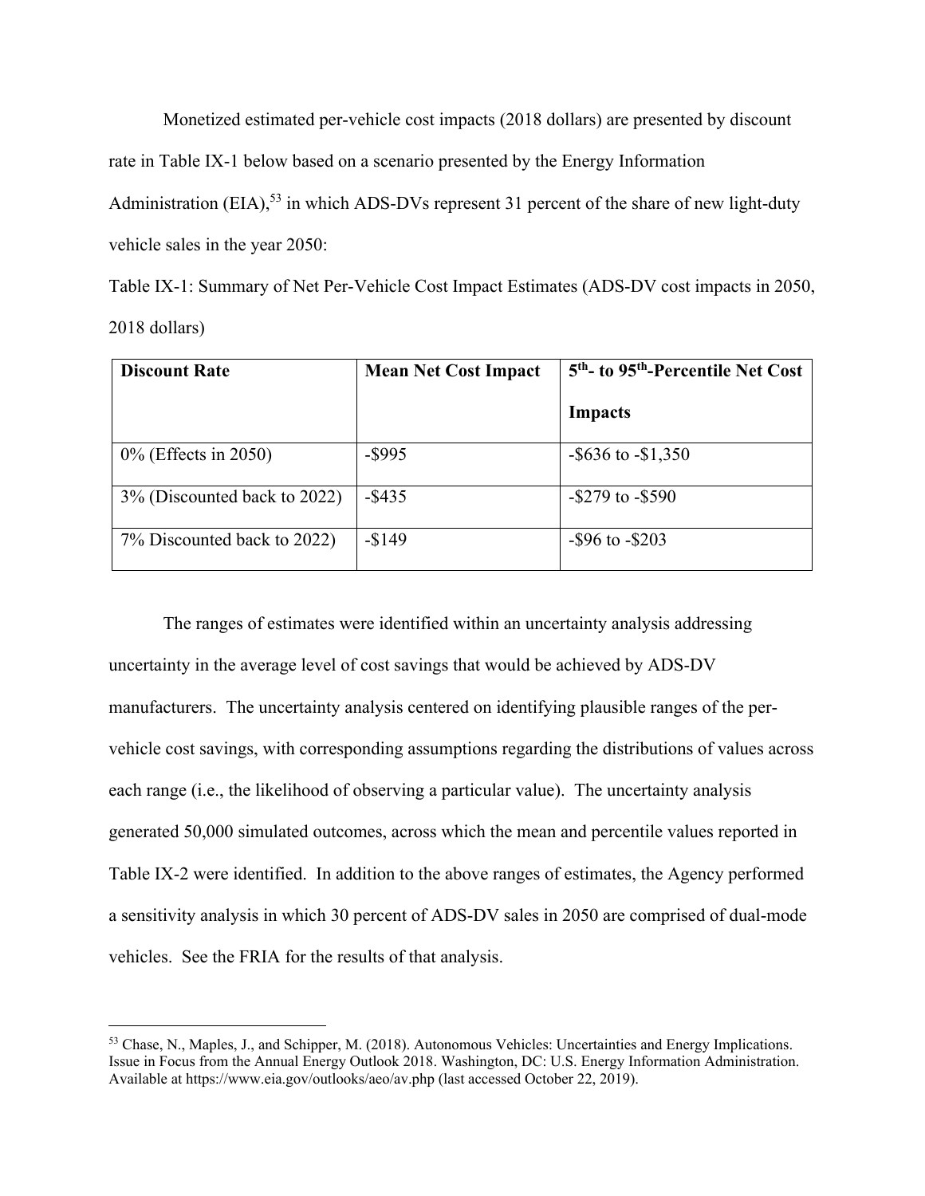Monetized estimated per-vehicle cost impacts (2018 dollars) are presented by discount rate in Table IX-1 below based on a scenario presented by the Energy Information Administration (EIA),[53] in which ADS-DVs represent 31 percent of the share of new light-duty vehicle sales in the year 2050:

Table IX-1: Summary of Net Per-Vehicle Cost Impact Estimates (ADS-DV cost impacts in 2050, 2018 dollars)

| Discount Rate | Mean Net Cost Impact | 5th- to 95th-Percentile Net Cost Impacts |
| --- | --- | --- |
| 0% (Effects in 2050) | -$995 | -$636 to -$1,350 |
| 3% (Discounted back to 2022) | -$435 | -$279 to -$590 |
| 7% Discounted back to 2022) | -$149 | -$96 to -$203 |

The ranges of estimates were identified within an uncertainty analysis addressing uncertainty in the average level of cost savings that would be achieved by ADS-DV manufacturers. The uncertainty analysis centered on identifying plausible ranges of the per-vehicle cost savings, with corresponding assumptions regarding the distributions of values across each range (i.e., the likelihood of observing a particular value). The uncertainty analysis generated 50,000 simulated outcomes, across which the mean and percentile values reported in Table IX-2 were identified. In addition to the above ranges of estimates, the Agency performed a sensitivity analysis in which 30 percent of ADS-DV sales in 2050 are comprised of dual-mode vehicles. See the FRIA for the results of that analysis.

---

[53] Chase, N., Maples, J., and Schipper, M. (2018). Autonomous Vehicles: Uncertainties and Energy Implications. Issue in Focus from the Annual Energy Outlook 2018. Washington, DC: U.S. Energy Information Administration. Available at https://www.eia.gov/outlooks/aeo/av.php (last accessed October 22, 2019).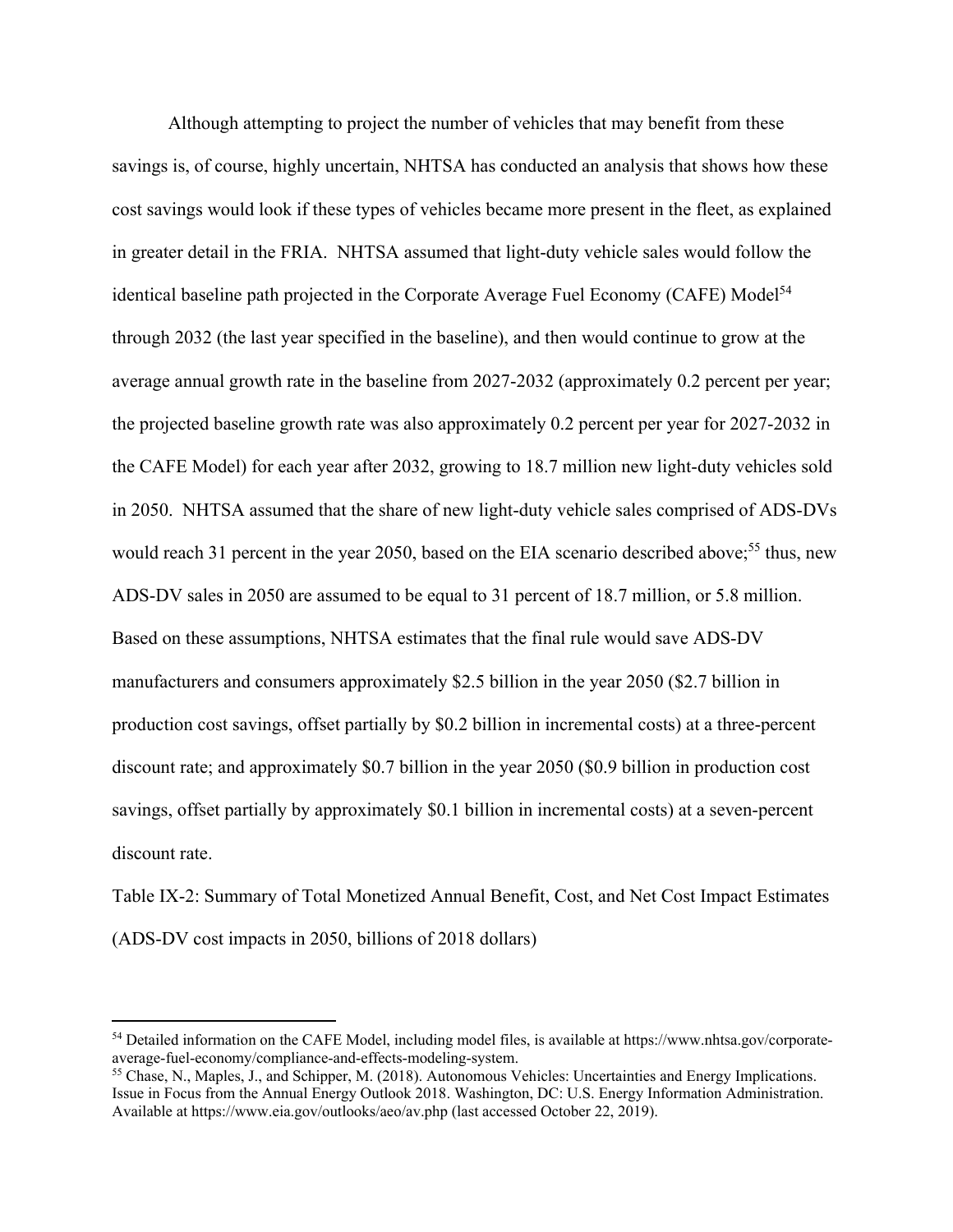Although attempting to project the number of vehicles that may benefit from these savings is, of course, highly uncertain, NHTSA has conducted an analysis that shows how these cost savings would look if these types of vehicles became more present in the fleet, as explained in greater detail in the FRIA. NHTSA assumed that light-duty vehicle sales would follow the identical baseline path projected in the Corporate Average Fuel Economy (CAFE) Model[54] through 2032 (the last year specified in the baseline), and then would continue to grow at the average annual growth rate in the baseline from 2027-2032 (approximately 0.2 percent per year; the projected baseline growth rate was also approximately 0.2 percent per year for 2027-2032 in the CAFE Model) for each year after 2032, growing to 18.7 million new light-duty vehicles sold in 2050. NHTSA assumed that the share of new light-duty vehicle sales comprised of ADS-DVs would reach 31 percent in the year 2050, based on the EIA scenario described above;[55] thus, new ADS-DV sales in 2050 are assumed to be equal to 31 percent of 18.7 million, or 5.8 million. Based on these assumptions, NHTSA estimates that the final rule would save ADS-DV manufacturers and consumers approximately $2.5 billion in the year 2050 ($2.7 billion in production cost savings, offset partially by $0.2 billion in incremental costs) at a three-percent discount rate; and approximately $0.7 billion in the year 2050 ($0.9 billion in production cost savings, offset partially by approximately $0.1 billion in incremental costs) at a seven-percent discount rate.

Table IX-2: Summary of Total Monetized Annual Benefit, Cost, and Net Cost Impact Estimates (ADS-DV cost impacts in 2050, billions of 2018 dollars)

---

[54] Detailed information on the CAFE Model, including model files, is available at https://www.nhtsa.gov/corporate-average-fuel-economy/compliance-and-effects-modeling-system.

[55] Chase, N., Maples, J., and Schipper, M. (2018). Autonomous Vehicles: Uncertainties and Energy Implications. Issue in Focus from the Annual Energy Outlook 2018. Washington, DC: U.S. Energy Information Administration. Available at https://www.eia.gov/outlooks/aeo/av.php (last accessed October 22, 2019).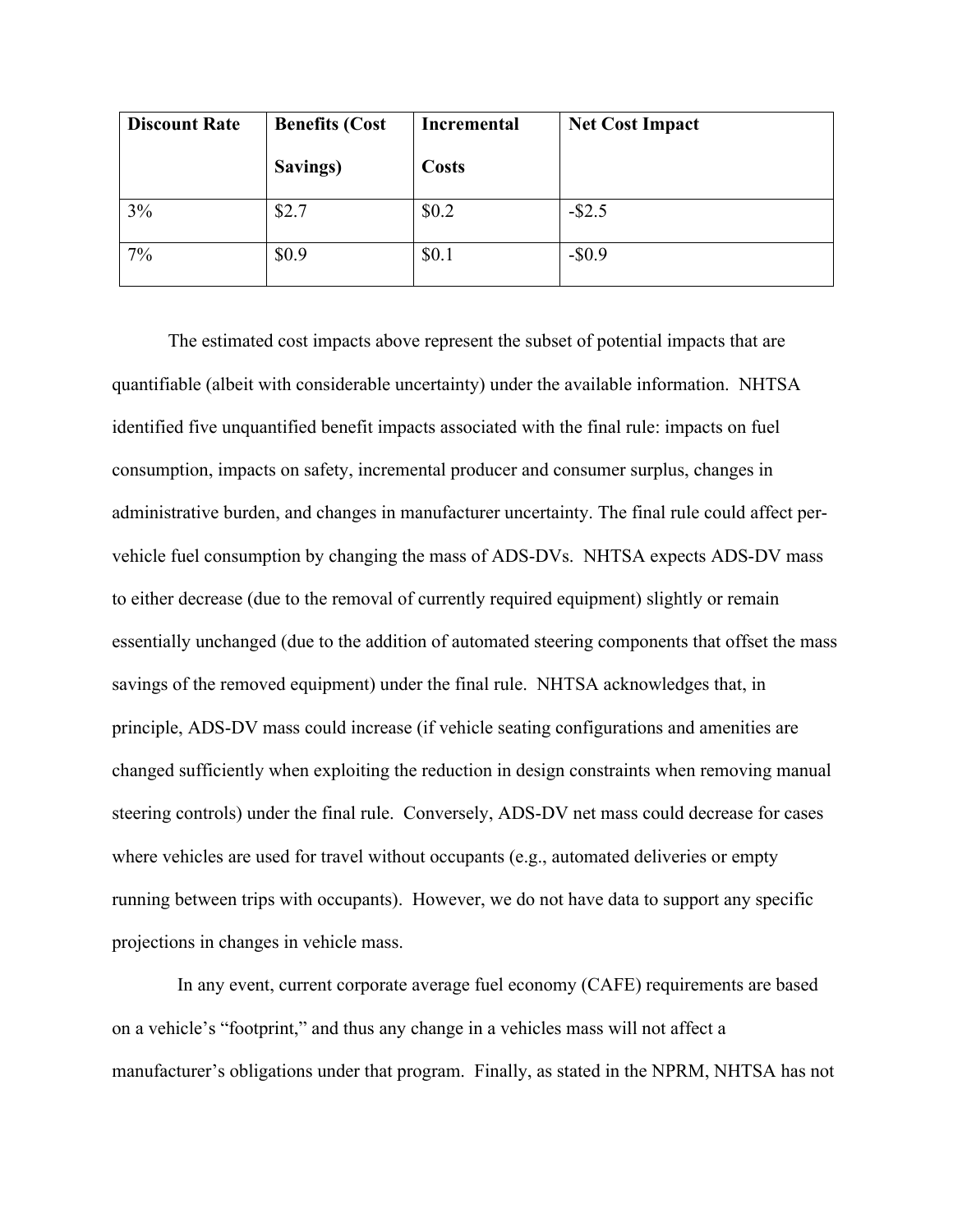| Discount Rate | Benefits (Cost Savings) | Incremental Costs | Net Cost Impact |
| --- | --- | --- | --- |
| 3% | $2.7 | $0.2 | -$2.5 |
| 7% | $0.9 | $0.1 | -$0.9 |

The estimated cost impacts above represent the subset of potential impacts that are quantifiable (albeit with considerable uncertainty) under the available information. NHTSA identified five unquantified benefit impacts associated with the final rule: impacts on fuel consumption, impacts on safety, incremental producer and consumer surplus, changes in administrative burden, and changes in manufacturer uncertainty. The final rule could affect per-vehicle fuel consumption by changing the mass of ADS-DVs. NHTSA expects ADS-DV mass to either decrease (due to the removal of currently required equipment) slightly or remain essentially unchanged (due to the addition of automated steering components that offset the mass savings of the removed equipment) under the final rule. NHTSA acknowledges that, in principle, ADS-DV mass could increase (if vehicle seating configurations and amenities are changed sufficiently when exploiting the reduction in design constraints when removing manual steering controls) under the final rule. Conversely, ADS-DV net mass could decrease for cases where vehicles are used for travel without occupants (e.g., automated deliveries or empty running between trips with occupants). However, we do not have data to support any specific projections in changes in vehicle mass.

In any event, current corporate average fuel economy (CAFE) requirements are based on a vehicle's "footprint," and thus any change in a vehicles mass will not affect a manufacturer's obligations under that program. Finally, as stated in the NPRM, NHTSA has not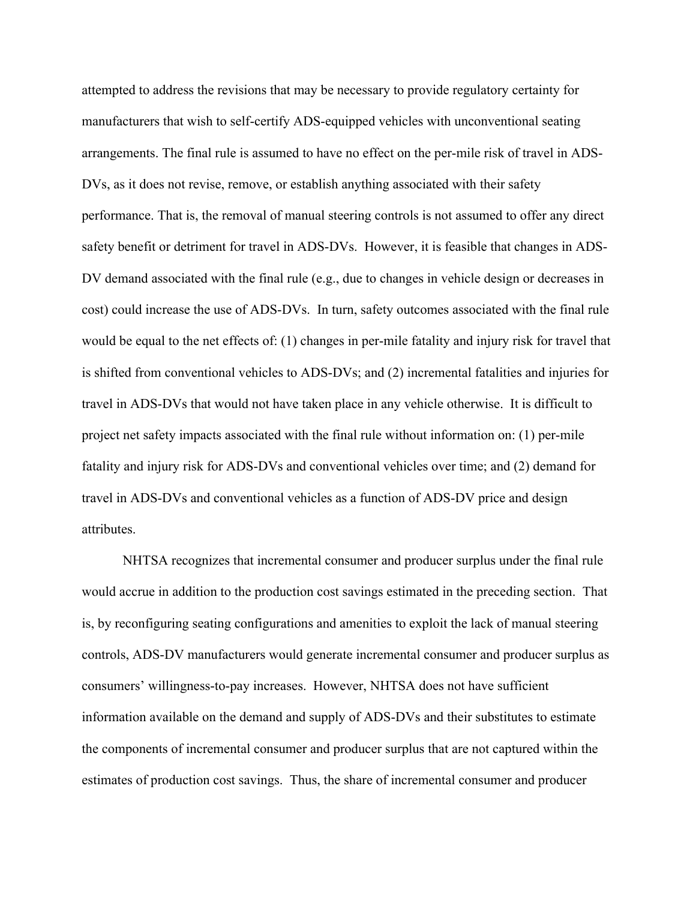attempted to address the revisions that may be necessary to provide regulatory certainty for manufacturers that wish to self-certify ADS-equipped vehicles with unconventional seating arrangements. The final rule is assumed to have no effect on the per-mile risk of travel in ADS-DVs, as it does not revise, remove, or establish anything associated with their safety performance. That is, the removal of manual steering controls is not assumed to offer any direct safety benefit or detriment for travel in ADS-DVs. However, it is feasible that changes in ADS-DV demand associated with the final rule (e.g., due to changes in vehicle design or decreases in cost) could increase the use of ADS-DVs. In turn, safety outcomes associated with the final rule would be equal to the net effects of: (1) changes in per-mile fatality and injury risk for travel that is shifted from conventional vehicles to ADS-DVs; and (2) incremental fatalities and injuries for travel in ADS-DVs that would not have taken place in any vehicle otherwise. It is difficult to project net safety impacts associated with the final rule without information on: (1) per-mile fatality and injury risk for ADS-DVs and conventional vehicles over time; and (2) demand for travel in ADS-DVs and conventional vehicles as a function of ADS-DV price and design attributes.

NHTSA recognizes that incremental consumer and producer surplus under the final rule would accrue in addition to the production cost savings estimated in the preceding section. That is, by reconfiguring seating configurations and amenities to exploit the lack of manual steering controls, ADS-DV manufacturers would generate incremental consumer and producer surplus as consumers' willingness-to-pay increases. However, NHTSA does not have sufficient information available on the demand and supply of ADS-DVs and their substitutes to estimate the components of incremental consumer and producer surplus that are not captured within the estimates of production cost savings. Thus, the share of incremental consumer and producer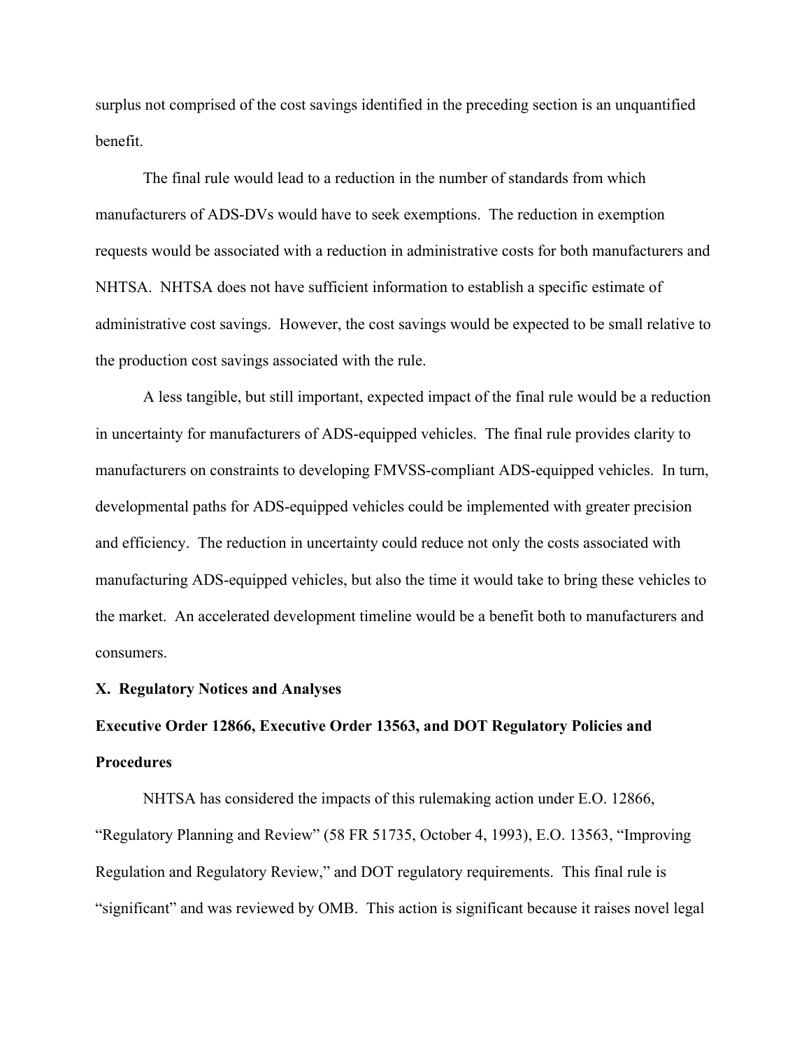surplus not comprised of the cost savings identified in the preceding section is an unquantified benefit.

The final rule would lead to a reduction in the number of standards from which manufacturers of ADS-DVs would have to seek exemptions. The reduction in exemption requests would be associated with a reduction in administrative costs for both manufacturers and NHTSA. NHTSA does not have sufficient information to establish a specific estimate of administrative cost savings. However, the cost savings would be expected to be small relative to the production cost savings associated with the rule.

A less tangible, but still important, expected impact of the final rule would be a reduction in uncertainty for manufacturers of ADS-equipped vehicles. The final rule provides clarity to manufacturers on constraints to developing FMVSS-compliant ADS-equipped vehicles. In turn, developmental paths for ADS-equipped vehicles could be implemented with greater precision and efficiency. The reduction in uncertainty could reduce not only the costs associated with manufacturing ADS-equipped vehicles, but also the time it would take to bring these vehicles to the market. An accelerated development timeline would be a benefit both to manufacturers and consumers.

## X. Regulatory Notices and Analyses

### Executive Order 12866, Executive Order 13563, and DOT Regulatory Policies and Procedures

NHTSA has considered the impacts of this rulemaking action under E.O. 12866, "Regulatory Planning and Review" (58 FR 51735, October 4, 1993), E.O. 13563, "Improving Regulation and Regulatory Review," and DOT regulatory requirements. This final rule is "significant" and was reviewed by OMB. This action is significant because it raises novel legal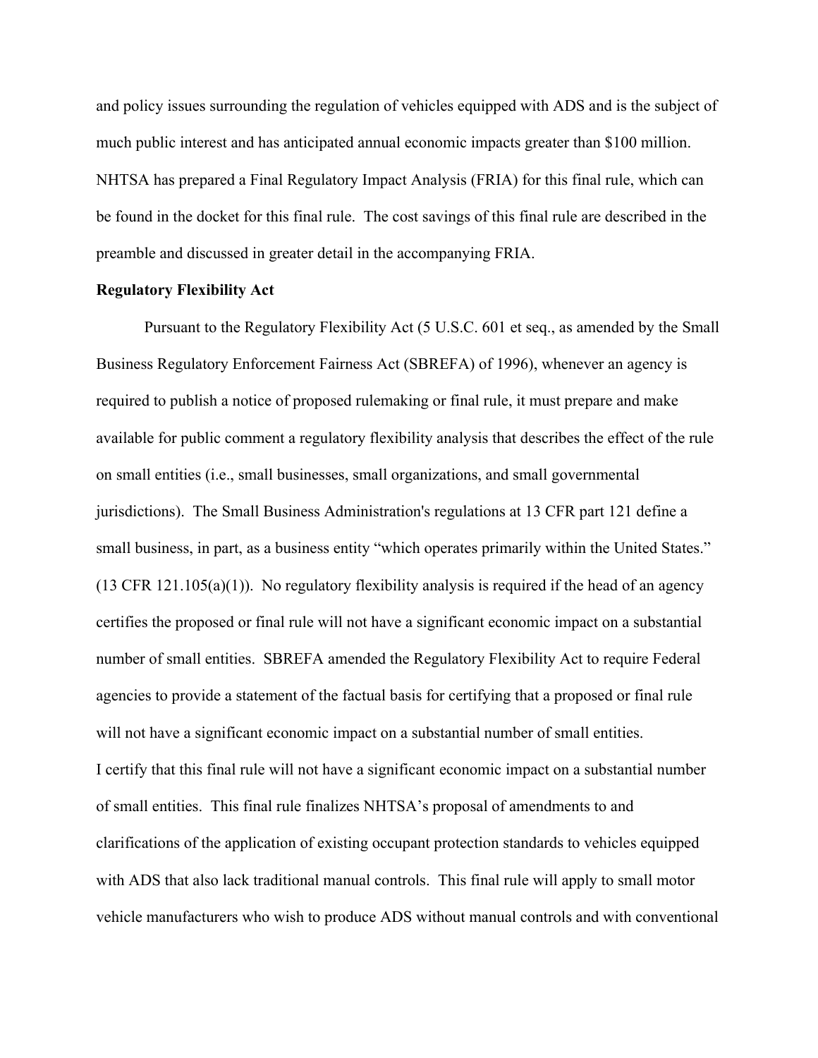and policy issues surrounding the regulation of vehicles equipped with ADS and is the subject of much public interest and has anticipated annual economic impacts greater than $100 million. NHTSA has prepared a Final Regulatory Impact Analysis (FRIA) for this final rule, which can be found in the docket for this final rule. The cost savings of this final rule are described in the preamble and discussed in greater detail in the accompanying FRIA.

**Regulatory Flexibility Act**

Pursuant to the Regulatory Flexibility Act (5 U.S.C. 601 et seq., as amended by the Small Business Regulatory Enforcement Fairness Act (SBREFA) of 1996), whenever an agency is required to publish a notice of proposed rulemaking or final rule, it must prepare and make available for public comment a regulatory flexibility analysis that describes the effect of the rule on small entities (i.e., small businesses, small organizations, and small governmental jurisdictions). The Small Business Administration's regulations at 13 CFR part 121 define a small business, in part, as a business entity "which operates primarily within the United States." (13 CFR 121.105(a)(1)). No regulatory flexibility analysis is required if the head of an agency certifies the proposed or final rule will not have a significant economic impact on a substantial number of small entities. SBREFA amended the Regulatory Flexibility Act to require Federal agencies to provide a statement of the factual basis for certifying that a proposed or final rule will not have a significant economic impact on a substantial number of small entities.

I certify that this final rule will not have a significant economic impact on a substantial number of small entities. This final rule finalizes NHTSA's proposal of amendments to and clarifications of the application of existing occupant protection standards to vehicles equipped with ADS that also lack traditional manual controls. This final rule will apply to small motor vehicle manufacturers who wish to produce ADS without manual controls and with conventional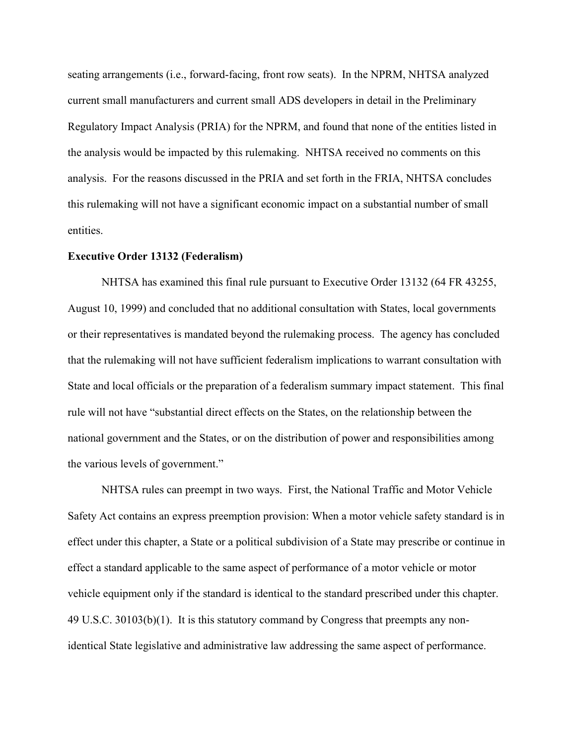seating arrangements (i.e., forward-facing, front row seats). In the NPRM, NHTSA analyzed current small manufacturers and current small ADS developers in detail in the Preliminary Regulatory Impact Analysis (PRIA) for the NPRM, and found that none of the entities listed in the analysis would be impacted by this rulemaking. NHTSA received no comments on this analysis. For the reasons discussed in the PRIA and set forth in the FRIA, NHTSA concludes this rulemaking will not have a significant economic impact on a substantial number of small entities.

**Executive Order 13132 (Federalism)**

NHTSA has examined this final rule pursuant to Executive Order 13132 (64 FR 43255, August 10, 1999) and concluded that no additional consultation with States, local governments or their representatives is mandated beyond the rulemaking process. The agency has concluded that the rulemaking will not have sufficient federalism implications to warrant consultation with State and local officials or the preparation of a federalism summary impact statement. This final rule will not have "substantial direct effects on the States, on the relationship between the national government and the States, or on the distribution of power and responsibilities among the various levels of government."

NHTSA rules can preempt in two ways. First, the National Traffic and Motor Vehicle Safety Act contains an express preemption provision: When a motor vehicle safety standard is in effect under this chapter, a State or a political subdivision of a State may prescribe or continue in effect a standard applicable to the same aspect of performance of a motor vehicle or motor vehicle equipment only if the standard is identical to the standard prescribed under this chapter. 49 U.S.C. 30103(b)(1). It is this statutory command by Congress that preempts any non-identical State legislative and administrative law addressing the same aspect of performance.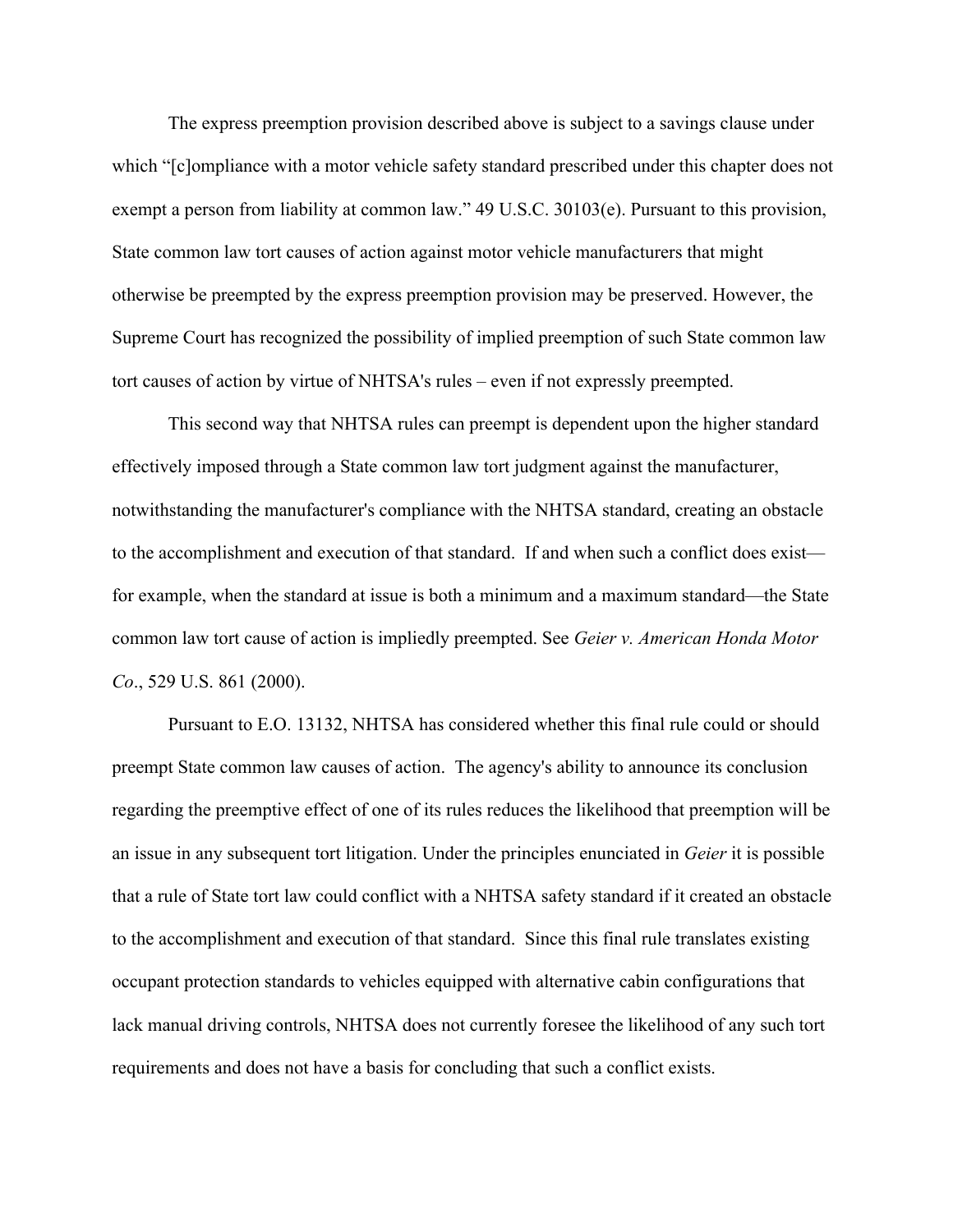The express preemption provision described above is subject to a savings clause under which "[c]ompliance with a motor vehicle safety standard prescribed under this chapter does not exempt a person from liability at common law." 49 U.S.C. 30103(e). Pursuant to this provision, State common law tort causes of action against motor vehicle manufacturers that might otherwise be preempted by the express preemption provision may be preserved. However, the Supreme Court has recognized the possibility of implied preemption of such State common law tort causes of action by virtue of NHTSA's rules – even if not expressly preempted.

This second way that NHTSA rules can preempt is dependent upon the higher standard effectively imposed through a State common law tort judgment against the manufacturer, notwithstanding the manufacturer's compliance with the NHTSA standard, creating an obstacle to the accomplishment and execution of that standard. If and when such a conflict does exist—for example, when the standard at issue is both a minimum and a maximum standard—the State common law tort cause of action is impliedly preempted. See *Geier v. American Honda Motor Co*., 529 U.S. 861 (2000).

Pursuant to E.O. 13132, NHTSA has considered whether this final rule could or should preempt State common law causes of action. The agency's ability to announce its conclusion regarding the preemptive effect of one of its rules reduces the likelihood that preemption will be an issue in any subsequent tort litigation. Under the principles enunciated in *Geier* it is possible that a rule of State tort law could conflict with a NHTSA safety standard if it created an obstacle to the accomplishment and execution of that standard. Since this final rule translates existing occupant protection standards to vehicles equipped with alternative cabin configurations that lack manual driving controls, NHTSA does not currently foresee the likelihood of any such tort requirements and does not have a basis for concluding that such a conflict exists.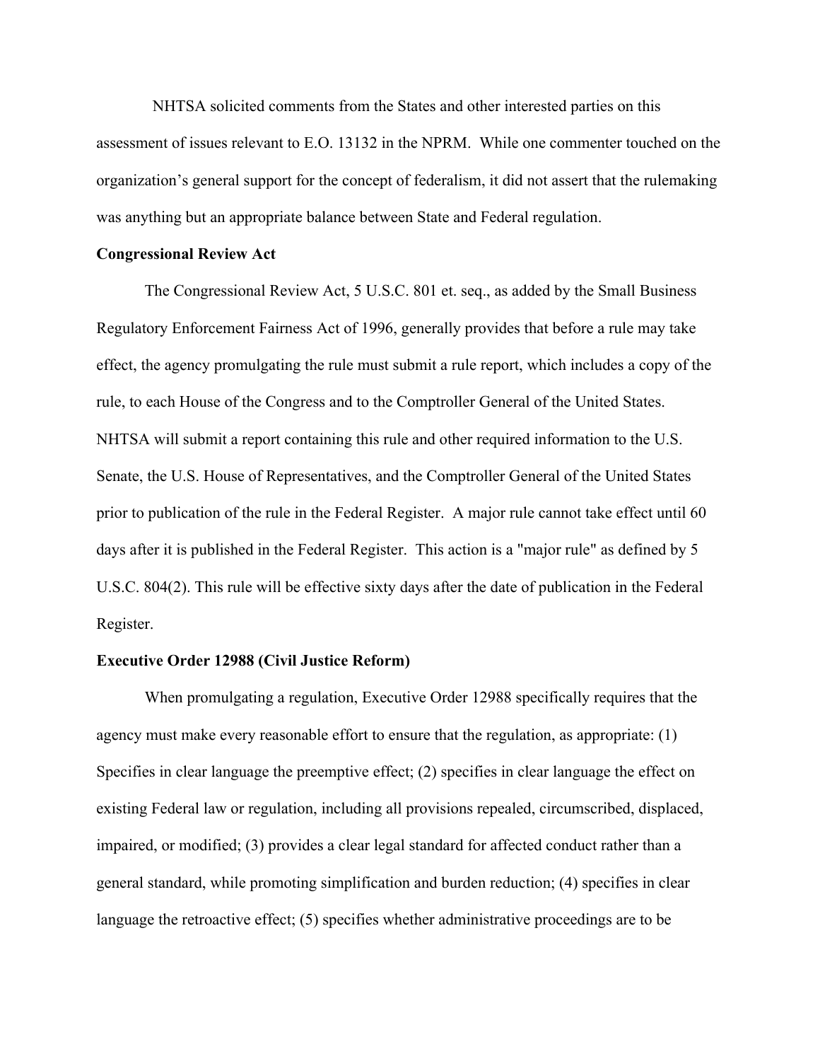NHTSA solicited comments from the States and other interested parties on this assessment of issues relevant to E.O. 13132 in the NPRM. While one commenter touched on the organization's general support for the concept of federalism, it did not assert that the rulemaking was anything but an appropriate balance between State and Federal regulation.

**Congressional Review Act**

The Congressional Review Act, 5 U.S.C. 801 et. seq., as added by the Small Business Regulatory Enforcement Fairness Act of 1996, generally provides that before a rule may take effect, the agency promulgating the rule must submit a rule report, which includes a copy of the rule, to each House of the Congress and to the Comptroller General of the United States. NHTSA will submit a report containing this rule and other required information to the U.S. Senate, the U.S. House of Representatives, and the Comptroller General of the United States prior to publication of the rule in the Federal Register. A major rule cannot take effect until 60 days after it is published in the Federal Register. This action is a "major rule" as defined by 5 U.S.C. 804(2). This rule will be effective sixty days after the date of publication in the Federal Register.

**Executive Order 12988 (Civil Justice Reform)**

When promulgating a regulation, Executive Order 12988 specifically requires that the agency must make every reasonable effort to ensure that the regulation, as appropriate: (1) Specifies in clear language the preemptive effect; (2) specifies in clear language the effect on existing Federal law or regulation, including all provisions repealed, circumscribed, displaced, impaired, or modified; (3) provides a clear legal standard for affected conduct rather than a general standard, while promoting simplification and burden reduction; (4) specifies in clear language the retroactive effect; (5) specifies whether administrative proceedings are to be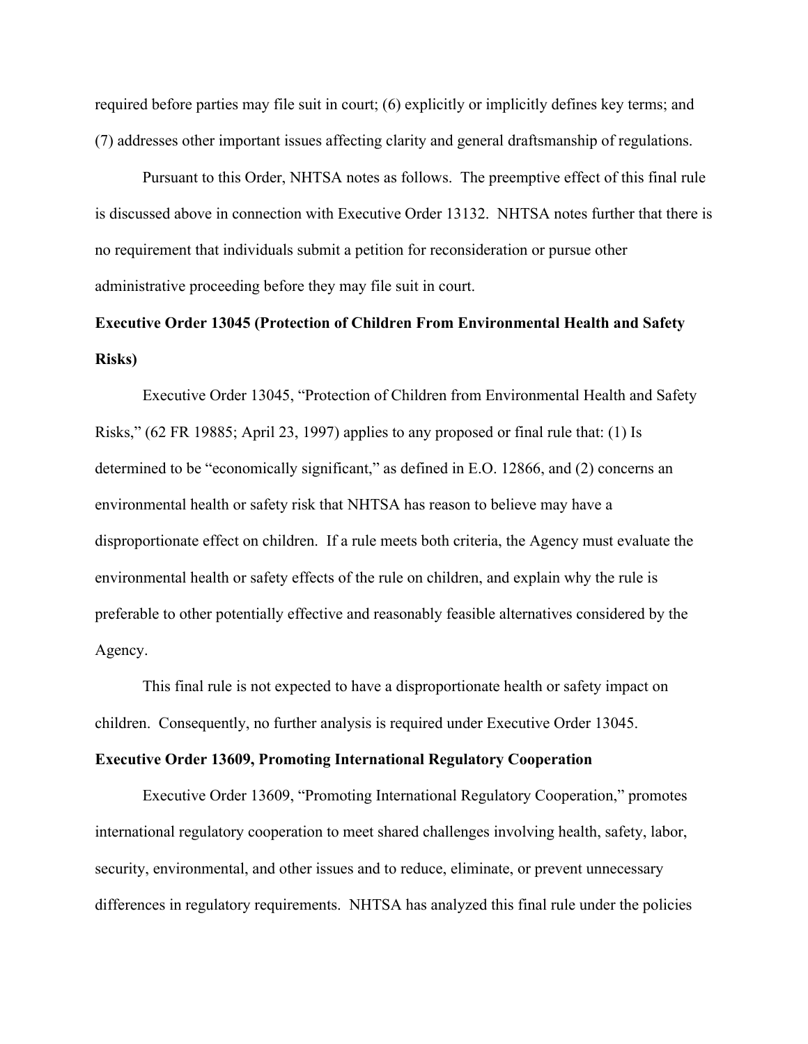required before parties may file suit in court; (6) explicitly or implicitly defines key terms; and (7) addresses other important issues affecting clarity and general draftsmanship of regulations.

Pursuant to this Order, NHTSA notes as follows. The preemptive effect of this final rule is discussed above in connection with Executive Order 13132. NHTSA notes further that there is no requirement that individuals submit a petition for reconsideration or pursue other administrative proceeding before they may file suit in court.

**Executive Order 13045 (Protection of Children From Environmental Health and Safety Risks)**

Executive Order 13045, "Protection of Children from Environmental Health and Safety Risks," (62 FR 19885; April 23, 1997) applies to any proposed or final rule that: (1) Is determined to be "economically significant," as defined in E.O. 12866, and (2) concerns an environmental health or safety risk that NHTSA has reason to believe may have a disproportionate effect on children. If a rule meets both criteria, the Agency must evaluate the environmental health or safety effects of the rule on children, and explain why the rule is preferable to other potentially effective and reasonably feasible alternatives considered by the Agency.

This final rule is not expected to have a disproportionate health or safety impact on children. Consequently, no further analysis is required under Executive Order 13045.

**Executive Order 13609, Promoting International Regulatory Cooperation**

Executive Order 13609, "Promoting International Regulatory Cooperation," promotes international regulatory cooperation to meet shared challenges involving health, safety, labor, security, environmental, and other issues and to reduce, eliminate, or prevent unnecessary differences in regulatory requirements. NHTSA has analyzed this final rule under the policies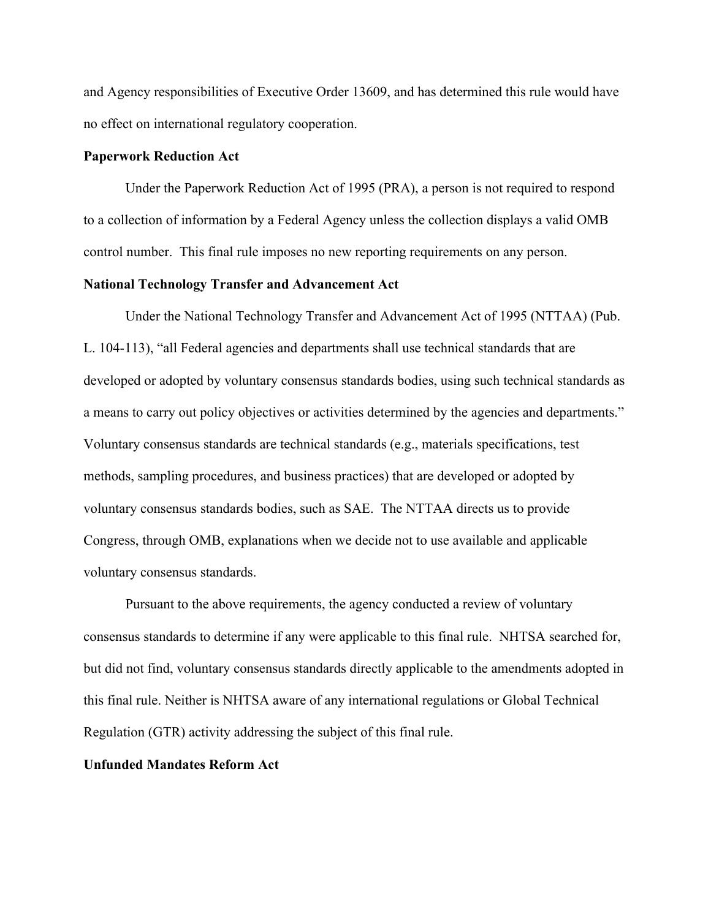and Agency responsibilities of Executive Order 13609, and has determined this rule would have no effect on international regulatory cooperation.

**Paperwork Reduction Act**

Under the Paperwork Reduction Act of 1995 (PRA), a person is not required to respond to a collection of information by a Federal Agency unless the collection displays a valid OMB control number. This final rule imposes no new reporting requirements on any person.

**National Technology Transfer and Advancement Act**

Under the National Technology Transfer and Advancement Act of 1995 (NTTAA) (Pub. L. 104-113), "all Federal agencies and departments shall use technical standards that are developed or adopted by voluntary consensus standards bodies, using such technical standards as a means to carry out policy objectives or activities determined by the agencies and departments." Voluntary consensus standards are technical standards (e.g., materials specifications, test methods, sampling procedures, and business practices) that are developed or adopted by voluntary consensus standards bodies, such as SAE. The NTTAA directs us to provide Congress, through OMB, explanations when we decide not to use available and applicable voluntary consensus standards.

Pursuant to the above requirements, the agency conducted a review of voluntary consensus standards to determine if any were applicable to this final rule. NHTSA searched for, but did not find, voluntary consensus standards directly applicable to the amendments adopted in this final rule. Neither is NHTSA aware of any international regulations or Global Technical Regulation (GTR) activity addressing the subject of this final rule.

**Unfunded Mandates Reform Act**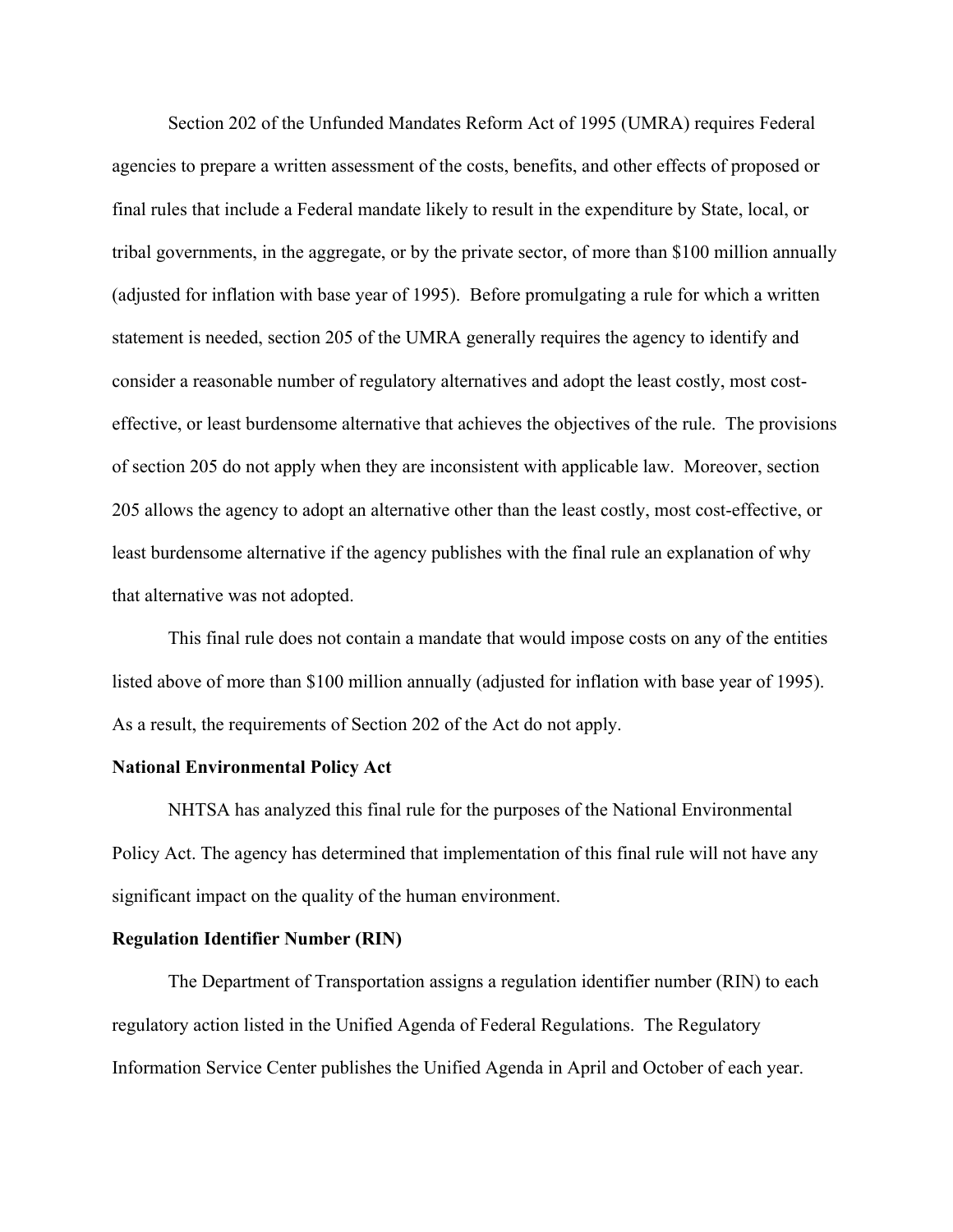Section 202 of the Unfunded Mandates Reform Act of 1995 (UMRA) requires Federal agencies to prepare a written assessment of the costs, benefits, and other effects of proposed or final rules that include a Federal mandate likely to result in the expenditure by State, local, or tribal governments, in the aggregate, or by the private sector, of more than $100 million annually (adjusted for inflation with base year of 1995). Before promulgating a rule for which a written statement is needed, section 205 of the UMRA generally requires the agency to identify and consider a reasonable number of regulatory alternatives and adopt the least costly, most cost-effective, or least burdensome alternative that achieves the objectives of the rule. The provisions of section 205 do not apply when they are inconsistent with applicable law. Moreover, section 205 allows the agency to adopt an alternative other than the least costly, most cost-effective, or least burdensome alternative if the agency publishes with the final rule an explanation of why that alternative was not adopted.

This final rule does not contain a mandate that would impose costs on any of the entities listed above of more than $100 million annually (adjusted for inflation with base year of 1995). As a result, the requirements of Section 202 of the Act do not apply.

**National Environmental Policy Act**

NHTSA has analyzed this final rule for the purposes of the National Environmental Policy Act. The agency has determined that implementation of this final rule will not have any significant impact on the quality of the human environment.

**Regulation Identifier Number (RIN)**

The Department of Transportation assigns a regulation identifier number (RIN) to each regulatory action listed in the Unified Agenda of Federal Regulations. The Regulatory Information Service Center publishes the Unified Agenda in April and October of each year.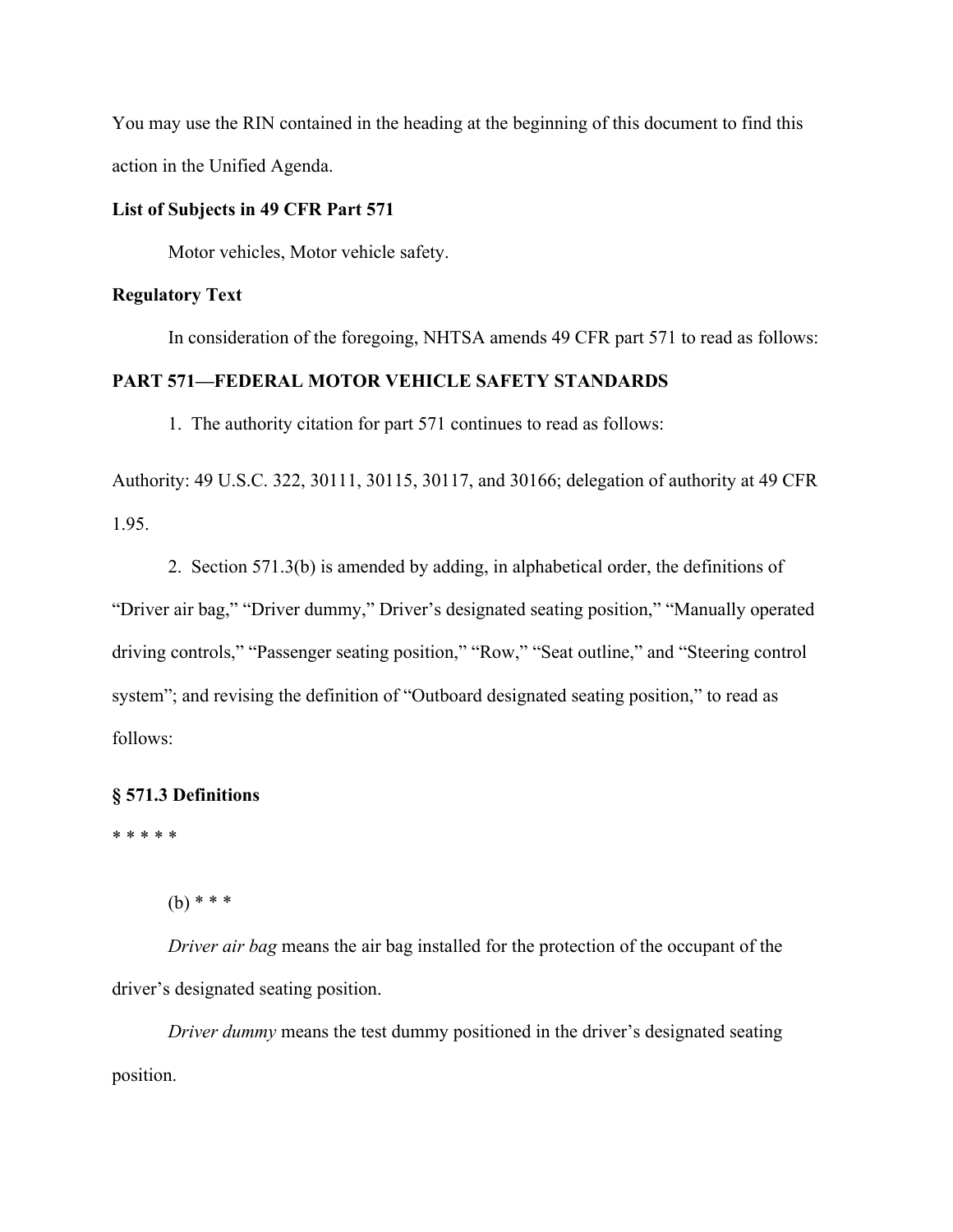You may use the RIN contained in the heading at the beginning of this document to find this action in the Unified Agenda.

**List of Subjects in 49 CFR Part 571**

Motor vehicles, Motor vehicle safety.

**Regulatory Text**

In consideration of the foregoing, NHTSA amends 49 CFR part 571 to read as follows:

**PART 571—FEDERAL MOTOR VEHICLE SAFETY STANDARDS**

1. The authority citation for part 571 continues to read as follows:

Authority: 49 U.S.C. 322, 30111, 30115, 30117, and 30166; delegation of authority at 49 CFR 1.95.

2. Section 571.3(b) is amended by adding, in alphabetical order, the definitions of "Driver air bag," "Driver dummy," Driver's designated seating position," "Manually operated driving controls," "Passenger seating position," "Row," "Seat outline," and "Steering control system"; and revising the definition of "Outboard designated seating position," to read as follows:

**§ 571.3 Definitions**

* * * * *

(b) * * *

*Driver air bag* means the air bag installed for the protection of the occupant of the driver's designated seating position.

*Driver dummy* means the test dummy positioned in the driver's designated seating position.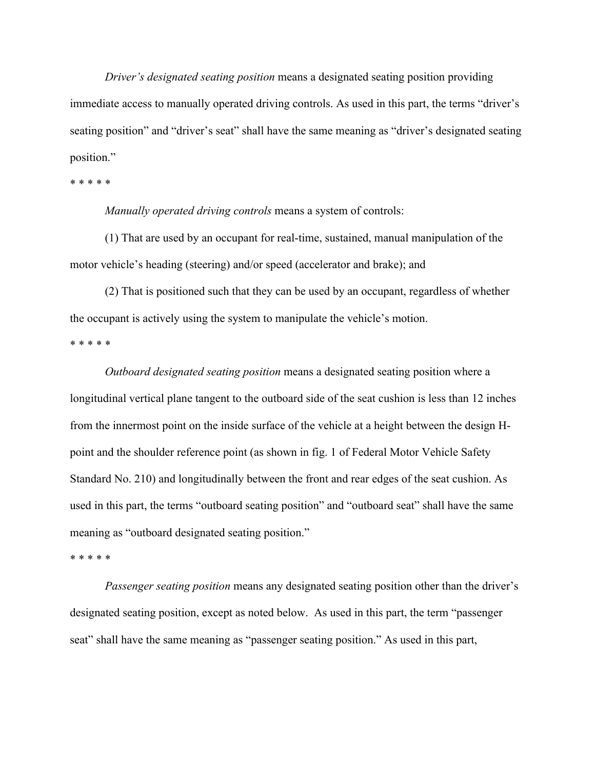*Driver's designated seating position* means a designated seating position providing immediate access to manually operated driving controls. As used in this part, the terms "driver's seating position" and "driver's seat" shall have the same meaning as "driver's designated seating position."

* * * * *

*Manually operated driving controls* means a system of controls:

(1) That are used by an occupant for real-time, sustained, manual manipulation of the motor vehicle's heading (steering) and/or speed (accelerator and brake); and

(2) That is positioned such that they can be used by an occupant, regardless of whether the occupant is actively using the system to manipulate the vehicle's motion.

* * * * *

*Outboard designated seating position* means a designated seating position where a longitudinal vertical plane tangent to the outboard side of the seat cushion is less than 12 inches from the innermost point on the inside surface of the vehicle at a height between the design H-point and the shoulder reference point (as shown in fig. 1 of Federal Motor Vehicle Safety Standard No. 210) and longitudinally between the front and rear edges of the seat cushion. As used in this part, the terms "outboard seating position" and "outboard seat" shall have the same meaning as "outboard designated seating position."

* * * * *

*Passenger seating position* means any designated seating position other than the driver's designated seating position, except as noted below. As used in this part, the term "passenger seat" shall have the same meaning as "passenger seating position." As used in this part,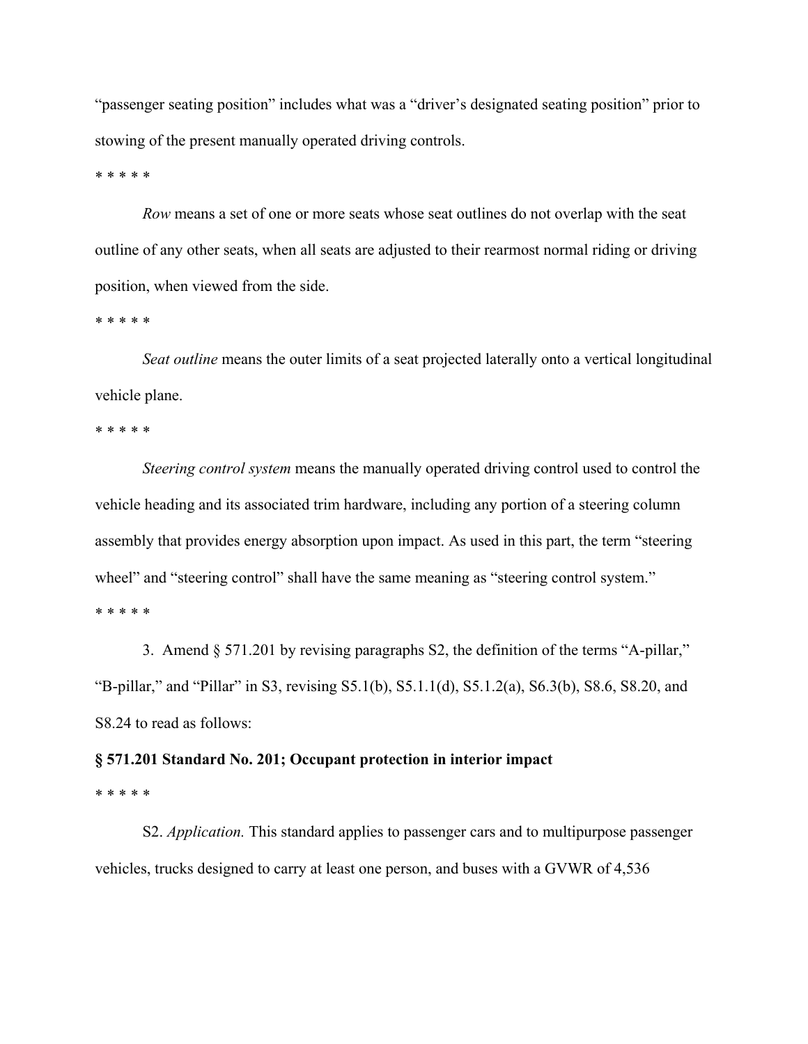"passenger seating position" includes what was a "driver's designated seating position" prior to stowing of the present manually operated driving controls.

\* \* \* \* \*

*Row* means a set of one or more seats whose seat outlines do not overlap with the seat outline of any other seats, when all seats are adjusted to their rearmost normal riding or driving position, when viewed from the side.

\* \* \* \* \*

*Seat outline* means the outer limits of a seat projected laterally onto a vertical longitudinal vehicle plane.

\* \* \* \* \*

*Steering control system* means the manually operated driving control used to control the vehicle heading and its associated trim hardware, including any portion of a steering column assembly that provides energy absorption upon impact. As used in this part, the term "steering wheel" and "steering control" shall have the same meaning as "steering control system."

\* \* \* \* \*

3. Amend § 571.201 by revising paragraphs S2, the definition of the terms "A-pillar," "B-pillar," and "Pillar" in S3, revising S5.1(b), S5.1.1(d), S5.1.2(a), S6.3(b), S8.6, S8.20, and S8.24 to read as follows:

**§ 571.201 Standard No. 201; Occupant protection in interior impact**

\* \* \* \* \*

S2. *Application.* This standard applies to passenger cars and to multipurpose passenger vehicles, trucks designed to carry at least one person, and buses with a GVWR of 4,536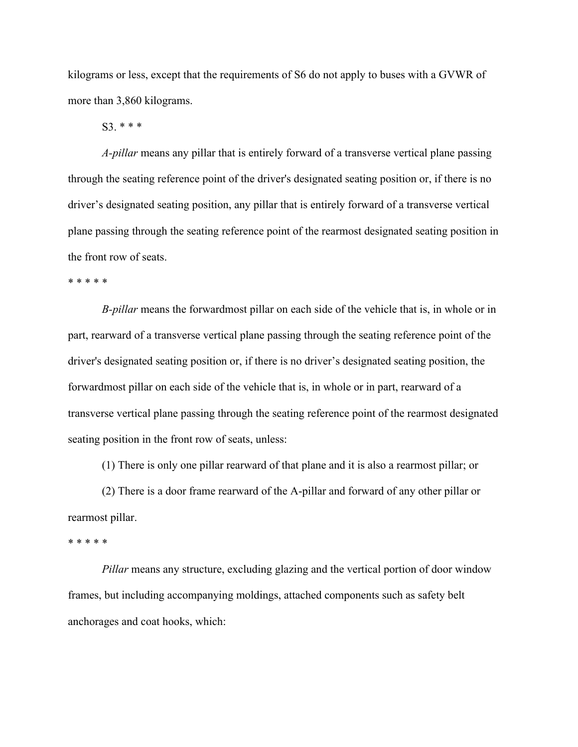kilograms or less, except that the requirements of S6 do not apply to buses with a GVWR of more than 3,860 kilograms.

S3. * * *

*A-pillar* means any pillar that is entirely forward of a transverse vertical plane passing through the seating reference point of the driver's designated seating position or, if there is no driver's designated seating position, any pillar that is entirely forward of a transverse vertical plane passing through the seating reference point of the rearmost designated seating position in the front row of seats.

* * * * *

*B-pillar* means the forwardmost pillar on each side of the vehicle that is, in whole or in part, rearward of a transverse vertical plane passing through the seating reference point of the driver's designated seating position or, if there is no driver's designated seating position, the forwardmost pillar on each side of the vehicle that is, in whole or in part, rearward of a transverse vertical plane passing through the seating reference point of the rearmost designated seating position in the front row of seats, unless:

(1) There is only one pillar rearward of that plane and it is also a rearmost pillar; or

(2) There is a door frame rearward of the A-pillar and forward of any other pillar or rearmost pillar.

* * * * *

*Pillar* means any structure, excluding glazing and the vertical portion of door window frames, but including accompanying moldings, attached components such as safety belt anchorages and coat hooks, which: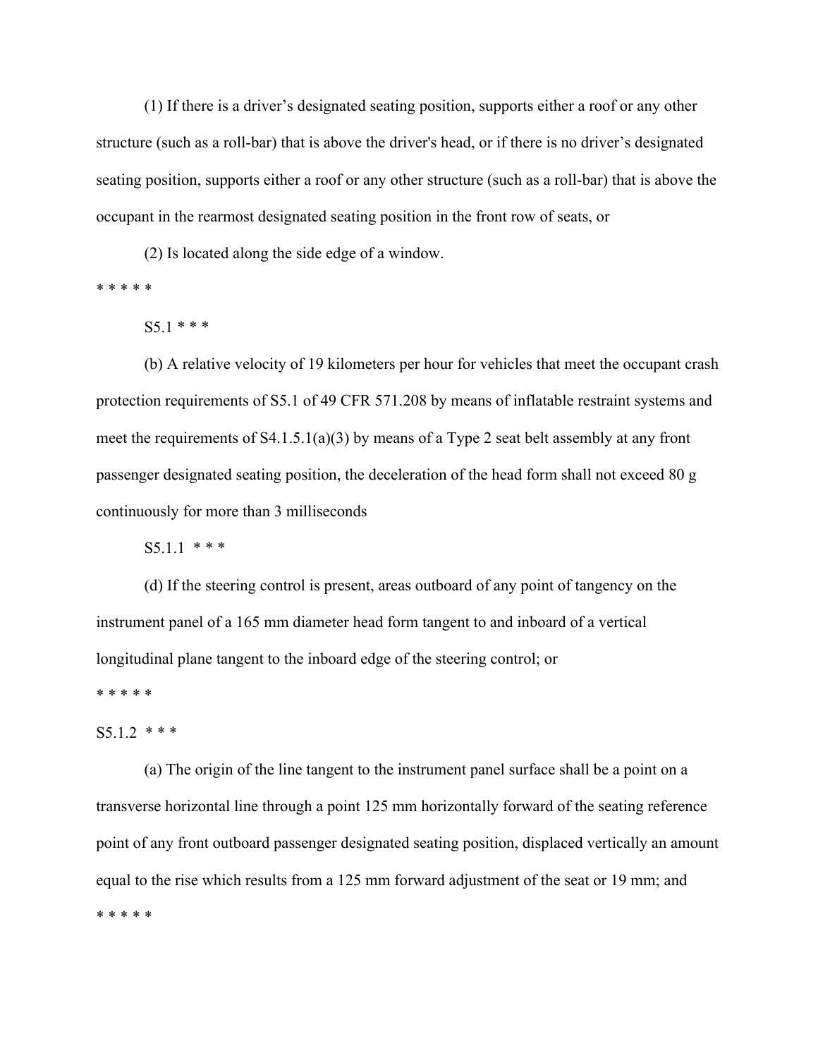(1) If there is a driver’s designated seating position, supports either a roof or any other structure (such as a roll-bar) that is above the driver's head, or if there is no driver’s designated seating position, supports either a roof or any other structure (such as a roll-bar) that is above the occupant in the rearmost designated seating position in the front row of seats, or

(2) Is located along the side edge of a window.

* * * * *

S5.1 * * *

(b) A relative velocity of 19 kilometers per hour for vehicles that meet the occupant crash protection requirements of S5.1 of 49 CFR 571.208 by means of inflatable restraint systems and meet the requirements of S4.1.5.1(a)(3) by means of a Type 2 seat belt assembly at any front passenger designated seating position, the deceleration of the head form shall not exceed 80 g continuously for more than 3 milliseconds

S5.1.1 * * *

(d) If the steering control is present, areas outboard of any point of tangency on the instrument panel of a 165 mm diameter head form tangent to and inboard of a vertical longitudinal plane tangent to the inboard edge of the steering control; or

* * * * *

S5.1.2 * * *

(a) The origin of the line tangent to the instrument panel surface shall be a point on a transverse horizontal line through a point 125 mm horizontally forward of the seating reference point of any front outboard passenger designated seating position, displaced vertically an amount equal to the rise which results from a 125 mm forward adjustment of the seat or 19 mm; and

* * * * *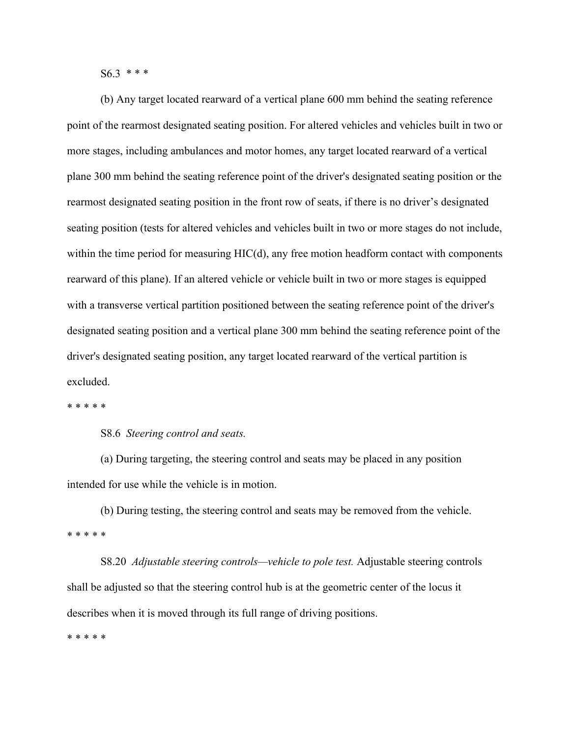S6.3 * * *

(b) Any target located rearward of a vertical plane 600 mm behind the seating reference point of the rearmost designated seating position. For altered vehicles and vehicles built in two or more stages, including ambulances and motor homes, any target located rearward of a vertical plane 300 mm behind the seating reference point of the driver's designated seating position or the rearmost designated seating position in the front row of seats, if there is no driver's designated seating position (tests for altered vehicles and vehicles built in two or more stages do not include, within the time period for measuring HIC(d), any free motion headform contact with components rearward of this plane). If an altered vehicle or vehicle built in two or more stages is equipped with a transverse vertical partition positioned between the seating reference point of the driver's designated seating position and a vertical plane 300 mm behind the seating reference point of the driver's designated seating position, any target located rearward of the vertical partition is excluded.

* * * * *

S8.6 *Steering control and seats.*

(a) During targeting, the steering control and seats may be placed in any position intended for use while the vehicle is in motion.

(b) During testing, the steering control and seats may be removed from the vehicle.

* * * * *

S8.20 *Adjustable steering controls—vehicle to pole test.* Adjustable steering controls shall be adjusted so that the steering control hub is at the geometric center of the locus it describes when it is moved through its full range of driving positions.

* * * * *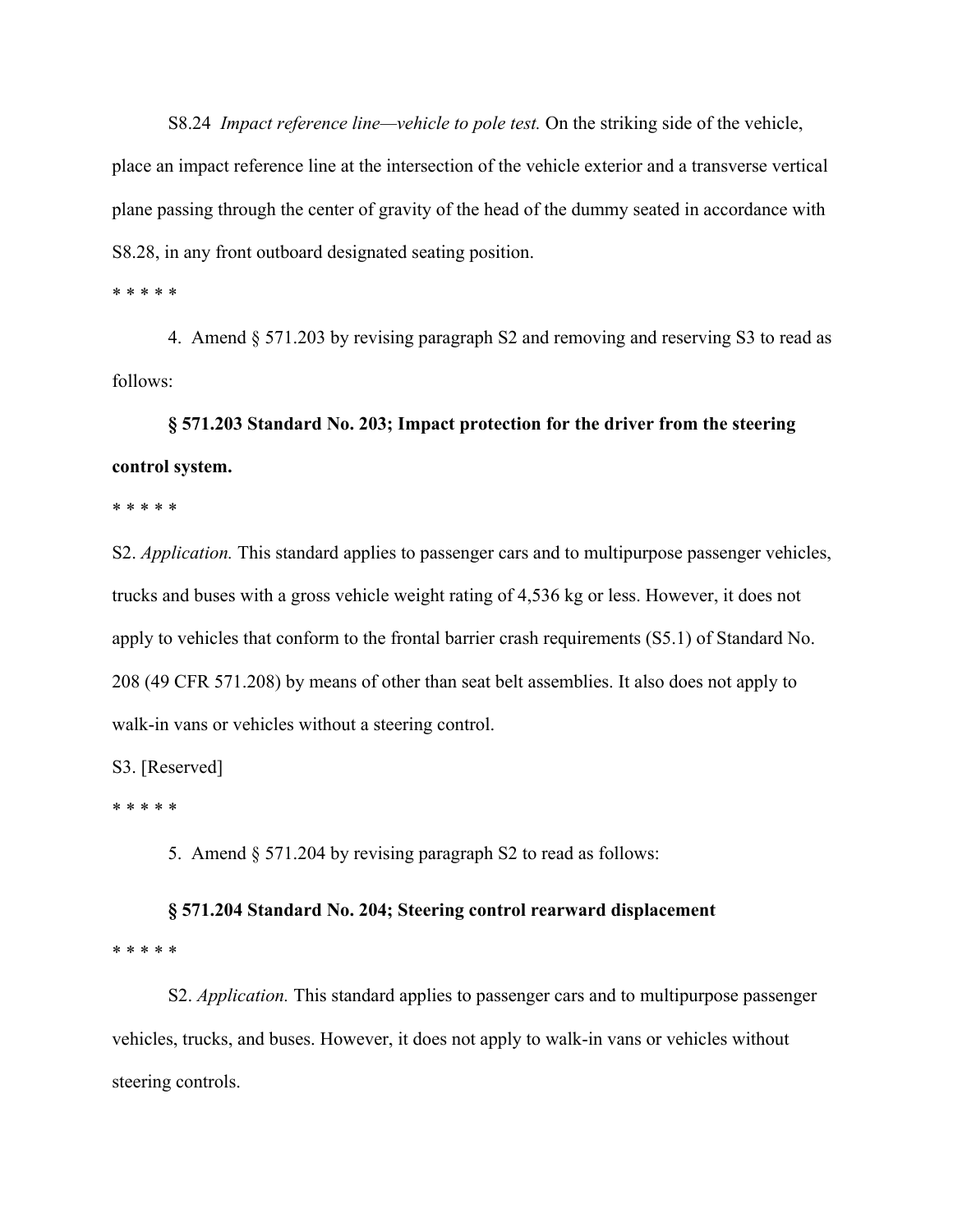S8.24 *Impact reference line—vehicle to pole test.* On the striking side of the vehicle, place an impact reference line at the intersection of the vehicle exterior and a transverse vertical plane passing through the center of gravity of the head of the dummy seated in accordance with S8.28, in any front outboard designated seating position.

* * * * *

4. Amend § 571.203 by revising paragraph S2 and removing and reserving S3 to read as follows:

**§ 571.203 Standard No. 203; Impact protection for the driver from the steering control system.**

* * * * *

S2. *Application.* This standard applies to passenger cars and to multipurpose passenger vehicles, trucks and buses with a gross vehicle weight rating of 4,536 kg or less. However, it does not apply to vehicles that conform to the frontal barrier crash requirements (S5.1) of Standard No. 208 (49 CFR 571.208) by means of other than seat belt assemblies. It also does not apply to walk-in vans or vehicles without a steering control.

S3. [Reserved]

* * * * *

5. Amend § 571.204 by revising paragraph S2 to read as follows:

**§ 571.204 Standard No. 204; Steering control rearward displacement**

* * * * *

S2. *Application.* This standard applies to passenger cars and to multipurpose passenger vehicles, trucks, and buses. However, it does not apply to walk-in vans or vehicles without steering controls.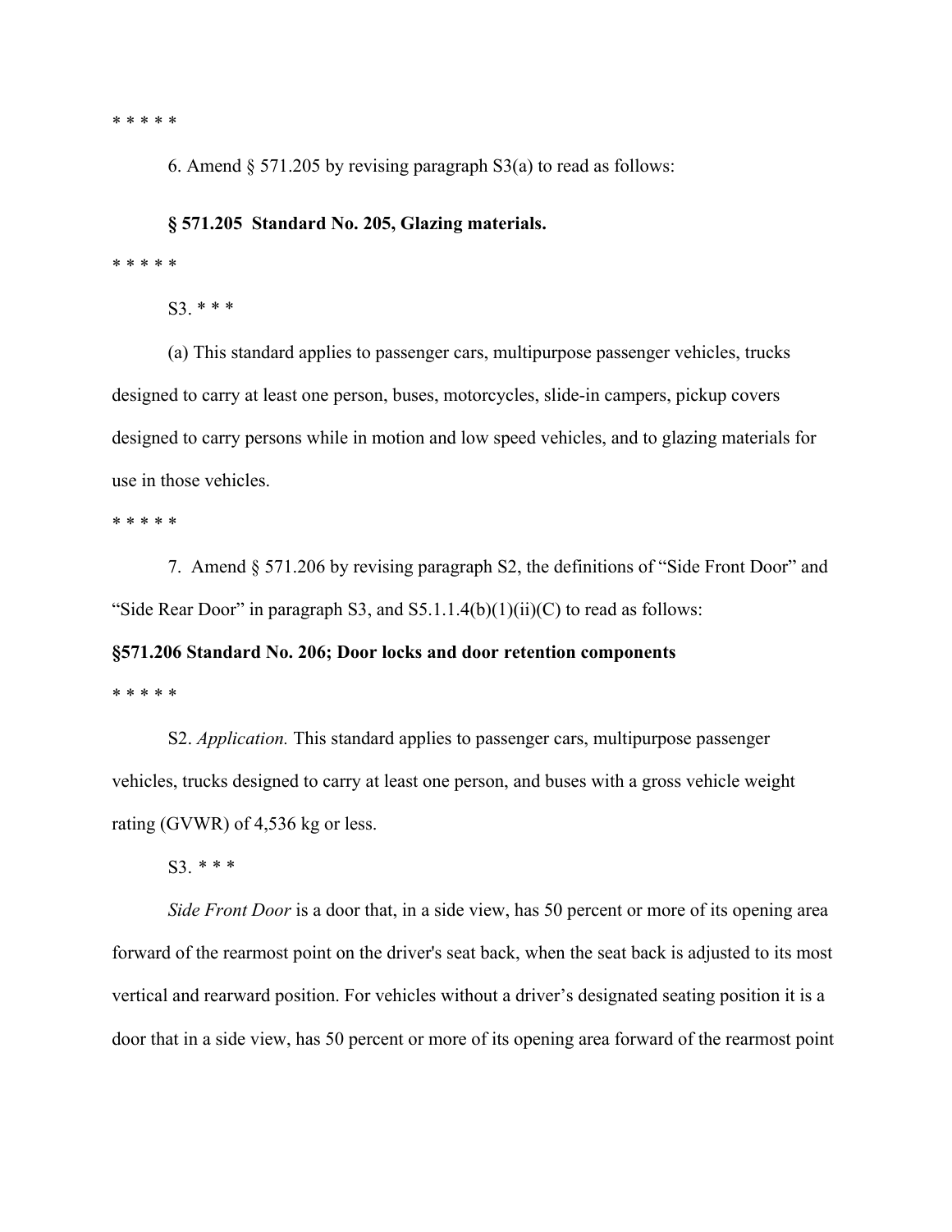* * * * *

6. Amend § 571.205 by revising paragraph S3(a) to read as follows:

**§ 571.205 Standard No. 205, Glazing materials.**

* * * * *

S3. * * *

(a) This standard applies to passenger cars, multipurpose passenger vehicles, trucks designed to carry at least one person, buses, motorcycles, slide-in campers, pickup covers designed to carry persons while in motion and low speed vehicles, and to glazing materials for use in those vehicles.

* * * * *

7. Amend § 571.206 by revising paragraph S2, the definitions of "Side Front Door" and "Side Rear Door" in paragraph S3, and S5.1.1.4(b)(1)(ii)(C) to read as follows:

**§571.206 Standard No. 206; Door locks and door retention components**

* * * * *

S2. *Application.* This standard applies to passenger cars, multipurpose passenger vehicles, trucks designed to carry at least one person, and buses with a gross vehicle weight rating (GVWR) of 4,536 kg or less.

S3. * * *

*Side Front Door* is a door that, in a side view, has 50 percent or more of its opening area forward of the rearmost point on the driver's seat back, when the seat back is adjusted to its most vertical and rearward position. For vehicles without a driver's designated seating position it is a door that in a side view, has 50 percent or more of its opening area forward of the rearmost point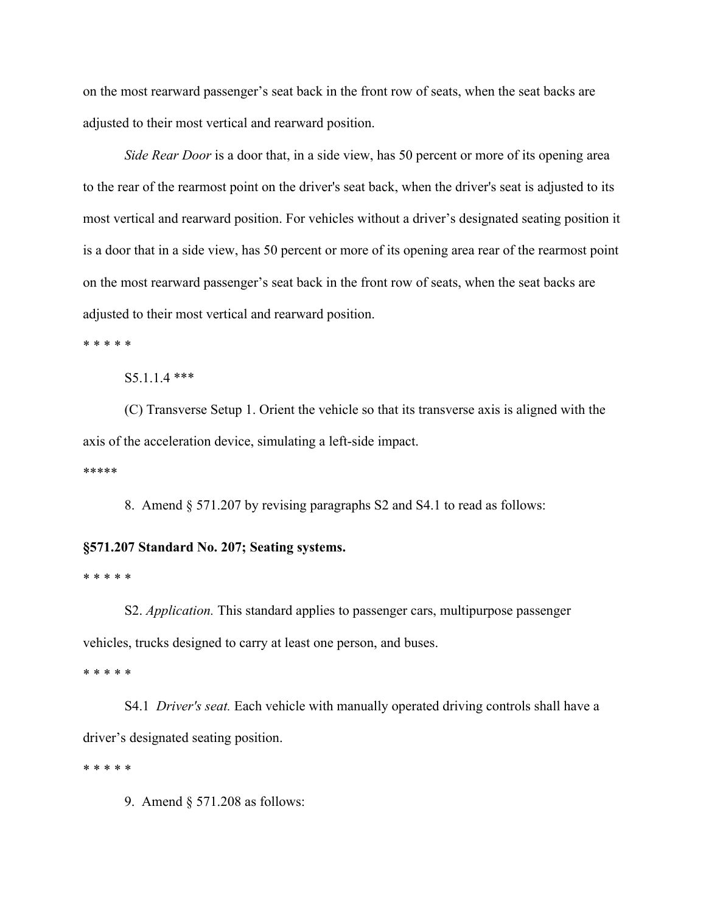on the most rearward passenger's seat back in the front row of seats, when the seat backs are adjusted to their most vertical and rearward position.

*Side Rear Door* is a door that, in a side view, has 50 percent or more of its opening area to the rear of the rearmost point on the driver's seat back, when the driver's seat is adjusted to its most vertical and rearward position. For vehicles without a driver's designated seating position it is a door that in a side view, has 50 percent or more of its opening area rear of the rearmost point on the most rearward passenger's seat back in the front row of seats, when the seat backs are adjusted to their most vertical and rearward position.

\* \* \* \* \*

S5.1.1.4 ***

(C) Transverse Setup 1. Orient the vehicle so that its transverse axis is aligned with the axis of the acceleration device, simulating a left-side impact.

*****

8. Amend § 571.207 by revising paragraphs S2 and S4.1 to read as follows:

**§571.207 Standard No. 207; Seating systems.**

\* \* \* \* \*

S2. *Application.* This standard applies to passenger cars, multipurpose passenger vehicles, trucks designed to carry at least one person, and buses.

\* \* \* \* \*

S4.1 *Driver's seat.* Each vehicle with manually operated driving controls shall have a driver's designated seating position.

\* \* \* \* \*

9. Amend § 571.208 as follows: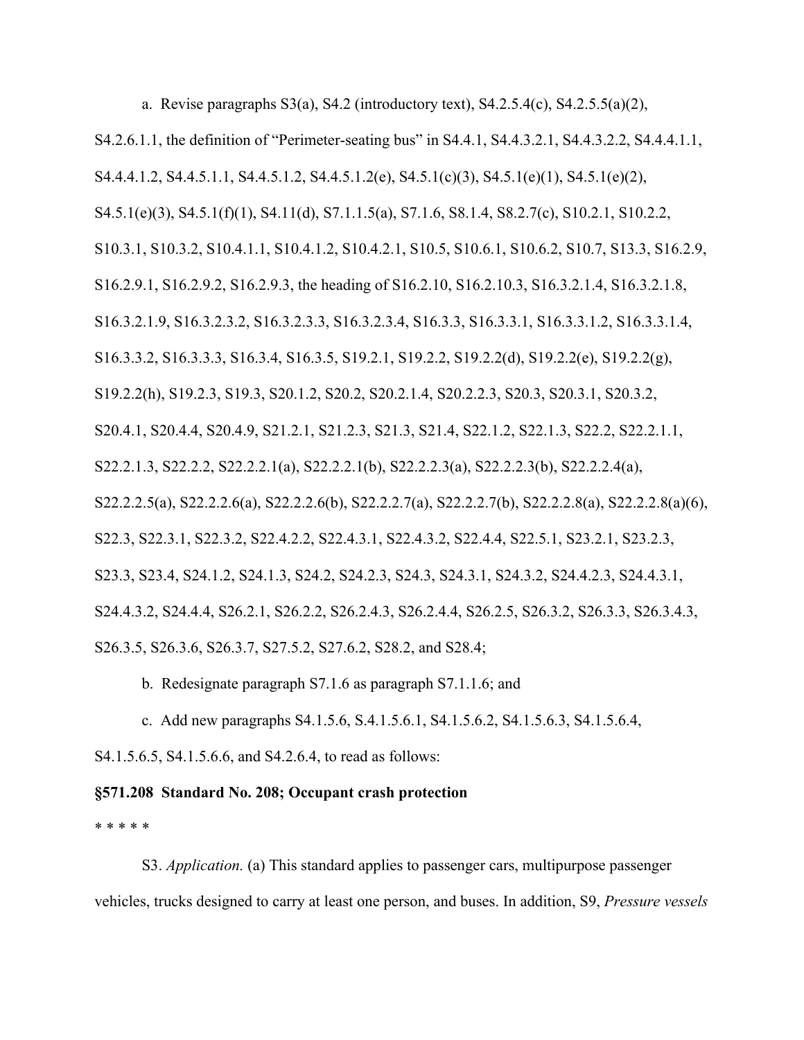a. Revise paragraphs S3(a), S4.2 (introductory text), S4.2.5.4(c), S4.2.5.5(a)(2), S4.2.6.1.1, the definition of "Perimeter-seating bus" in S4.4.1, S4.4.3.2.1, S4.4.3.2.2, S4.4.4.1.1, S4.4.4.1.2, S4.4.5.1.1, S4.4.5.1.2, S4.4.5.1.2(e), S4.5.1(c)(3), S4.5.1(e)(1), S4.5.1(e)(2), S4.5.1(e)(3), S4.5.1(f)(1), S4.11(d), S7.1.1.5(a), S7.1.6, S8.1.4, S8.2.7(c), S10.2.1, S10.2.2, S10.3.1, S10.3.2, S10.4.1.1, S10.4.1.2, S10.4.2.1, S10.5, S10.6.1, S10.6.2, S10.7, S13.3, S16.2.9, S16.2.9.1, S16.2.9.2, S16.2.9.3, the heading of S16.2.10, S16.2.10.3, S16.3.2.1.4, S16.3.2.1.8, S16.3.2.1.9, S16.3.2.3.2, S16.3.2.3.3, S16.3.2.3.4, S16.3.3, S16.3.3.1, S16.3.3.1.2, S16.3.3.1.4, S16.3.3.2, S16.3.3.3, S16.3.4, S16.3.5, S19.2.1, S19.2.2, S19.2.2(d), S19.2.2(e), S19.2.2(g), S19.2.2(h), S19.2.3, S19.3, S20.1.2, S20.2, S20.2.1.4, S20.2.2.3, S20.3, S20.3.1, S20.3.2, S20.4.1, S20.4.4, S20.4.9, S21.2.1, S21.2.3, S21.3, S21.4, S22.1.2, S22.1.3, S22.2, S22.2.1.1, S22.2.1.3, S22.2.2, S22.2.2.1(a), S22.2.2.1(b), S22.2.2.3(a), S22.2.2.3(b), S22.2.2.4(a), S22.2.2.5(a), S22.2.2.6(a), S22.2.2.6(b), S22.2.2.7(a), S22.2.2.7(b), S22.2.2.8(a), S22.2.2.8(a)(6), S22.3, S22.3.1, S22.3.2, S22.4.2.2, S22.4.3.1, S22.4.3.2, S22.4.4, S22.5.1, S23.2.1, S23.2.3, S23.3, S23.4, S24.1.2, S24.1.3, S24.2, S24.2.3, S24.3, S24.3.1, S24.3.2, S24.4.2.3, S24.4.3.1, S24.4.3.2, S24.4.4, S26.2.1, S26.2.2, S26.2.4.3, S26.2.4.4, S26.2.5, S26.3.2, S26.3.3, S26.3.4.3, S26.3.5, S26.3.6, S26.3.7, S27.5.2, S27.6.2, S28.2, and S28.4;

b. Redesignate paragraph S7.1.6 as paragraph S7.1.1.6; and

c. Add new paragraphs S4.1.5.6, S.4.1.5.6.1, S4.1.5.6.2, S4.1.5.6.3, S4.1.5.6.4, S4.1.5.6.5, S4.1.5.6.6, and S4.2.6.4, to read as follows:

**§571.208 Standard No. 208; Occupant crash protection**

* * * * *

S3. *Application.* (a) This standard applies to passenger cars, multipurpose passenger vehicles, trucks designed to carry at least one person, and buses. In addition, S9, *Pressure vessels*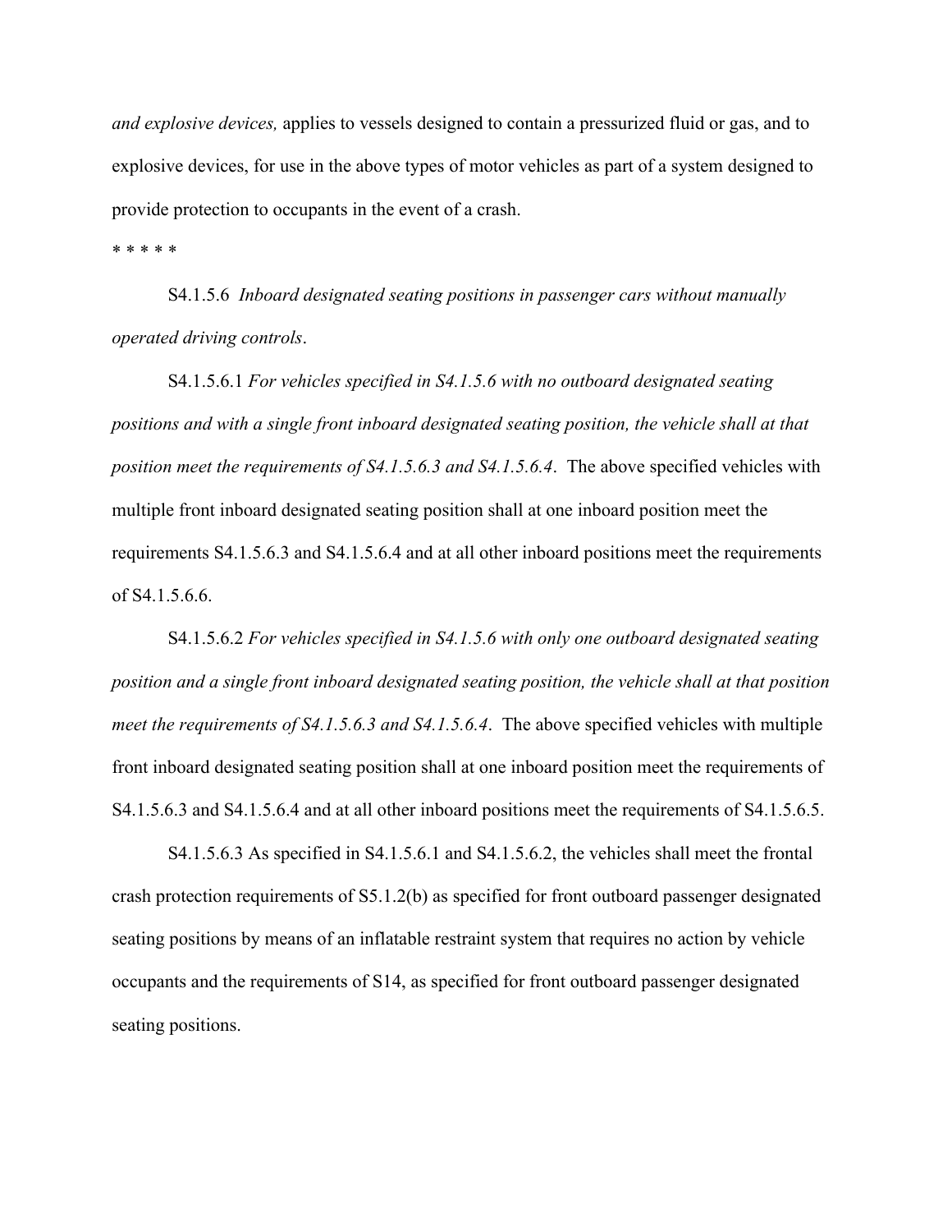*and explosive devices,* applies to vessels designed to contain a pressurized fluid or gas, and to explosive devices, for use in the above types of motor vehicles as part of a system designed to provide protection to occupants in the event of a crash.

* * * * *

S4.1.5.6 *Inboard designated seating positions in passenger cars without manually operated driving controls*.

S4.1.5.6.1 *For vehicles specified in S4.1.5.6 with no outboard designated seating positions and with a single front inboard designated seating position, the vehicle shall at that position meet the requirements of S4.1.5.6.3 and S4.1.5.6.4*. The above specified vehicles with multiple front inboard designated seating position shall at one inboard position meet the requirements S4.1.5.6.3 and S4.1.5.6.4 and at all other inboard positions meet the requirements of S4.1.5.6.6.

S4.1.5.6.2 *For vehicles specified in S4.1.5.6 with only one outboard designated seating position and a single front inboard designated seating position, the vehicle shall at that position meet the requirements of S4.1.5.6.3 and S4.1.5.6.4*. The above specified vehicles with multiple front inboard designated seating position shall at one inboard position meet the requirements of S4.1.5.6.3 and S4.1.5.6.4 and at all other inboard positions meet the requirements of S4.1.5.6.5.

S4.1.5.6.3 As specified in S4.1.5.6.1 and S4.1.5.6.2, the vehicles shall meet the frontal crash protection requirements of S5.1.2(b) as specified for front outboard passenger designated seating positions by means of an inflatable restraint system that requires no action by vehicle occupants and the requirements of S14, as specified for front outboard passenger designated seating positions.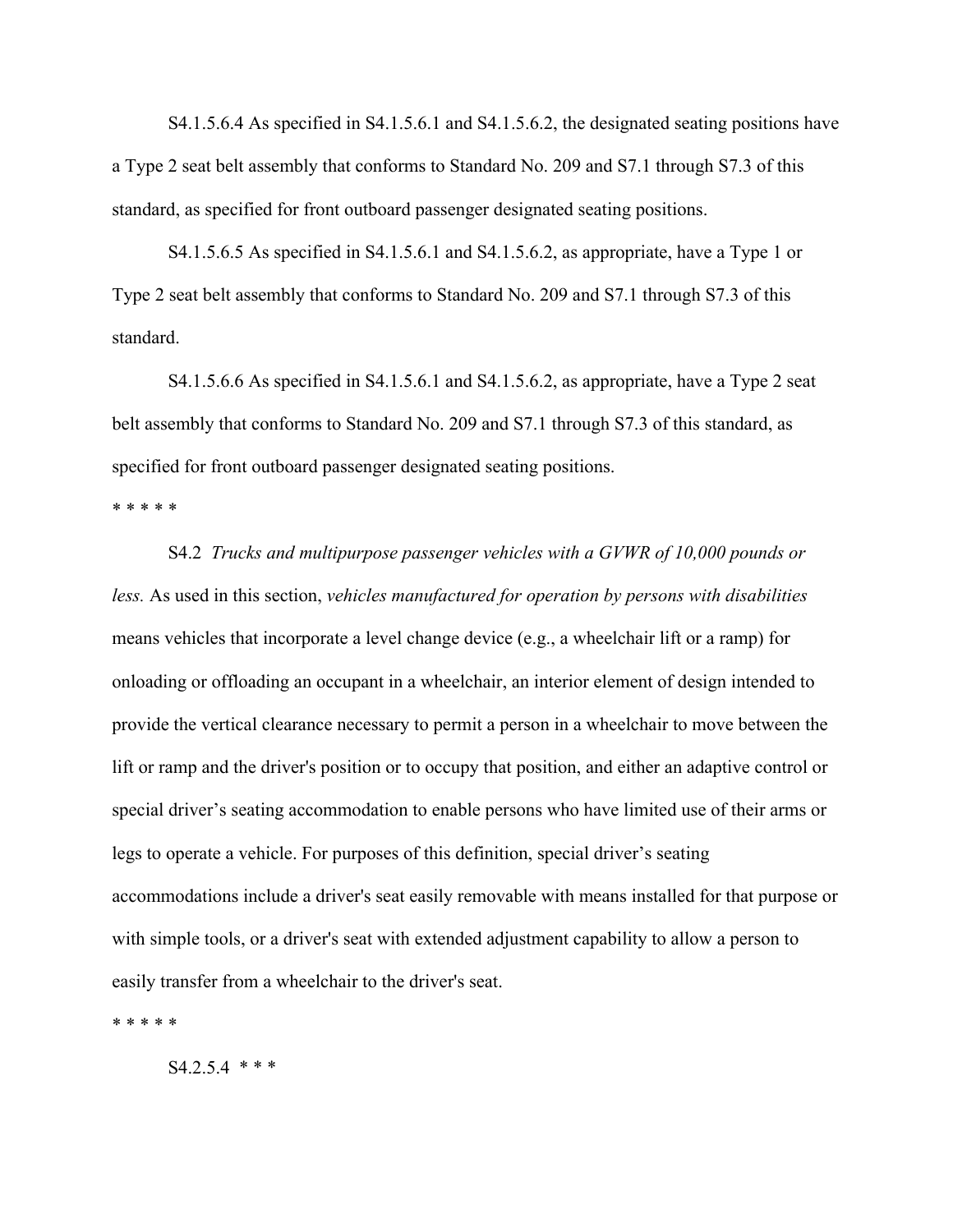S4.1.5.6.4 As specified in S4.1.5.6.1 and S4.1.5.6.2, the designated seating positions have a Type 2 seat belt assembly that conforms to Standard No. 209 and S7.1 through S7.3 of this standard, as specified for front outboard passenger designated seating positions.

S4.1.5.6.5 As specified in S4.1.5.6.1 and S4.1.5.6.2, as appropriate, have a Type 1 or Type 2 seat belt assembly that conforms to Standard No. 209 and S7.1 through S7.3 of this standard.

S4.1.5.6.6 As specified in S4.1.5.6.1 and S4.1.5.6.2, as appropriate, have a Type 2 seat belt assembly that conforms to Standard No. 209 and S7.1 through S7.3 of this standard, as specified for front outboard passenger designated seating positions.

\* \* \* \* \*

S4.2 *Trucks and multipurpose passenger vehicles with a GVWR of 10,000 pounds or less.* As used in this section, *vehicles manufactured for operation by persons with disabilities* means vehicles that incorporate a level change device (e.g., a wheelchair lift or a ramp) for onloading or offloading an occupant in a wheelchair, an interior element of design intended to provide the vertical clearance necessary to permit a person in a wheelchair to move between the lift or ramp and the driver's position or to occupy that position, and either an adaptive control or special driver's seating accommodation to enable persons who have limited use of their arms or legs to operate a vehicle. For purposes of this definition, special driver's seating accommodations include a driver's seat easily removable with means installed for that purpose or with simple tools, or a driver's seat with extended adjustment capability to allow a person to easily transfer from a wheelchair to the driver's seat.

\* \* \* \* \*

S4.2.5.4 \* \* \*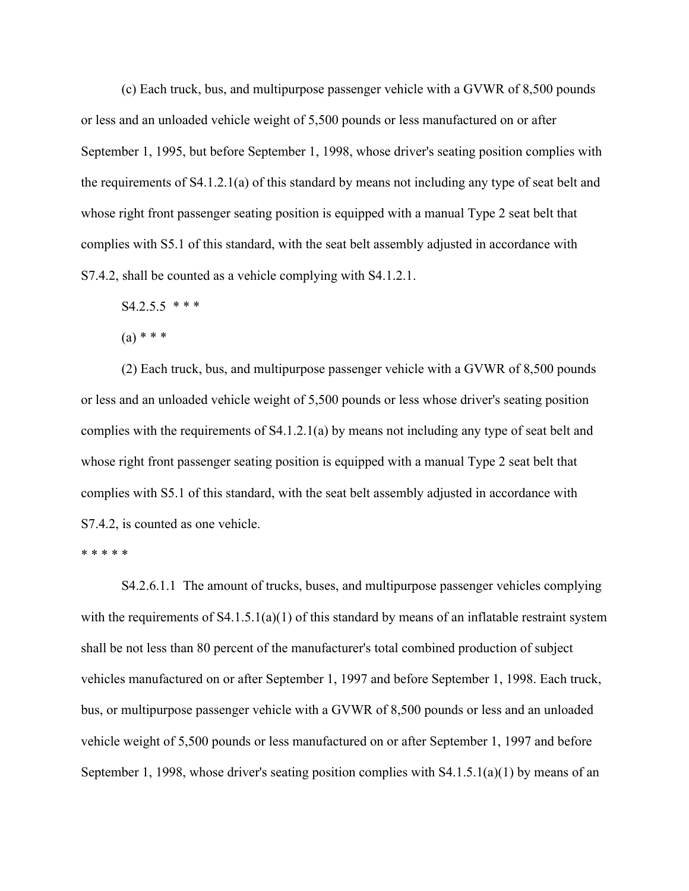(c) Each truck, bus, and multipurpose passenger vehicle with a GVWR of 8,500 pounds or less and an unloaded vehicle weight of 5,500 pounds or less manufactured on or after September 1, 1995, but before September 1, 1998, whose driver's seating position complies with the requirements of S4.1.2.1(a) of this standard by means not including any type of seat belt and whose right front passenger seating position is equipped with a manual Type 2 seat belt that complies with S5.1 of this standard, with the seat belt assembly adjusted in accordance with S7.4.2, shall be counted as a vehicle complying with S4.1.2.1.

S4.2.5.5 * * *

(a) * * *

(2) Each truck, bus, and multipurpose passenger vehicle with a GVWR of 8,500 pounds or less and an unloaded vehicle weight of 5,500 pounds or less whose driver's seating position complies with the requirements of S4.1.2.1(a) by means not including any type of seat belt and whose right front passenger seating position is equipped with a manual Type 2 seat belt that complies with S5.1 of this standard, with the seat belt assembly adjusted in accordance with S7.4.2, is counted as one vehicle.

* * * * *

S4.2.6.1.1 The amount of trucks, buses, and multipurpose passenger vehicles complying with the requirements of S4.1.5.1(a)(1) of this standard by means of an inflatable restraint system shall be not less than 80 percent of the manufacturer's total combined production of subject vehicles manufactured on or after September 1, 1997 and before September 1, 1998. Each truck, bus, or multipurpose passenger vehicle with a GVWR of 8,500 pounds or less and an unloaded vehicle weight of 5,500 pounds or less manufactured on or after September 1, 1997 and before September 1, 1998, whose driver's seating position complies with S4.1.5.1(a)(1) by means of an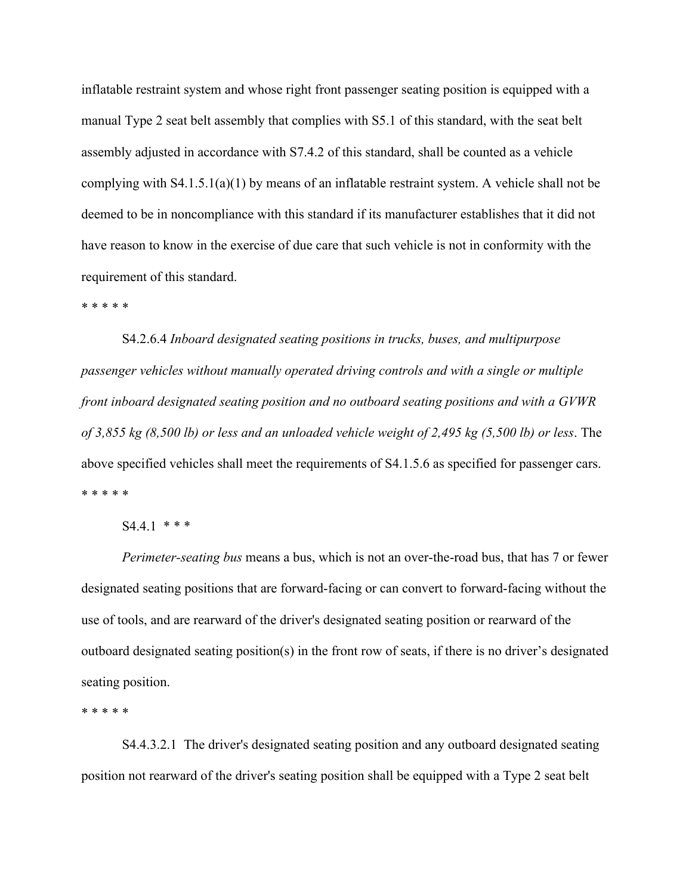inflatable restraint system and whose right front passenger seating position is equipped with a manual Type 2 seat belt assembly that complies with S5.1 of this standard, with the seat belt assembly adjusted in accordance with S7.4.2 of this standard, shall be counted as a vehicle complying with S4.1.5.1(a)(1) by means of an inflatable restraint system. A vehicle shall not be deemed to be in noncompliance with this standard if its manufacturer establishes that it did not have reason to know in the exercise of due care that such vehicle is not in conformity with the requirement of this standard.

* * * * *

S4.2.6.4 *Inboard designated seating positions in trucks, buses, and multipurpose passenger vehicles without manually operated driving controls and with a single or multiple front inboard designated seating position and no outboard seating positions and with a GVWR of 3,855 kg (8,500 lb) or less and an unloaded vehicle weight of 2,495 kg (5,500 lb) or less*. The above specified vehicles shall meet the requirements of S4.1.5.6 as specified for passenger cars.

* * * * *

S4.4.1 * * *

*Perimeter-seating bus* means a bus, which is not an over-the-road bus, that has 7 or fewer designated seating positions that are forward-facing or can convert to forward-facing without the use of tools, and are rearward of the driver's designated seating position or rearward of the outboard designated seating position(s) in the front row of seats, if there is no driver's designated seating position.

* * * * *

S4.4.3.2.1 The driver's designated seating position and any outboard designated seating position not rearward of the driver's seating position shall be equipped with a Type 2 seat belt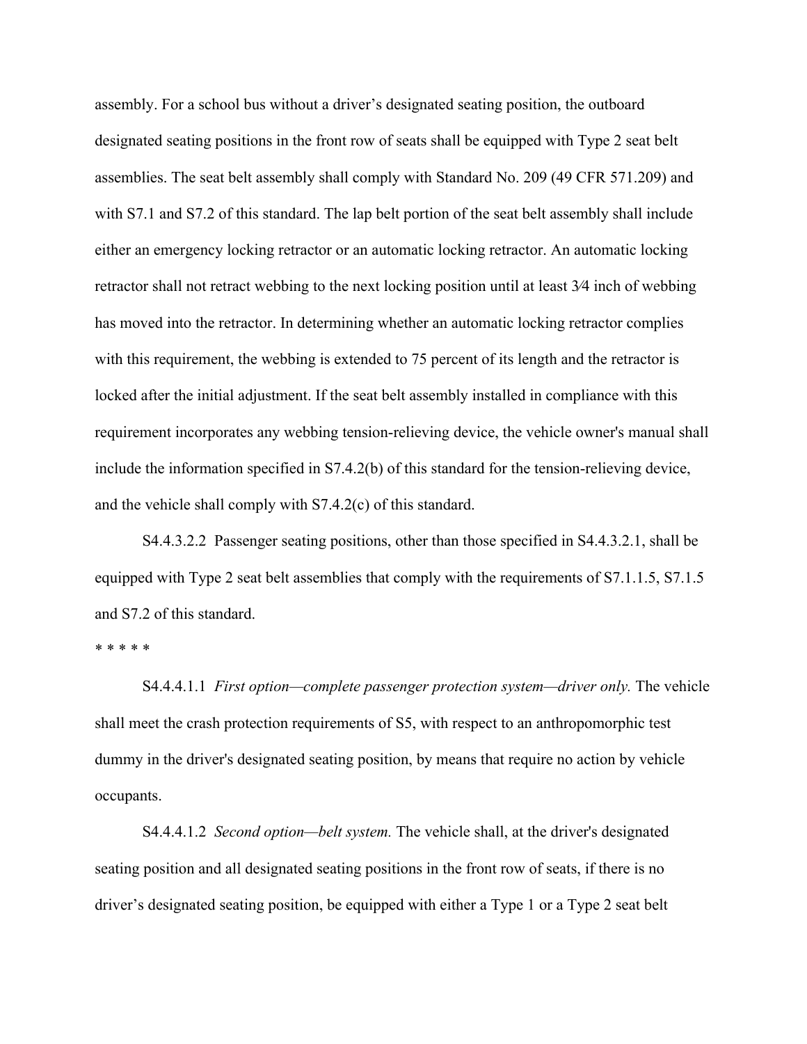assembly. For a school bus without a driver’s designated seating position, the outboard designated seating positions in the front row of seats shall be equipped with Type 2 seat belt assemblies. The seat belt assembly shall comply with Standard No. 209 (49 CFR 571.209) and with S7.1 and S7.2 of this standard. The lap belt portion of the seat belt assembly shall include either an emergency locking retractor or an automatic locking retractor. An automatic locking retractor shall not retract webbing to the next locking position until at least 3⁄4 inch of webbing has moved into the retractor. In determining whether an automatic locking retractor complies with this requirement, the webbing is extended to 75 percent of its length and the retractor is locked after the initial adjustment. If the seat belt assembly installed in compliance with this requirement incorporates any webbing tension-relieving device, the vehicle owner's manual shall include the information specified in S7.4.2(b) of this standard for the tension-relieving device, and the vehicle shall comply with S7.4.2(c) of this standard.

S4.4.3.2.2 Passenger seating positions, other than those specified in S4.4.3.2.1, shall be equipped with Type 2 seat belt assemblies that comply with the requirements of S7.1.1.5, S7.1.5 and S7.2 of this standard.

* * * * *

S4.4.4.1.1 *First option—complete passenger protection system—driver only.* The vehicle shall meet the crash protection requirements of S5, with respect to an anthropomorphic test dummy in the driver's designated seating position, by means that require no action by vehicle occupants.

S4.4.4.1.2 *Second option—belt system.* The vehicle shall, at the driver's designated seating position and all designated seating positions in the front row of seats, if there is no driver’s designated seating position, be equipped with either a Type 1 or a Type 2 seat belt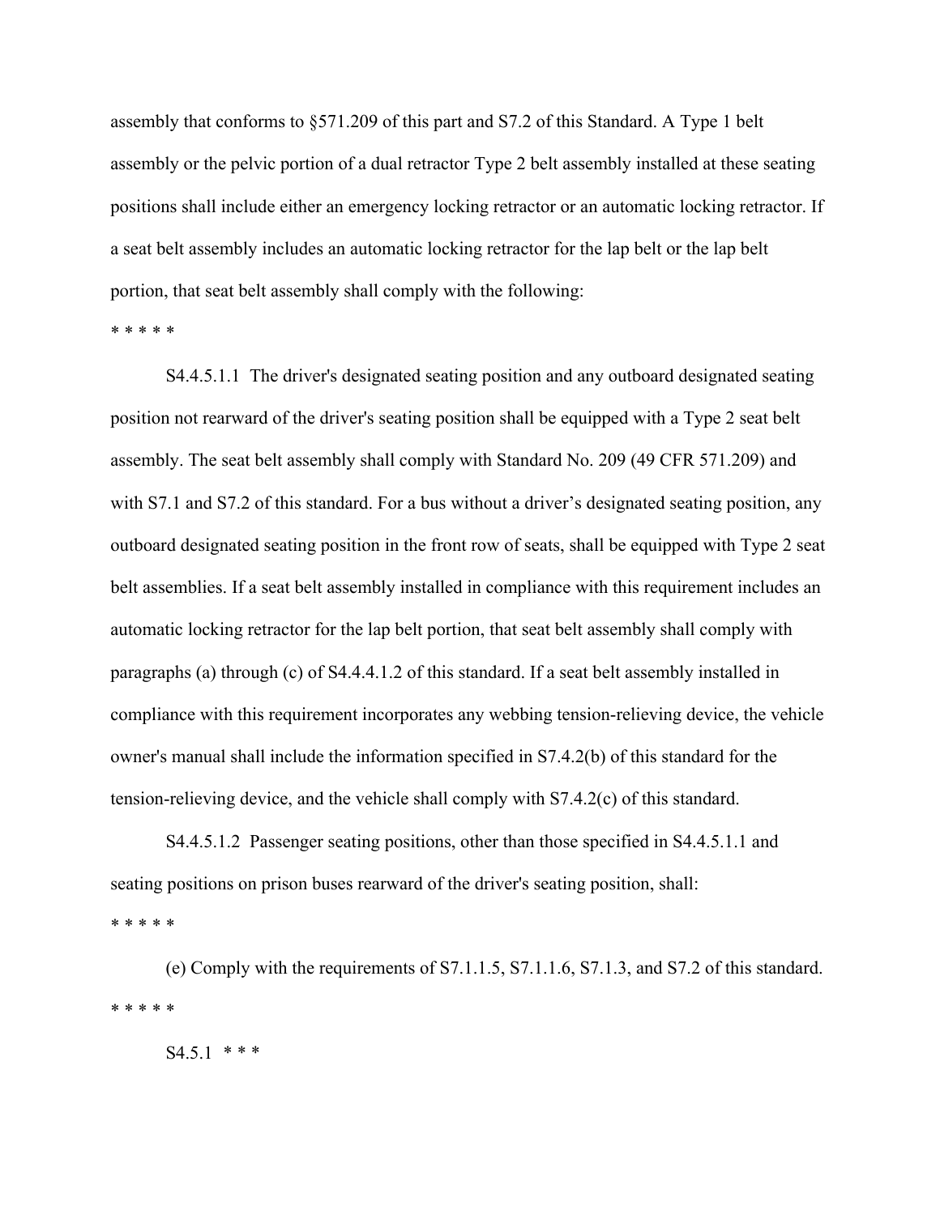assembly that conforms to §571.209 of this part and S7.2 of this Standard. A Type 1 belt assembly or the pelvic portion of a dual retractor Type 2 belt assembly installed at these seating positions shall include either an emergency locking retractor or an automatic locking retractor. If a seat belt assembly includes an automatic locking retractor for the lap belt or the lap belt portion, that seat belt assembly shall comply with the following:

\* \* \* \* \*

S4.4.5.1.1 The driver's designated seating position and any outboard designated seating position not rearward of the driver's seating position shall be equipped with a Type 2 seat belt assembly. The seat belt assembly shall comply with Standard No. 209 (49 CFR 571.209) and with S7.1 and S7.2 of this standard. For a bus without a driver's designated seating position, any outboard designated seating position in the front row of seats, shall be equipped with Type 2 seat belt assemblies. If a seat belt assembly installed in compliance with this requirement includes an automatic locking retractor for the lap belt portion, that seat belt assembly shall comply with paragraphs (a) through (c) of S4.4.4.1.2 of this standard. If a seat belt assembly installed in compliance with this requirement incorporates any webbing tension-relieving device, the vehicle owner's manual shall include the information specified in S7.4.2(b) of this standard for the tension-relieving device, and the vehicle shall comply with S7.4.2(c) of this standard.

S4.4.5.1.2 Passenger seating positions, other than those specified in S4.4.5.1.1 and seating positions on prison buses rearward of the driver's seating position, shall:

\* \* \* \* \*

(e) Comply with the requirements of S7.1.1.5, S7.1.1.6, S7.1.3, and S7.2 of this standard.

\* \* \* \* \*

S4.5.1 \* \* \*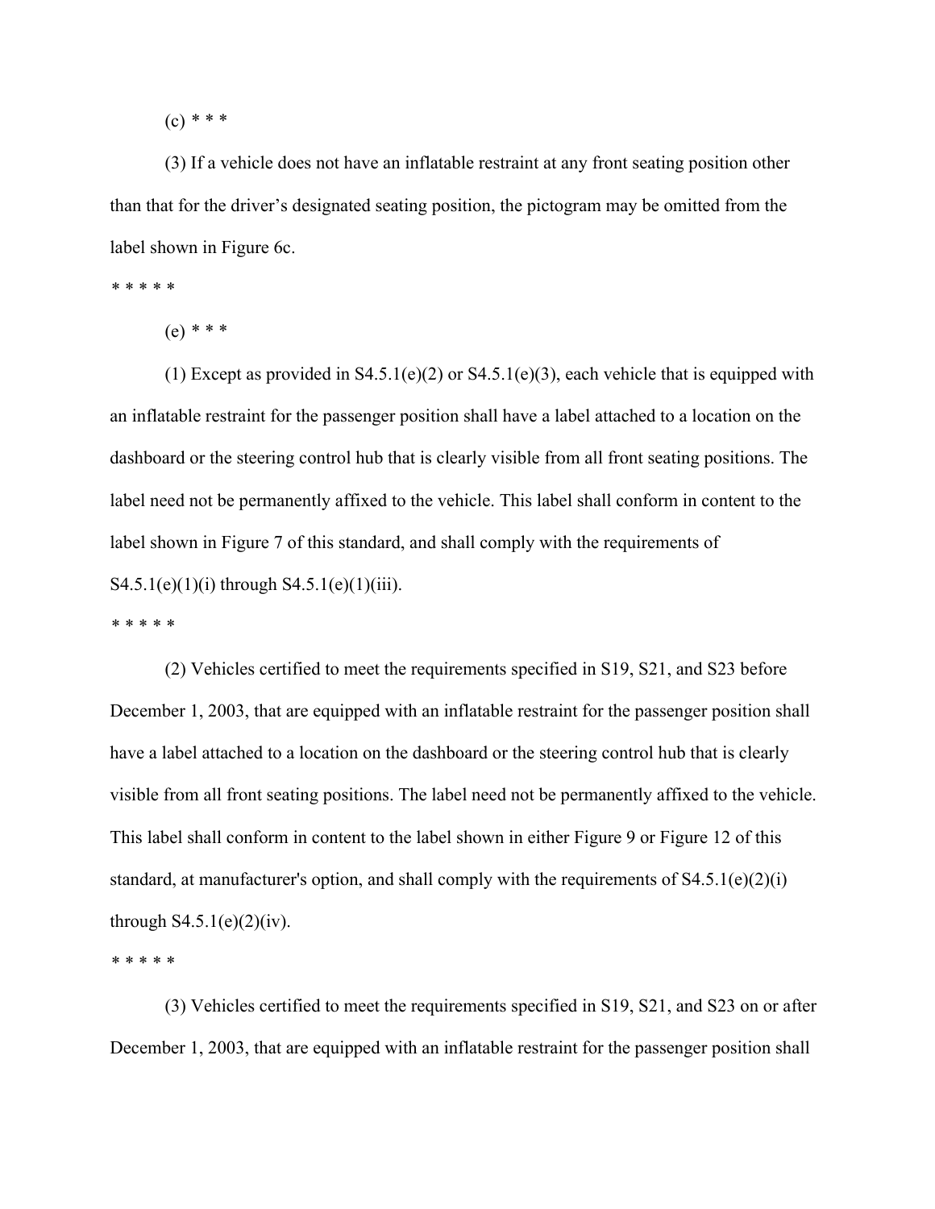(c) * * *

(3) If a vehicle does not have an inflatable restraint at any front seating position other than that for the driver's designated seating position, the pictogram may be omitted from the label shown in Figure 6c.

* * * * *

(e) * * *

(1) Except as provided in S4.5.1(e)(2) or S4.5.1(e)(3), each vehicle that is equipped with an inflatable restraint for the passenger position shall have a label attached to a location on the dashboard or the steering control hub that is clearly visible from all front seating positions. The label need not be permanently affixed to the vehicle. This label shall conform in content to the label shown in Figure 7 of this standard, and shall comply with the requirements of S4.5.1(e)(1)(i) through S4.5.1(e)(1)(iii).

* * * * *

(2) Vehicles certified to meet the requirements specified in S19, S21, and S23 before December 1, 2003, that are equipped with an inflatable restraint for the passenger position shall have a label attached to a location on the dashboard or the steering control hub that is clearly visible from all front seating positions. The label need not be permanently affixed to the vehicle. This label shall conform in content to the label shown in either Figure 9 or Figure 12 of this standard, at manufacturer's option, and shall comply with the requirements of S4.5.1(e)(2)(i) through S4.5.1(e)(2)(iv).

* * * * *

(3) Vehicles certified to meet the requirements specified in S19, S21, and S23 on or after December 1, 2003, that are equipped with an inflatable restraint for the passenger position shall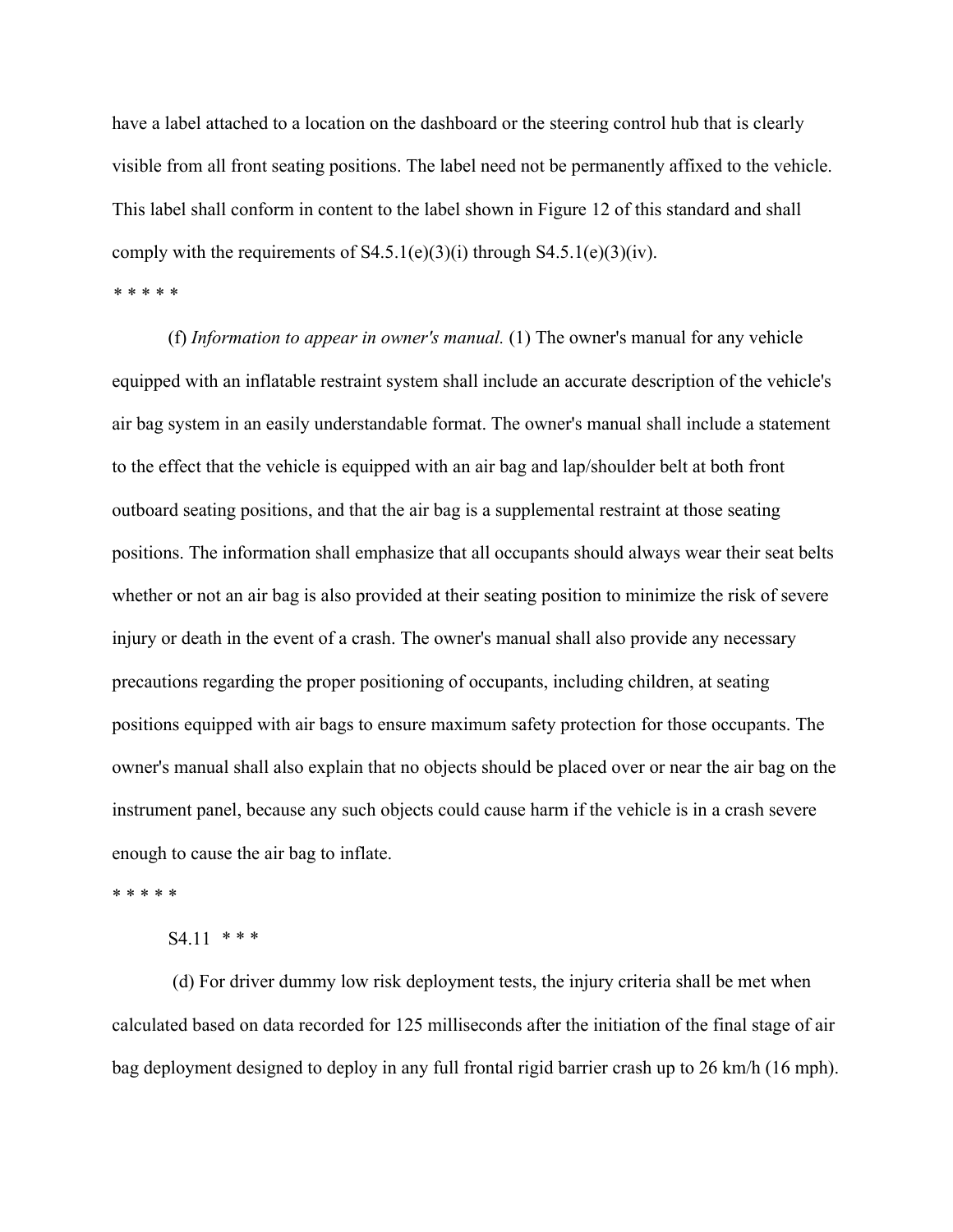have a label attached to a location on the dashboard or the steering control hub that is clearly visible from all front seating positions. The label need not be permanently affixed to the vehicle. This label shall conform in content to the label shown in Figure 12 of this standard and shall comply with the requirements of S4.5.1(e)(3)(i) through S4.5.1(e)(3)(iv).

\* \* \* \* \*

(f) *Information to appear in owner's manual.* (1) The owner's manual for any vehicle equipped with an inflatable restraint system shall include an accurate description of the vehicle's air bag system in an easily understandable format. The owner's manual shall include a statement to the effect that the vehicle is equipped with an air bag and lap/shoulder belt at both front outboard seating positions, and that the air bag is a supplemental restraint at those seating positions. The information shall emphasize that all occupants should always wear their seat belts whether or not an air bag is also provided at their seating position to minimize the risk of severe injury or death in the event of a crash. The owner's manual shall also provide any necessary precautions regarding the proper positioning of occupants, including children, at seating positions equipped with air bags to ensure maximum safety protection for those occupants. The owner's manual shall also explain that no objects should be placed over or near the air bag on the instrument panel, because any such objects could cause harm if the vehicle is in a crash severe enough to cause the air bag to inflate.

\* \* \* \* \*

S4.11 \* \* \*

(d) For driver dummy low risk deployment tests, the injury criteria shall be met when calculated based on data recorded for 125 milliseconds after the initiation of the final stage of air bag deployment designed to deploy in any full frontal rigid barrier crash up to 26 km/h (16 mph).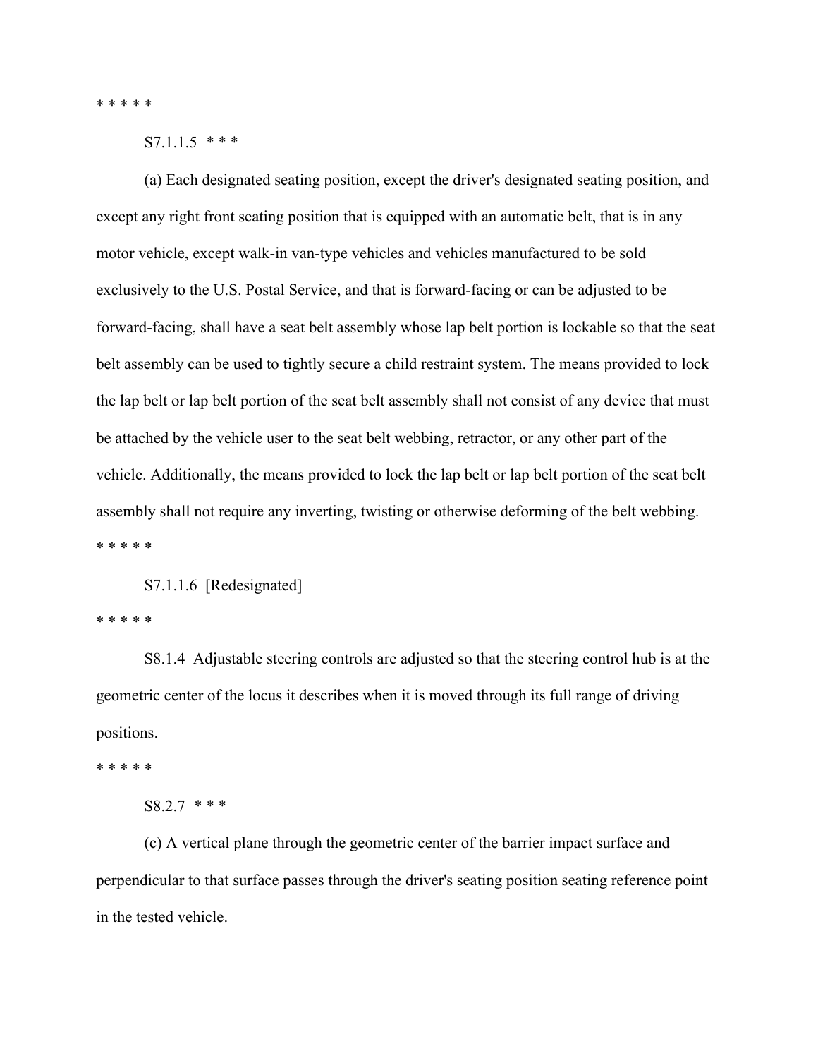* * * * *

S7.1.1.5 * * *

(a) Each designated seating position, except the driver's designated seating position, and except any right front seating position that is equipped with an automatic belt, that is in any motor vehicle, except walk-in van-type vehicles and vehicles manufactured to be sold exclusively to the U.S. Postal Service, and that is forward-facing or can be adjusted to be forward-facing, shall have a seat belt assembly whose lap belt portion is lockable so that the seat belt assembly can be used to tightly secure a child restraint system. The means provided to lock the lap belt or lap belt portion of the seat belt assembly shall not consist of any device that must be attached by the vehicle user to the seat belt webbing, retractor, or any other part of the vehicle. Additionally, the means provided to lock the lap belt or lap belt portion of the seat belt assembly shall not require any inverting, twisting or otherwise deforming of the belt webbing.

* * * * *

S7.1.1.6 [Redesignated]

* * * * *

S8.1.4 Adjustable steering controls are adjusted so that the steering control hub is at the geometric center of the locus it describes when it is moved through its full range of driving positions.

* * * * *

S8.2.7 * * *

(c) A vertical plane through the geometric center of the barrier impact surface and perpendicular to that surface passes through the driver's seating position seating reference point in the tested vehicle.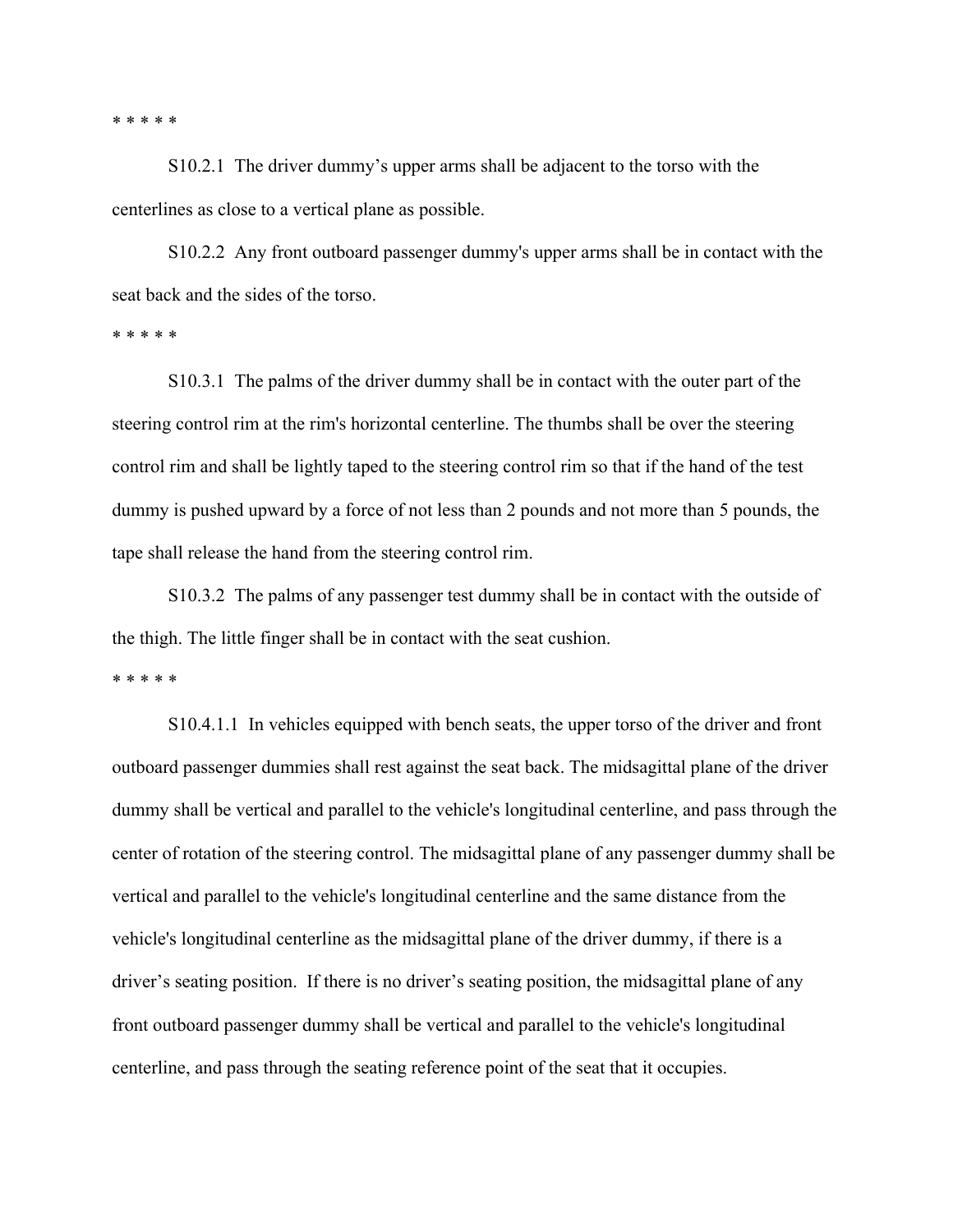* * * * *

S10.2.1 The driver dummy’s upper arms shall be adjacent to the torso with the centerlines as close to a vertical plane as possible.

S10.2.2 Any front outboard passenger dummy's upper arms shall be in contact with the seat back and the sides of the torso.

* * * * *

S10.3.1 The palms of the driver dummy shall be in contact with the outer part of the steering control rim at the rim's horizontal centerline. The thumbs shall be over the steering control rim and shall be lightly taped to the steering control rim so that if the hand of the test dummy is pushed upward by a force of not less than 2 pounds and not more than 5 pounds, the tape shall release the hand from the steering control rim.

S10.3.2 The palms of any passenger test dummy shall be in contact with the outside of the thigh. The little finger shall be in contact with the seat cushion.

* * * * *

S10.4.1.1 In vehicles equipped with bench seats, the upper torso of the driver and front outboard passenger dummies shall rest against the seat back. The midsagittal plane of the driver dummy shall be vertical and parallel to the vehicle's longitudinal centerline, and pass through the center of rotation of the steering control. The midsagittal plane of any passenger dummy shall be vertical and parallel to the vehicle's longitudinal centerline and the same distance from the vehicle's longitudinal centerline as the midsagittal plane of the driver dummy, if there is a driver’s seating position. If there is no driver’s seating position, the midsagittal plane of any front outboard passenger dummy shall be vertical and parallel to the vehicle's longitudinal centerline, and pass through the seating reference point of the seat that it occupies.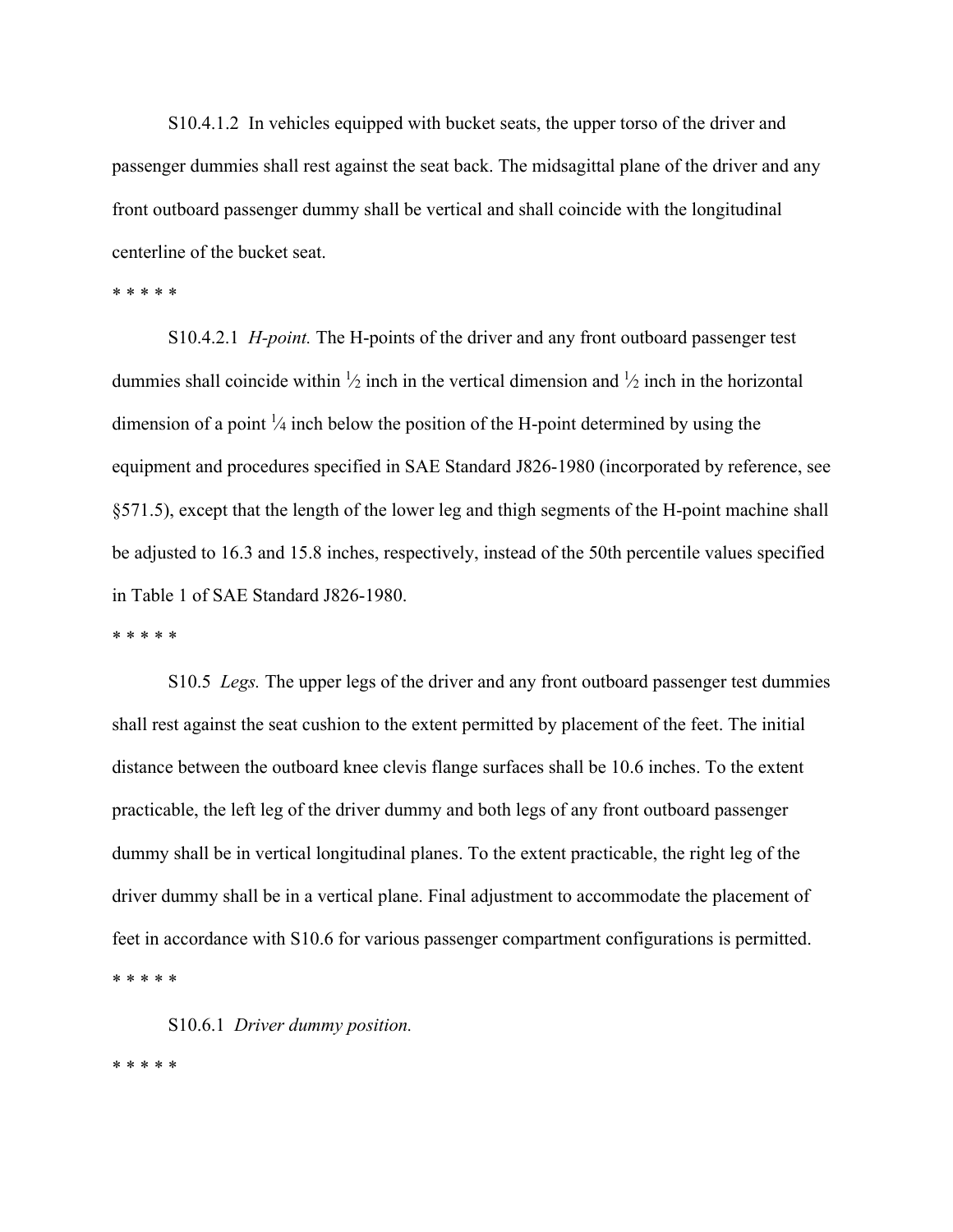S10.4.1.2 In vehicles equipped with bucket seats, the upper torso of the driver and passenger dummies shall rest against the seat back. The midsagittal plane of the driver and any front outboard passenger dummy shall be vertical and shall coincide with the longitudinal centerline of the bucket seat.

* * * * *

S10.4.2.1 *H-point.* The H-points of the driver and any front outboard passenger test dummies shall coincide within ½ inch in the vertical dimension and ½ inch in the horizontal dimension of a point ¼ inch below the position of the H-point determined by using the equipment and procedures specified in SAE Standard J826-1980 (incorporated by reference, see §571.5), except that the length of the lower leg and thigh segments of the H-point machine shall be adjusted to 16.3 and 15.8 inches, respectively, instead of the 50th percentile values specified in Table 1 of SAE Standard J826-1980.

* * * * *

S10.5 *Legs.* The upper legs of the driver and any front outboard passenger test dummies shall rest against the seat cushion to the extent permitted by placement of the feet. The initial distance between the outboard knee clevis flange surfaces shall be 10.6 inches. To the extent practicable, the left leg of the driver dummy and both legs of any front outboard passenger dummy shall be in vertical longitudinal planes. To the extent practicable, the right leg of the driver dummy shall be in a vertical plane. Final adjustment to accommodate the placement of feet in accordance with S10.6 for various passenger compartment configurations is permitted.

* * * * *

S10.6.1 *Driver dummy position.*

* * * * *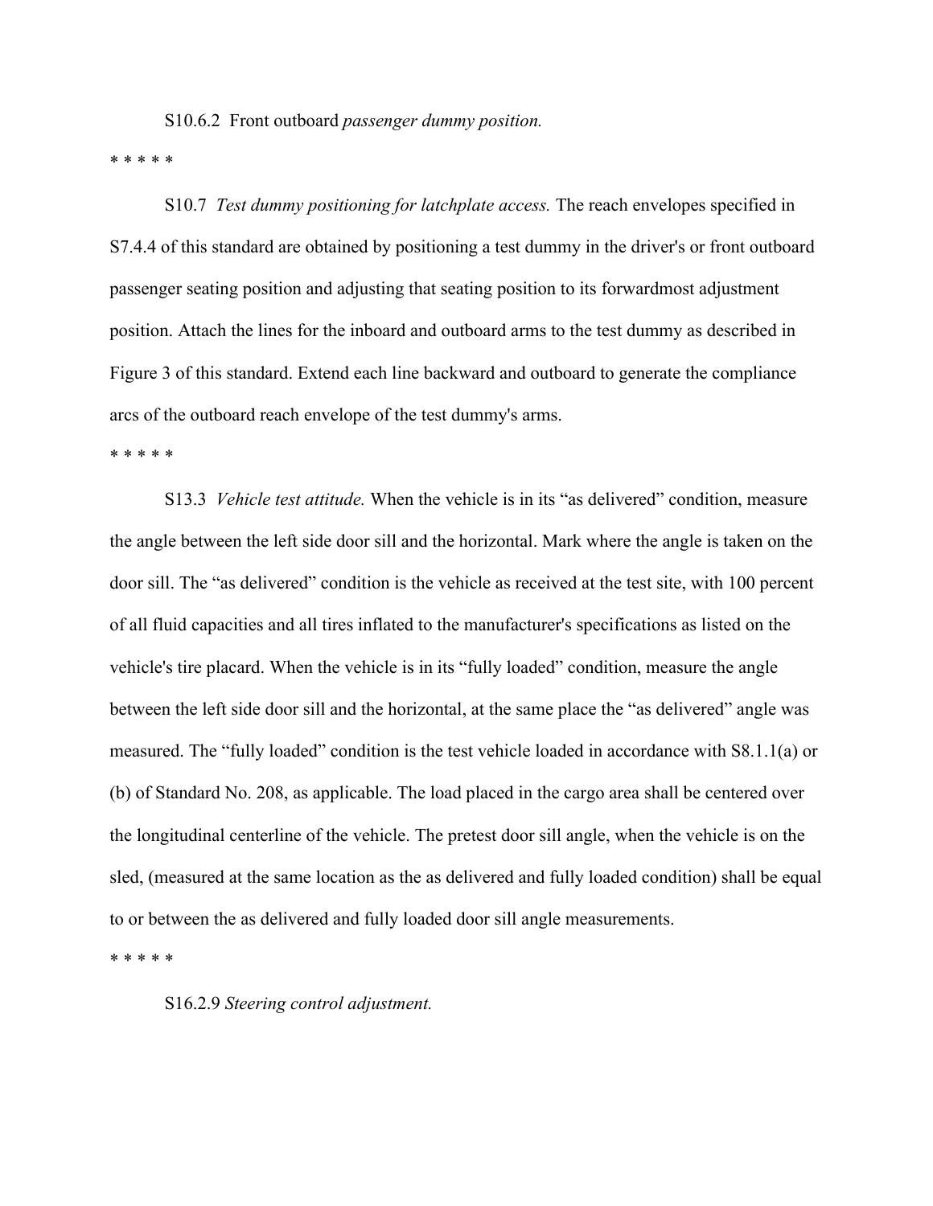S10.6.2 Front outboard *passenger dummy position.*

* * * * *

S10.7 *Test dummy positioning for latchplate access.* The reach envelopes specified in S7.4.4 of this standard are obtained by positioning a test dummy in the driver's or front outboard passenger seating position and adjusting that seating position to its forwardmost adjustment position. Attach the lines for the inboard and outboard arms to the test dummy as described in Figure 3 of this standard. Extend each line backward and outboard to generate the compliance arcs of the outboard reach envelope of the test dummy's arms.

* * * * *

S13.3 *Vehicle test attitude.* When the vehicle is in its “as delivered” condition, measure the angle between the left side door sill and the horizontal. Mark where the angle is taken on the door sill. The “as delivered” condition is the vehicle as received at the test site, with 100 percent of all fluid capacities and all tires inflated to the manufacturer's specifications as listed on the vehicle's tire placard. When the vehicle is in its “fully loaded” condition, measure the angle between the left side door sill and the horizontal, at the same place the “as delivered” angle was measured. The “fully loaded” condition is the test vehicle loaded in accordance with S8.1.1(a) or (b) of Standard No. 208, as applicable. The load placed in the cargo area shall be centered over the longitudinal centerline of the vehicle. The pretest door sill angle, when the vehicle is on the sled, (measured at the same location as the as delivered and fully loaded condition) shall be equal to or between the as delivered and fully loaded door sill angle measurements.

* * * * *

S16.2.9 *Steering control adjustment.*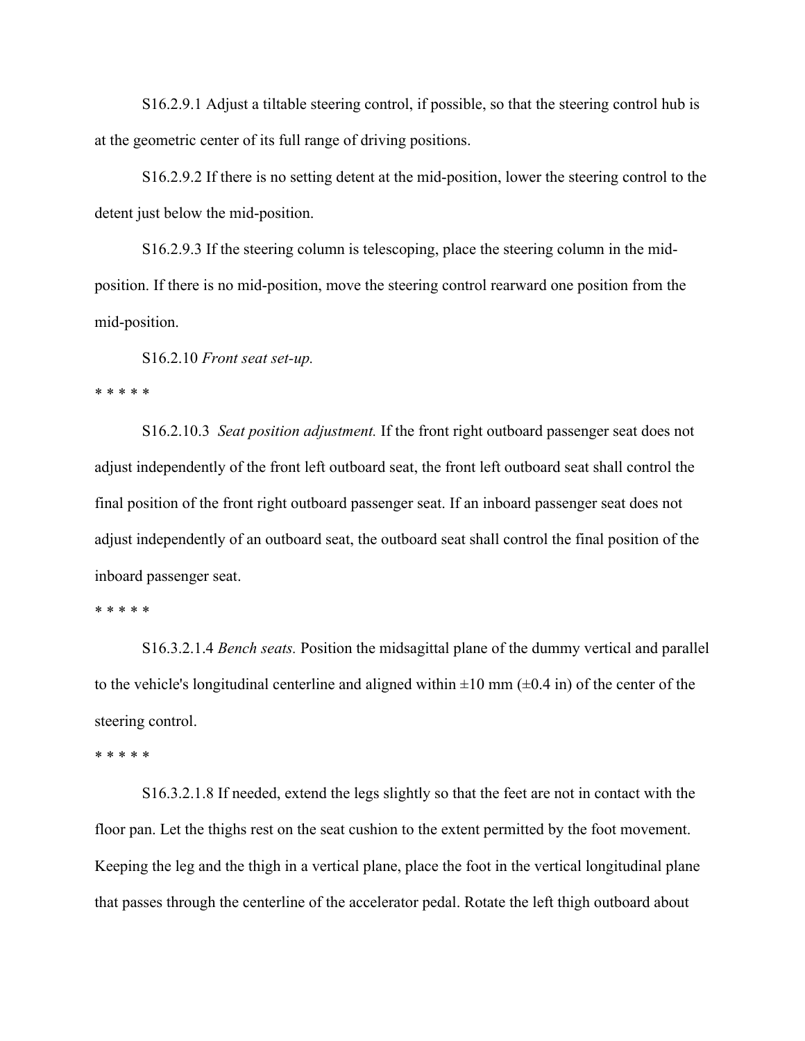S16.2.9.1 Adjust a tiltable steering control, if possible, so that the steering control hub is at the geometric center of its full range of driving positions.

S16.2.9.2 If there is no setting detent at the mid-position, lower the steering control to the detent just below the mid-position.

S16.2.9.3 If the steering column is telescoping, place the steering column in the mid-position. If there is no mid-position, move the steering control rearward one position from the mid-position.

S16.2.10 *Front seat set-up.*

* * * * *

S16.2.10.3 *Seat position adjustment.* If the front right outboard passenger seat does not adjust independently of the front left outboard seat, the front left outboard seat shall control the final position of the front right outboard passenger seat. If an inboard passenger seat does not adjust independently of an outboard seat, the outboard seat shall control the final position of the inboard passenger seat.

* * * * *

S16.3.2.1.4 *Bench seats.* Position the midsagittal plane of the dummy vertical and parallel to the vehicle's longitudinal centerline and aligned within ±10 mm (±0.4 in) of the center of the steering control.

* * * * *

S16.3.2.1.8 If needed, extend the legs slightly so that the feet are not in contact with the floor pan. Let the thighs rest on the seat cushion to the extent permitted by the foot movement. Keeping the leg and the thigh in a vertical plane, place the foot in the vertical longitudinal plane that passes through the centerline of the accelerator pedal. Rotate the left thigh outboard about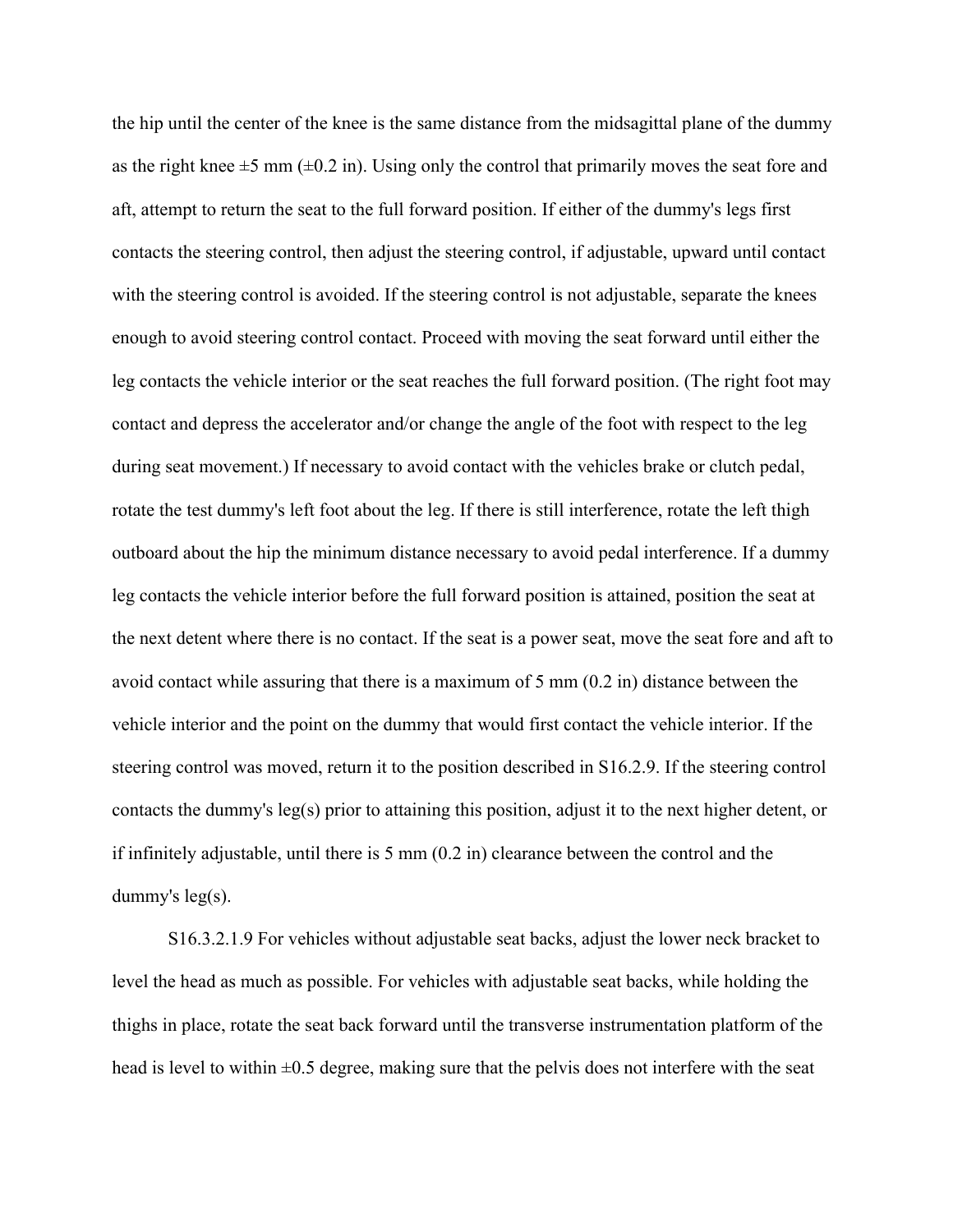the hip until the center of the knee is the same distance from the midsagittal plane of the dummy as the right knee ±5 mm (±0.2 in). Using only the control that primarily moves the seat fore and aft, attempt to return the seat to the full forward position. If either of the dummy's legs first contacts the steering control, then adjust the steering control, if adjustable, upward until contact with the steering control is avoided. If the steering control is not adjustable, separate the knees enough to avoid steering control contact. Proceed with moving the seat forward until either the leg contacts the vehicle interior or the seat reaches the full forward position. (The right foot may contact and depress the accelerator and/or change the angle of the foot with respect to the leg during seat movement.) If necessary to avoid contact with the vehicles brake or clutch pedal, rotate the test dummy's left foot about the leg. If there is still interference, rotate the left thigh outboard about the hip the minimum distance necessary to avoid pedal interference. If a dummy leg contacts the vehicle interior before the full forward position is attained, position the seat at the next detent where there is no contact. If the seat is a power seat, move the seat fore and aft to avoid contact while assuring that there is a maximum of 5 mm (0.2 in) distance between the vehicle interior and the point on the dummy that would first contact the vehicle interior. If the steering control was moved, return it to the position described in S16.2.9. If the steering control contacts the dummy's leg(s) prior to attaining this position, adjust it to the next higher detent, or if infinitely adjustable, until there is 5 mm (0.2 in) clearance between the control and the dummy's leg(s).

S16.3.2.1.9 For vehicles without adjustable seat backs, adjust the lower neck bracket to level the head as much as possible. For vehicles with adjustable seat backs, while holding the thighs in place, rotate the seat back forward until the transverse instrumentation platform of the head is level to within ±0.5 degree, making sure that the pelvis does not interfere with the seat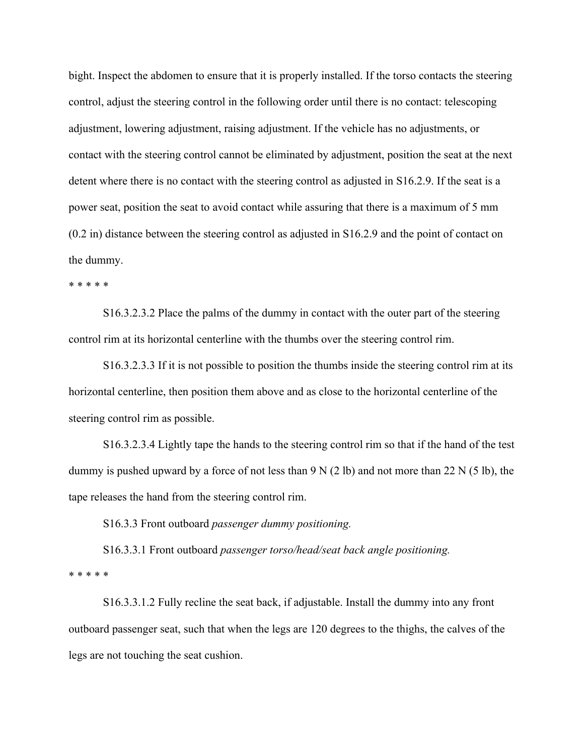bight. Inspect the abdomen to ensure that it is properly installed. If the torso contacts the steering control, adjust the steering control in the following order until there is no contact: telescoping adjustment, lowering adjustment, raising adjustment. If the vehicle has no adjustments, or contact with the steering control cannot be eliminated by adjustment, position the seat at the next detent where there is no contact with the steering control as adjusted in S16.2.9. If the seat is a power seat, position the seat to avoid contact while assuring that there is a maximum of 5 mm (0.2 in) distance between the steering control as adjusted in S16.2.9 and the point of contact on the dummy.

* * * * *

S16.3.2.3.2 Place the palms of the dummy in contact with the outer part of the steering control rim at its horizontal centerline with the thumbs over the steering control rim.

S16.3.2.3.3 If it is not possible to position the thumbs inside the steering control rim at its horizontal centerline, then position them above and as close to the horizontal centerline of the steering control rim as possible.

S16.3.2.3.4 Lightly tape the hands to the steering control rim so that if the hand of the test dummy is pushed upward by a force of not less than 9 N (2 lb) and not more than 22 N (5 lb), the tape releases the hand from the steering control rim.

S16.3.3 Front outboard *passenger dummy positioning.*

S16.3.3.1 Front outboard *passenger torso/head/seat back angle positioning.*

* * * * *

S16.3.3.1.2 Fully recline the seat back, if adjustable. Install the dummy into any front outboard passenger seat, such that when the legs are 120 degrees to the thighs, the calves of the legs are not touching the seat cushion.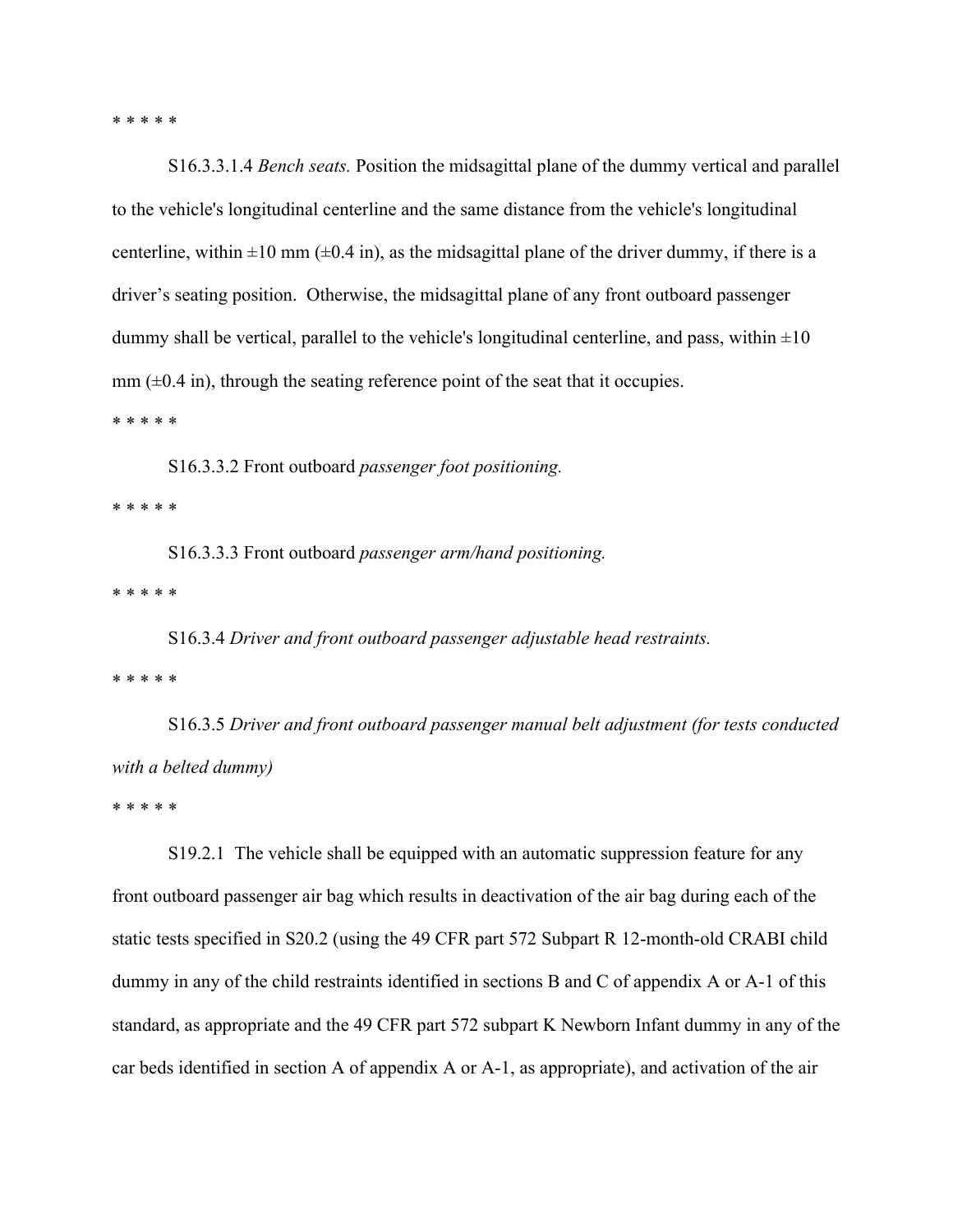* * * * *

S16.3.3.1.4 *Bench seats.* Position the midsagittal plane of the dummy vertical and parallel to the vehicle's longitudinal centerline and the same distance from the vehicle's longitudinal centerline, within ±10 mm (±0.4 in), as the midsagittal plane of the driver dummy, if there is a driver's seating position. Otherwise, the midsagittal plane of any front outboard passenger dummy shall be vertical, parallel to the vehicle's longitudinal centerline, and pass, within ±10 mm (±0.4 in), through the seating reference point of the seat that it occupies.

* * * * *

S16.3.3.2 Front outboard *passenger foot positioning.*

* * * * *

S16.3.3.3 Front outboard *passenger arm/hand positioning.*

* * * * *

S16.3.4 *Driver and front outboard passenger adjustable head restraints.*

* * * * *

S16.3.5 *Driver and front outboard passenger manual belt adjustment (for tests conducted with a belted dummy)*

* * * * *

S19.2.1 The vehicle shall be equipped with an automatic suppression feature for any front outboard passenger air bag which results in deactivation of the air bag during each of the static tests specified in S20.2 (using the 49 CFR part 572 Subpart R 12-month-old CRABI child dummy in any of the child restraints identified in sections B and C of appendix A or A-1 of this standard, as appropriate and the 49 CFR part 572 subpart K Newborn Infant dummy in any of the car beds identified in section A of appendix A or A-1, as appropriate), and activation of the air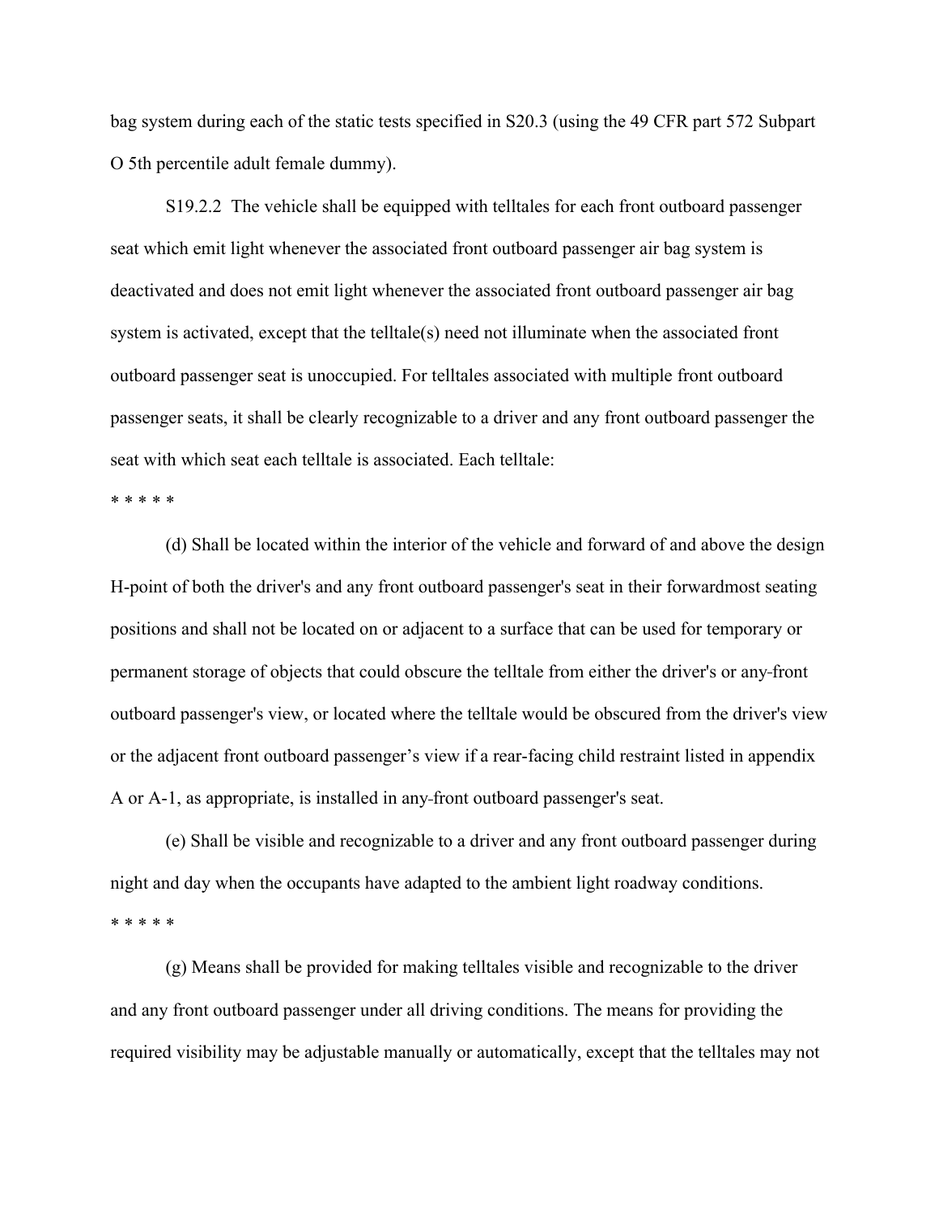bag system during each of the static tests specified in S20.3 (using the 49 CFR part 572 Subpart O 5th percentile adult female dummy).

S19.2.2 The vehicle shall be equipped with telltales for each front outboard passenger seat which emit light whenever the associated front outboard passenger air bag system is deactivated and does not emit light whenever the associated front outboard passenger air bag system is activated, except that the telltale(s) need not illuminate when the associated front outboard passenger seat is unoccupied. For telltales associated with multiple front outboard passenger seats, it shall be clearly recognizable to a driver and any front outboard passenger the seat with which seat each telltale is associated. Each telltale:

\* \* \* \* \*

(d) Shall be located within the interior of the vehicle and forward of and above the design H-point of both the driver's and any front outboard passenger's seat in their forwardmost seating positions and shall not be located on or adjacent to a surface that can be used for temporary or permanent storage of objects that could obscure the telltale from either the driver's or any front outboard passenger's view, or located where the telltale would be obscured from the driver's view or the adjacent front outboard passenger's view if a rear-facing child restraint listed in appendix A or A-1, as appropriate, is installed in any front outboard passenger's seat.

(e) Shall be visible and recognizable to a driver and any front outboard passenger during night and day when the occupants have adapted to the ambient light roadway conditions.

\* \* \* \* \*

(g) Means shall be provided for making telltales visible and recognizable to the driver and any front outboard passenger under all driving conditions. The means for providing the required visibility may be adjustable manually or automatically, except that the telltales may not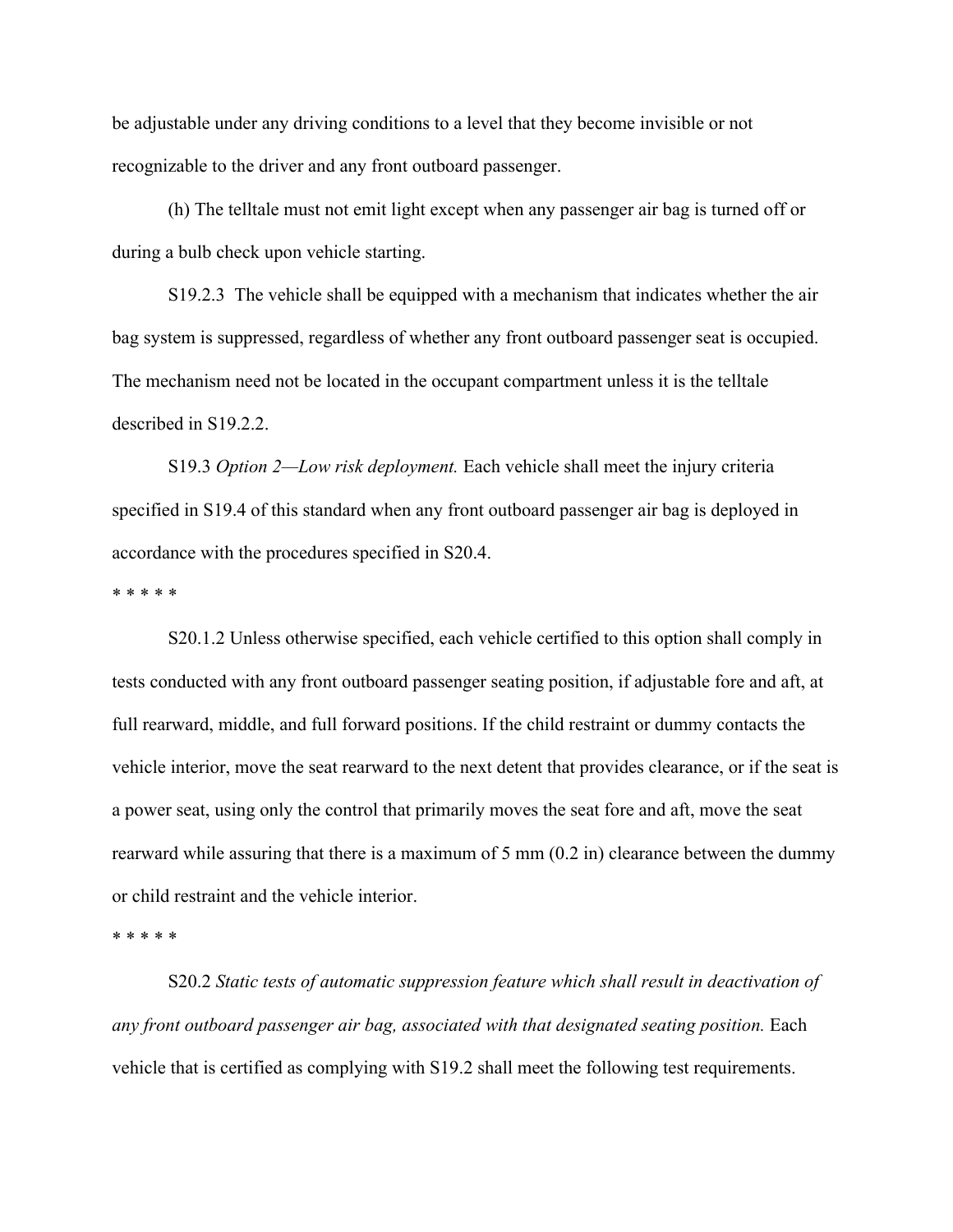be adjustable under any driving conditions to a level that they become invisible or not recognizable to the driver and any front outboard passenger.

(h) The telltale must not emit light except when any passenger air bag is turned off or during a bulb check upon vehicle starting.

S19.2.3 The vehicle shall be equipped with a mechanism that indicates whether the air bag system is suppressed, regardless of whether any front outboard passenger seat is occupied. The mechanism need not be located in the occupant compartment unless it is the telltale described in S19.2.2.

S19.3 *Option 2—Low risk deployment.* Each vehicle shall meet the injury criteria specified in S19.4 of this standard when any front outboard passenger air bag is deployed in accordance with the procedures specified in S20.4.

* * * * *

S20.1.2 Unless otherwise specified, each vehicle certified to this option shall comply in tests conducted with any front outboard passenger seating position, if adjustable fore and aft, at full rearward, middle, and full forward positions. If the child restraint or dummy contacts the vehicle interior, move the seat rearward to the next detent that provides clearance, or if the seat is a power seat, using only the control that primarily moves the seat fore and aft, move the seat rearward while assuring that there is a maximum of 5 mm (0.2 in) clearance between the dummy or child restraint and the vehicle interior.

* * * * *

S20.2 *Static tests of automatic suppression feature which shall result in deactivation of any front outboard passenger air bag, associated with that designated seating position.* Each vehicle that is certified as complying with S19.2 shall meet the following test requirements.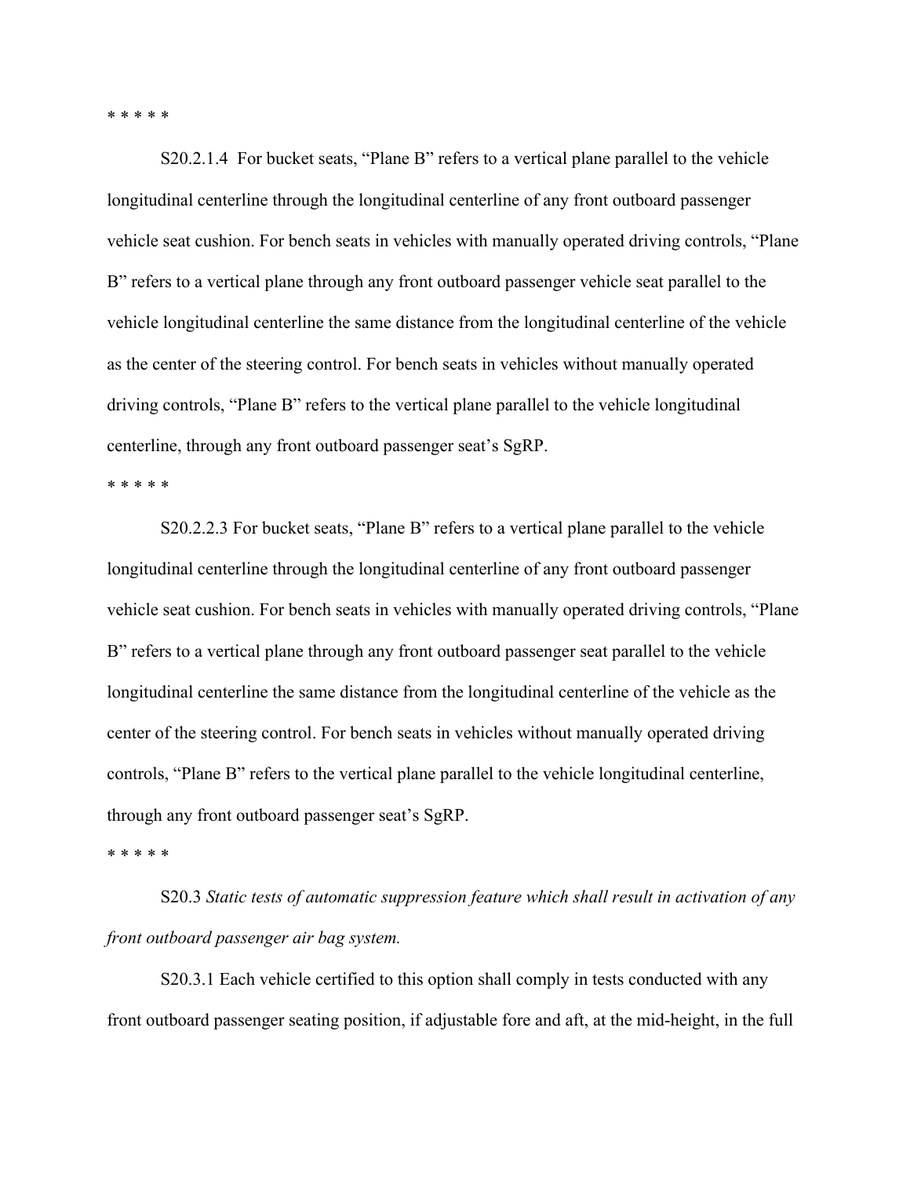* * * * *

S20.2.1.4 For bucket seats, “Plane B” refers to a vertical plane parallel to the vehicle longitudinal centerline through the longitudinal centerline of any front outboard passenger vehicle seat cushion. For bench seats in vehicles with manually operated driving controls, “Plane B” refers to a vertical plane through any front outboard passenger vehicle seat parallel to the vehicle longitudinal centerline the same distance from the longitudinal centerline of the vehicle as the center of the steering control. For bench seats in vehicles without manually operated driving controls, “Plane B” refers to the vertical plane parallel to the vehicle longitudinal centerline, through any front outboard passenger seat’s SgRP.

* * * * *

S20.2.2.3 For bucket seats, “Plane B” refers to a vertical plane parallel to the vehicle longitudinal centerline through the longitudinal centerline of any front outboard passenger vehicle seat cushion. For bench seats in vehicles with manually operated driving controls, “Plane B” refers to a vertical plane through any front outboard passenger seat parallel to the vehicle longitudinal centerline the same distance from the longitudinal centerline of the vehicle as the center of the steering control. For bench seats in vehicles without manually operated driving controls, “Plane B” refers to the vertical plane parallel to the vehicle longitudinal centerline, through any front outboard passenger seat’s SgRP.

* * * * *

S20.3 *Static tests of automatic suppression feature which shall result in activation of any front outboard passenger air bag system.*

S20.3.1 Each vehicle certified to this option shall comply in tests conducted with any front outboard passenger seating position, if adjustable fore and aft, at the mid-height, in the full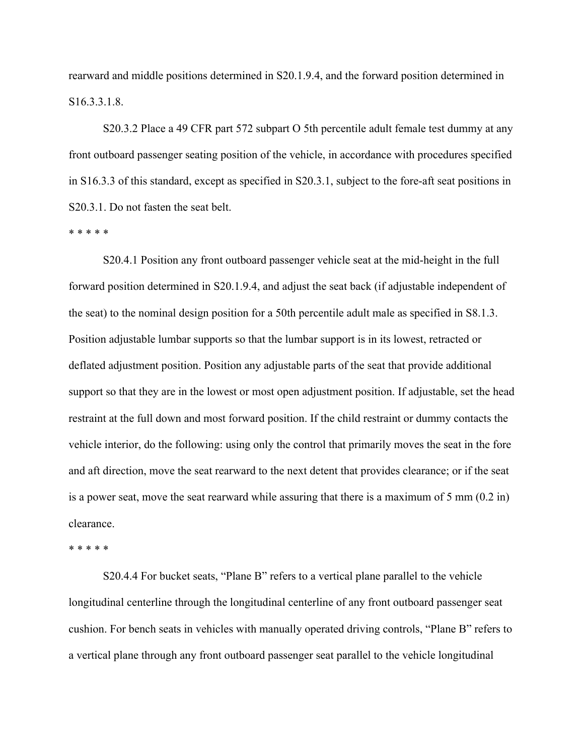rearward and middle positions determined in S20.1.9.4, and the forward position determined in S16.3.3.1.8.

S20.3.2 Place a 49 CFR part 572 subpart O 5th percentile adult female test dummy at any front outboard passenger seating position of the vehicle, in accordance with procedures specified in S16.3.3 of this standard, except as specified in S20.3.1, subject to the fore-aft seat positions in S20.3.1. Do not fasten the seat belt.

* * * * *

S20.4.1 Position any front outboard passenger vehicle seat at the mid-height in the full forward position determined in S20.1.9.4, and adjust the seat back (if adjustable independent of the seat) to the nominal design position for a 50th percentile adult male as specified in S8.1.3. Position adjustable lumbar supports so that the lumbar support is in its lowest, retracted or deflated adjustment position. Position any adjustable parts of the seat that provide additional support so that they are in the lowest or most open adjustment position. If adjustable, set the head restraint at the full down and most forward position. If the child restraint or dummy contacts the vehicle interior, do the following: using only the control that primarily moves the seat in the fore and aft direction, move the seat rearward to the next detent that provides clearance; or if the seat is a power seat, move the seat rearward while assuring that there is a maximum of 5 mm (0.2 in) clearance.

* * * * *

S20.4.4 For bucket seats, "Plane B" refers to a vertical plane parallel to the vehicle longitudinal centerline through the longitudinal centerline of any front outboard passenger seat cushion. For bench seats in vehicles with manually operated driving controls, "Plane B" refers to a vertical plane through any front outboard passenger seat parallel to the vehicle longitudinal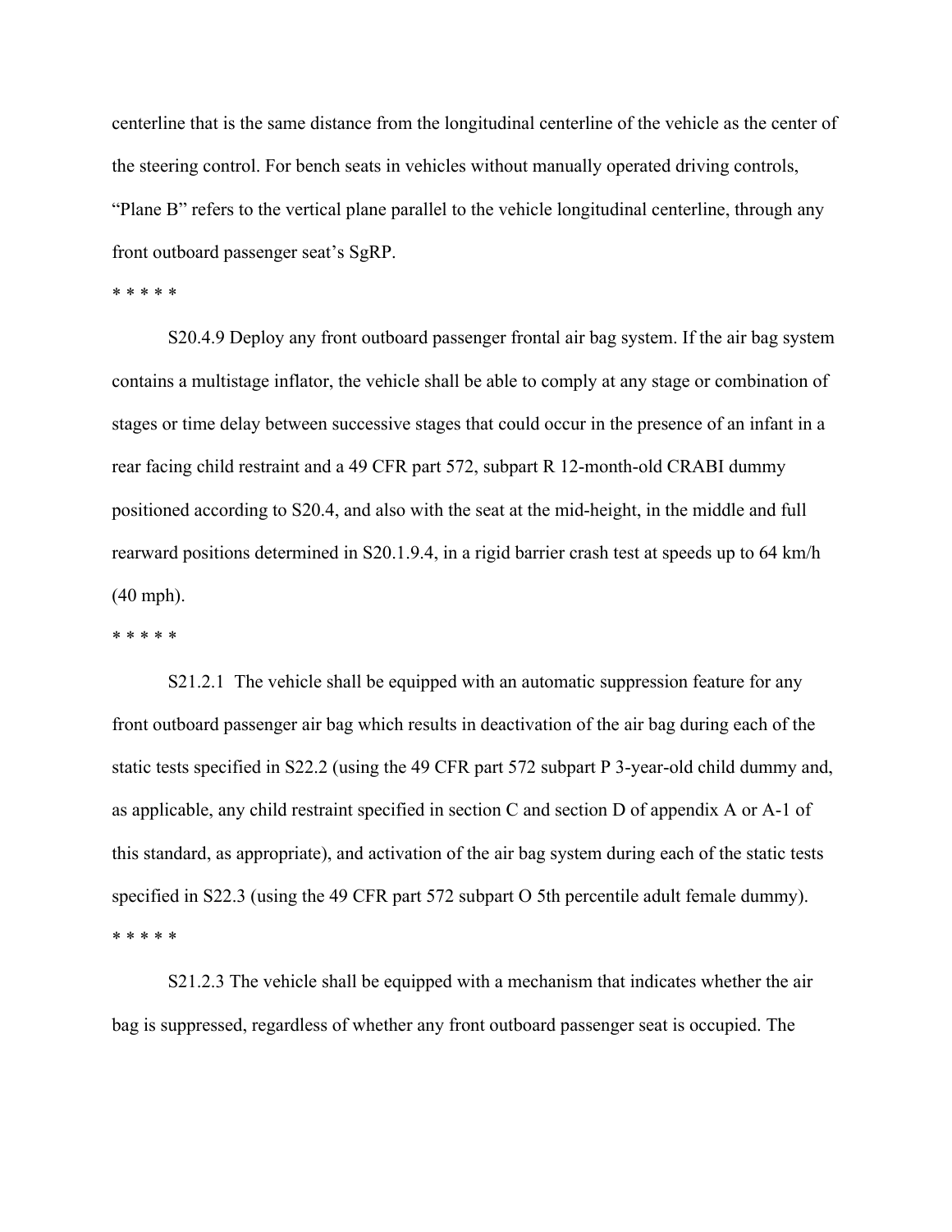centerline that is the same distance from the longitudinal centerline of the vehicle as the center of the steering control. For bench seats in vehicles without manually operated driving controls, “Plane B” refers to the vertical plane parallel to the vehicle longitudinal centerline, through any front outboard passenger seat’s SgRP.

* * * * *

S20.4.9 Deploy any front outboard passenger frontal air bag system. If the air bag system contains a multistage inflator, the vehicle shall be able to comply at any stage or combination of stages or time delay between successive stages that could occur in the presence of an infant in a rear facing child restraint and a 49 CFR part 572, subpart R 12-month-old CRABI dummy positioned according to S20.4, and also with the seat at the mid-height, in the middle and full rearward positions determined in S20.1.9.4, in a rigid barrier crash test at speeds up to 64 km/h (40 mph).

* * * * *

S21.2.1 The vehicle shall be equipped with an automatic suppression feature for any front outboard passenger air bag which results in deactivation of the air bag during each of the static tests specified in S22.2 (using the 49 CFR part 572 subpart P 3-year-old child dummy and, as applicable, any child restraint specified in section C and section D of appendix A or A-1 of this standard, as appropriate), and activation of the air bag system during each of the static tests specified in S22.3 (using the 49 CFR part 572 subpart O 5th percentile adult female dummy).

* * * * *

S21.2.3 The vehicle shall be equipped with a mechanism that indicates whether the air bag is suppressed, regardless of whether any front outboard passenger seat is occupied. The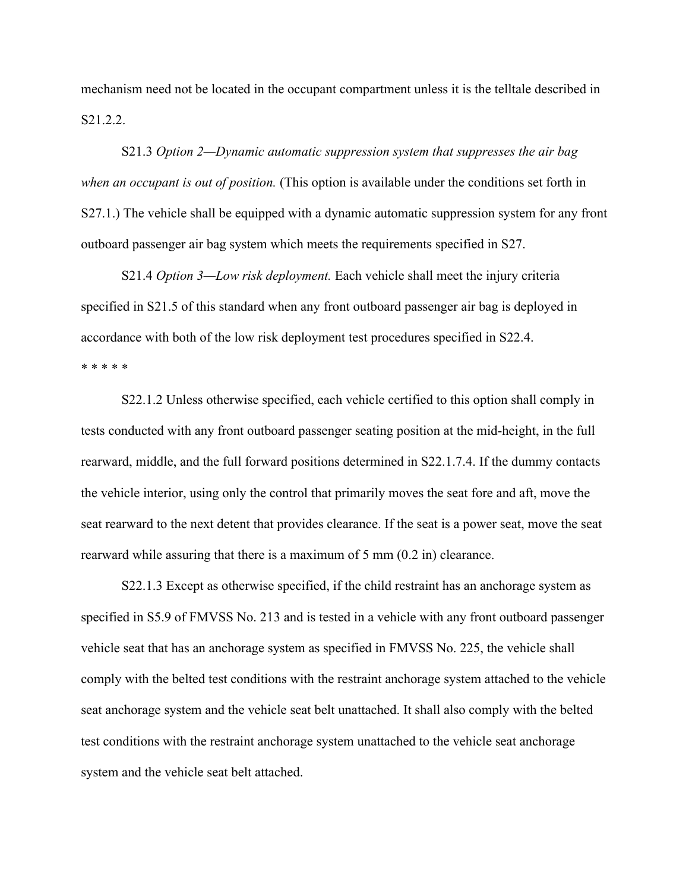mechanism need not be located in the occupant compartment unless it is the telltale described in S21.2.2.

S21.3 *Option 2—Dynamic automatic suppression system that suppresses the air bag when an occupant is out of position.* (This option is available under the conditions set forth in S27.1.) The vehicle shall be equipped with a dynamic automatic suppression system for any front outboard passenger air bag system which meets the requirements specified in S27.

S21.4 *Option 3—Low risk deployment.* Each vehicle shall meet the injury criteria specified in S21.5 of this standard when any front outboard passenger air bag is deployed in accordance with both of the low risk deployment test procedures specified in S22.4.

* * * * *

S22.1.2 Unless otherwise specified, each vehicle certified to this option shall comply in tests conducted with any front outboard passenger seating position at the mid-height, in the full rearward, middle, and the full forward positions determined in S22.1.7.4. If the dummy contacts the vehicle interior, using only the control that primarily moves the seat fore and aft, move the seat rearward to the next detent that provides clearance. If the seat is a power seat, move the seat rearward while assuring that there is a maximum of 5 mm (0.2 in) clearance.

S22.1.3 Except as otherwise specified, if the child restraint has an anchorage system as specified in S5.9 of FMVSS No. 213 and is tested in a vehicle with any front outboard passenger vehicle seat that has an anchorage system as specified in FMVSS No. 225, the vehicle shall comply with the belted test conditions with the restraint anchorage system attached to the vehicle seat anchorage system and the vehicle seat belt unattached. It shall also comply with the belted test conditions with the restraint anchorage system unattached to the vehicle seat anchorage system and the vehicle seat belt attached.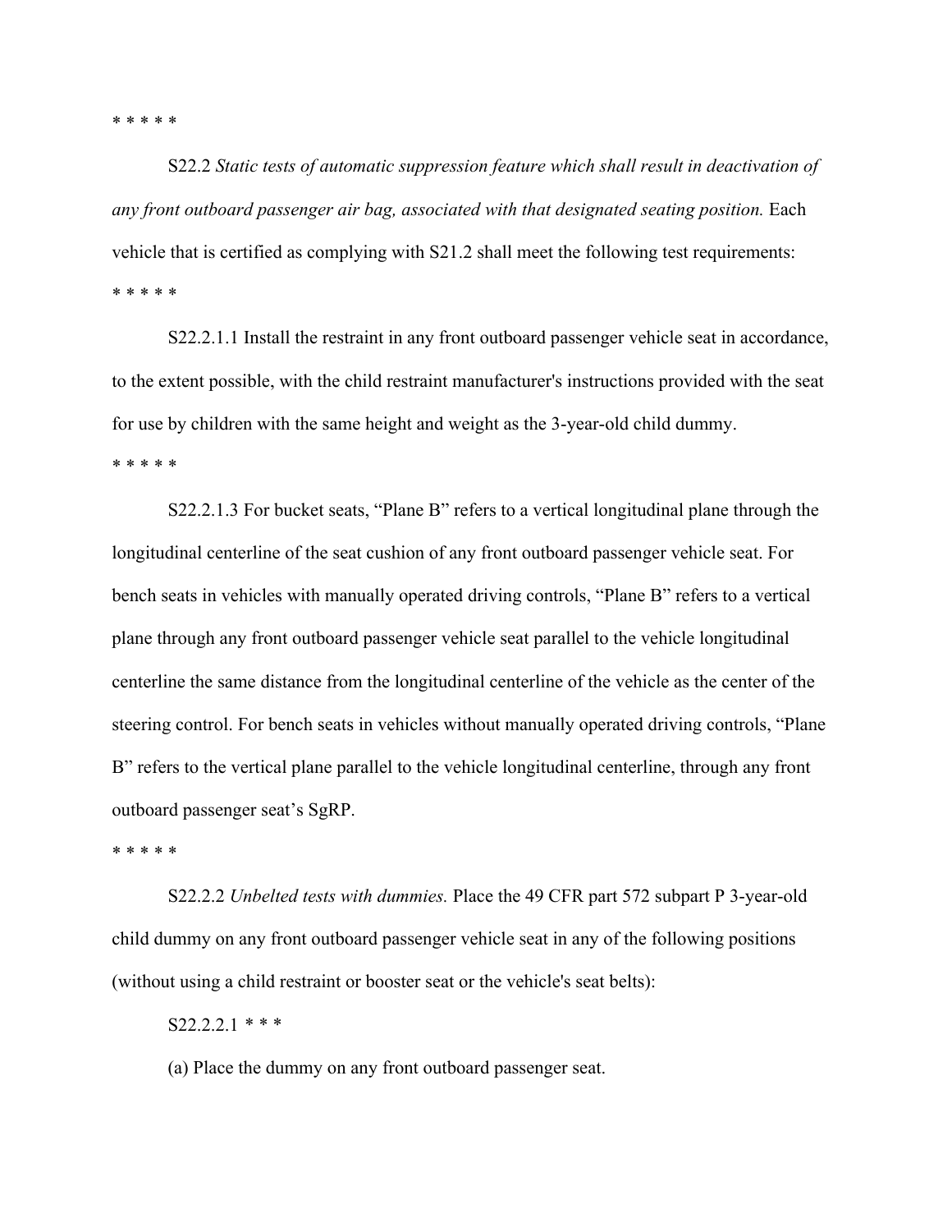* * * * *

S22.2 *Static tests of automatic suppression feature which shall result in deactivation of any front outboard passenger air bag, associated with that designated seating position.* Each vehicle that is certified as complying with S21.2 shall meet the following test requirements:

* * * * *

S22.2.1.1 Install the restraint in any front outboard passenger vehicle seat in accordance, to the extent possible, with the child restraint manufacturer's instructions provided with the seat for use by children with the same height and weight as the 3-year-old child dummy.

* * * * *

S22.2.1.3 For bucket seats, "Plane B" refers to a vertical longitudinal plane through the longitudinal centerline of the seat cushion of any front outboard passenger vehicle seat. For bench seats in vehicles with manually operated driving controls, "Plane B" refers to a vertical plane through any front outboard passenger vehicle seat parallel to the vehicle longitudinal centerline the same distance from the longitudinal centerline of the vehicle as the center of the steering control. For bench seats in vehicles without manually operated driving controls, "Plane B" refers to the vertical plane parallel to the vehicle longitudinal centerline, through any front outboard passenger seat's SgRP.

* * * * *

S22.2.2 *Unbelted tests with dummies.* Place the 49 CFR part 572 subpart P 3-year-old child dummy on any front outboard passenger vehicle seat in any of the following positions (without using a child restraint or booster seat or the vehicle's seat belts):

S22.2.2.1 * * *

(a) Place the dummy on any front outboard passenger seat.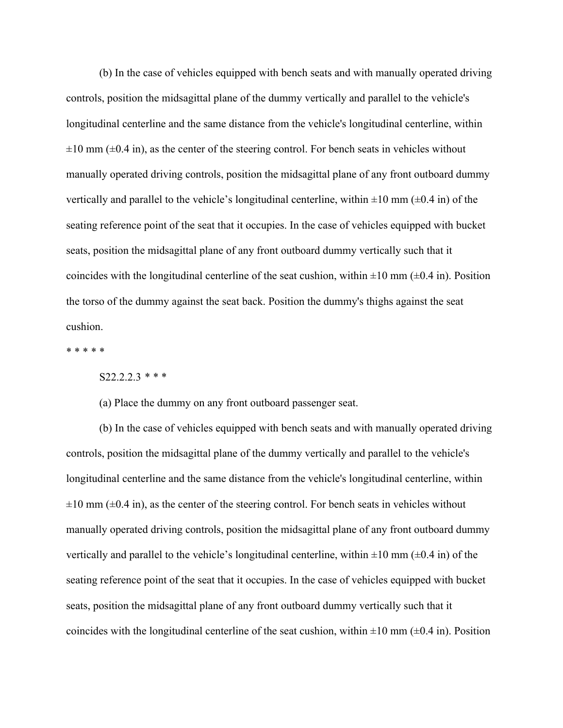(b) In the case of vehicles equipped with bench seats and with manually operated driving controls, position the midsagittal plane of the dummy vertically and parallel to the vehicle's longitudinal centerline and the same distance from the vehicle's longitudinal centerline, within ±10 mm (±0.4 in), as the center of the steering control. For bench seats in vehicles without manually operated driving controls, position the midsagittal plane of any front outboard dummy vertically and parallel to the vehicle's longitudinal centerline, within ±10 mm (±0.4 in) of the seating reference point of the seat that it occupies. In the case of vehicles equipped with bucket seats, position the midsagittal plane of any front outboard dummy vertically such that it coincides with the longitudinal centerline of the seat cushion, within ±10 mm (±0.4 in). Position the torso of the dummy against the seat back. Position the dummy's thighs against the seat cushion.

* * * * *

S22.2.2.3 * * *

(a) Place the dummy on any front outboard passenger seat.

(b) In the case of vehicles equipped with bench seats and with manually operated driving controls, position the midsagittal plane of the dummy vertically and parallel to the vehicle's longitudinal centerline and the same distance from the vehicle's longitudinal centerline, within ±10 mm (±0.4 in), as the center of the steering control. For bench seats in vehicles without manually operated driving controls, position the midsagittal plane of any front outboard dummy vertically and parallel to the vehicle's longitudinal centerline, within ±10 mm (±0.4 in) of the seating reference point of the seat that it occupies. In the case of vehicles equipped with bucket seats, position the midsagittal plane of any front outboard dummy vertically such that it coincides with the longitudinal centerline of the seat cushion, within ±10 mm (±0.4 in). Position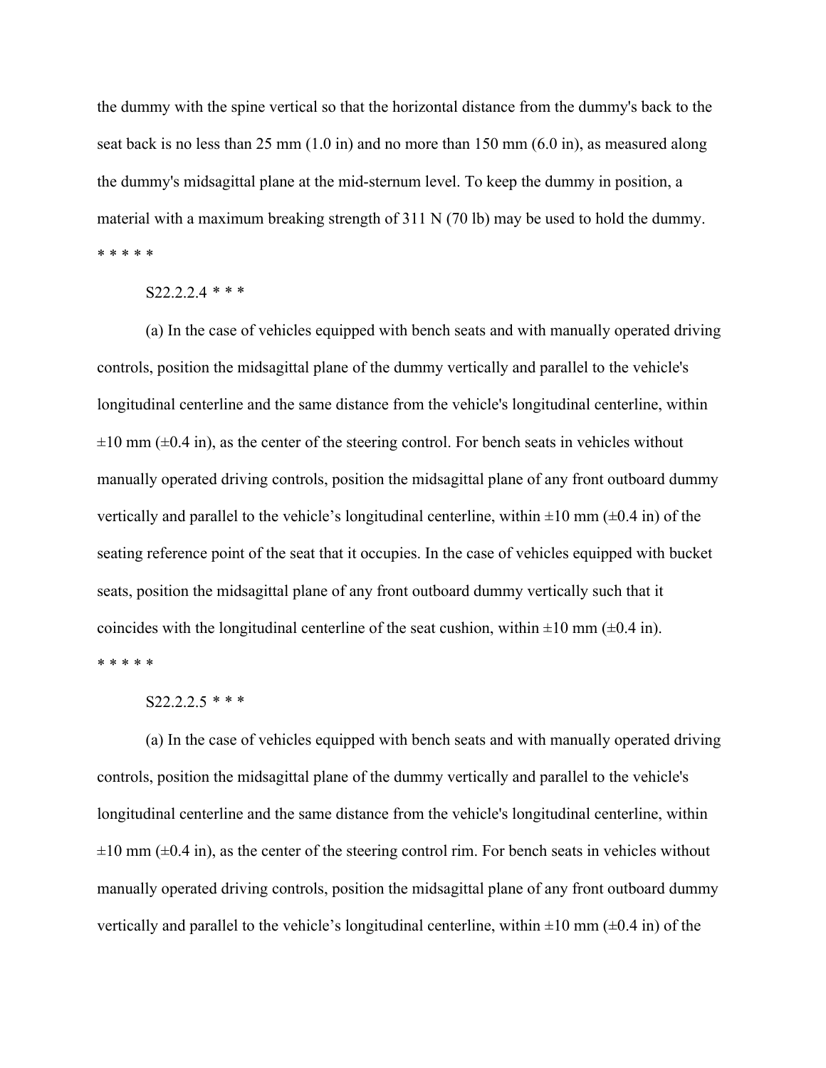the dummy with the spine vertical so that the horizontal distance from the dummy's back to the seat back is no less than 25 mm (1.0 in) and no more than 150 mm (6.0 in), as measured along the dummy's midsagittal plane at the mid-sternum level. To keep the dummy in position, a material with a maximum breaking strength of 311 N (70 lb) may be used to hold the dummy.

* * * * *

S22.2.2.4 * * *

(a) In the case of vehicles equipped with bench seats and with manually operated driving controls, position the midsagittal plane of the dummy vertically and parallel to the vehicle's longitudinal centerline and the same distance from the vehicle's longitudinal centerline, within ±10 mm (±0.4 in), as the center of the steering control. For bench seats in vehicles without manually operated driving controls, position the midsagittal plane of any front outboard dummy vertically and parallel to the vehicle’s longitudinal centerline, within ±10 mm (±0.4 in) of the seating reference point of the seat that it occupies. In the case of vehicles equipped with bucket seats, position the midsagittal plane of any front outboard dummy vertically such that it coincides with the longitudinal centerline of the seat cushion, within ±10 mm (±0.4 in).

* * * * *

S22.2.2.5 * * *

(a) In the case of vehicles equipped with bench seats and with manually operated driving controls, position the midsagittal plane of the dummy vertically and parallel to the vehicle's longitudinal centerline and the same distance from the vehicle's longitudinal centerline, within ±10 mm (±0.4 in), as the center of the steering control rim. For bench seats in vehicles without manually operated driving controls, position the midsagittal plane of any front outboard dummy vertically and parallel to the vehicle’s longitudinal centerline, within ±10 mm (±0.4 in) of the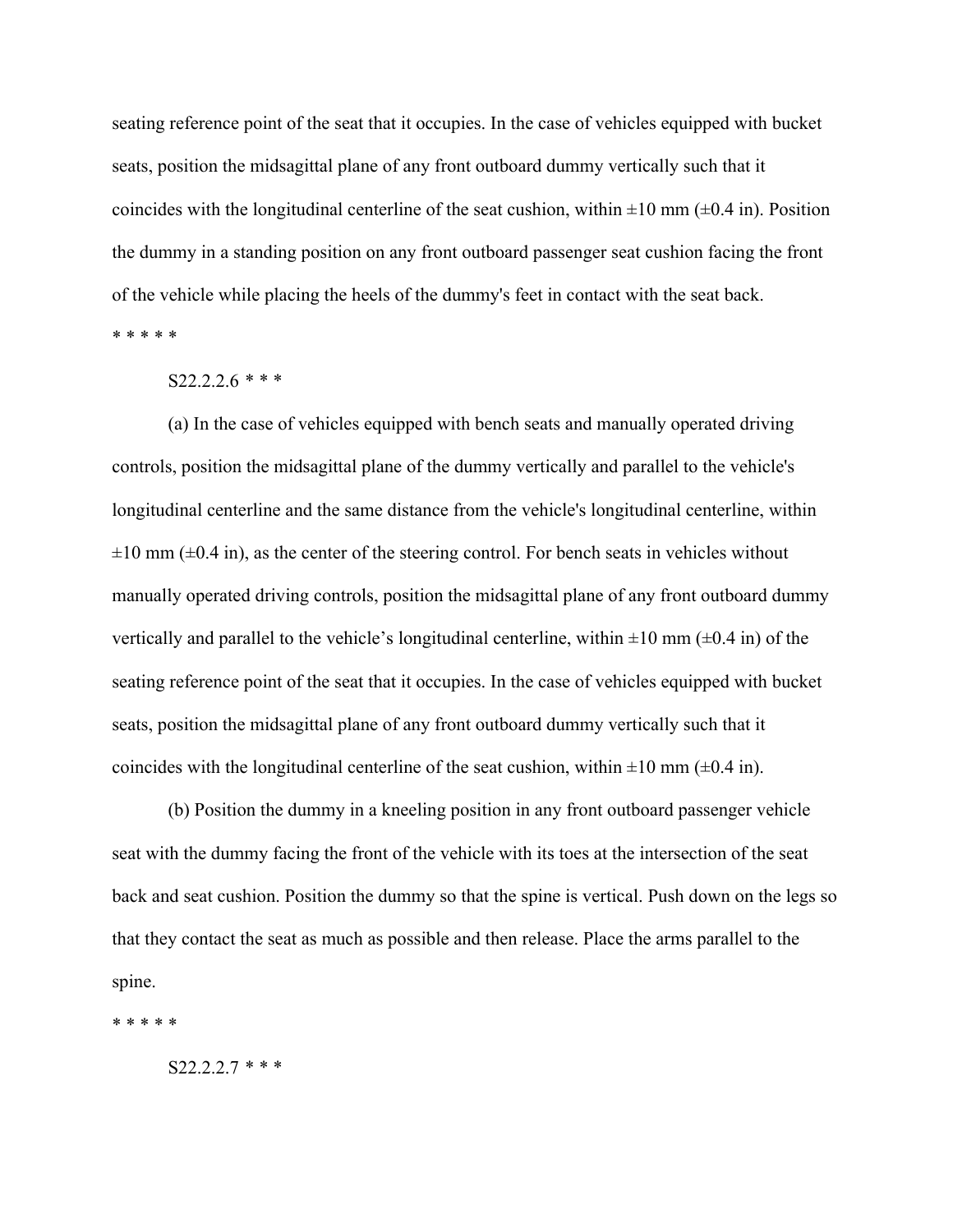seating reference point of the seat that it occupies. In the case of vehicles equipped with bucket seats, position the midsagittal plane of any front outboard dummy vertically such that it coincides with the longitudinal centerline of the seat cushion, within ±10 mm (±0.4 in). Position the dummy in a standing position on any front outboard passenger seat cushion facing the front of the vehicle while placing the heels of the dummy's feet in contact with the seat back.

* * * * *

S22.2.2.6 * * *

(a) In the case of vehicles equipped with bench seats and manually operated driving controls, position the midsagittal plane of the dummy vertically and parallel to the vehicle's longitudinal centerline and the same distance from the vehicle's longitudinal centerline, within ±10 mm (±0.4 in), as the center of the steering control. For bench seats in vehicles without manually operated driving controls, position the midsagittal plane of any front outboard dummy vertically and parallel to the vehicle's longitudinal centerline, within ±10 mm (±0.4 in) of the seating reference point of the seat that it occupies. In the case of vehicles equipped with bucket seats, position the midsagittal plane of any front outboard dummy vertically such that it coincides with the longitudinal centerline of the seat cushion, within ±10 mm (±0.4 in).

(b) Position the dummy in a kneeling position in any front outboard passenger vehicle seat with the dummy facing the front of the vehicle with its toes at the intersection of the seat back and seat cushion. Position the dummy so that the spine is vertical. Push down on the legs so that they contact the seat as much as possible and then release. Place the arms parallel to the spine.

* * * * *

S22.2.2.7 * * *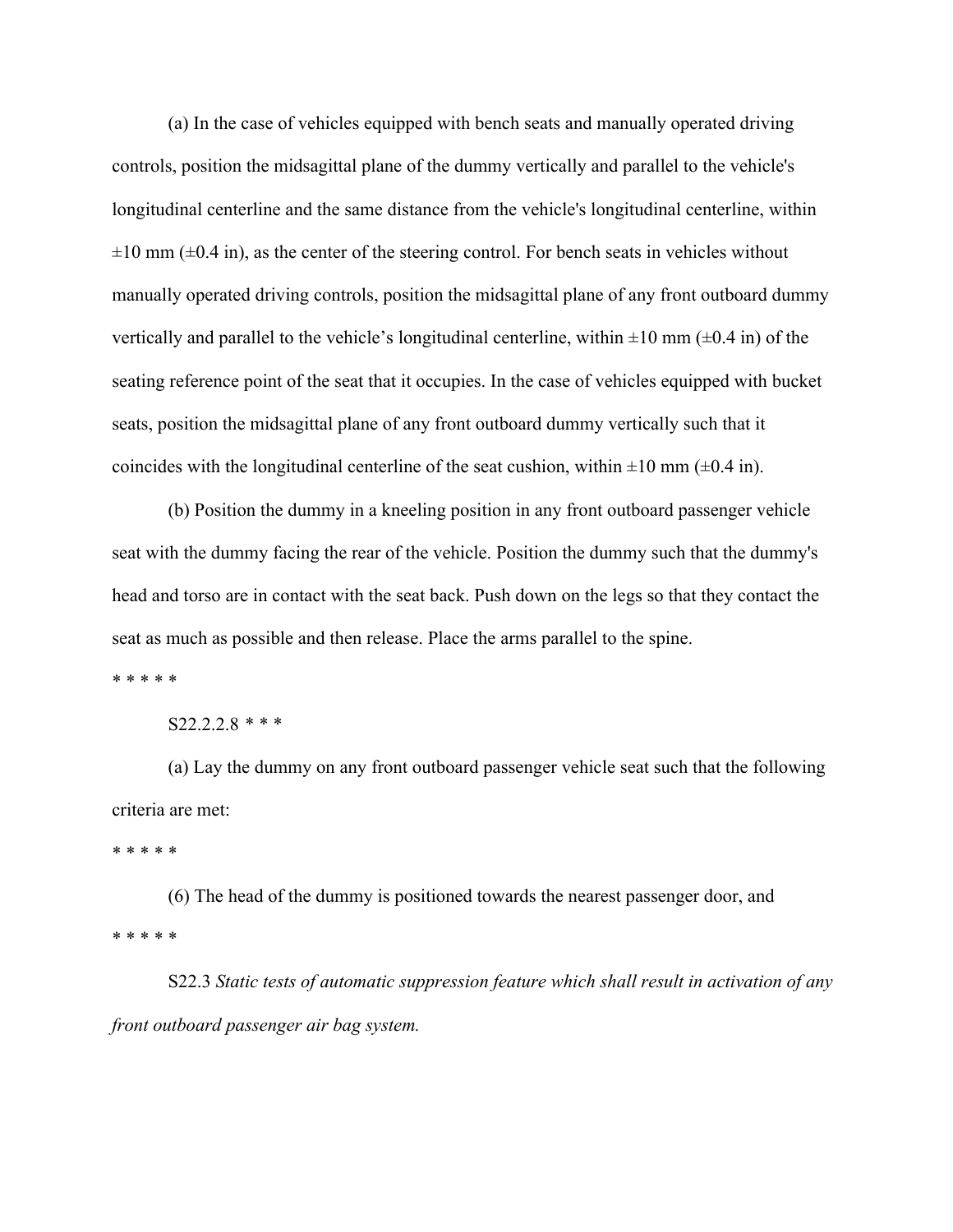(a) In the case of vehicles equipped with bench seats and manually operated driving controls, position the midsagittal plane of the dummy vertically and parallel to the vehicle's longitudinal centerline and the same distance from the vehicle's longitudinal centerline, within ±10 mm (±0.4 in), as the center of the steering control. For bench seats in vehicles without manually operated driving controls, position the midsagittal plane of any front outboard dummy vertically and parallel to the vehicle's longitudinal centerline, within ±10 mm (±0.4 in) of the seating reference point of the seat that it occupies. In the case of vehicles equipped with bucket seats, position the midsagittal plane of any front outboard dummy vertically such that it coincides with the longitudinal centerline of the seat cushion, within ±10 mm (±0.4 in).

(b) Position the dummy in a kneeling position in any front outboard passenger vehicle seat with the dummy facing the rear of the vehicle. Position the dummy such that the dummy's head and torso are in contact with the seat back. Push down on the legs so that they contact the seat as much as possible and then release. Place the arms parallel to the spine.

\* \* \* \* \*

S22.2.2.8 \* \* \*

(a) Lay the dummy on any front outboard passenger vehicle seat such that the following criteria are met:

\* \* \* \* \*

(6) The head of the dummy is positioned towards the nearest passenger door, and

\* \* \* \* \*

S22.3 *Static tests of automatic suppression feature which shall result in activation of any front outboard passenger air bag system.*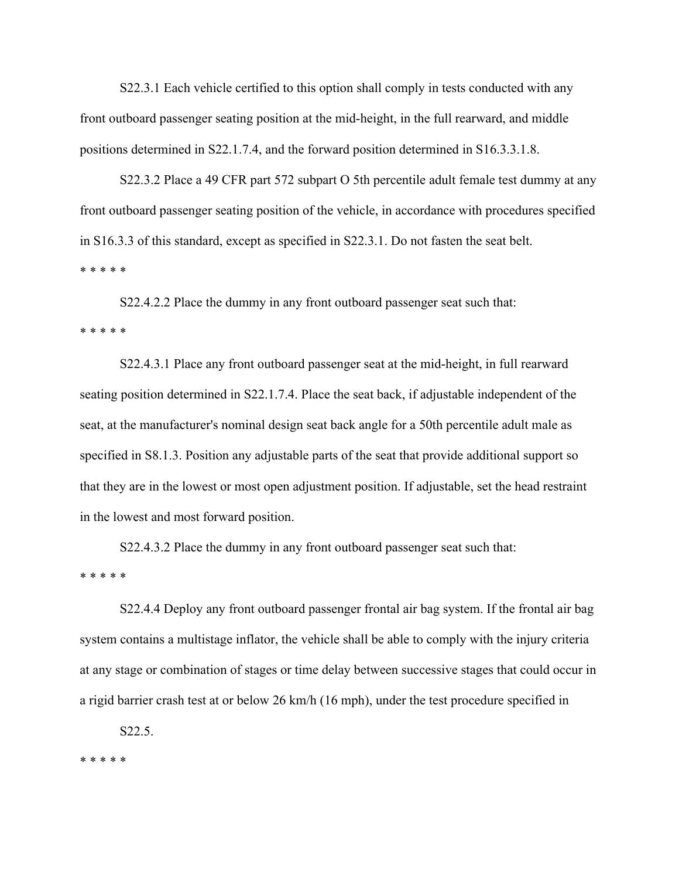S22.3.1 Each vehicle certified to this option shall comply in tests conducted with any front outboard passenger seating position at the mid-height, in the full rearward, and middle positions determined in S22.1.7.4, and the forward position determined in S16.3.3.1.8.

S22.3.2 Place a 49 CFR part 572 subpart O 5th percentile adult female test dummy at any front outboard passenger seating position of the vehicle, in accordance with procedures specified in S16.3.3 of this standard, except as specified in S22.3.1. Do not fasten the seat belt.

\* \* \* \* \*

S22.4.2.2 Place the dummy in any front outboard passenger seat such that:

\* \* \* \* \*

S22.4.3.1 Place any front outboard passenger seat at the mid-height, in full rearward seating position determined in S22.1.7.4. Place the seat back, if adjustable independent of the seat, at the manufacturer's nominal design seat back angle for a 50th percentile adult male as specified in S8.1.3. Position any adjustable parts of the seat that provide additional support so that they are in the lowest or most open adjustment position. If adjustable, set the head restraint in the lowest and most forward position.

S22.4.3.2 Place the dummy in any front outboard passenger seat such that:

\* \* \* \* \*

S22.4.4 Deploy any front outboard passenger frontal air bag system. If the frontal air bag system contains a multistage inflator, the vehicle shall be able to comply with the injury criteria at any stage or combination of stages or time delay between successive stages that could occur in a rigid barrier crash test at or below 26 km/h (16 mph), under the test procedure specified in S22.5.

\* \* \* \* \*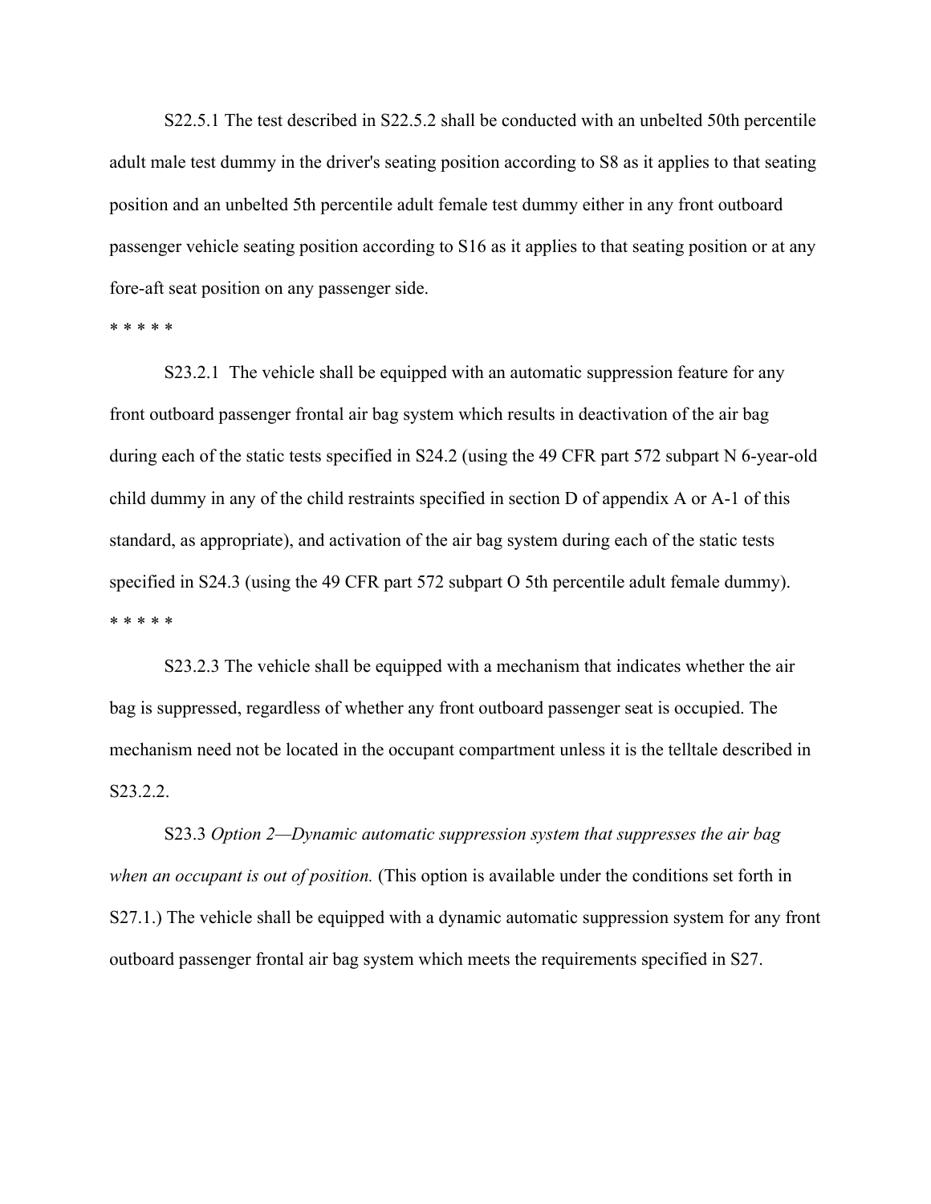S22.5.1 The test described in S22.5.2 shall be conducted with an unbelted 50th percentile adult male test dummy in the driver's seating position according to S8 as it applies to that seating position and an unbelted 5th percentile adult female test dummy either in any front outboard passenger vehicle seating position according to S16 as it applies to that seating position or at any fore-aft seat position on any passenger side.

* * * * *

S23.2.1 The vehicle shall be equipped with an automatic suppression feature for any front outboard passenger frontal air bag system which results in deactivation of the air bag during each of the static tests specified in S24.2 (using the 49 CFR part 572 subpart N 6-year-old child dummy in any of the child restraints specified in section D of appendix A or A-1 of this standard, as appropriate), and activation of the air bag system during each of the static tests specified in S24.3 (using the 49 CFR part 572 subpart O 5th percentile adult female dummy).

* * * * *

S23.2.3 The vehicle shall be equipped with a mechanism that indicates whether the air bag is suppressed, regardless of whether any front outboard passenger seat is occupied. The mechanism need not be located in the occupant compartment unless it is the telltale described in S23.2.2.

S23.3 *Option 2—Dynamic automatic suppression system that suppresses the air bag when an occupant is out of position.* (This option is available under the conditions set forth in S27.1.) The vehicle shall be equipped with a dynamic automatic suppression system for any front outboard passenger frontal air bag system which meets the requirements specified in S27.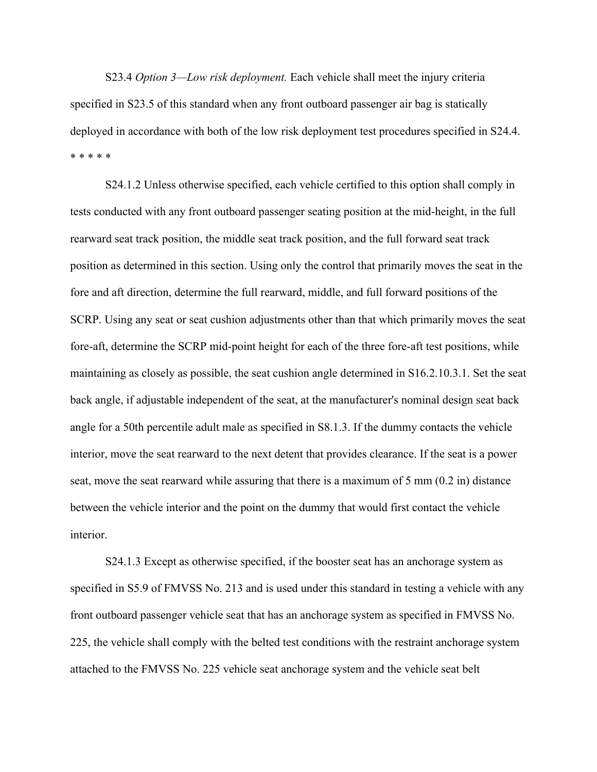S23.4 *Option 3—Low risk deployment.* Each vehicle shall meet the injury criteria specified in S23.5 of this standard when any front outboard passenger air bag is statically deployed in accordance with both of the low risk deployment test procedures specified in S24.4.

* * * * *

S24.1.2 Unless otherwise specified, each vehicle certified to this option shall comply in tests conducted with any front outboard passenger seating position at the mid-height, in the full rearward seat track position, the middle seat track position, and the full forward seat track position as determined in this section. Using only the control that primarily moves the seat in the fore and aft direction, determine the full rearward, middle, and full forward positions of the SCRP. Using any seat or seat cushion adjustments other than that which primarily moves the seat fore-aft, determine the SCRP mid-point height for each of the three fore-aft test positions, while maintaining as closely as possible, the seat cushion angle determined in S16.2.10.3.1. Set the seat back angle, if adjustable independent of the seat, at the manufacturer's nominal design seat back angle for a 50th percentile adult male as specified in S8.1.3. If the dummy contacts the vehicle interior, move the seat rearward to the next detent that provides clearance. If the seat is a power seat, move the seat rearward while assuring that there is a maximum of 5 mm (0.2 in) distance between the vehicle interior and the point on the dummy that would first contact the vehicle interior.

S24.1.3 Except as otherwise specified, if the booster seat has an anchorage system as specified in S5.9 of FMVSS No. 213 and is used under this standard in testing a vehicle with any front outboard passenger vehicle seat that has an anchorage system as specified in FMVSS No. 225, the vehicle shall comply with the belted test conditions with the restraint anchorage system attached to the FMVSS No. 225 vehicle seat anchorage system and the vehicle seat belt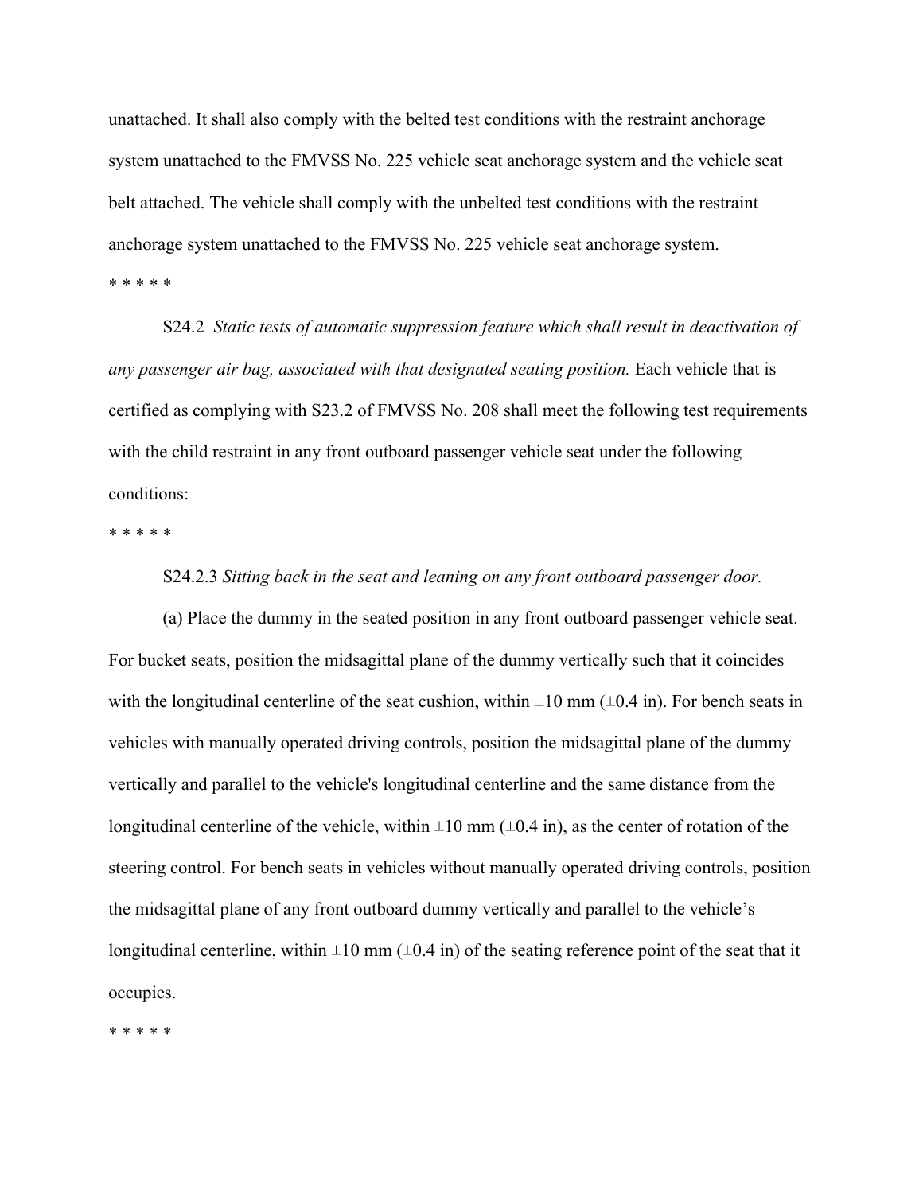unattached. It shall also comply with the belted test conditions with the restraint anchorage system unattached to the FMVSS No. 225 vehicle seat anchorage system and the vehicle seat belt attached. The vehicle shall comply with the unbelted test conditions with the restraint anchorage system unattached to the FMVSS No. 225 vehicle seat anchorage system.

* * * * *

S24.2 *Static tests of automatic suppression feature which shall result in deactivation of any passenger air bag, associated with that designated seating position.* Each vehicle that is certified as complying with S23.2 of FMVSS No. 208 shall meet the following test requirements with the child restraint in any front outboard passenger vehicle seat under the following conditions:

* * * * *

S24.2.3 *Sitting back in the seat and leaning on any front outboard passenger door.*

(a) Place the dummy in the seated position in any front outboard passenger vehicle seat. For bucket seats, position the midsagittal plane of the dummy vertically such that it coincides with the longitudinal centerline of the seat cushion, within ±10 mm (±0.4 in). For bench seats in vehicles with manually operated driving controls, position the midsagittal plane of the dummy vertically and parallel to the vehicle's longitudinal centerline and the same distance from the longitudinal centerline of the vehicle, within ±10 mm (±0.4 in), as the center of rotation of the steering control. For bench seats in vehicles without manually operated driving controls, position the midsagittal plane of any front outboard dummy vertically and parallel to the vehicle's longitudinal centerline, within ±10 mm (±0.4 in) of the seating reference point of the seat that it occupies.

* * * * *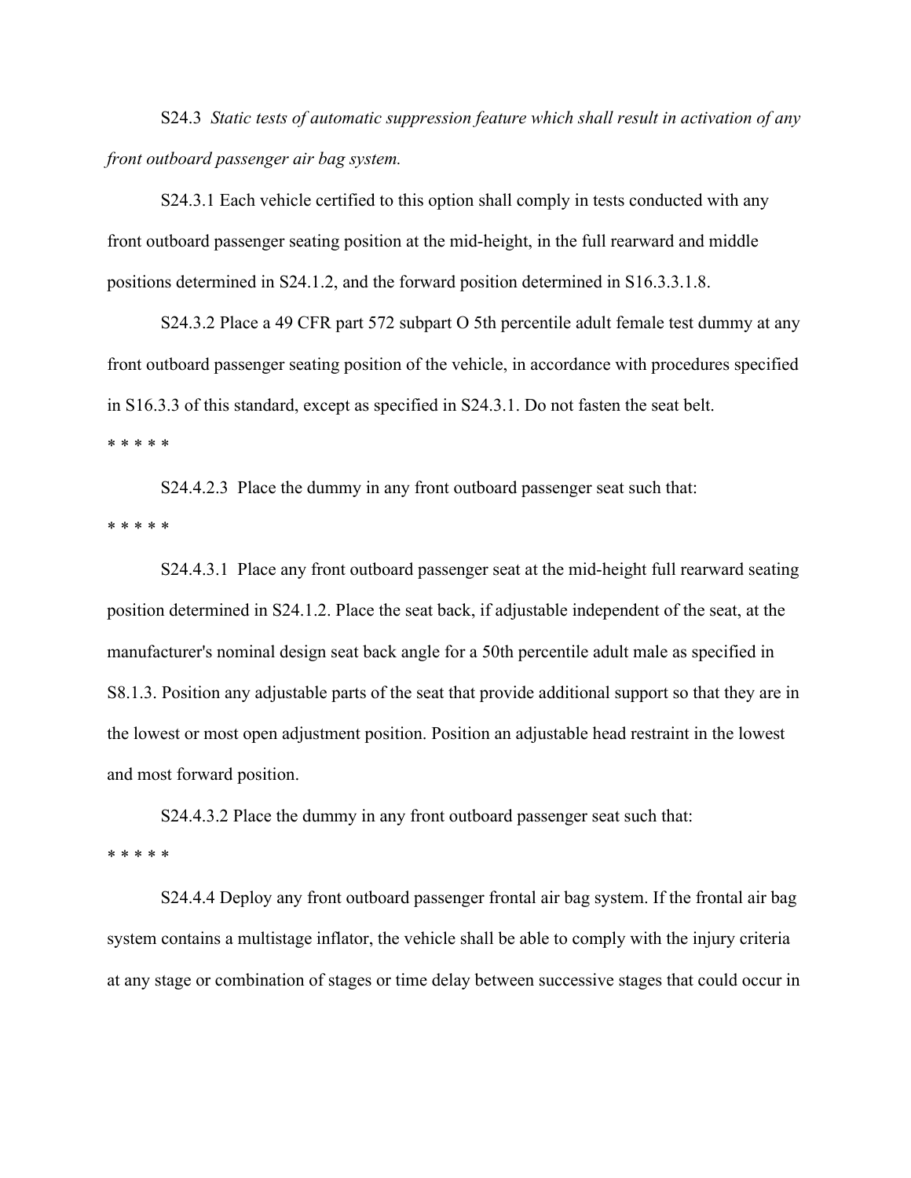S24.3 *Static tests of automatic suppression feature which shall result in activation of any front outboard passenger air bag system.*

S24.3.1 Each vehicle certified to this option shall comply in tests conducted with any front outboard passenger seating position at the mid-height, in the full rearward and middle positions determined in S24.1.2, and the forward position determined in S16.3.3.1.8.

S24.3.2 Place a 49 CFR part 572 subpart O 5th percentile adult female test dummy at any front outboard passenger seating position of the vehicle, in accordance with procedures specified in S16.3.3 of this standard, except as specified in S24.3.1. Do not fasten the seat belt.

* * * * *

S24.4.2.3 Place the dummy in any front outboard passenger seat such that:

* * * * *

S24.4.3.1 Place any front outboard passenger seat at the mid-height full rearward seating position determined in S24.1.2. Place the seat back, if adjustable independent of the seat, at the manufacturer's nominal design seat back angle for a 50th percentile adult male as specified in S8.1.3. Position any adjustable parts of the seat that provide additional support so that they are in the lowest or most open adjustment position. Position an adjustable head restraint in the lowest and most forward position.

S24.4.3.2 Place the dummy in any front outboard passenger seat such that:

* * * * *

S24.4.4 Deploy any front outboard passenger frontal air bag system. If the frontal air bag system contains a multistage inflator, the vehicle shall be able to comply with the injury criteria at any stage or combination of stages or time delay between successive stages that could occur in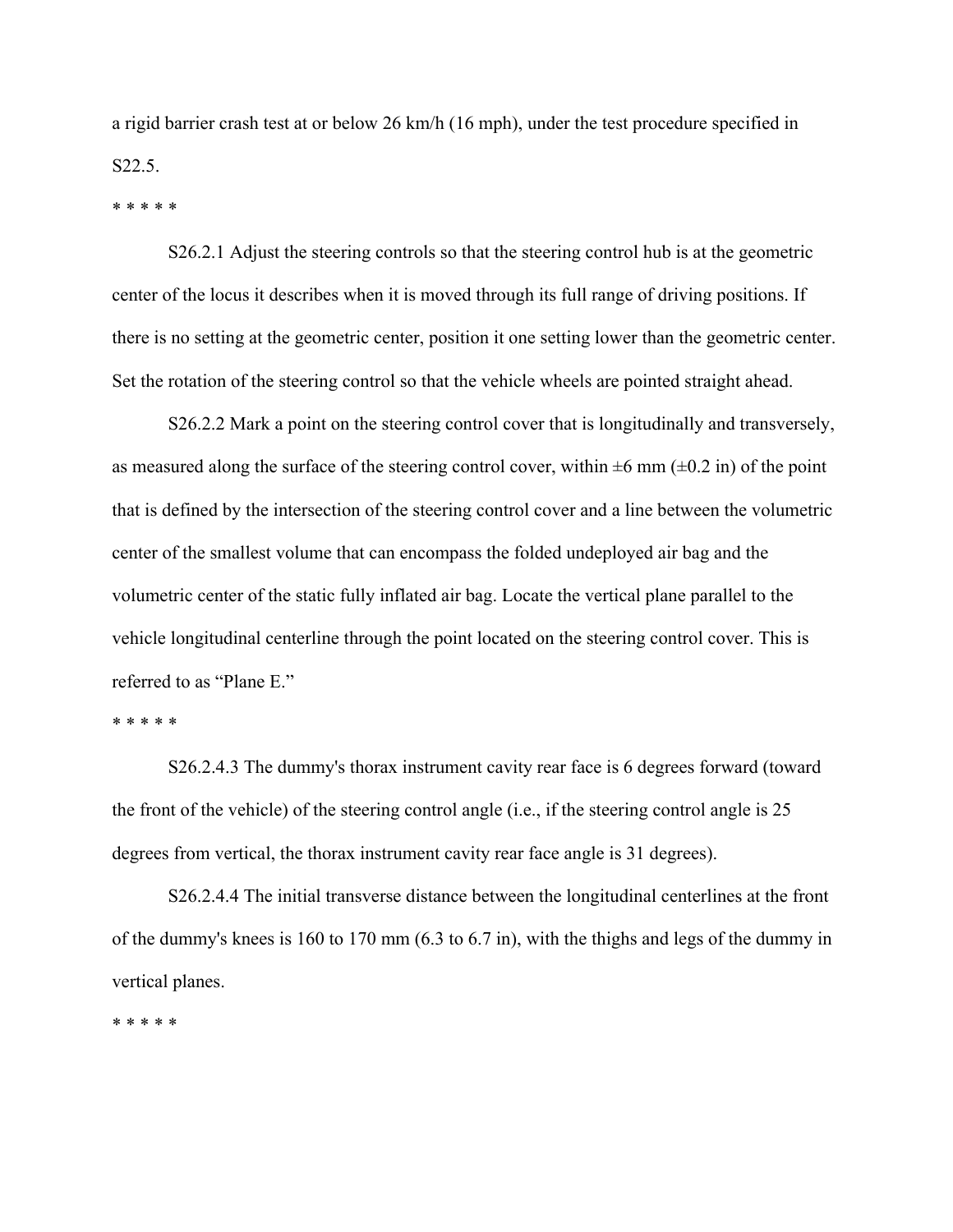a rigid barrier crash test at or below 26 km/h (16 mph), under the test procedure specified in S22.5.

* * * * *

S26.2.1 Adjust the steering controls so that the steering control hub is at the geometric center of the locus it describes when it is moved through its full range of driving positions. If there is no setting at the geometric center, position it one setting lower than the geometric center. Set the rotation of the steering control so that the vehicle wheels are pointed straight ahead.

S26.2.2 Mark a point on the steering control cover that is longitudinally and transversely, as measured along the surface of the steering control cover, within ±6 mm (±0.2 in) of the point that is defined by the intersection of the steering control cover and a line between the volumetric center of the smallest volume that can encompass the folded undeployed air bag and the volumetric center of the static fully inflated air bag. Locate the vertical plane parallel to the vehicle longitudinal centerline through the point located on the steering control cover. This is referred to as "Plane E."

* * * * *

S26.2.4.3 The dummy's thorax instrument cavity rear face is 6 degrees forward (toward the front of the vehicle) of the steering control angle (i.e., if the steering control angle is 25 degrees from vertical, the thorax instrument cavity rear face angle is 31 degrees).

S26.2.4.4 The initial transverse distance between the longitudinal centerlines at the front of the dummy's knees is 160 to 170 mm (6.3 to 6.7 in), with the thighs and legs of the dummy in vertical planes.

* * * * *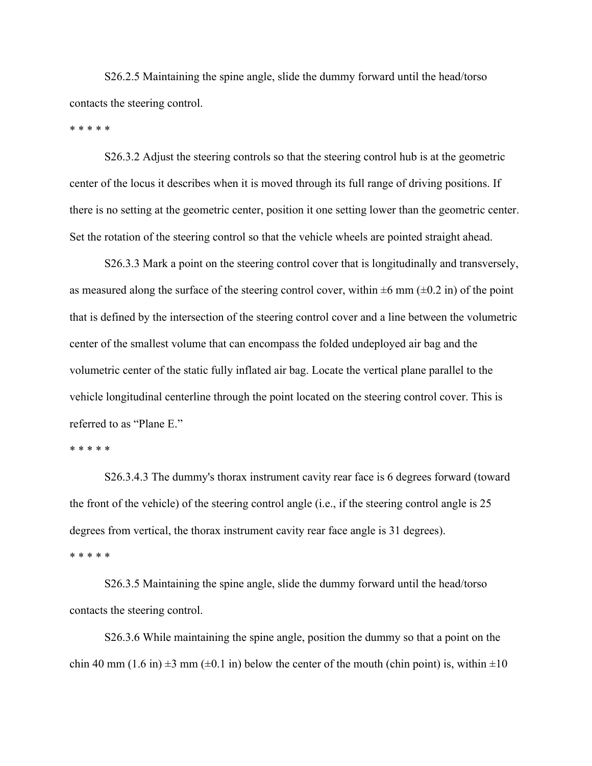S26.2.5 Maintaining the spine angle, slide the dummy forward until the head/torso contacts the steering control.

* * * * *

S26.3.2 Adjust the steering controls so that the steering control hub is at the geometric center of the locus it describes when it is moved through its full range of driving positions. If there is no setting at the geometric center, position it one setting lower than the geometric center. Set the rotation of the steering control so that the vehicle wheels are pointed straight ahead.

S26.3.3 Mark a point on the steering control cover that is longitudinally and transversely, as measured along the surface of the steering control cover, within ±6 mm (±0.2 in) of the point that is defined by the intersection of the steering control cover and a line between the volumetric center of the smallest volume that can encompass the folded undeployed air bag and the volumetric center of the static fully inflated air bag. Locate the vertical plane parallel to the vehicle longitudinal centerline through the point located on the steering control cover. This is referred to as "Plane E."

* * * * *

S26.3.4.3 The dummy's thorax instrument cavity rear face is 6 degrees forward (toward the front of the vehicle) of the steering control angle (i.e., if the steering control angle is 25 degrees from vertical, the thorax instrument cavity rear face angle is 31 degrees).

* * * * *

S26.3.5 Maintaining the spine angle, slide the dummy forward until the head/torso contacts the steering control.

S26.3.6 While maintaining the spine angle, position the dummy so that a point on the chin 40 mm (1.6 in) ±3 mm (±0.1 in) below the center of the mouth (chin point) is, within ±10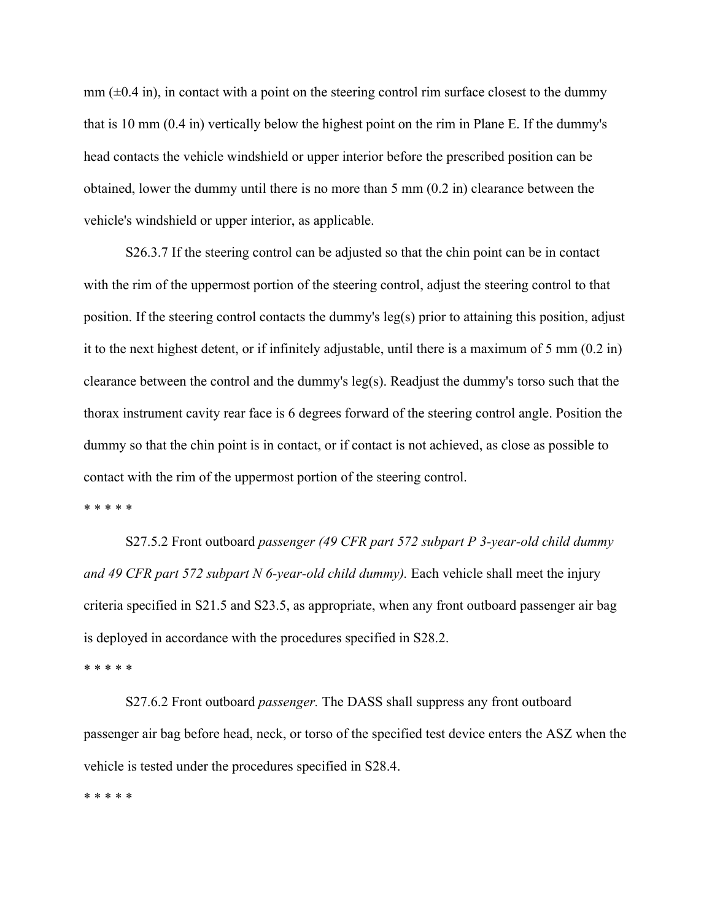mm (±0.4 in), in contact with a point on the steering control rim surface closest to the dummy that is 10 mm (0.4 in) vertically below the highest point on the rim in Plane E. If the dummy's head contacts the vehicle windshield or upper interior before the prescribed position can be obtained, lower the dummy until there is no more than 5 mm (0.2 in) clearance between the vehicle's windshield or upper interior, as applicable.

S26.3.7 If the steering control can be adjusted so that the chin point can be in contact with the rim of the uppermost portion of the steering control, adjust the steering control to that position. If the steering control contacts the dummy's leg(s) prior to attaining this position, adjust it to the next highest detent, or if infinitely adjustable, until there is a maximum of 5 mm (0.2 in) clearance between the control and the dummy's leg(s). Readjust the dummy's torso such that the thorax instrument cavity rear face is 6 degrees forward of the steering control angle. Position the dummy so that the chin point is in contact, or if contact is not achieved, as close as possible to contact with the rim of the uppermost portion of the steering control.

\* \* \* \* \*

S27.5.2 Front outboard *passenger (49 CFR part 572 subpart P 3-year-old child dummy and 49 CFR part 572 subpart N 6-year-old child dummy).* Each vehicle shall meet the injury criteria specified in S21.5 and S23.5, as appropriate, when any front outboard passenger air bag is deployed in accordance with the procedures specified in S28.2.

\* \* \* \* \*

S27.6.2 Front outboard *passenger.* The DASS shall suppress any front outboard passenger air bag before head, neck, or torso of the specified test device enters the ASZ when the vehicle is tested under the procedures specified in S28.4.

\* \* \* \* \*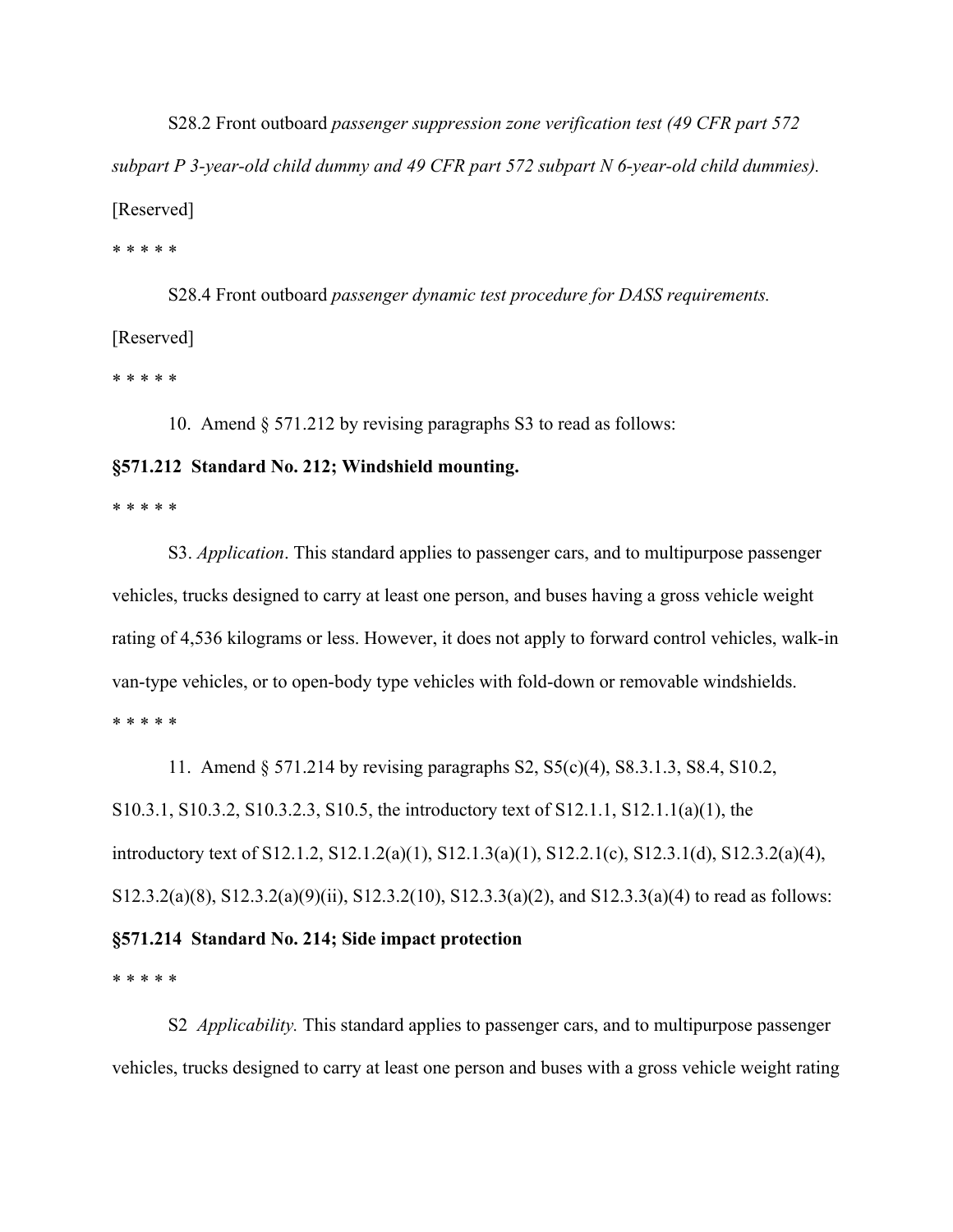S28.2 Front outboard *passenger suppression zone verification test (49 CFR part 572 subpart P 3-year-old child dummy and 49 CFR part 572 subpart N 6-year-old child dummies).* [Reserved]

* * * * *

S28.4 Front outboard *passenger dynamic test procedure for DASS requirements.* [Reserved]

* * * * *

10. Amend § 571.212 by revising paragraphs S3 to read as follows:

**§571.212 Standard No. 212; Windshield mounting.**

* * * * *

S3. *Application*. This standard applies to passenger cars, and to multipurpose passenger vehicles, trucks designed to carry at least one person, and buses having a gross vehicle weight rating of 4,536 kilograms or less. However, it does not apply to forward control vehicles, walk-in van-type vehicles, or to open-body type vehicles with fold-down or removable windshields.

* * * * *

11. Amend § 571.214 by revising paragraphs S2, S5(c)(4), S8.3.1.3, S8.4, S10.2, S10.3.1, S10.3.2, S10.3.2.3, S10.5, the introductory text of S12.1.1, S12.1.1(a)(1), the introductory text of S12.1.2, S12.1.2(a)(1), S12.1.3(a)(1), S12.2.1(c), S12.3.1(d), S12.3.2(a)(4), S12.3.2(a)(8), S12.3.2(a)(9)(ii), S12.3.2(10), S12.3.3(a)(2), and S12.3.3(a)(4) to read as follows:

**§571.214 Standard No. 214; Side impact protection**

* * * * *

S2 *Applicability.* This standard applies to passenger cars, and to multipurpose passenger vehicles, trucks designed to carry at least one person and buses with a gross vehicle weight rating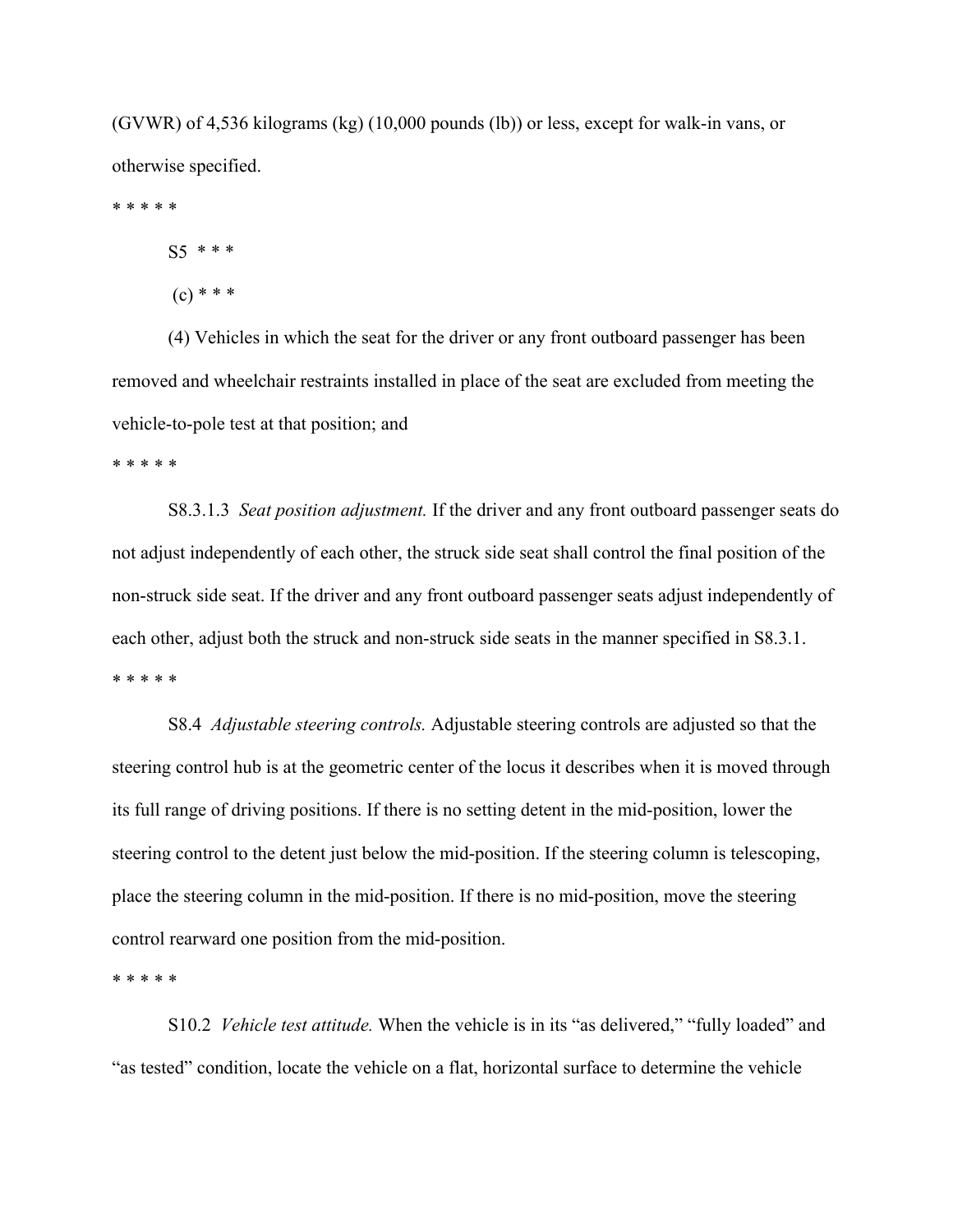(GVWR) of 4,536 kilograms (kg) (10,000 pounds (lb)) or less, except for walk-in vans, or otherwise specified.

* * * * *

S5 * * *

(c) * * *

(4) Vehicles in which the seat for the driver or any front outboard passenger has been removed and wheelchair restraints installed in place of the seat are excluded from meeting the vehicle-to-pole test at that position; and

* * * * *

S8.3.1.3 *Seat position adjustment.* If the driver and any front outboard passenger seats do not adjust independently of each other, the struck side seat shall control the final position of the non-struck side seat. If the driver and any front outboard passenger seats adjust independently of each other, adjust both the struck and non-struck side seats in the manner specified in S8.3.1.

* * * * *

S8.4 *Adjustable steering controls.* Adjustable steering controls are adjusted so that the steering control hub is at the geometric center of the locus it describes when it is moved through its full range of driving positions. If there is no setting detent in the mid-position, lower the steering control to the detent just below the mid-position. If the steering column is telescoping, place the steering column in the mid-position. If there is no mid-position, move the steering control rearward one position from the mid-position.

* * * * *

S10.2 *Vehicle test attitude.* When the vehicle is in its "as delivered," "fully loaded" and "as tested" condition, locate the vehicle on a flat, horizontal surface to determine the vehicle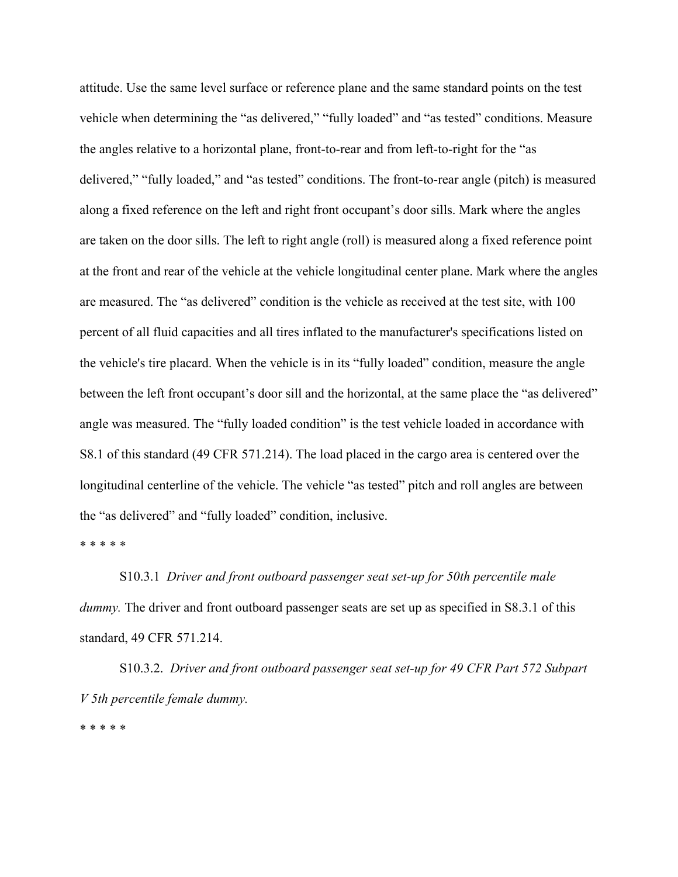attitude. Use the same level surface or reference plane and the same standard points on the test vehicle when determining the "as delivered," "fully loaded" and "as tested" conditions. Measure the angles relative to a horizontal plane, front-to-rear and from left-to-right for the "as delivered," "fully loaded," and "as tested" conditions. The front-to-rear angle (pitch) is measured along a fixed reference on the left and right front occupant's door sills. Mark where the angles are taken on the door sills. The left to right angle (roll) is measured along a fixed reference point at the front and rear of the vehicle at the vehicle longitudinal center plane. Mark where the angles are measured. The "as delivered" condition is the vehicle as received at the test site, with 100 percent of all fluid capacities and all tires inflated to the manufacturer's specifications listed on the vehicle's tire placard. When the vehicle is in its "fully loaded" condition, measure the angle between the left front occupant's door sill and the horizontal, at the same place the "as delivered" angle was measured. The "fully loaded condition" is the test vehicle loaded in accordance with S8.1 of this standard (49 CFR 571.214). The load placed in the cargo area is centered over the longitudinal centerline of the vehicle. The vehicle "as tested" pitch and roll angles are between the "as delivered" and "fully loaded" condition, inclusive.

\* \* \* \* \*

S10.3.1 *Driver and front outboard passenger seat set-up for 50th percentile male dummy.* The driver and front outboard passenger seats are set up as specified in S8.3.1 of this standard, 49 CFR 571.214.

S10.3.2. *Driver and front outboard passenger seat set-up for 49 CFR Part 572 Subpart V 5th percentile female dummy.*

\* \* \* \* \*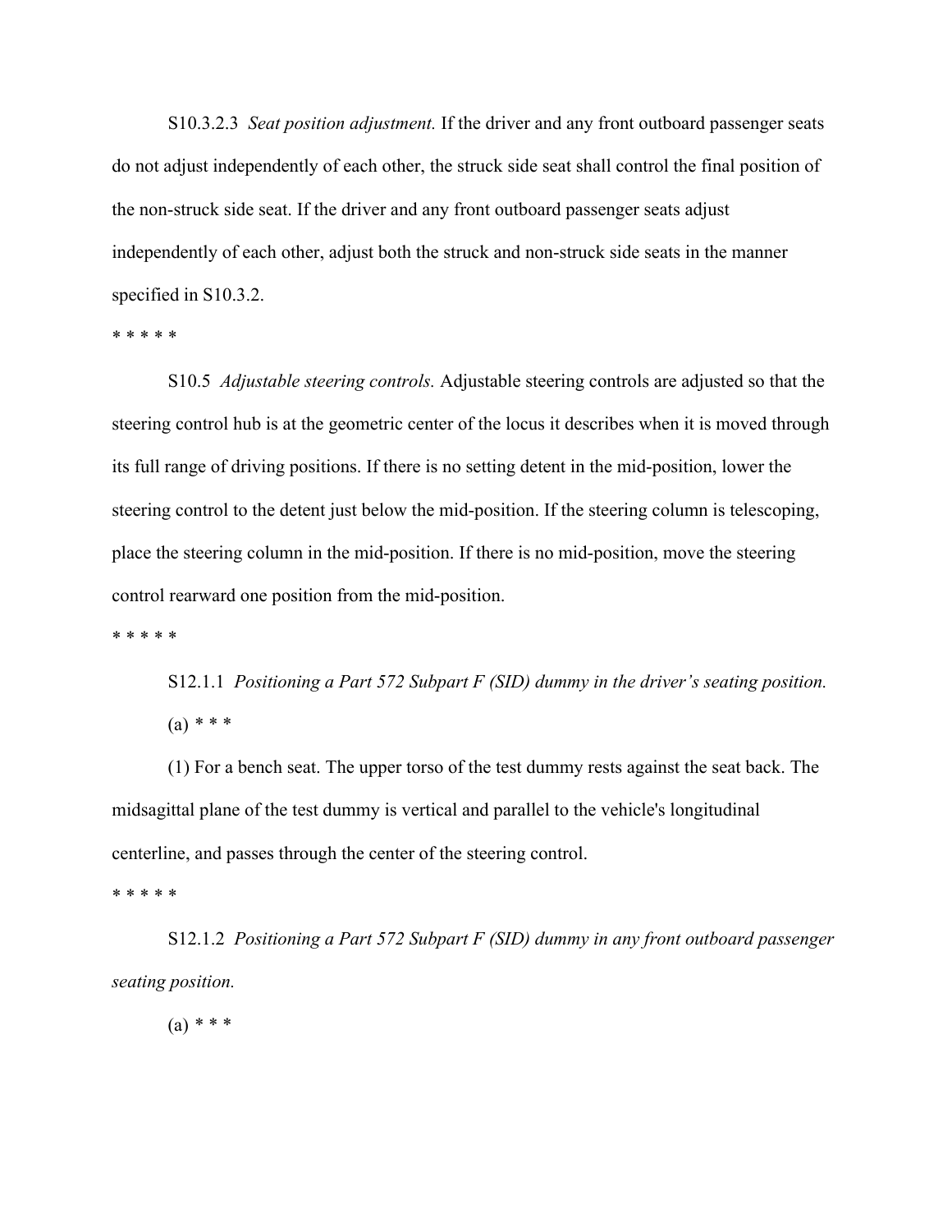S10.3.2.3 *Seat position adjustment.* If the driver and any front outboard passenger seats do not adjust independently of each other, the struck side seat shall control the final position of the non-struck side seat. If the driver and any front outboard passenger seats adjust independently of each other, adjust both the struck and non-struck side seats in the manner specified in S10.3.2.

* * * * *

S10.5 *Adjustable steering controls.* Adjustable steering controls are adjusted so that the steering control hub is at the geometric center of the locus it describes when it is moved through its full range of driving positions. If there is no setting detent in the mid-position, lower the steering control to the detent just below the mid-position. If the steering column is telescoping, place the steering column in the mid-position. If there is no mid-position, move the steering control rearward one position from the mid-position.

* * * * *

S12.1.1 *Positioning a Part 572 Subpart F (SID) dummy in the driver's seating position.*

(a) * * *

(1) For a bench seat. The upper torso of the test dummy rests against the seat back. The midsagittal plane of the test dummy is vertical and parallel to the vehicle's longitudinal centerline, and passes through the center of the steering control.

* * * * *

S12.1.2 *Positioning a Part 572 Subpart F (SID) dummy in any front outboard passenger seating position.*

(a) * * *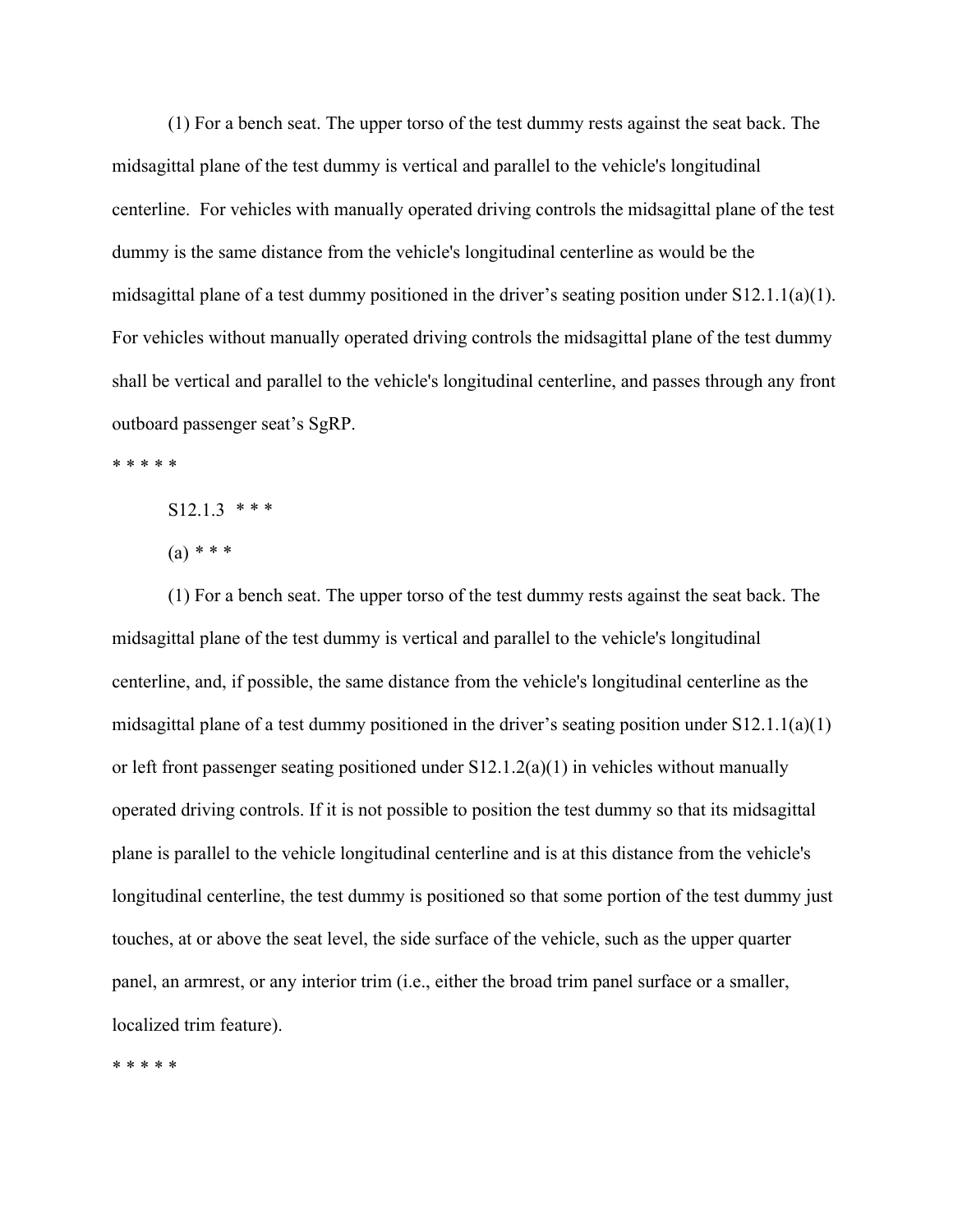(1) For a bench seat. The upper torso of the test dummy rests against the seat back. The midsagittal plane of the test dummy is vertical and parallel to the vehicle's longitudinal centerline. For vehicles with manually operated driving controls the midsagittal plane of the test dummy is the same distance from the vehicle's longitudinal centerline as would be the midsagittal plane of a test dummy positioned in the driver's seating position under S12.1.1(a)(1). For vehicles without manually operated driving controls the midsagittal plane of the test dummy shall be vertical and parallel to the vehicle's longitudinal centerline, and passes through any front outboard passenger seat's SgRP.

* * * * *

S12.1.3 * * *

(a) * * *

(1) For a bench seat. The upper torso of the test dummy rests against the seat back. The midsagittal plane of the test dummy is vertical and parallel to the vehicle's longitudinal centerline, and, if possible, the same distance from the vehicle's longitudinal centerline as the midsagittal plane of a test dummy positioned in the driver's seating position under S12.1.1(a)(1) or left front passenger seating positioned under S12.1.2(a)(1) in vehicles without manually operated driving controls. If it is not possible to position the test dummy so that its midsagittal plane is parallel to the vehicle longitudinal centerline and is at this distance from the vehicle's longitudinal centerline, the test dummy is positioned so that some portion of the test dummy just touches, at or above the seat level, the side surface of the vehicle, such as the upper quarter panel, an armrest, or any interior trim (i.e., either the broad trim panel surface or a smaller, localized trim feature).

* * * * *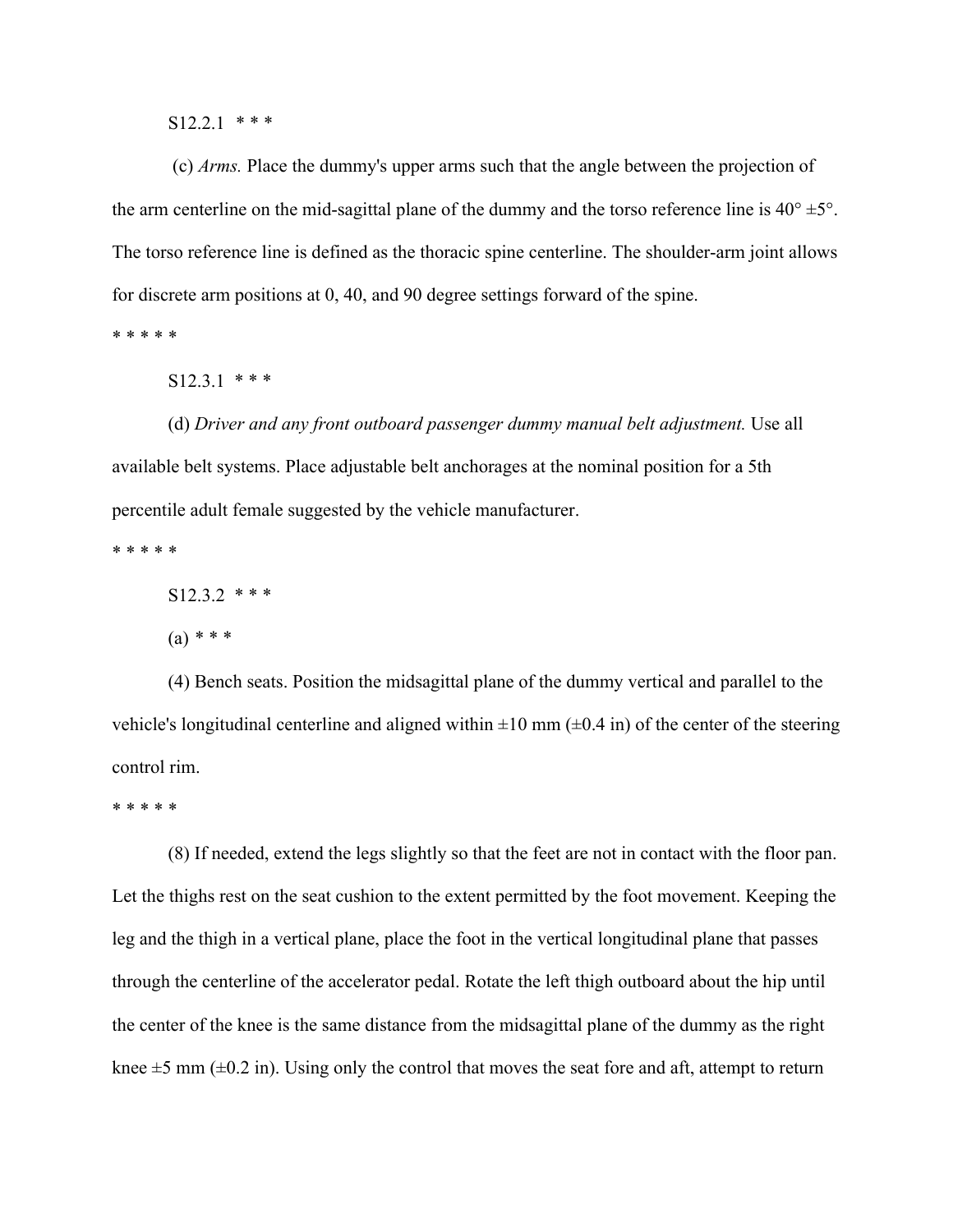S12.2.1 * * *

(c) *Arms.* Place the dummy's upper arms such that the angle between the projection of the arm centerline on the mid-sagittal plane of the dummy and the torso reference line is 40° ±5°. The torso reference line is defined as the thoracic spine centerline. The shoulder-arm joint allows for discrete arm positions at 0, 40, and 90 degree settings forward of the spine.

* * * * *

S12.3.1 * * *

(d) *Driver and any front outboard passenger dummy manual belt adjustment.* Use all available belt systems. Place adjustable belt anchorages at the nominal position for a 5th percentile adult female suggested by the vehicle manufacturer.

* * * * *

S12.3.2 * * *

(a) * * *

(4) Bench seats. Position the midsagittal plane of the dummy vertical and parallel to the vehicle's longitudinal centerline and aligned within ±10 mm (±0.4 in) of the center of the steering control rim.

* * * * *

(8) If needed, extend the legs slightly so that the feet are not in contact with the floor pan. Let the thighs rest on the seat cushion to the extent permitted by the foot movement. Keeping the leg and the thigh in a vertical plane, place the foot in the vertical longitudinal plane that passes through the centerline of the accelerator pedal. Rotate the left thigh outboard about the hip until the center of the knee is the same distance from the midsagittal plane of the dummy as the right knee ±5 mm (±0.2 in). Using only the control that moves the seat fore and aft, attempt to return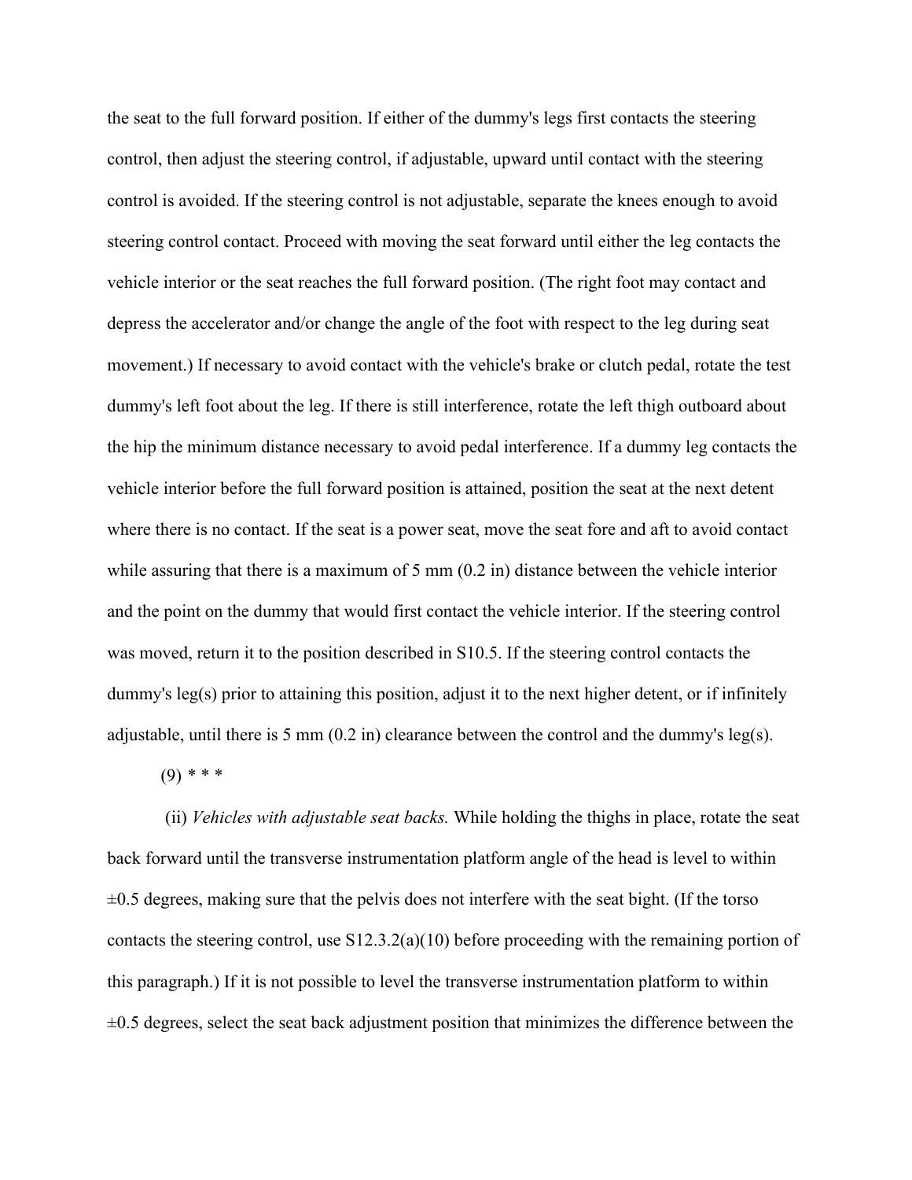the seat to the full forward position. If either of the dummy's legs first contacts the steering control, then adjust the steering control, if adjustable, upward until contact with the steering control is avoided. If the steering control is not adjustable, separate the knees enough to avoid steering control contact. Proceed with moving the seat forward until either the leg contacts the vehicle interior or the seat reaches the full forward position. (The right foot may contact and depress the accelerator and/or change the angle of the foot with respect to the leg during seat movement.) If necessary to avoid contact with the vehicle's brake or clutch pedal, rotate the test dummy's left foot about the leg. If there is still interference, rotate the left thigh outboard about the hip the minimum distance necessary to avoid pedal interference. If a dummy leg contacts the vehicle interior before the full forward position is attained, position the seat at the next detent where there is no contact. If the seat is a power seat, move the seat fore and aft to avoid contact while assuring that there is a maximum of 5 mm (0.2 in) distance between the vehicle interior and the point on the dummy that would first contact the vehicle interior. If the steering control was moved, return it to the position described in S10.5. If the steering control contacts the dummy's leg(s) prior to attaining this position, adjust it to the next higher detent, or if infinitely adjustable, until there is 5 mm (0.2 in) clearance between the control and the dummy's leg(s).

(9) * * *

(ii) *Vehicles with adjustable seat backs.* While holding the thighs in place, rotate the seat back forward until the transverse instrumentation platform angle of the head is level to within ±0.5 degrees, making sure that the pelvis does not interfere with the seat bight. (If the torso contacts the steering control, use S12.3.2(a)(10) before proceeding with the remaining portion of this paragraph.) If it is not possible to level the transverse instrumentation platform to within ±0.5 degrees, select the seat back adjustment position that minimizes the difference between the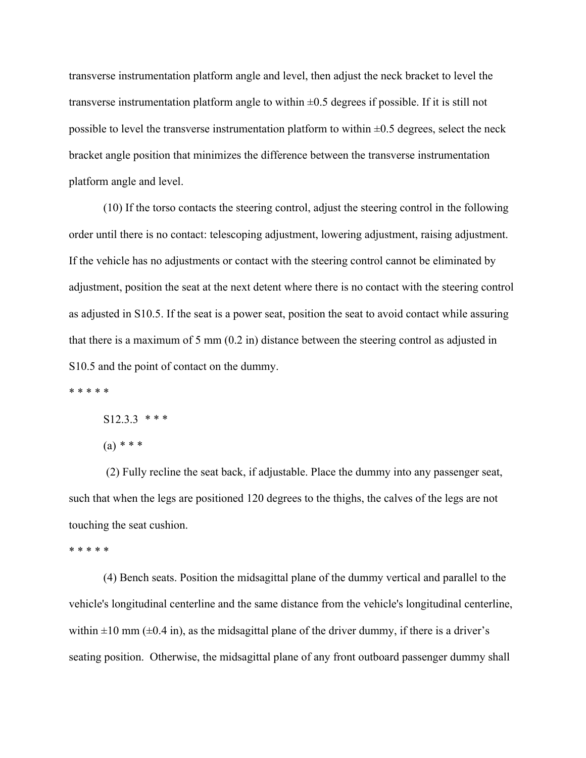transverse instrumentation platform angle and level, then adjust the neck bracket to level the transverse instrumentation platform angle to within ±0.5 degrees if possible. If it is still not possible to level the transverse instrumentation platform to within ±0.5 degrees, select the neck bracket angle position that minimizes the difference between the transverse instrumentation platform angle and level.

(10) If the torso contacts the steering control, adjust the steering control in the following order until there is no contact: telescoping adjustment, lowering adjustment, raising adjustment. If the vehicle has no adjustments or contact with the steering control cannot be eliminated by adjustment, position the seat at the next detent where there is no contact with the steering control as adjusted in S10.5. If the seat is a power seat, position the seat to avoid contact while assuring that there is a maximum of 5 mm (0.2 in) distance between the steering control as adjusted in S10.5 and the point of contact on the dummy.

* * * * *

S12.3.3 * * *

(a) * * *

(2) Fully recline the seat back, if adjustable. Place the dummy into any passenger seat, such that when the legs are positioned 120 degrees to the thighs, the calves of the legs are not touching the seat cushion.

* * * * *

(4) Bench seats. Position the midsagittal plane of the dummy vertical and parallel to the vehicle's longitudinal centerline and the same distance from the vehicle's longitudinal centerline, within ±10 mm (±0.4 in), as the midsagittal plane of the driver dummy, if there is a driver's seating position. Otherwise, the midsagittal plane of any front outboard passenger dummy shall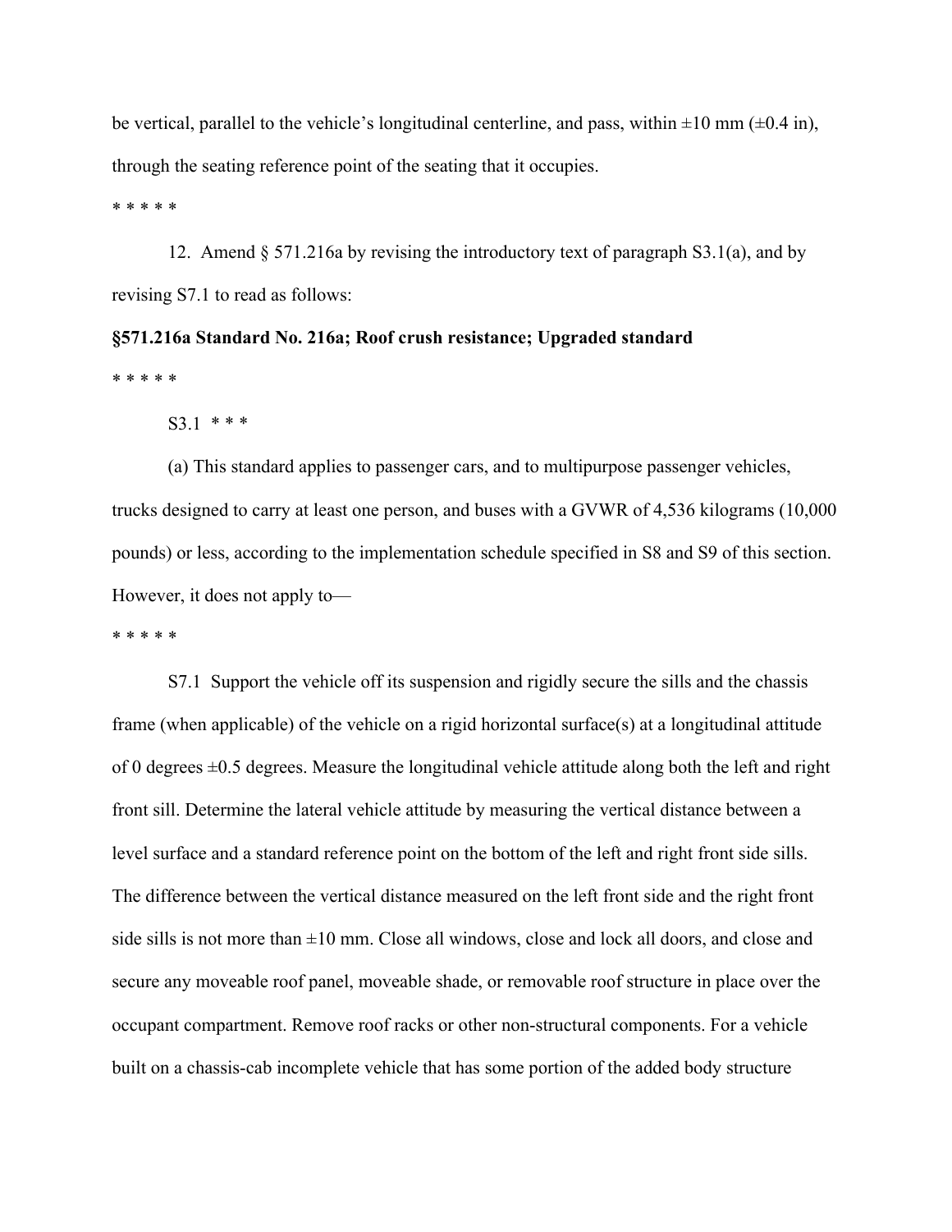be vertical, parallel to the vehicle's longitudinal centerline, and pass, within ±10 mm (±0.4 in), through the seating reference point of the seating that it occupies.

* * * * *

12. Amend § 571.216a by revising the introductory text of paragraph S3.1(a), and by revising S7.1 to read as follows:

**§571.216a Standard No. 216a; Roof crush resistance; Upgraded standard**

* * * * *

S3.1 * * *

(a) This standard applies to passenger cars, and to multipurpose passenger vehicles, trucks designed to carry at least one person, and buses with a GVWR of 4,536 kilograms (10,000 pounds) or less, according to the implementation schedule specified in S8 and S9 of this section. However, it does not apply to—

* * * * *

S7.1 Support the vehicle off its suspension and rigidly secure the sills and the chassis frame (when applicable) of the vehicle on a rigid horizontal surface(s) at a longitudinal attitude of 0 degrees ±0.5 degrees. Measure the longitudinal vehicle attitude along both the left and right front sill. Determine the lateral vehicle attitude by measuring the vertical distance between a level surface and a standard reference point on the bottom of the left and right front side sills. The difference between the vertical distance measured on the left front side and the right front side sills is not more than ±10 mm. Close all windows, close and lock all doors, and close and secure any moveable roof panel, moveable shade, or removable roof structure in place over the occupant compartment. Remove roof racks or other non-structural components. For a vehicle built on a chassis-cab incomplete vehicle that has some portion of the added body structure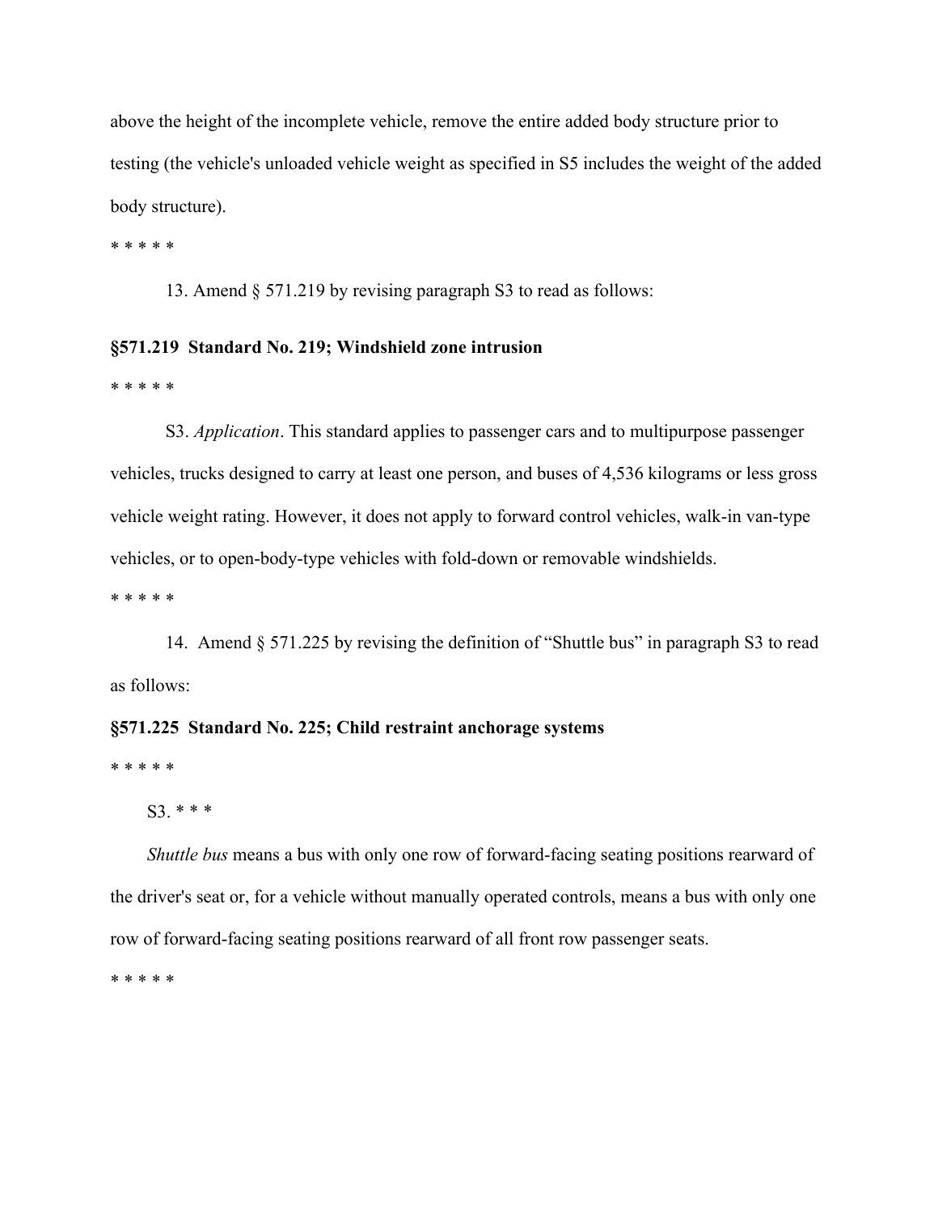above the height of the incomplete vehicle, remove the entire added body structure prior to testing (the vehicle's unloaded vehicle weight as specified in S5 includes the weight of the added body structure).

* * * * *

13. Amend § 571.219 by revising paragraph S3 to read as follows:

**§571.219 Standard No. 219; Windshield zone intrusion**

* * * * *

S3. *Application*. This standard applies to passenger cars and to multipurpose passenger vehicles, trucks designed to carry at least one person, and buses of 4,536 kilograms or less gross vehicle weight rating. However, it does not apply to forward control vehicles, walk-in van-type vehicles, or to open-body-type vehicles with fold-down or removable windshields.

* * * * *

14. Amend § 571.225 by revising the definition of "Shuttle bus" in paragraph S3 to read as follows:

**§571.225 Standard No. 225; Child restraint anchorage systems**

* * * * *

S3. * * *

*Shuttle bus* means a bus with only one row of forward-facing seating positions rearward of the driver's seat or, for a vehicle without manually operated controls, means a bus with only one row of forward-facing seating positions rearward of all front row passenger seats.

* * * * *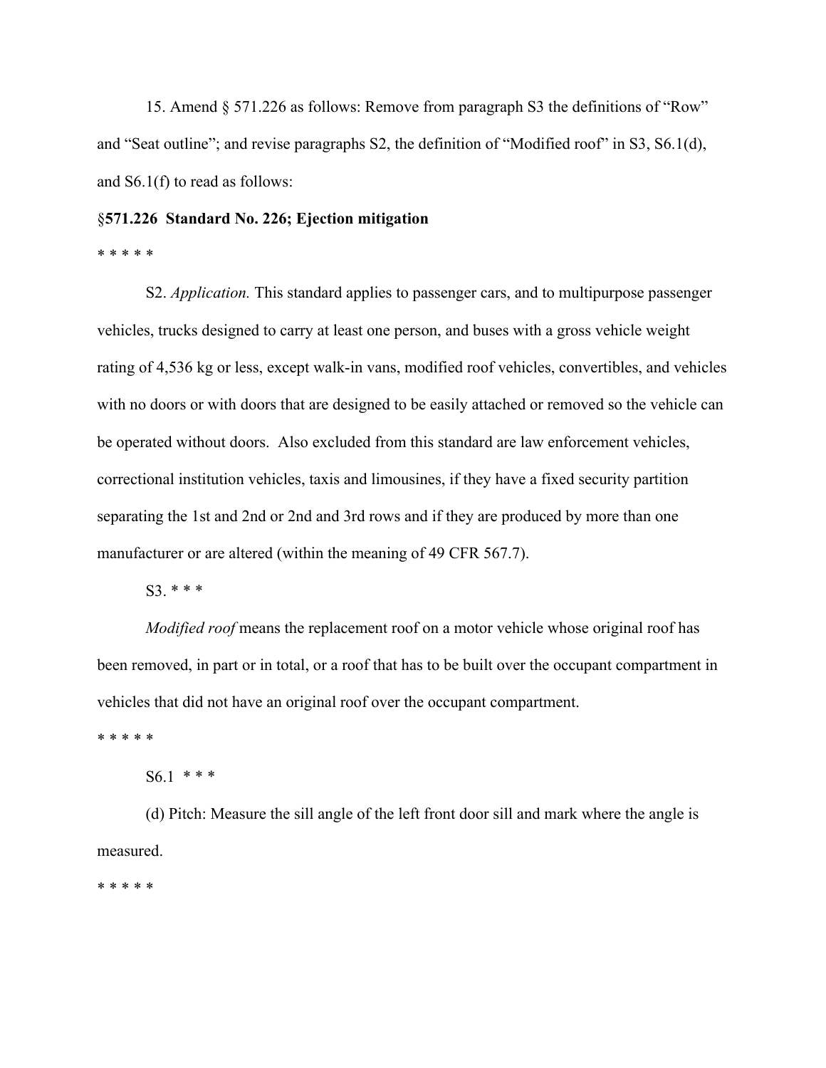15. Amend § 571.226 as follows: Remove from paragraph S3 the definitions of "Row" and "Seat outline"; and revise paragraphs S2, the definition of "Modified roof" in S3, S6.1(d), and S6.1(f) to read as follows:

**§571.226 Standard No. 226; Ejection mitigation**

* * * * *

S2. *Application.* This standard applies to passenger cars, and to multipurpose passenger vehicles, trucks designed to carry at least one person, and buses with a gross vehicle weight rating of 4,536 kg or less, except walk-in vans, modified roof vehicles, convertibles, and vehicles with no doors or with doors that are designed to be easily attached or removed so the vehicle can be operated without doors. Also excluded from this standard are law enforcement vehicles, correctional institution vehicles, taxis and limousines, if they have a fixed security partition separating the 1st and 2nd or 2nd and 3rd rows and if they are produced by more than one manufacturer or are altered (within the meaning of 49 CFR 567.7).

S3. * * *

*Modified roof* means the replacement roof on a motor vehicle whose original roof has been removed, in part or in total, or a roof that has to be built over the occupant compartment in vehicles that did not have an original roof over the occupant compartment.

* * * * *

S6.1 * * *

(d) Pitch: Measure the sill angle of the left front door sill and mark where the angle is measured.

* * * * *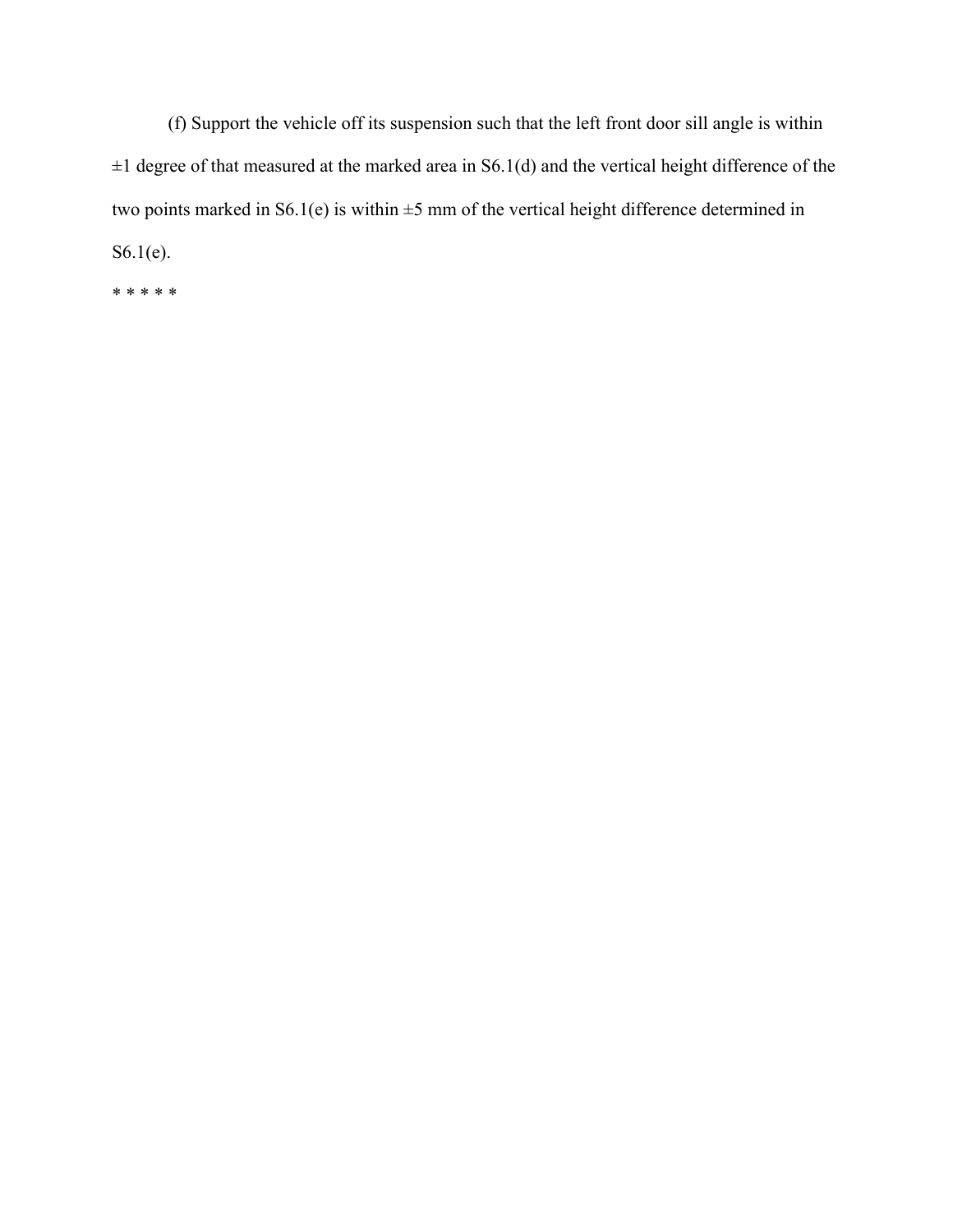(f) Support the vehicle off its suspension such that the left front door sill angle is within ±1 degree of that measured at the marked area in S6.1(d) and the vertical height difference of the two points marked in S6.1(e) is within ±5 mm of the vertical height difference determined in S6.1(e).

* * * * *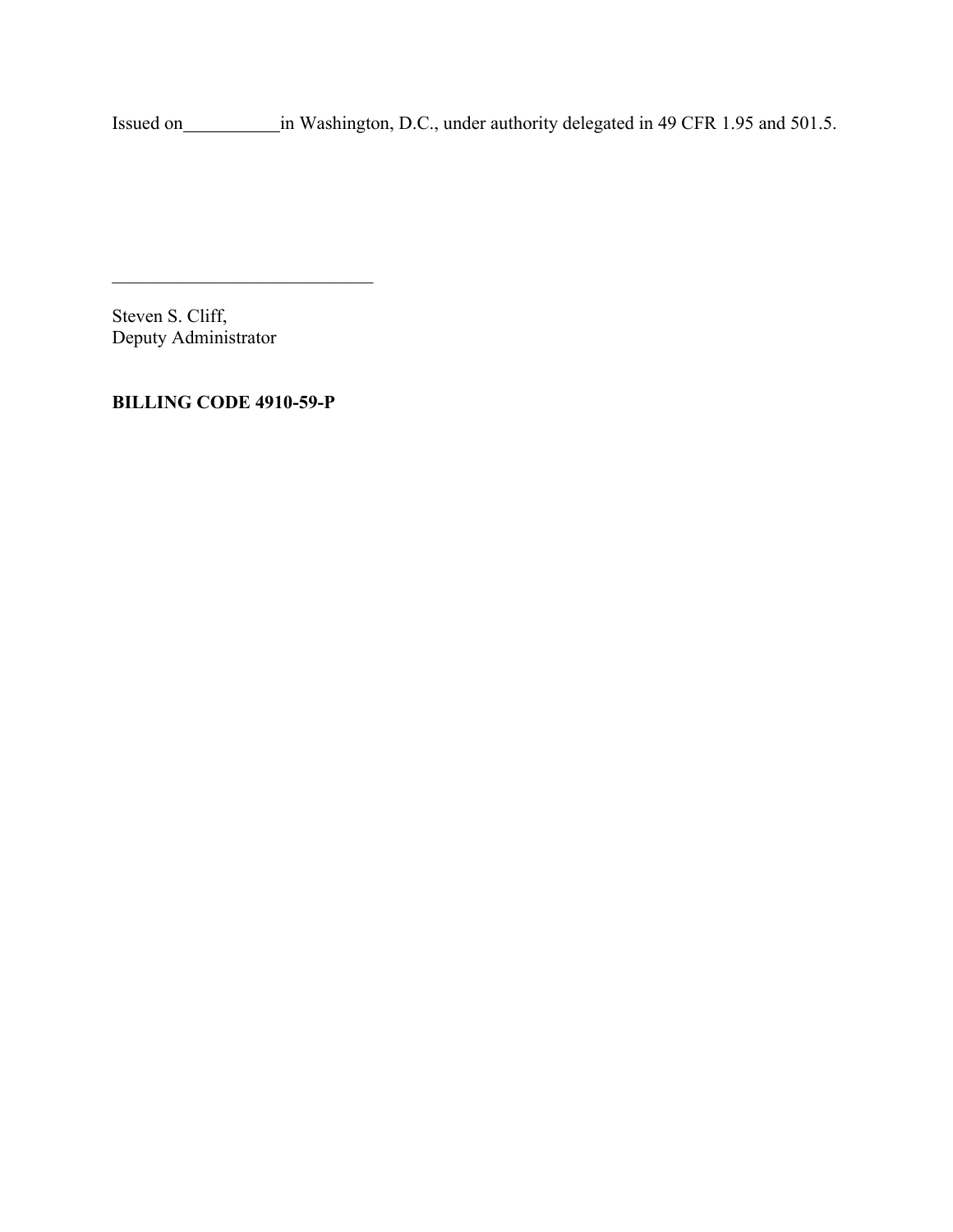Issued on\_\_\_\_\_\_\_\_\_\_\_in Washington, D.C., under authority delegated in 49 CFR 1.95 and 501.5.

\_\_\_\_\_\_\_\_\_\_\_\_\_\_\_\_\_\_\_\_\_\_\_\_\_\_\_\_\_\_

Steven S. Cliff,
Deputy Administrator

**BILLING CODE 4910-59-P**